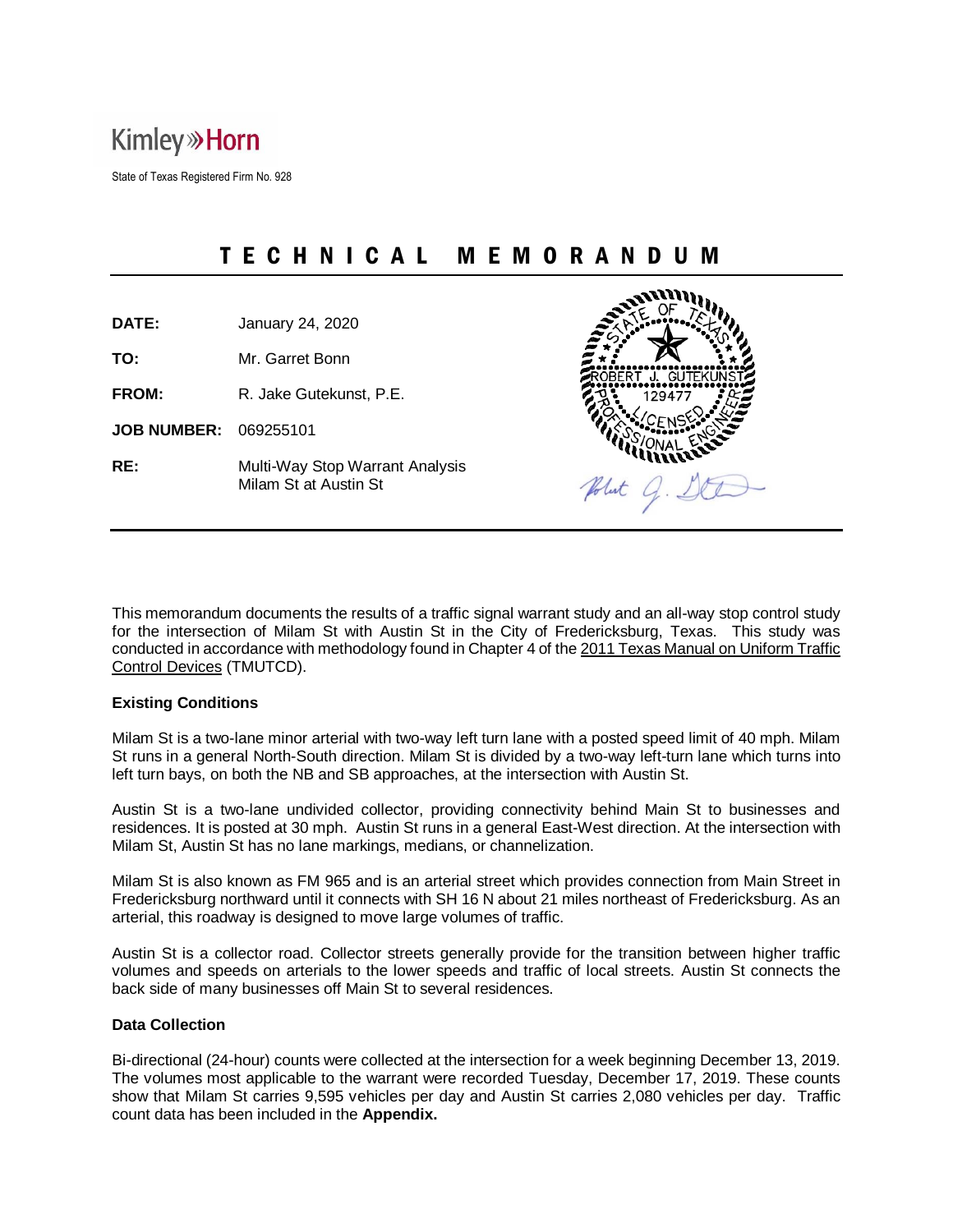Kimley»Horn

State of Texas Registered Firm No. 928

# TECHNICAL MEMORANDUM

**DATE:** January 24, 2020

**TO:** Mr. Garret Bonn

**FROM:** R. Jake Gutekunst, P.E.

**JOB NUMBER:** 069255101

**RE:** Multi-Way Stop Warrant Analysis
Milam St at Austin St

STATE OF TEXAS
ROBERT J. GUTEKUNST
129477
LICENSED
PROFESSIONAL ENGINEER

This memorandum documents the results of a traffic signal warrant study and an all-way stop control study for the intersection of Milam St with Austin St in the City of Fredericksburg, Texas. This study was conducted in accordance with methodology found in Chapter 4 of the 2011 Texas Manual on Uniform Traffic Control Devices (TMUTCD).

**Existing Conditions**

Milam St is a two-lane minor arterial with two-way left turn lane with a posted speed limit of 40 mph. Milam St runs in a general North-South direction. Milam St is divided by a two-way left-turn lane which turns into left turn bays, on both the NB and SB approaches, at the intersection with Austin St.

Austin St is a two-lane undivided collector, providing connectivity behind Main St to businesses and residences. It is posted at 30 mph. Austin St runs in a general East-West direction. At the intersection with Milam St, Austin St has no lane markings, medians, or channelization.

Milam St is also known as FM 965 and is an arterial street which provides connection from Main Street in Fredericksburg northward until it connects with SH 16 N about 21 miles northeast of Fredericksburg. As an arterial, this roadway is designed to move large volumes of traffic.

Austin St is a collector road. Collector streets generally provide for the transition between higher traffic volumes and speeds on arterials to the lower speeds and traffic of local streets. Austin St connects the back side of many businesses off Main St to several residences.

**Data Collection**

Bi-directional (24-hour) counts were collected at the intersection for a week beginning December 13, 2019. The volumes most applicable to the warrant were recorded Tuesday, December 17, 2019. These counts show that Milam St carries 9,595 vehicles per day and Austin St carries 2,080 vehicles per day. Traffic count data has been included in the **Appendix.**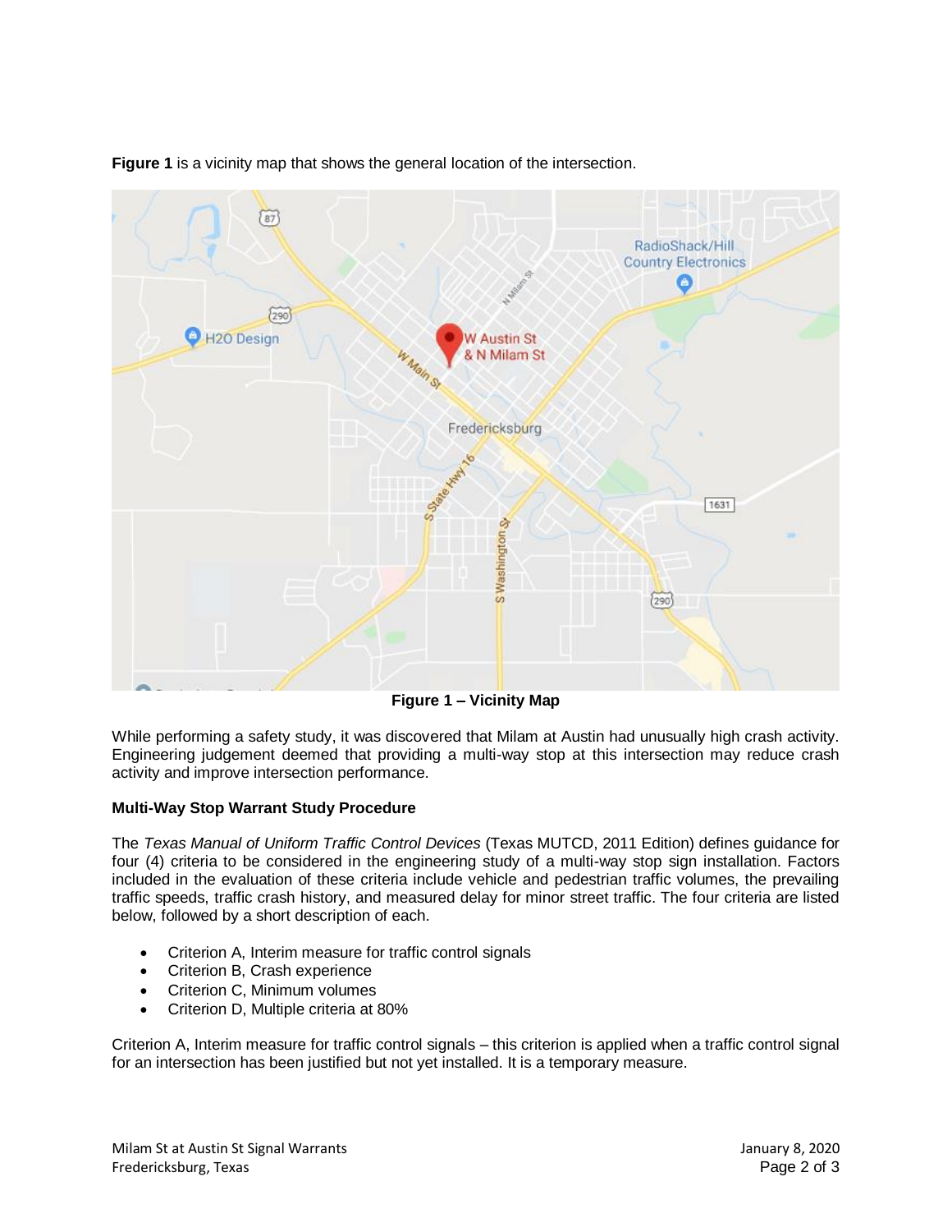**Figure 1** is a vicinity map that shows the general location of the intersection.

**Figure 1 – Vicinity Map**

While performing a safety study, it was discovered that Milam at Austin had unusually high crash activity. Engineering judgement deemed that providing a multi-way stop at this intersection may reduce crash activity and improve intersection performance.

**Multi-Way Stop Warrant Study Procedure**

The *Texas Manual of Uniform Traffic Control Devices* (Texas MUTCD, 2011 Edition) defines guidance for four (4) criteria to be considered in the engineering study of a multi-way stop sign installation. Factors included in the evaluation of these criteria include vehicle and pedestrian traffic volumes, the prevailing traffic speeds, traffic crash history, and measured delay for minor street traffic. The four criteria are listed below, followed by a short description of each.

- Criterion A, Interim measure for traffic control signals
- Criterion B, Crash experience
- Criterion C, Minimum volumes
- Criterion D, Multiple criteria at 80%

Criterion A, Interim measure for traffic control signals – this criterion is applied when a traffic control signal for an intersection has been justified but not yet installed. It is a temporary measure.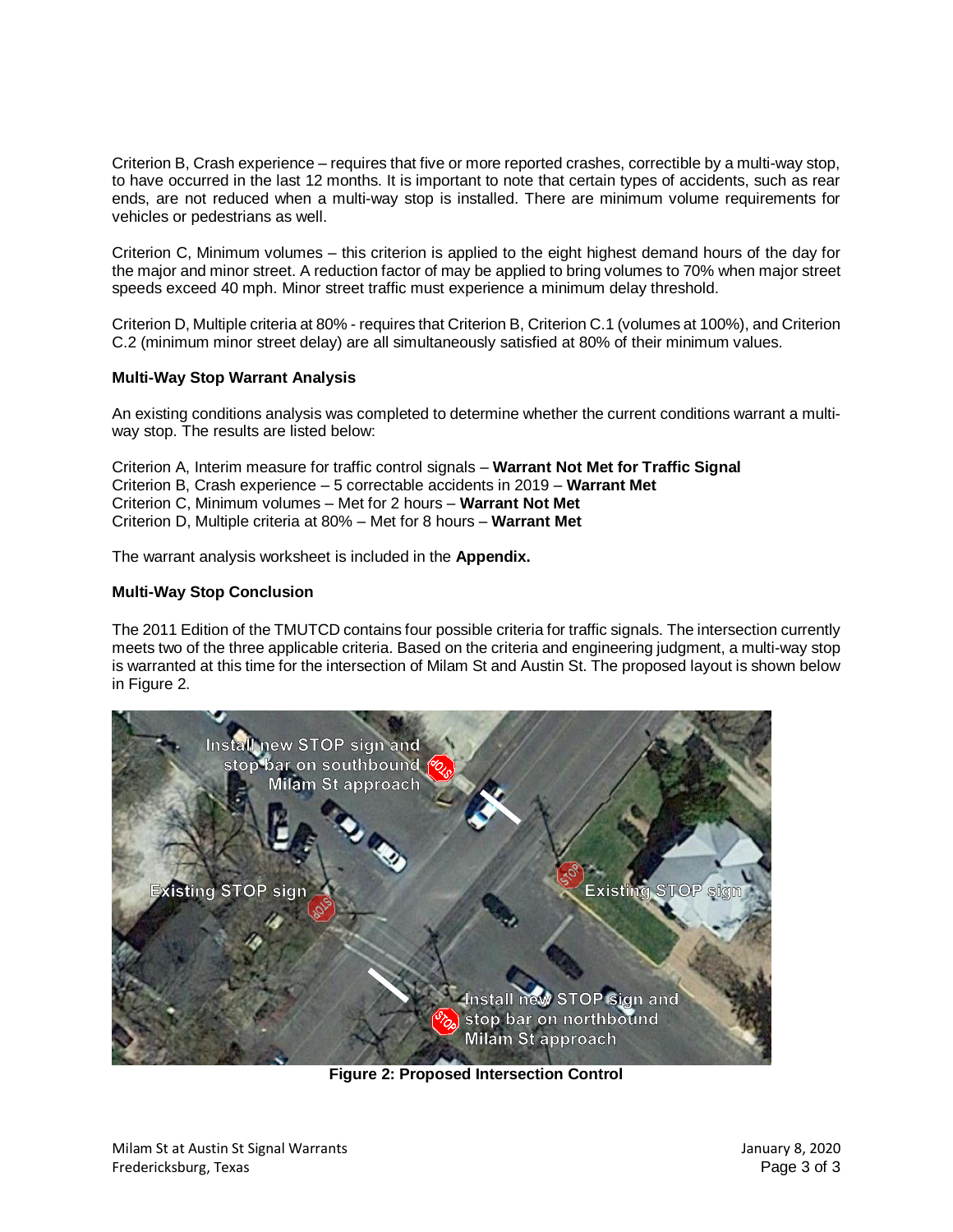Criterion B, Crash experience – requires that five or more reported crashes, correctible by a multi-way stop, to have occurred in the last 12 months. It is important to note that certain types of accidents, such as rear ends, are not reduced when a multi-way stop is installed. There are minimum volume requirements for vehicles or pedestrians as well.

Criterion C, Minimum volumes – this criterion is applied to the eight highest demand hours of the day for the major and minor street. A reduction factor of may be applied to bring volumes to 70% when major street speeds exceed 40 mph. Minor street traffic must experience a minimum delay threshold.

Criterion D, Multiple criteria at 80% - requires that Criterion B, Criterion C.1 (volumes at 100%), and Criterion C.2 (minimum minor street delay) are all simultaneously satisfied at 80% of their minimum values.

**Multi-Way Stop Warrant Analysis**

An existing conditions analysis was completed to determine whether the current conditions warrant a multi-way stop. The results are listed below:

Criterion A, Interim measure for traffic control signals – **Warrant Not Met for Traffic Signal**
Criterion B, Crash experience – 5 correctable accidents in 2019 – **Warrant Met**
Criterion C, Minimum volumes – Met for 2 hours – **Warrant Not Met**
Criterion D, Multiple criteria at 80% – Met for 8 hours – **Warrant Met**

The warrant analysis worksheet is included in the **Appendix.**

**Multi-Way Stop Conclusion**

The 2011 Edition of the TMUTCD contains four possible criteria for traffic signals. The intersection currently meets two of the three applicable criteria. Based on the criteria and engineering judgment, a multi-way stop is warranted at this time for the intersection of Milam St and Austin St. The proposed layout is shown below in Figure 2.

**Figure 2: Proposed Intersection Control**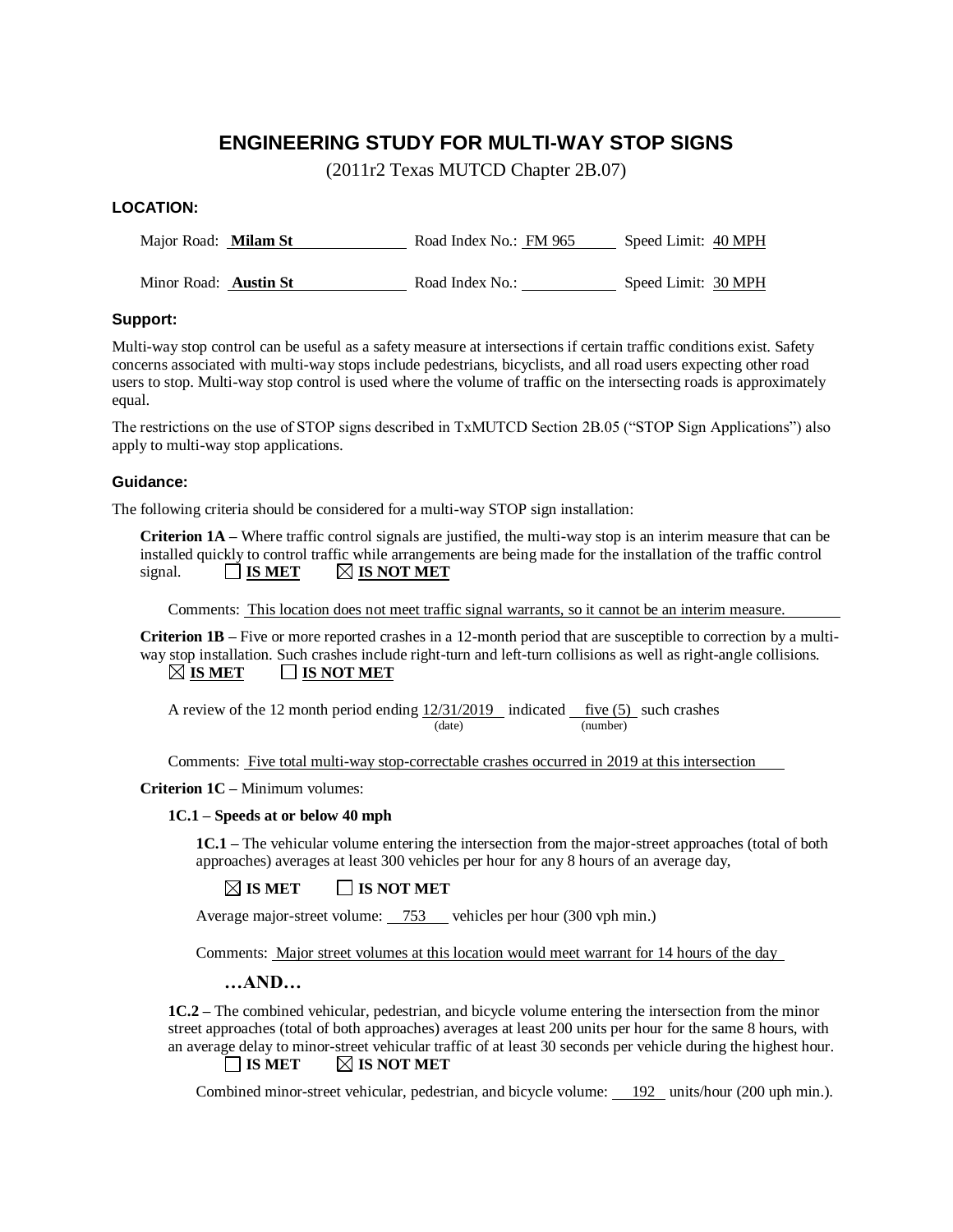# ENGINEERING STUDY FOR MULTI-WAY STOP SIGNS

(2011r2 Texas MUTCD Chapter 2B.07)

### LOCATION:

Major Road: **Milam St** Road Index No.: FM 965 Speed Limit: 40 MPH

Minor Road: **Austin St** Road Index No.: \_\_\_\_\_\_\_\_ Speed Limit: 30 MPH

### Support:

Multi-way stop control can be useful as a safety measure at intersections if certain traffic conditions exist. Safety concerns associated with multi-way stops include pedestrians, bicyclists, and all road users expecting other road users to stop. Multi-way stop control is used where the volume of traffic on the intersecting roads is approximately equal.

The restrictions on the use of STOP signs described in TxMUTCD Section 2B.05 ("STOP Sign Applications") also apply to multi-way stop applications.

### Guidance:

The following criteria should be considered for a multi-way STOP sign installation:

**Criterion 1A –** Where traffic control signals are justified, the multi-way stop is an interim measure that can be installed quickly to control traffic while arrangements are being made for the installation of the traffic control signal. ☐ **IS MET** ☒ **IS NOT MET**

Comments: This location does not meet traffic signal warrants, so it cannot be an interim measure.

**Criterion 1B –** Five or more reported crashes in a 12-month period that are susceptible to correction by a multi-way stop installation. Such crashes include right-turn and left-turn collisions as well as right-angle collisions.
☒ **IS MET** ☐ **IS NOT MET**

A review of the 12 month period ending 12/31/2019 (date) indicated five (5) (number) such crashes

Comments: Five total multi-way stop-correctable crashes occurred in 2019 at this intersection

**Criterion 1C –** Minimum volumes:

**1C.1 – Speeds at or below 40 mph**

**1C.1 –** The vehicular volume entering the intersection from the major-street approaches (total of both approaches) averages at least 300 vehicles per hour for any 8 hours of an average day,

☒ **IS MET** ☐ **IS NOT MET**

Average major-street volume: 753 vehicles per hour (300 vph min.)

Comments: Major street volumes at this location would meet warrant for 14 hours of the day

**…AND…**

**1C.2 –** The combined vehicular, pedestrian, and bicycle volume entering the intersection from the minor street approaches (total of both approaches) averages at least 200 units per hour for the same 8 hours, with an average delay to minor-street vehicular traffic of at least 30 seconds per vehicle during the highest hour.
☐ **IS MET** ☒ **IS NOT MET**

Combined minor-street vehicular, pedestrian, and bicycle volume: 192 units/hour (200 uph min.).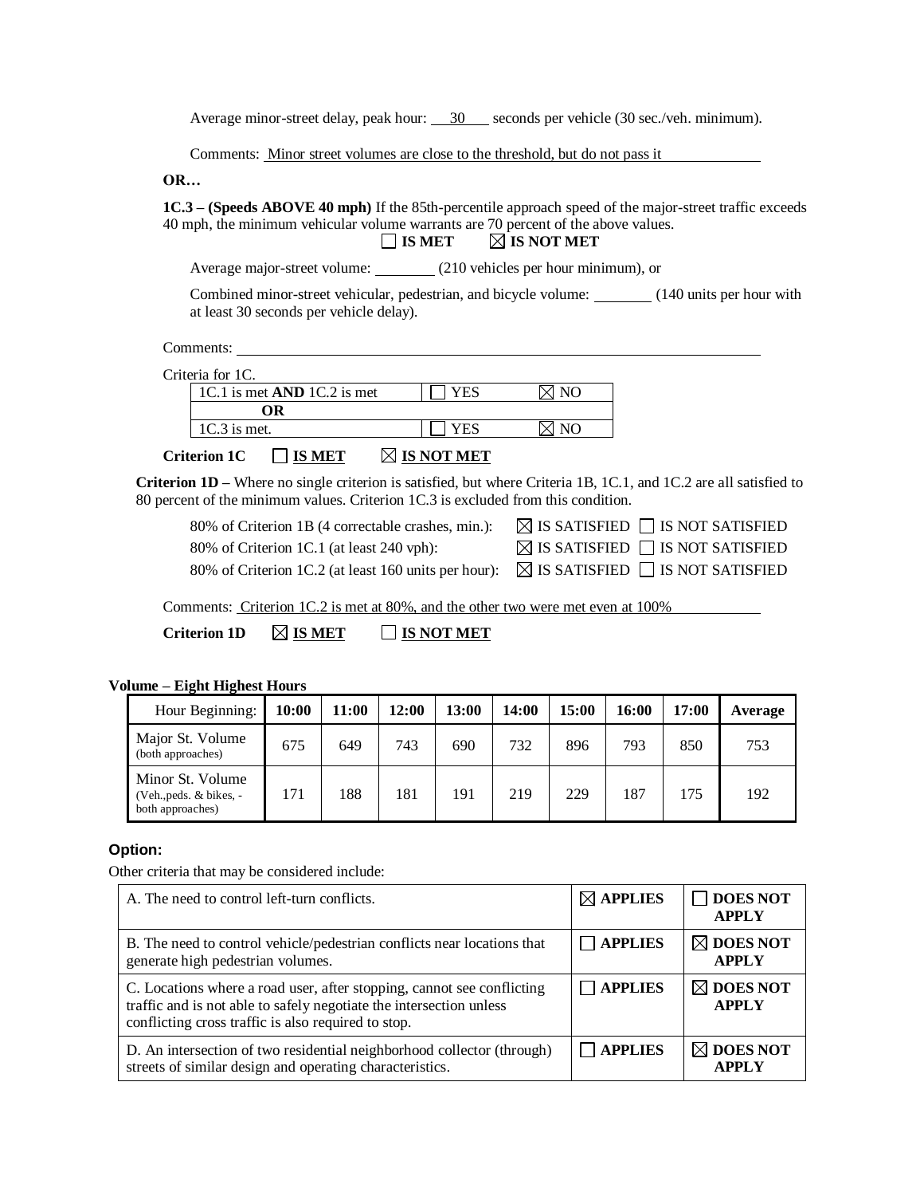Average minor-street delay, peak hour: 30 seconds per vehicle (30 sec./veh. minimum).

Comments: Minor street volumes are close to the threshold, but do not pass it

**OR…**

**1C.3 – (Speeds ABOVE 40 mph)** If the 85th-percentile approach speed of the major-street traffic exceeds 40 mph, the minimum vehicular volume warrants are 70 percent of the above values.

☐ **IS MET** ☒ **IS NOT MET**

Average major-street volume: ________ (210 vehicles per hour minimum), or

Combined minor-street vehicular, pedestrian, and bicycle volume: ________ (140 units per hour with at least 30 seconds per vehicle delay).

Comments:

Criteria for 1C.

| | | |
|---|---|---|
| 1C.1 is met **AND** 1C.2 is met | ☐ YES | ☒ NO |
| **OR** | | |
| 1C.3 is met. | ☐ YES | ☒ NO |

**Criterion 1C** ☐ **IS MET** ☒ **IS NOT MET**

**Criterion 1D –** Where no single criterion is satisfied, but where Criteria 1B, 1C.1, and 1C.2 are all satisfied to 80 percent of the minimum values. Criterion 1C.3 is excluded from this condition.

80% of Criterion 1B (4 correctable crashes, min.): ☒ IS SATISFIED ☐ IS NOT SATISFIED

80% of Criterion 1C.1 (at least 240 vph): ☒ IS SATISFIED ☐ IS NOT SATISFIED

80% of Criterion 1C.2 (at least 160 units per hour): ☒ IS SATISFIED ☐ IS NOT SATISFIED

Comments: Criterion 1C.2 is met at 80%, and the other two were met even at 100%

**Criterion 1D** ☒ **IS MET** ☐ **IS NOT MET**

**Volume – Eight Highest Hours**

| Hour Beginning: | **10:00** | **11:00** | **12:00** | **13:00** | **14:00** | **15:00** | **16:00** | **17:00** | **Average** |
|---|---|---|---|---|---|---|---|---|---|
| Major St. Volume (both approaches) | 675 | 649 | 743 | 690 | 732 | 896 | 793 | 850 | 753 |
| Minor St. Volume (Veh.,peds. & bikes, - both approaches) | 171 | 188 | 181 | 191 | 219 | 229 | 187 | 175 | 192 |

**Option:**

Other criteria that may be considered include:

| | | |
|---|---|---|
| A. The need to control left-turn conflicts. | ☒ **APPLIES** | ☐ **DOES NOT APPLY** |
| B. The need to control vehicle/pedestrian conflicts near locations that generate high pedestrian volumes. | ☐ **APPLIES** | ☒ **DOES NOT APPLY** |
| C. Locations where a road user, after stopping, cannot see conflicting traffic and is not able to safely negotiate the intersection unless conflicting cross traffic is also required to stop. | ☐ **APPLIES** | ☒ **DOES NOT APPLY** |
| D. An intersection of two residential neighborhood collector (through) streets of similar design and operating characteristics. | ☐ **APPLIES** | ☒ **DOES NOT APPLY** |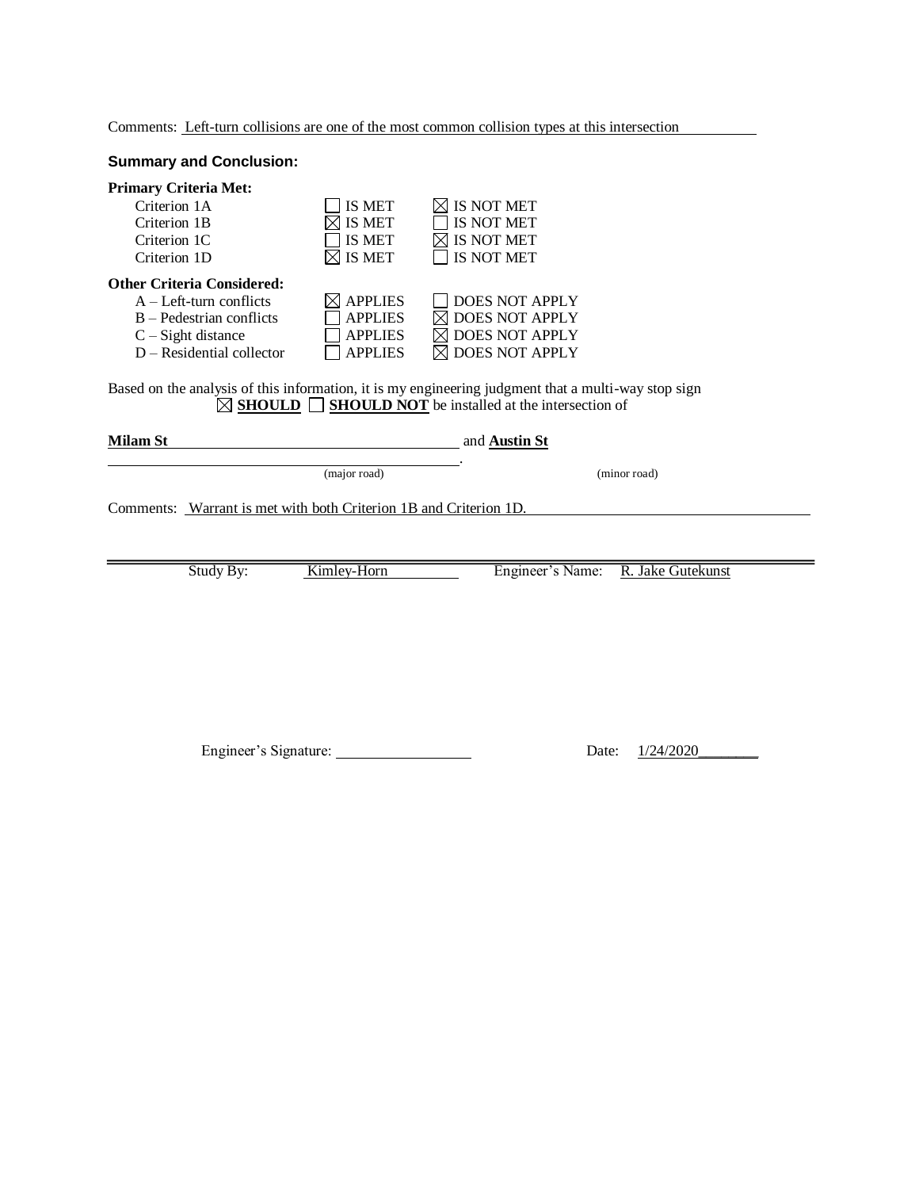Comments: Left-turn collisions are one of the most common collision types at this intersection

### Summary and Conclusion:

**Primary Criteria Met:**

| | | |
|---|---|---|
| Criterion 1A | ☐ IS MET | ☒ IS NOT MET |
| Criterion 1B | ☒ IS MET | ☐ IS NOT MET |
| Criterion 1C | ☐ IS MET | ☒ IS NOT MET |
| Criterion 1D | ☒ IS MET | ☐ IS NOT MET |

**Other Criteria Considered:**

| | | |
|---|---|---|
| A – Left-turn conflicts | ☒ APPLIES | ☐ DOES NOT APPLY |
| B – Pedestrian conflicts | ☐ APPLIES | ☒ DOES NOT APPLY |
| C – Sight distance | ☐ APPLIES | ☒ DOES NOT APPLY |
| D – Residential collector | ☐ APPLIES | ☒ DOES NOT APPLY |

Based on the analysis of this information, it is my engineering judgment that a multi-way stop sign ☒ **SHOULD** ☐ **SHOULD NOT** be installed at the intersection of

**Milam St** (major road) and **Austin St** (minor road).

Comments: Warrant is met with both Criterion 1B and Criterion 1D.

---

Study By: Kimley-Horn Engineer's Name: R. Jake Gutekunst

Engineer's Signature: ____________ Date: 1/24/2020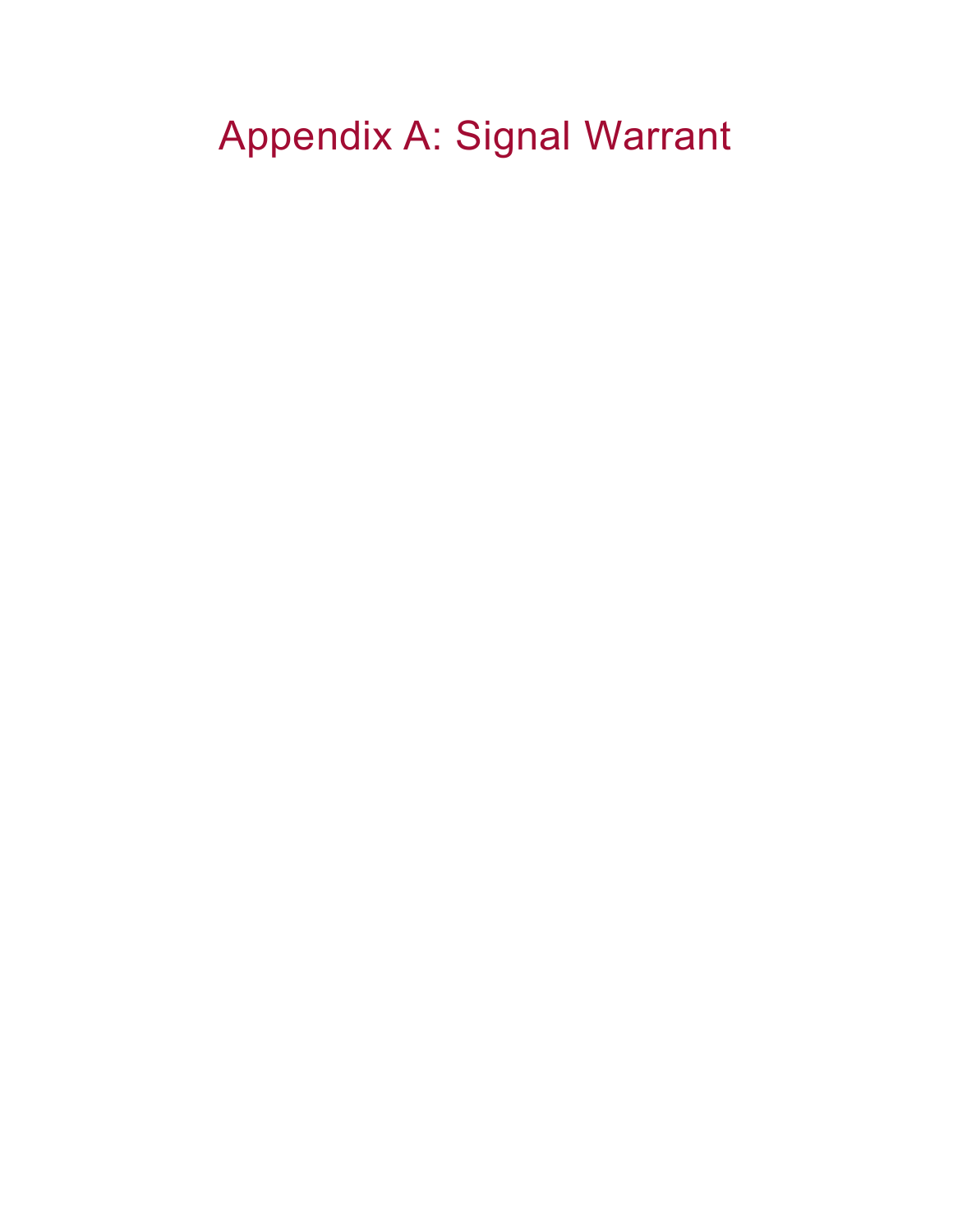# Appendix A: Signal Warrant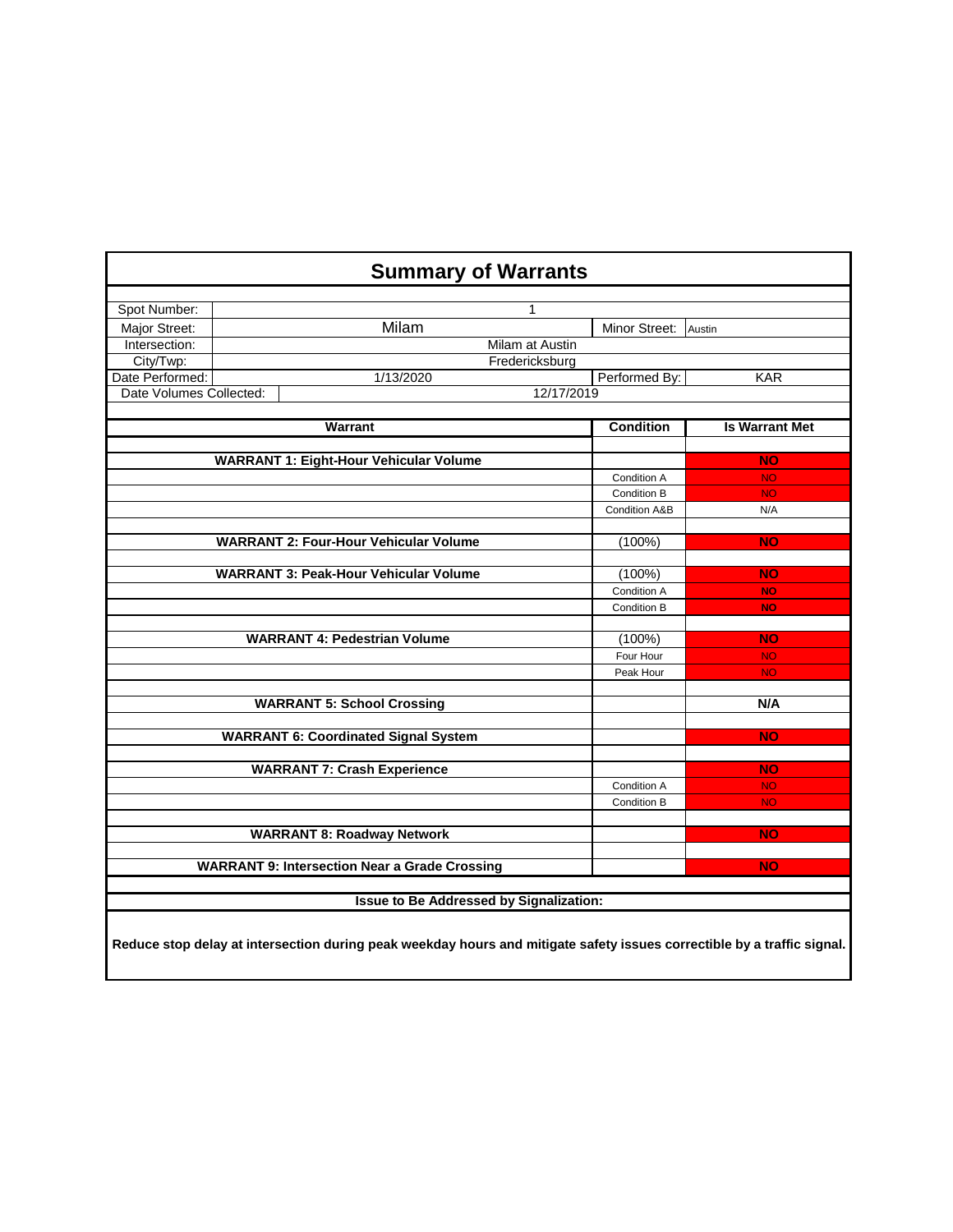# Summary of Warrants

| | | | |
|---|---|---|---|
| Spot Number: | 1 | | |
| Major Street: | Milam | Minor Street: | Austin |
| Intersection: | Milam at Austin | | |
| City/Twp: | Fredericksburg | | |
| Date Performed: | 1/13/2020 | Performed By: | KAR |
| Date Volumes Collected: | 12/17/2019 | | |

| Warrant | Condition | Is Warrant Met |
|---|---|---|
| **WARRANT 1: Eight-Hour Vehicular Volume** | | **NO** |
| | Condition A | NO |
| | Condition B | NO |
| | Condition A&B | N/A |
| **WARRANT 2: Four-Hour Vehicular Volume** | (100%) | **NO** |
| **WARRANT 3: Peak-Hour Vehicular Volume** | (100%) | **NO** |
| | Condition A | **NO** |
| | Condition B | **NO** |
| **WARRANT 4: Pedestrian Volume** | (100%) | **NO** |
| | Four Hour | NO |
| | Peak Hour | NO |
| **WARRANT 5: School Crossing** | | **N/A** |
| **WARRANT 6: Coordinated Signal System** | | **NO** |
| **WARRANT 7: Crash Experience** | | **NO** |
| | Condition A | NO |
| | Condition B | NO |
| **WARRANT 8: Roadway Network** | | **NO** |
| **WARRANT 9: Intersection Near a Grade Crossing** | | **NO** |

**Issue to Be Addressed by Signalization:**

**Reduce stop delay at intersection during peak weekday hours and mitigate safety issues correctible by a traffic signal.**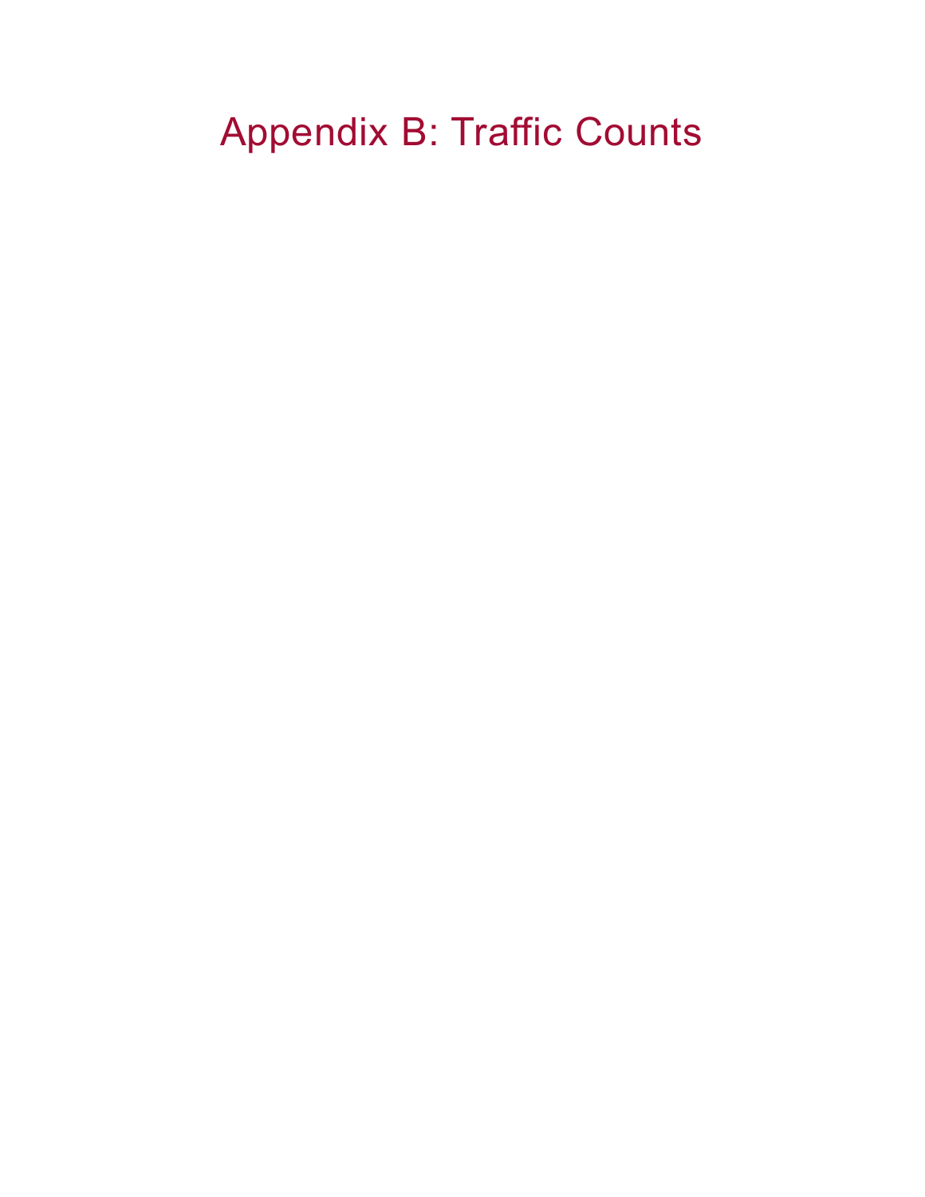# Appendix B: Traffic Counts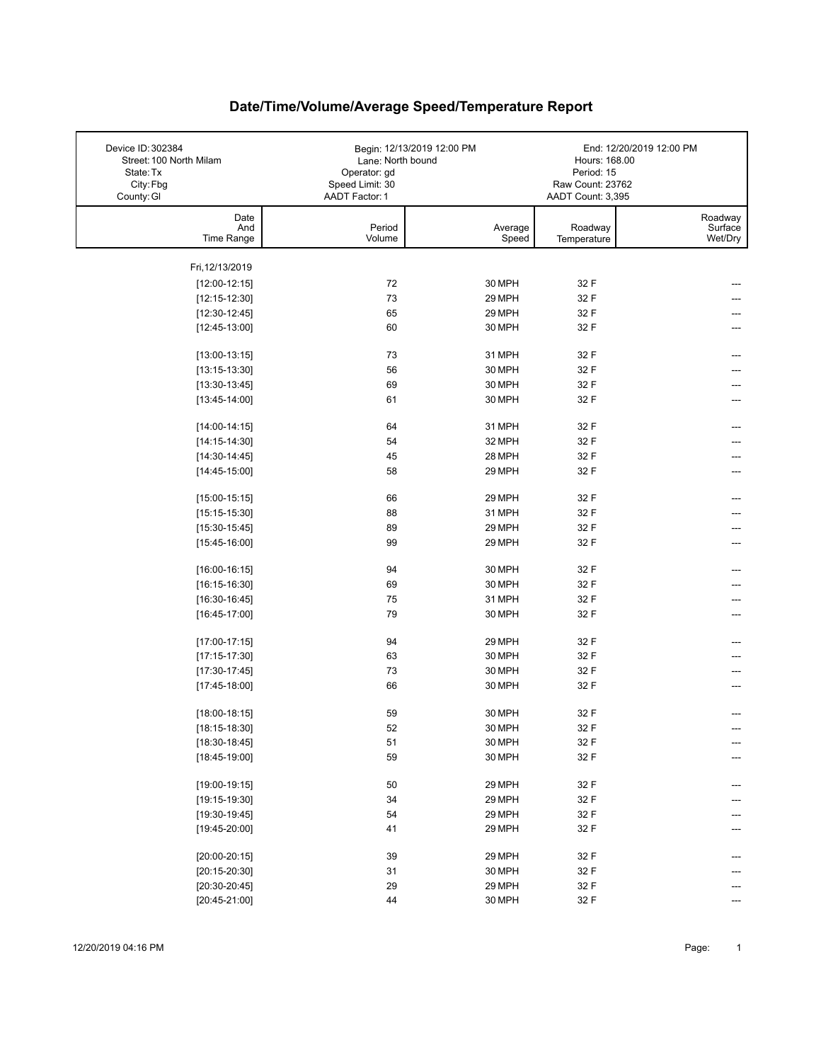# Date/Time/Volume/Average Speed/Temperature Report

| | | |
|---|---|---|
| Device ID: 302384 | Begin: 12/13/2019 12:00 PM | End: 12/20/2019 12:00 PM |
| Street: 100 North Milam | Lane: North bound | Hours: 168.00 |
| State: Tx | Operator: gd | Period: 15 |
| City: Fbg | Speed Limit: 30 | Raw Count: 23762 |
| County: Gl | AADT Factor: 1 | AADT Count: 3,395 |

| Date And Time Range | Period Volume | Average Speed | Roadway Temperature | Roadway Surface Wet/Dry |
|---|---|---|---|---|
| Fri,12/13/2019 | | | | |
| [12:00-12:15] | 72 | 30 MPH | 32 F | --- |
| [12:15-12:30] | 73 | 29 MPH | 32 F | --- |
| [12:30-12:45] | 65 | 29 MPH | 32 F | --- |
| [12:45-13:00] | 60 | 30 MPH | 32 F | --- |
| [13:00-13:15] | 73 | 31 MPH | 32 F | --- |
| [13:15-13:30] | 56 | 30 MPH | 32 F | --- |
| [13:30-13:45] | 69 | 30 MPH | 32 F | --- |
| [13:45-14:00] | 61 | 30 MPH | 32 F | --- |
| [14:00-14:15] | 64 | 31 MPH | 32 F | --- |
| [14:15-14:30] | 54 | 32 MPH | 32 F | --- |
| [14:30-14:45] | 45 | 28 MPH | 32 F | --- |
| [14:45-15:00] | 58 | 29 MPH | 32 F | --- |
| [15:00-15:15] | 66 | 29 MPH | 32 F | --- |
| [15:15-15:30] | 88 | 31 MPH | 32 F | --- |
| [15:30-15:45] | 89 | 29 MPH | 32 F | --- |
| [15:45-16:00] | 99 | 29 MPH | 32 F | --- |
| [16:00-16:15] | 94 | 30 MPH | 32 F | --- |
| [16:15-16:30] | 69 | 30 MPH | 32 F | --- |
| [16:30-16:45] | 75 | 31 MPH | 32 F | --- |
| [16:45-17:00] | 79 | 30 MPH | 32 F | --- |
| [17:00-17:15] | 94 | 29 MPH | 32 F | --- |
| [17:15-17:30] | 63 | 30 MPH | 32 F | --- |
| [17:30-17:45] | 73 | 30 MPH | 32 F | --- |
| [17:45-18:00] | 66 | 30 MPH | 32 F | --- |
| [18:00-18:15] | 59 | 30 MPH | 32 F | --- |
| [18:15-18:30] | 52 | 30 MPH | 32 F | --- |
| [18:30-18:45] | 51 | 30 MPH | 32 F | --- |
| [18:45-19:00] | 59 | 30 MPH | 32 F | --- |
| [19:00-19:15] | 50 | 29 MPH | 32 F | --- |
| [19:15-19:30] | 34 | 29 MPH | 32 F | --- |
| [19:30-19:45] | 54 | 29 MPH | 32 F | --- |
| [19:45-20:00] | 41 | 29 MPH | 32 F | --- |
| [20:00-20:15] | 39 | 29 MPH | 32 F | --- |
| [20:15-20:30] | 31 | 30 MPH | 32 F | --- |
| [20:30-20:45] | 29 | 29 MPH | 32 F | --- |
| [20:45-21:00] | 44 | 30 MPH | 32 F | --- |

12/20/2019 04:16 PM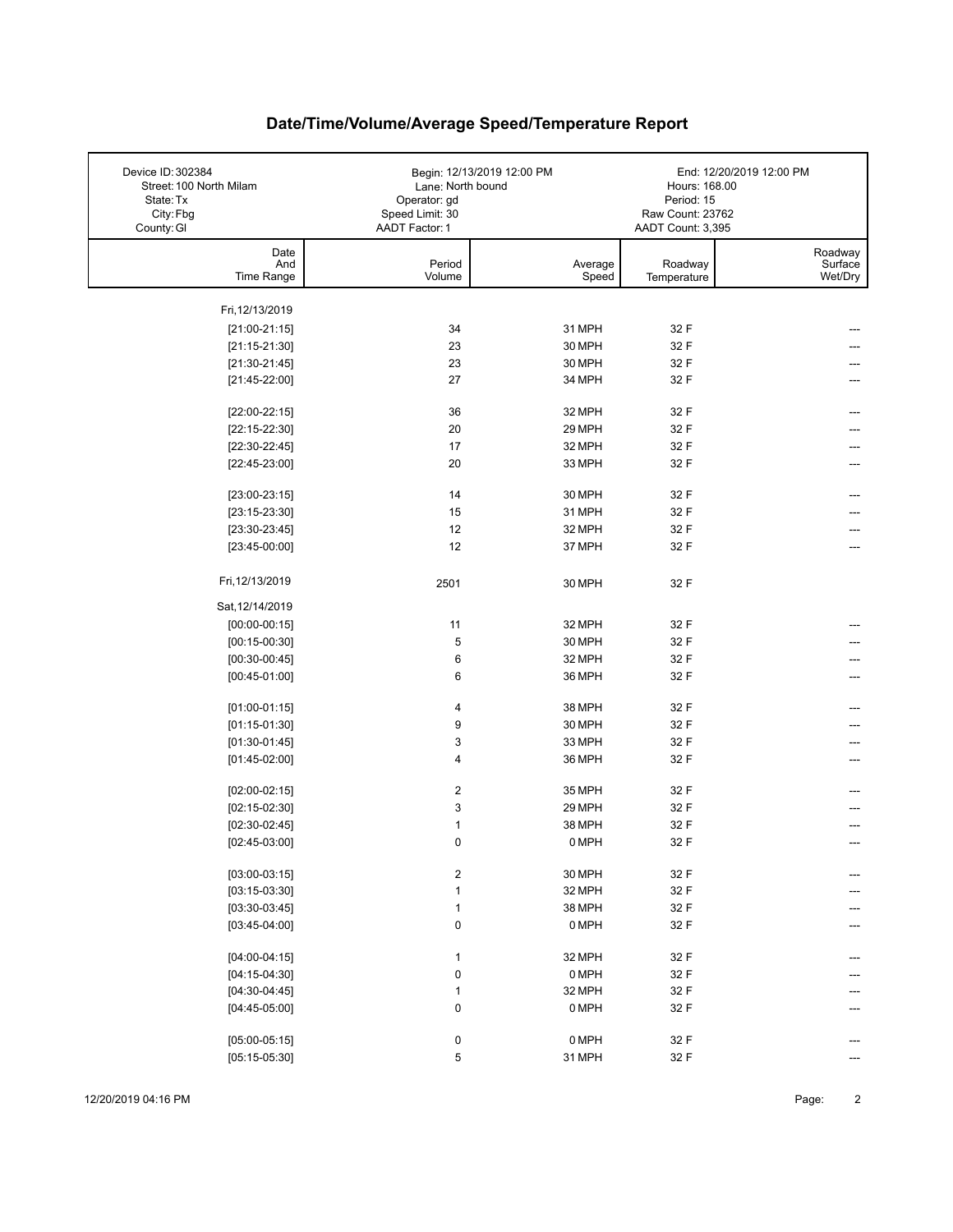# Date/Time/Volume/Average Speed/Temperature Report

| | | |
|---|---|---|
| Device ID: 302384 | Begin: 12/13/2019 12:00 PM | End: 12/20/2019 12:00 PM |
| Street: 100 North Milam | Lane: North bound | Hours: 168.00 |
| State: Tx | Operator: gd | Period: 15 |
| City: Fbg | Speed Limit: 30 | Raw Count: 23762 |
| County: Gl | AADT Factor: 1 | AADT Count: 3,395 |

| Date And Time Range | Period Volume | Average Speed | Roadway Temperature | Roadway Surface Wet/Dry |
|---|---|---|---|---|
| Fri,12/13/2019 | | | | |
| [21:00-21:15] | 34 | 31 MPH | 32 F | --- |
| [21:15-21:30] | 23 | 30 MPH | 32 F | --- |
| [21:30-21:45] | 23 | 30 MPH | 32 F | --- |
| [21:45-22:00] | 27 | 34 MPH | 32 F | --- |
| [22:00-22:15] | 36 | 32 MPH | 32 F | --- |
| [22:15-22:30] | 20 | 29 MPH | 32 F | --- |
| [22:30-22:45] | 17 | 32 MPH | 32 F | --- |
| [22:45-23:00] | 20 | 33 MPH | 32 F | --- |
| [23:00-23:15] | 14 | 30 MPH | 32 F | --- |
| [23:15-23:30] | 15 | 31 MPH | 32 F | --- |
| [23:30-23:45] | 12 | 32 MPH | 32 F | --- |
| [23:45-00:00] | 12 | 37 MPH | 32 F | --- |
| Fri,12/13/2019 | 2501 | 30 MPH | 32 F | |
| Sat,12/14/2019 | | | | |
| [00:00-00:15] | 11 | 32 MPH | 32 F | --- |
| [00:15-00:30] | 5 | 30 MPH | 32 F | --- |
| [00:30-00:45] | 6 | 32 MPH | 32 F | --- |
| [00:45-01:00] | 6 | 36 MPH | 32 F | --- |
| [01:00-01:15] | 4 | 38 MPH | 32 F | --- |
| [01:15-01:30] | 9 | 30 MPH | 32 F | --- |
| [01:30-01:45] | 3 | 33 MPH | 32 F | --- |
| [01:45-02:00] | 4 | 36 MPH | 32 F | --- |
| [02:00-02:15] | 2 | 35 MPH | 32 F | --- |
| [02:15-02:30] | 3 | 29 MPH | 32 F | --- |
| [02:30-02:45] | 1 | 38 MPH | 32 F | --- |
| [02:45-03:00] | 0 | 0 MPH | 32 F | --- |
| [03:00-03:15] | 2 | 30 MPH | 32 F | --- |
| [03:15-03:30] | 1 | 32 MPH | 32 F | --- |
| [03:30-03:45] | 1 | 38 MPH | 32 F | --- |
| [03:45-04:00] | 0 | 0 MPH | 32 F | --- |
| [04:00-04:15] | 1 | 32 MPH | 32 F | --- |
| [04:15-04:30] | 0 | 0 MPH | 32 F | --- |
| [04:30-04:45] | 1 | 32 MPH | 32 F | --- |
| [04:45-05:00] | 0 | 0 MPH | 32 F | --- |
| [05:00-05:15] | 0 | 0 MPH | 32 F | --- |
| [05:15-05:30] | 5 | 31 MPH | 32 F | --- |

12/20/2019 04:16 PM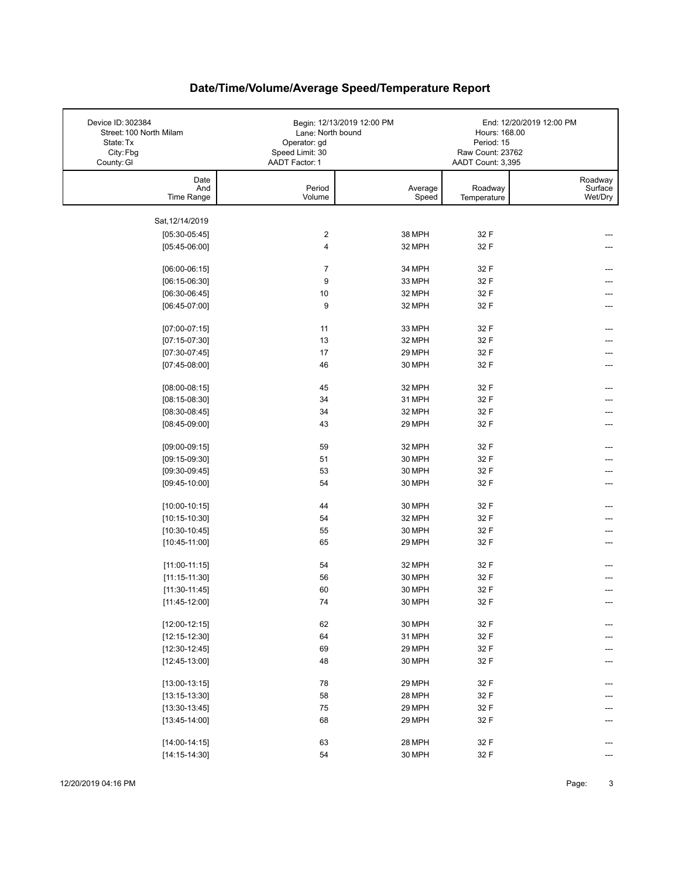# Date/Time/Volume/Average Speed/Temperature Report

| Device ID: 302384 | Begin: 12/13/2019 12:00 PM | End: 12/20/2019 12:00 PM |
|---|---|---|
| Street: 100 North Milam | Lane: North bound | Hours: 168.00 |
| State: Tx | Operator: gd | Period: 15 |
| City: Fbg | Speed Limit: 30 | Raw Count: 23762 |
| County: Gl | AADT Factor: 1 | AADT Count: 3,395 |

| Date And Time Range | Period Volume | Average Speed | Roadway Temperature | Roadway Surface Wet/Dry |
|---|---|---|---|---|
| Sat, 12/14/2019 | | | | |
| [05:30-05:45] | 2 | 38 MPH | 32 F | --- |
| [05:45-06:00] | 4 | 32 MPH | 32 F | --- |
| [06:00-06:15] | 7 | 34 MPH | 32 F | --- |
| [06:15-06:30] | 9 | 33 MPH | 32 F | --- |
| [06:30-06:45] | 10 | 32 MPH | 32 F | --- |
| [06:45-07:00] | 9 | 32 MPH | 32 F | --- |
| [07:00-07:15] | 11 | 33 MPH | 32 F | --- |
| [07:15-07:30] | 13 | 32 MPH | 32 F | --- |
| [07:30-07:45] | 17 | 29 MPH | 32 F | --- |
| [07:45-08:00] | 46 | 30 MPH | 32 F | --- |
| [08:00-08:15] | 45 | 32 MPH | 32 F | --- |
| [08:15-08:30] | 34 | 31 MPH | 32 F | --- |
| [08:30-08:45] | 34 | 32 MPH | 32 F | --- |
| [08:45-09:00] | 43 | 29 MPH | 32 F | --- |
| [09:00-09:15] | 59 | 32 MPH | 32 F | --- |
| [09:15-09:30] | 51 | 30 MPH | 32 F | --- |
| [09:30-09:45] | 53 | 30 MPH | 32 F | --- |
| [09:45-10:00] | 54 | 30 MPH | 32 F | --- |
| [10:00-10:15] | 44 | 30 MPH | 32 F | --- |
| [10:15-10:30] | 54 | 32 MPH | 32 F | --- |
| [10:30-10:45] | 55 | 30 MPH | 32 F | --- |
| [10:45-11:00] | 65 | 29 MPH | 32 F | --- |
| [11:00-11:15] | 54 | 32 MPH | 32 F | --- |
| [11:15-11:30] | 56 | 30 MPH | 32 F | --- |
| [11:30-11:45] | 60 | 30 MPH | 32 F | --- |
| [11:45-12:00] | 74 | 30 MPH | 32 F | --- |
| [12:00-12:15] | 62 | 30 MPH | 32 F | --- |
| [12:15-12:30] | 64 | 31 MPH | 32 F | --- |
| [12:30-12:45] | 69 | 29 MPH | 32 F | --- |
| [12:45-13:00] | 48 | 30 MPH | 32 F | --- |
| [13:00-13:15] | 78 | 29 MPH | 32 F | --- |
| [13:15-13:30] | 58 | 28 MPH | 32 F | --- |
| [13:30-13:45] | 75 | 29 MPH | 32 F | --- |
| [13:45-14:00] | 68 | 29 MPH | 32 F | --- |
| [14:00-14:15] | 63 | 28 MPH | 32 F | --- |
| [14:15-14:30] | 54 | 30 MPH | 32 F | --- |

12/20/2019 04:16 PM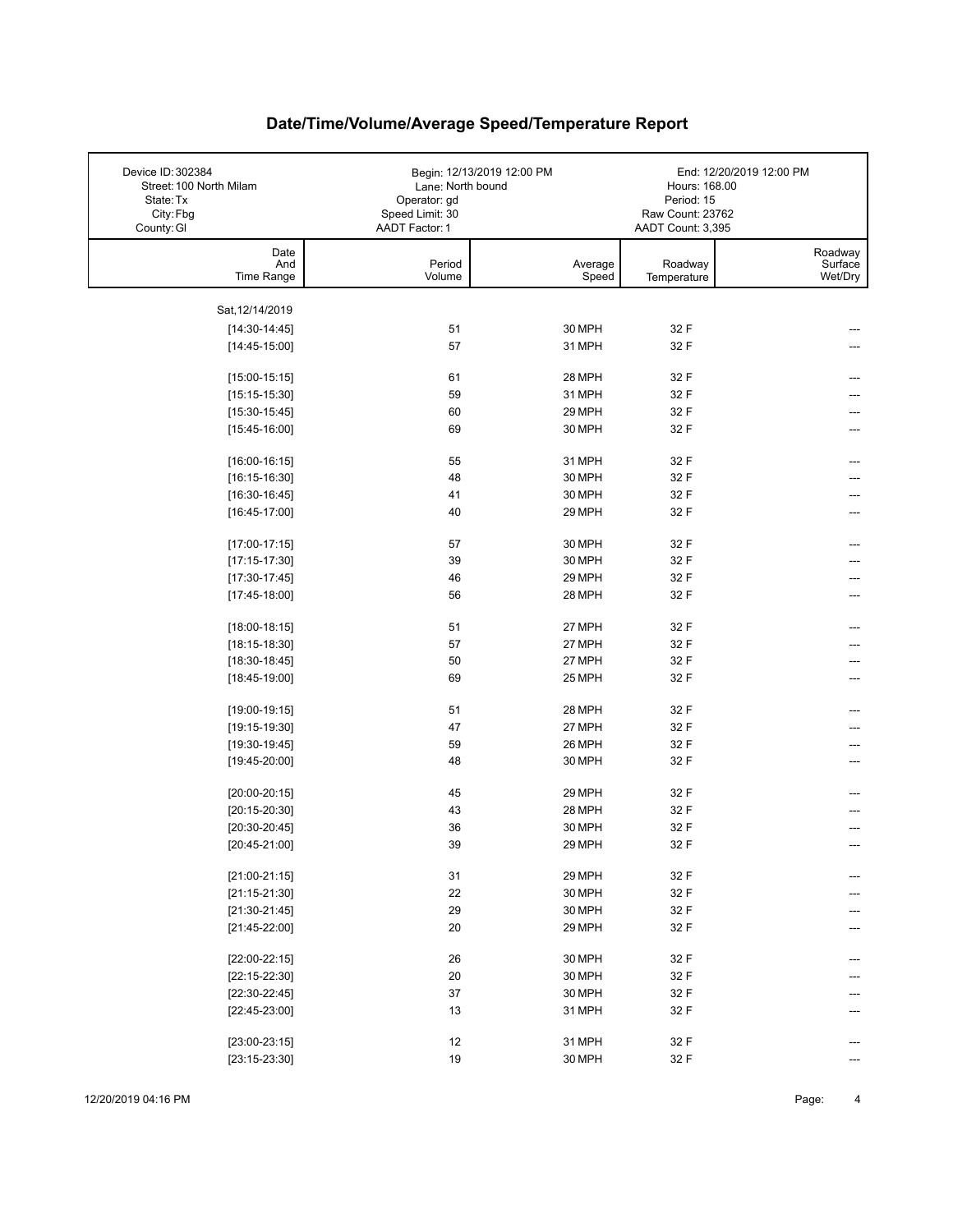# Date/Time/Volume/Average Speed/Temperature Report

| Device ID: 302384 | Begin: 12/13/2019 12:00 PM | End: 12/20/2019 12:00 PM |
|---|---|---|
| Street: 100 North Milam | Lane: North bound | Hours: 168.00 |
| State: Tx | Operator: gd | Period: 15 |
| City: Fbg | Speed Limit: 30 | Raw Count: 23762 |
| County: Gl | AADT Factor: 1 | AADT Count: 3,395 |

| Date And Time Range | Period Volume | Average Speed | Roadway Temperature | Roadway Surface Wet/Dry |
|---|---|---|---|---|
| Sat, 12/14/2019 | | | | |
| [14:30-14:45] | 51 | 30 MPH | 32 F | --- |
| [14:45-15:00] | 57 | 31 MPH | 32 F | --- |
| [15:00-15:15] | 61 | 28 MPH | 32 F | --- |
| [15:15-15:30] | 59 | 31 MPH | 32 F | --- |
| [15:30-15:45] | 60 | 29 MPH | 32 F | --- |
| [15:45-16:00] | 69 | 30 MPH | 32 F | --- |
| [16:00-16:15] | 55 | 31 MPH | 32 F | --- |
| [16:15-16:30] | 48 | 30 MPH | 32 F | --- |
| [16:30-16:45] | 41 | 30 MPH | 32 F | --- |
| [16:45-17:00] | 40 | 29 MPH | 32 F | --- |
| [17:00-17:15] | 57 | 30 MPH | 32 F | --- |
| [17:15-17:30] | 39 | 30 MPH | 32 F | --- |
| [17:30-17:45] | 46 | 29 MPH | 32 F | --- |
| [17:45-18:00] | 56 | 28 MPH | 32 F | --- |
| [18:00-18:15] | 51 | 27 MPH | 32 F | --- |
| [18:15-18:30] | 57 | 27 MPH | 32 F | --- |
| [18:30-18:45] | 50 | 27 MPH | 32 F | --- |
| [18:45-19:00] | 69 | 25 MPH | 32 F | --- |
| [19:00-19:15] | 51 | 28 MPH | 32 F | --- |
| [19:15-19:30] | 47 | 27 MPH | 32 F | --- |
| [19:30-19:45] | 59 | 26 MPH | 32 F | --- |
| [19:45-20:00] | 48 | 30 MPH | 32 F | --- |
| [20:00-20:15] | 45 | 29 MPH | 32 F | --- |
| [20:15-20:30] | 43 | 28 MPH | 32 F | --- |
| [20:30-20:45] | 36 | 30 MPH | 32 F | --- |
| [20:45-21:00] | 39 | 29 MPH | 32 F | --- |
| [21:00-21:15] | 31 | 29 MPH | 32 F | --- |
| [21:15-21:30] | 22 | 30 MPH | 32 F | --- |
| [21:30-21:45] | 29 | 30 MPH | 32 F | --- |
| [21:45-22:00] | 20 | 29 MPH | 32 F | --- |
| [22:00-22:15] | 26 | 30 MPH | 32 F | --- |
| [22:15-22:30] | 20 | 30 MPH | 32 F | --- |
| [22:30-22:45] | 37 | 30 MPH | 32 F | --- |
| [22:45-23:00] | 13 | 31 MPH | 32 F | --- |
| [23:00-23:15] | 12 | 31 MPH | 32 F | --- |
| [23:15-23:30] | 19 | 30 MPH | 32 F | --- |

12/20/2019 04:16 PM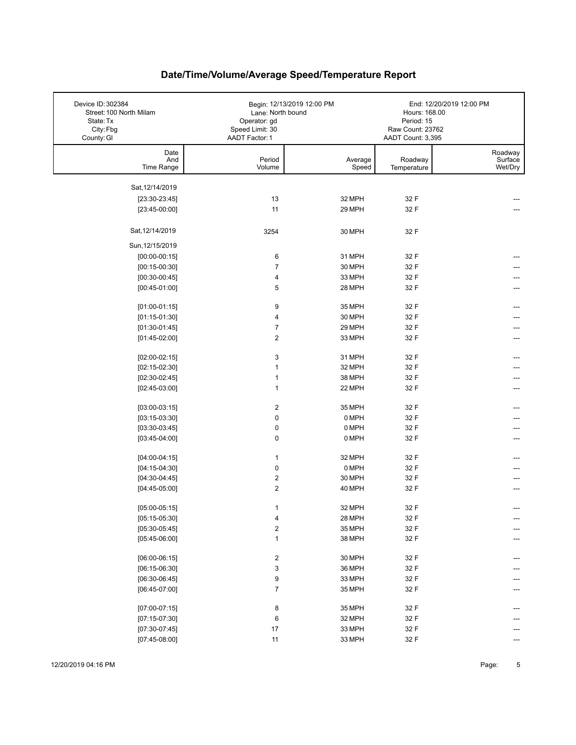# Date/Time/Volume/Average Speed/Temperature Report

| | | |
|---|---|---|
| Device ID: 302384<br>Street: 100 North Milam<br>State: Tx<br>City: Fbg<br>County: Gl | Begin: 12/13/2019 12:00 PM<br>Lane: North bound<br>Operator: gd<br>Speed Limit: 30<br>AADT Factor: 1 | End: 12/20/2019 12:00 PM<br>Hours: 168.00<br>Period: 15<br>Raw Count: 23762<br>AADT Count: 3,395 |

| Date And Time Range | Period Volume | Average Speed | Roadway Temperature | Roadway Surface Wet/Dry |
|---|---|---|---|---|
| Sat, 12/14/2019 | | | | |
| [23:30-23:45] | 13 | 32 MPH | 32 F | --- |
| [23:45-00:00] | 11 | 29 MPH | 32 F | --- |
| Sat, 12/14/2019 | 3254 | 30 MPH | 32 F | |
| Sun, 12/15/2019 | | | | |
| [00:00-00:15] | 6 | 31 MPH | 32 F | --- |
| [00:15-00:30] | 7 | 30 MPH | 32 F | --- |
| [00:30-00:45] | 4 | 33 MPH | 32 F | --- |
| [00:45-01:00] | 5 | 28 MPH | 32 F | --- |
| [01:00-01:15] | 9 | 35 MPH | 32 F | --- |
| [01:15-01:30] | 4 | 30 MPH | 32 F | --- |
| [01:30-01:45] | 7 | 29 MPH | 32 F | --- |
| [01:45-02:00] | 2 | 33 MPH | 32 F | --- |
| [02:00-02:15] | 3 | 31 MPH | 32 F | --- |
| [02:15-02:30] | 1 | 32 MPH | 32 F | --- |
| [02:30-02:45] | 1 | 38 MPH | 32 F | --- |
| [02:45-03:00] | 1 | 22 MPH | 32 F | --- |
| [03:00-03:15] | 2 | 35 MPH | 32 F | --- |
| [03:15-03:30] | 0 | 0 MPH | 32 F | --- |
| [03:30-03:45] | 0 | 0 MPH | 32 F | --- |
| [03:45-04:00] | 0 | 0 MPH | 32 F | --- |
| [04:00-04:15] | 1 | 32 MPH | 32 F | --- |
| [04:15-04:30] | 0 | 0 MPH | 32 F | --- |
| [04:30-04:45] | 2 | 30 MPH | 32 F | --- |
| [04:45-05:00] | 2 | 40 MPH | 32 F | --- |
| [05:00-05:15] | 1 | 32 MPH | 32 F | --- |
| [05:15-05:30] | 4 | 28 MPH | 32 F | --- |
| [05:30-05:45] | 2 | 35 MPH | 32 F | --- |
| [05:45-06:00] | 1 | 38 MPH | 32 F | --- |
| [06:00-06:15] | 2 | 30 MPH | 32 F | --- |
| [06:15-06:30] | 3 | 36 MPH | 32 F | --- |
| [06:30-06:45] | 9 | 33 MPH | 32 F | --- |
| [06:45-07:00] | 7 | 35 MPH | 32 F | --- |
| [07:00-07:15] | 8 | 35 MPH | 32 F | --- |
| [07:15-07:30] | 6 | 32 MPH | 32 F | --- |
| [07:30-07:45] | 17 | 33 MPH | 32 F | --- |
| [07:45-08:00] | 11 | 33 MPH | 32 F | --- |

12/20/2019 04:16 PM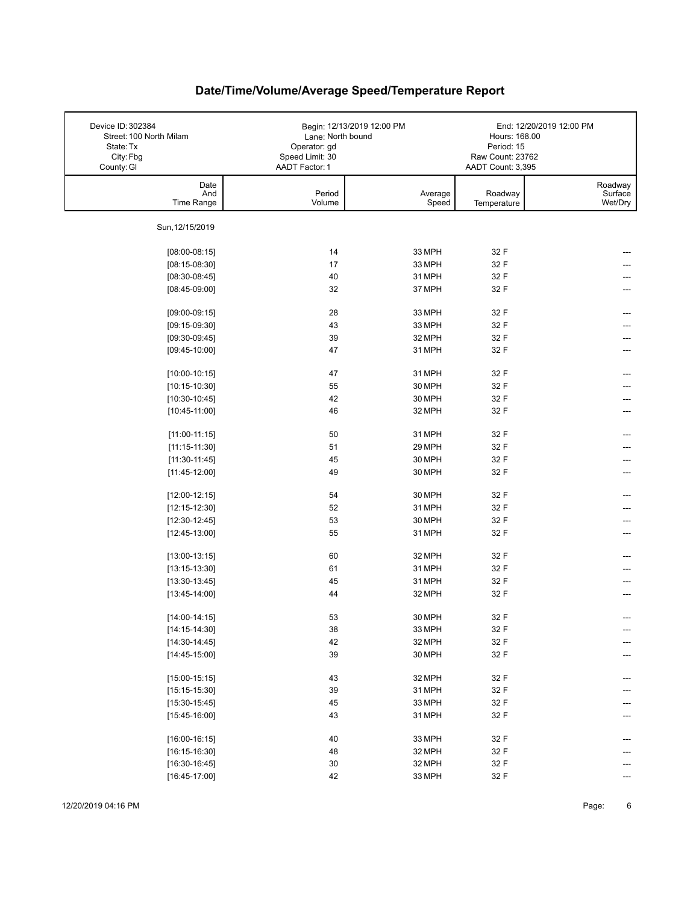# Date/Time/Volume/Average Speed/Temperature Report

| Device ID: 302384 | Begin: 12/13/2019 12:00 PM | End: 12/20/2019 12:00 PM |
|---|---|---|
| Street: 100 North Milam | Lane: North bound | Hours: 168.00 |
| State: Tx | Operator: gd | Period: 15 |
| City: Fbg | Speed Limit: 30 | Raw Count: 23762 |
| County: Gl | AADT Factor: 1 | AADT Count: 3,395 |

| Date And Time Range | Period Volume | Average Speed | Roadway Temperature | Roadway Surface Wet/Dry |
|---|---|---|---|---|
| Sun, 12/15/2019 | | | | |
| [08:00-08:15] | 14 | 33 MPH | 32 F | --- |
| [08:15-08:30] | 17 | 33 MPH | 32 F | --- |
| [08:30-08:45] | 40 | 31 MPH | 32 F | --- |
| [08:45-09:00] | 32 | 37 MPH | 32 F | --- |
| [09:00-09:15] | 28 | 33 MPH | 32 F | --- |
| [09:15-09:30] | 43 | 33 MPH | 32 F | --- |
| [09:30-09:45] | 39 | 32 MPH | 32 F | --- |
| [09:45-10:00] | 47 | 31 MPH | 32 F | --- |
| [10:00-10:15] | 47 | 31 MPH | 32 F | --- |
| [10:15-10:30] | 55 | 30 MPH | 32 F | --- |
| [10:30-10:45] | 42 | 30 MPH | 32 F | --- |
| [10:45-11:00] | 46 | 32 MPH | 32 F | --- |
| [11:00-11:15] | 50 | 31 MPH | 32 F | --- |
| [11:15-11:30] | 51 | 29 MPH | 32 F | --- |
| [11:30-11:45] | 45 | 30 MPH | 32 F | --- |
| [11:45-12:00] | 49 | 30 MPH | 32 F | --- |
| [12:00-12:15] | 54 | 30 MPH | 32 F | --- |
| [12:15-12:30] | 52 | 31 MPH | 32 F | --- |
| [12:30-12:45] | 53 | 30 MPH | 32 F | --- |
| [12:45-13:00] | 55 | 31 MPH | 32 F | --- |
| [13:00-13:15] | 60 | 32 MPH | 32 F | --- |
| [13:15-13:30] | 61 | 31 MPH | 32 F | --- |
| [13:30-13:45] | 45 | 31 MPH | 32 F | --- |
| [13:45-14:00] | 44 | 32 MPH | 32 F | --- |
| [14:00-14:15] | 53 | 30 MPH | 32 F | --- |
| [14:15-14:30] | 38 | 33 MPH | 32 F | --- |
| [14:30-14:45] | 42 | 32 MPH | 32 F | --- |
| [14:45-15:00] | 39 | 30 MPH | 32 F | --- |
| [15:00-15:15] | 43 | 32 MPH | 32 F | --- |
| [15:15-15:30] | 39 | 31 MPH | 32 F | --- |
| [15:30-15:45] | 45 | 33 MPH | 32 F | --- |
| [15:45-16:00] | 43 | 31 MPH | 32 F | --- |
| [16:00-16:15] | 40 | 33 MPH | 32 F | --- |
| [16:15-16:30] | 48 | 32 MPH | 32 F | --- |
| [16:30-16:45] | 30 | 32 MPH | 32 F | --- |
| [16:45-17:00] | 42 | 33 MPH | 32 F | --- |

12/20/2019 04:16 PM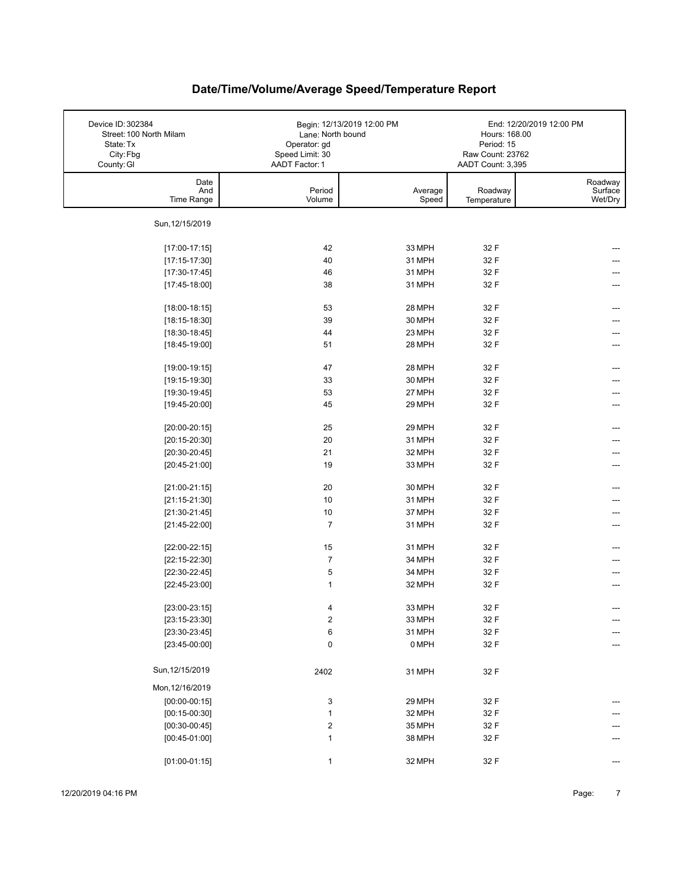# Date/Time/Volume/Average Speed/Temperature Report

| | | |
|---|---|---|
| Device ID: 302384 | Begin: 12/13/2019 12:00 PM | End: 12/20/2019 12:00 PM |
| Street: 100 North Milam | Lane: North bound | Hours: 168.00 |
| State: Tx | Operator: gd | Period: 15 |
| City: Fbg | Speed Limit: 30 | Raw Count: 23762 |
| County: Gl | AADT Factor: 1 | AADT Count: 3,395 |

| Date And Time Range | Period Volume | Average Speed | Roadway Temperature | Roadway Surface Wet/Dry |
|---|---|---|---|---|
| Sun, 12/15/2019 | | | | |
| [17:00-17:15] | 42 | 33 MPH | 32 F | --- |
| [17:15-17:30] | 40 | 31 MPH | 32 F | --- |
| [17:30-17:45] | 46 | 31 MPH | 32 F | --- |
| [17:45-18:00] | 38 | 31 MPH | 32 F | --- |
| [18:00-18:15] | 53 | 28 MPH | 32 F | --- |
| [18:15-18:30] | 39 | 30 MPH | 32 F | --- |
| [18:30-18:45] | 44 | 23 MPH | 32 F | --- |
| [18:45-19:00] | 51 | 28 MPH | 32 F | --- |
| [19:00-19:15] | 47 | 28 MPH | 32 F | --- |
| [19:15-19:30] | 33 | 30 MPH | 32 F | --- |
| [19:30-19:45] | 53 | 27 MPH | 32 F | --- |
| [19:45-20:00] | 45 | 29 MPH | 32 F | --- |
| [20:00-20:15] | 25 | 29 MPH | 32 F | --- |
| [20:15-20:30] | 20 | 31 MPH | 32 F | --- |
| [20:30-20:45] | 21 | 32 MPH | 32 F | --- |
| [20:45-21:00] | 19 | 33 MPH | 32 F | --- |
| [21:00-21:15] | 20 | 30 MPH | 32 F | --- |
| [21:15-21:30] | 10 | 31 MPH | 32 F | --- |
| [21:30-21:45] | 10 | 37 MPH | 32 F | --- |
| [21:45-22:00] | 7 | 31 MPH | 32 F | --- |
| [22:00-22:15] | 15 | 31 MPH | 32 F | --- |
| [22:15-22:30] | 7 | 34 MPH | 32 F | --- |
| [22:30-22:45] | 5 | 34 MPH | 32 F | --- |
| [22:45-23:00] | 1 | 32 MPH | 32 F | --- |
| [23:00-23:15] | 4 | 33 MPH | 32 F | --- |
| [23:15-23:30] | 2 | 33 MPH | 32 F | --- |
| [23:30-23:45] | 6 | 31 MPH | 32 F | --- |
| [23:45-00:00] | 0 | 0 MPH | 32 F | --- |
| Sun, 12/15/2019 | 2402 | 31 MPH | 32 F | |
| Mon, 12/16/2019 | | | | |
| [00:00-00:15] | 3 | 29 MPH | 32 F | --- |
| [00:15-00:30] | 1 | 32 MPH | 32 F | --- |
| [00:30-00:45] | 2 | 35 MPH | 32 F | --- |
| [00:45-01:00] | 1 | 38 MPH | 32 F | --- |
| [01:00-01:15] | 1 | 32 MPH | 32 F | --- |

12/20/2019 04:16 PM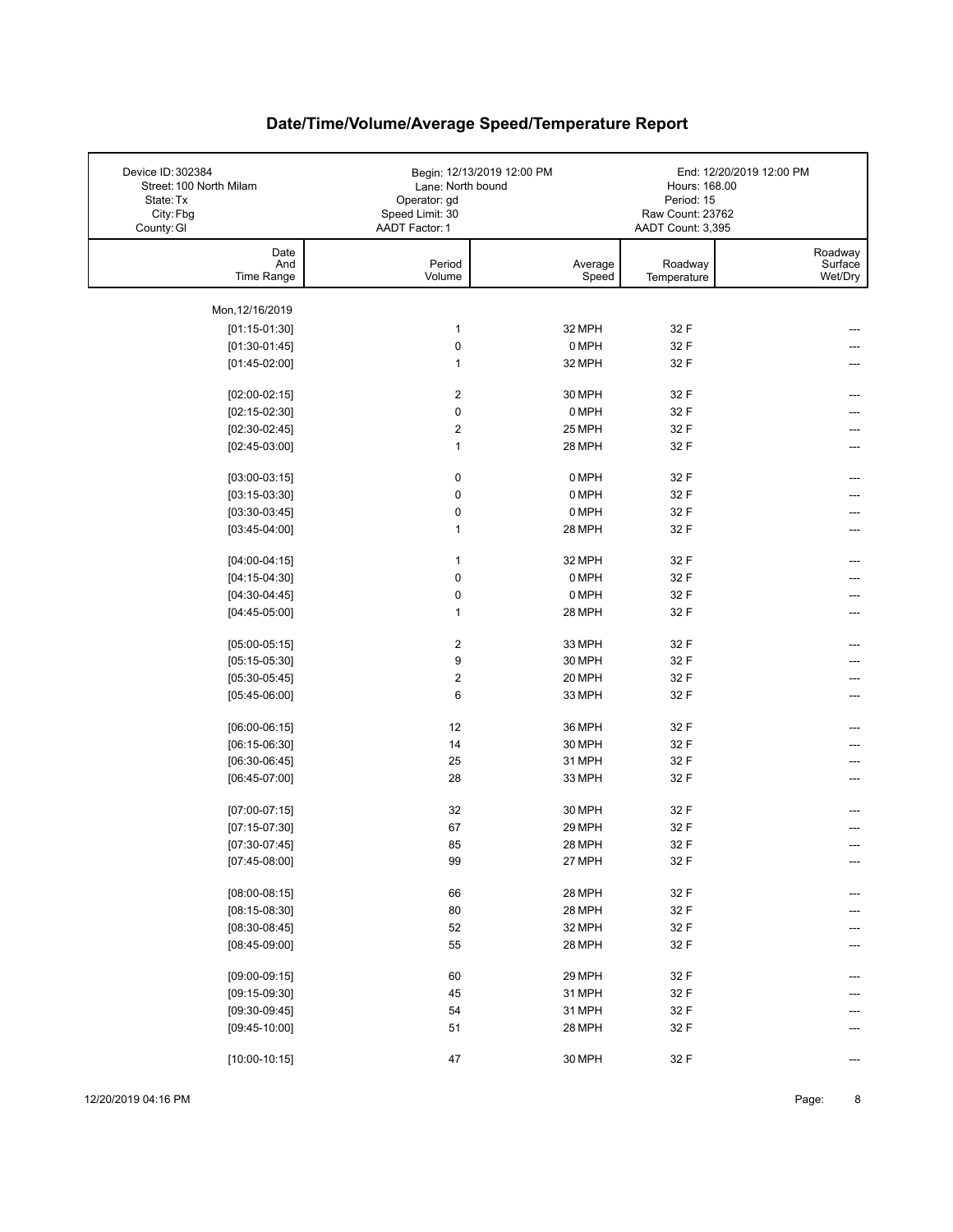# Date/Time/Volume/Average Speed/Temperature Report

| | | |
|---|---|---|
| Device ID: 302384 | Begin: 12/13/2019 12:00 PM | End: 12/20/2019 12:00 PM |
| Street: 100 North Milam | Lane: North bound | Hours: 168.00 |
| State: Tx | Operator: gd | Period: 15 |
| City: Fbg | Speed Limit: 30 | Raw Count: 23762 |
| County: Gl | AADT Factor: 1 | AADT Count: 3,395 |

| Date And Time Range | Period Volume | Average Speed | Roadway Temperature | Roadway Surface Wet/Dry |
|---|---|---|---|---|
| Mon, 12/16/2019 | | | | |
| [01:15-01:30] | 1 | 32 MPH | 32 F | --- |
| [01:30-01:45] | 0 | 0 MPH | 32 F | --- |
| [01:45-02:00] | 1 | 32 MPH | 32 F | --- |
| [02:00-02:15] | 2 | 30 MPH | 32 F | --- |
| [02:15-02:30] | 0 | 0 MPH | 32 F | --- |
| [02:30-02:45] | 2 | 25 MPH | 32 F | --- |
| [02:45-03:00] | 1 | 28 MPH | 32 F | --- |
| [03:00-03:15] | 0 | 0 MPH | 32 F | --- |
| [03:15-03:30] | 0 | 0 MPH | 32 F | --- |
| [03:30-03:45] | 0 | 0 MPH | 32 F | --- |
| [03:45-04:00] | 1 | 28 MPH | 32 F | --- |
| [04:00-04:15] | 1 | 32 MPH | 32 F | --- |
| [04:15-04:30] | 0 | 0 MPH | 32 F | --- |
| [04:30-04:45] | 0 | 0 MPH | 32 F | --- |
| [04:45-05:00] | 1 | 28 MPH | 32 F | --- |
| [05:00-05:15] | 2 | 33 MPH | 32 F | --- |
| [05:15-05:30] | 9 | 30 MPH | 32 F | --- |
| [05:30-05:45] | 2 | 20 MPH | 32 F | --- |
| [05:45-06:00] | 6 | 33 MPH | 32 F | --- |
| [06:00-06:15] | 12 | 36 MPH | 32 F | --- |
| [06:15-06:30] | 14 | 30 MPH | 32 F | --- |
| [06:30-06:45] | 25 | 31 MPH | 32 F | --- |
| [06:45-07:00] | 28 | 33 MPH | 32 F | --- |
| [07:00-07:15] | 32 | 30 MPH | 32 F | --- |
| [07:15-07:30] | 67 | 29 MPH | 32 F | --- |
| [07:30-07:45] | 85 | 28 MPH | 32 F | --- |
| [07:45-08:00] | 99 | 27 MPH | 32 F | --- |
| [08:00-08:15] | 66 | 28 MPH | 32 F | --- |
| [08:15-08:30] | 80 | 28 MPH | 32 F | --- |
| [08:30-08:45] | 52 | 32 MPH | 32 F | --- |
| [08:45-09:00] | 55 | 28 MPH | 32 F | --- |
| [09:00-09:15] | 60 | 29 MPH | 32 F | --- |
| [09:15-09:30] | 45 | 31 MPH | 32 F | --- |
| [09:30-09:45] | 54 | 31 MPH | 32 F | --- |
| [09:45-10:00] | 51 | 28 MPH | 32 F | --- |
| [10:00-10:15] | 47 | 30 MPH | 32 F | --- |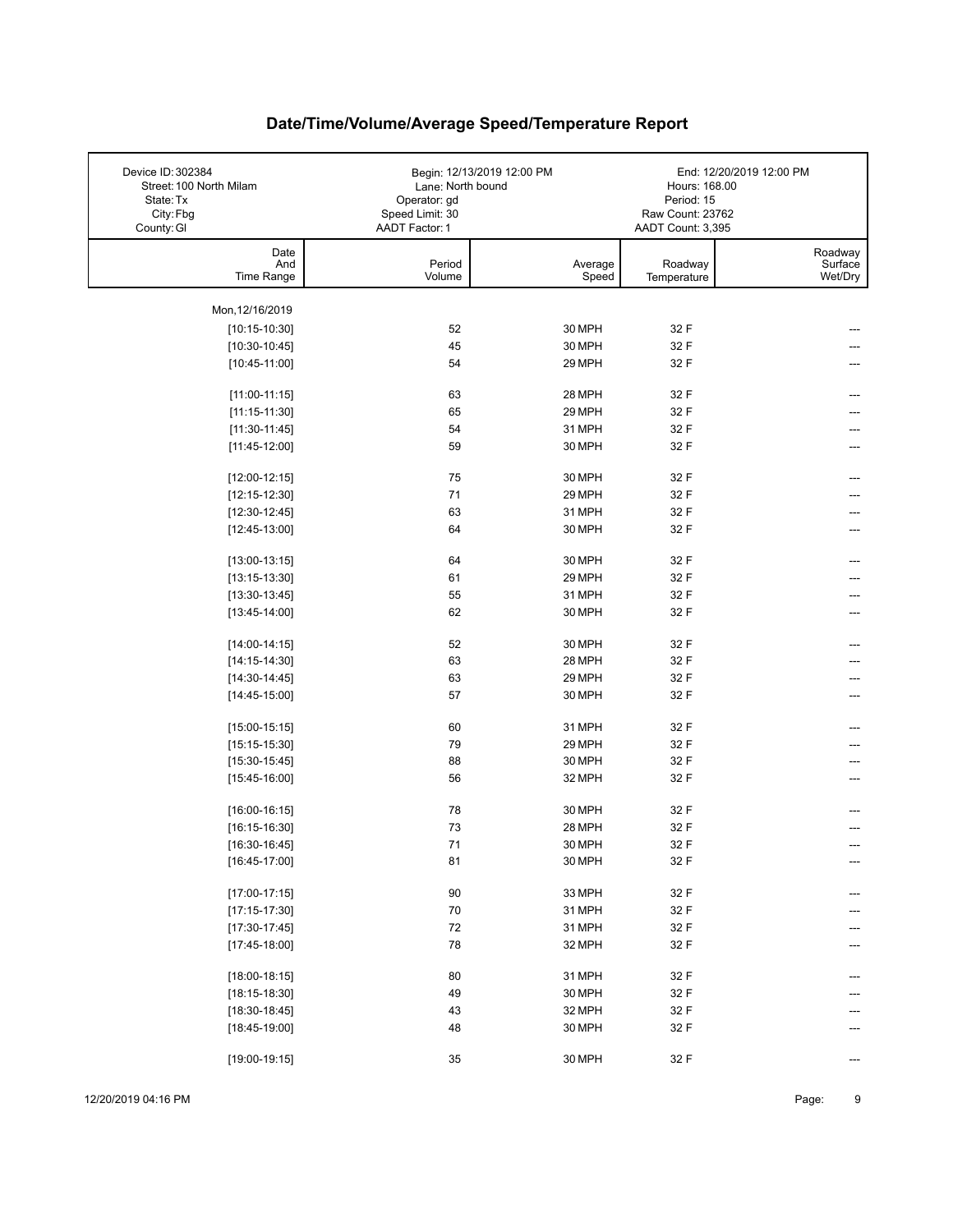# Date/Time/Volume/Average Speed/Temperature Report

| Device ID: 302384 | Begin: 12/13/2019 12:00 PM | End: 12/20/2019 12:00 PM |
|---|---|---|
| Street: 100 North Milam | Lane: North bound | Hours: 168.00 |
| State: Tx | Operator: gd | Period: 15 |
| City: Fbg | Speed Limit: 30 | Raw Count: 23762 |
| County: Gl | AADT Factor: 1 | AADT Count: 3,395 |

| Date And Time Range | Period Volume | Average Speed | Roadway Temperature | Roadway Surface Wet/Dry |
|---|---|---|---|---|
| Mon,12/16/2019 | | | | |
| [10:15-10:30] | 52 | 30 MPH | 32 F | --- |
| [10:30-10:45] | 45 | 30 MPH | 32 F | --- |
| [10:45-11:00] | 54 | 29 MPH | 32 F | --- |
| [11:00-11:15] | 63 | 28 MPH | 32 F | --- |
| [11:15-11:30] | 65 | 29 MPH | 32 F | --- |
| [11:30-11:45] | 54 | 31 MPH | 32 F | --- |
| [11:45-12:00] | 59 | 30 MPH | 32 F | --- |
| [12:00-12:15] | 75 | 30 MPH | 32 F | --- |
| [12:15-12:30] | 71 | 29 MPH | 32 F | --- |
| [12:30-12:45] | 63 | 31 MPH | 32 F | --- |
| [12:45-13:00] | 64 | 30 MPH | 32 F | --- |
| [13:00-13:15] | 64 | 30 MPH | 32 F | --- |
| [13:15-13:30] | 61 | 29 MPH | 32 F | --- |
| [13:30-13:45] | 55 | 31 MPH | 32 F | --- |
| [13:45-14:00] | 62 | 30 MPH | 32 F | --- |
| [14:00-14:15] | 52 | 30 MPH | 32 F | --- |
| [14:15-14:30] | 63 | 28 MPH | 32 F | --- |
| [14:30-14:45] | 63 | 29 MPH | 32 F | --- |
| [14:45-15:00] | 57 | 30 MPH | 32 F | --- |
| [15:00-15:15] | 60 | 31 MPH | 32 F | --- |
| [15:15-15:30] | 79 | 29 MPH | 32 F | --- |
| [15:30-15:45] | 88 | 30 MPH | 32 F | --- |
| [15:45-16:00] | 56 | 32 MPH | 32 F | --- |
| [16:00-16:15] | 78 | 30 MPH | 32 F | --- |
| [16:15-16:30] | 73 | 28 MPH | 32 F | --- |
| [16:30-16:45] | 71 | 30 MPH | 32 F | --- |
| [16:45-17:00] | 81 | 30 MPH | 32 F | --- |
| [17:00-17:15] | 90 | 33 MPH | 32 F | --- |
| [17:15-17:30] | 70 | 31 MPH | 32 F | --- |
| [17:30-17:45] | 72 | 31 MPH | 32 F | --- |
| [17:45-18:00] | 78 | 32 MPH | 32 F | --- |
| [18:00-18:15] | 80 | 31 MPH | 32 F | --- |
| [18:15-18:30] | 49 | 30 MPH | 32 F | --- |
| [18:30-18:45] | 43 | 32 MPH | 32 F | --- |
| [18:45-19:00] | 48 | 30 MPH | 32 F | --- |
| [19:00-19:15] | 35 | 30 MPH | 32 F | --- |

12/20/2019 04:16 PM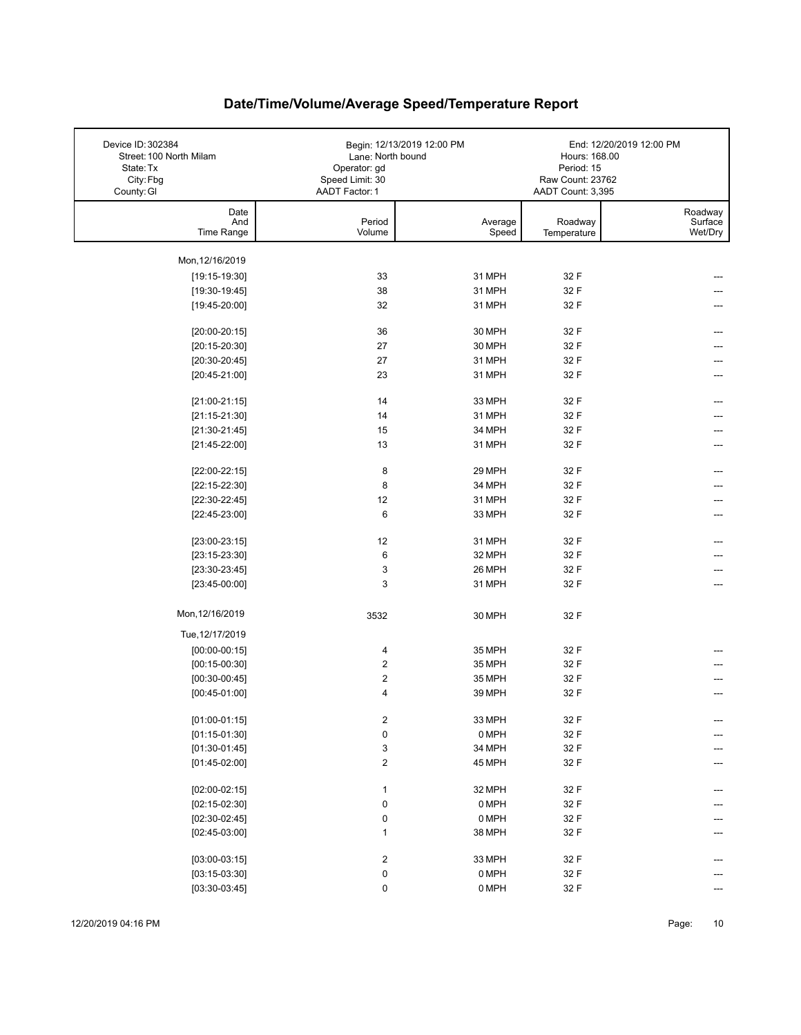# Date/Time/Volume/Average Speed/Temperature Report

| Device ID: 302384 | Begin: 12/13/2019 12:00 PM | End: 12/20/2019 12:00 PM |
|---|---|---|
| Street: 100 North Milam | Lane: North bound | Hours: 168.00 |
| State: Tx | Operator: gd | Period: 15 |
| City: Fbg | Speed Limit: 30 | Raw Count: 23762 |
| County: Gl | AADT Factor: 1 | AADT Count: 3,395 |

| Date And Time Range | Period Volume | Average Speed | Roadway Temperature | Roadway Surface Wet/Dry |
|---|---|---|---|---|
| Mon,12/16/2019 | | | | |
| [19:15-19:30] | 33 | 31 MPH | 32 F | --- |
| [19:30-19:45] | 38 | 31 MPH | 32 F | --- |
| [19:45-20:00] | 32 | 31 MPH | 32 F | --- |
| [20:00-20:15] | 36 | 30 MPH | 32 F | --- |
| [20:15-20:30] | 27 | 30 MPH | 32 F | --- |
| [20:30-20:45] | 27 | 31 MPH | 32 F | --- |
| [20:45-21:00] | 23 | 31 MPH | 32 F | --- |
| [21:00-21:15] | 14 | 33 MPH | 32 F | --- |
| [21:15-21:30] | 14 | 31 MPH | 32 F | --- |
| [21:30-21:45] | 15 | 34 MPH | 32 F | --- |
| [21:45-22:00] | 13 | 31 MPH | 32 F | --- |
| [22:00-22:15] | 8 | 29 MPH | 32 F | --- |
| [22:15-22:30] | 8 | 34 MPH | 32 F | --- |
| [22:30-22:45] | 12 | 31 MPH | 32 F | --- |
| [22:45-23:00] | 6 | 33 MPH | 32 F | --- |
| [23:00-23:15] | 12 | 31 MPH | 32 F | --- |
| [23:15-23:30] | 6 | 32 MPH | 32 F | --- |
| [23:30-23:45] | 3 | 26 MPH | 32 F | --- |
| [23:45-00:00] | 3 | 31 MPH | 32 F | --- |
| Mon,12/16/2019 | 3532 | 30 MPH | 32 F | |
| Tue,12/17/2019 | | | | |
| [00:00-00:15] | 4 | 35 MPH | 32 F | --- |
| [00:15-00:30] | 2 | 35 MPH | 32 F | --- |
| [00:30-00:45] | 2 | 35 MPH | 32 F | --- |
| [00:45-01:00] | 4 | 39 MPH | 32 F | --- |
| [01:00-01:15] | 2 | 33 MPH | 32 F | --- |
| [01:15-01:30] | 0 | 0 MPH | 32 F | --- |
| [01:30-01:45] | 3 | 34 MPH | 32 F | --- |
| [01:45-02:00] | 2 | 45 MPH | 32 F | --- |
| [02:00-02:15] | 1 | 32 MPH | 32 F | --- |
| [02:15-02:30] | 0 | 0 MPH | 32 F | --- |
| [02:30-02:45] | 0 | 0 MPH | 32 F | --- |
| [02:45-03:00] | 1 | 38 MPH | 32 F | --- |
| [03:00-03:15] | 2 | 33 MPH | 32 F | --- |
| [03:15-03:30] | 0 | 0 MPH | 32 F | --- |
| [03:30-03:45] | 0 | 0 MPH | 32 F | --- |

12/20/2019 04:16 PM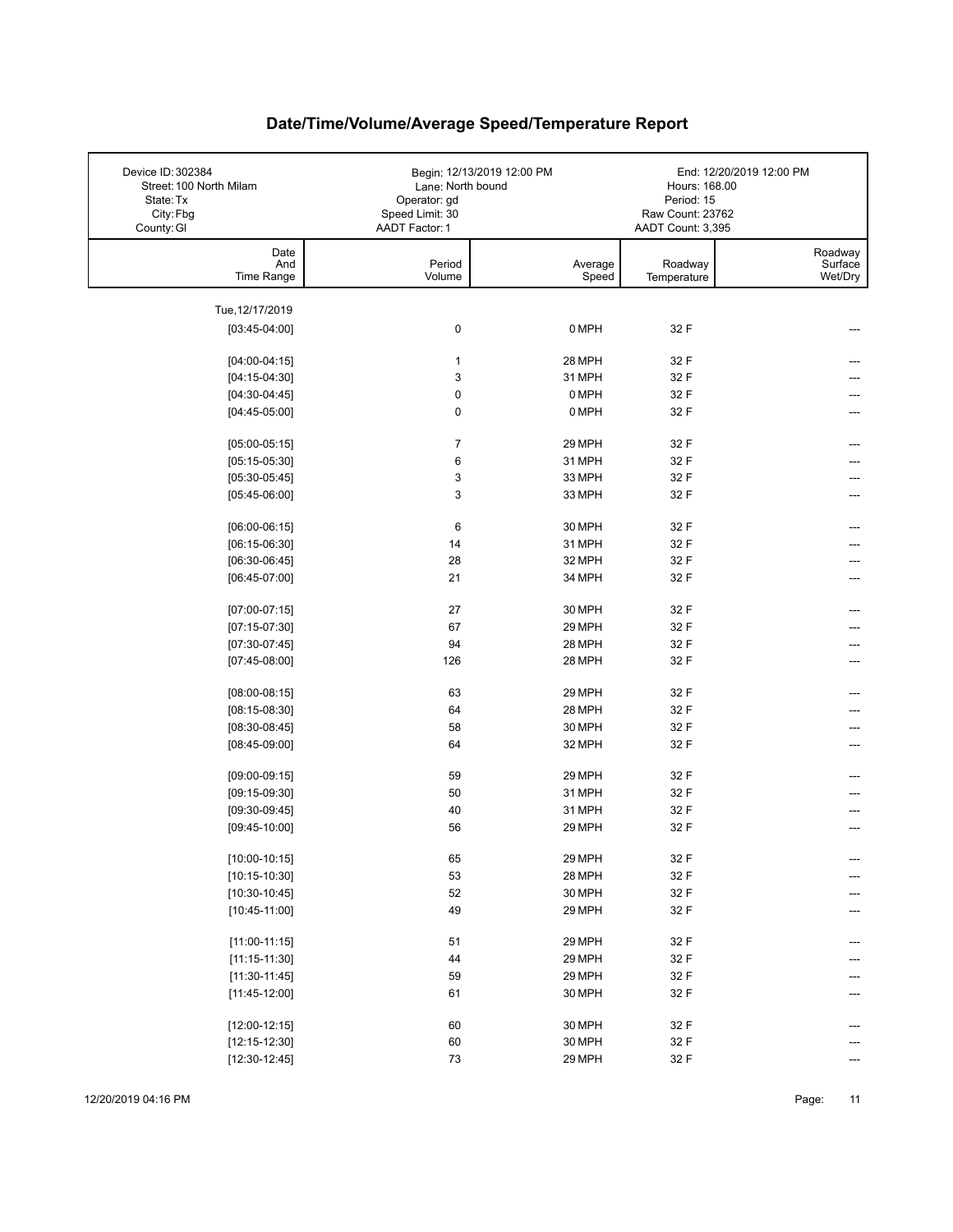# Date/Time/Volume/Average Speed/Temperature Report

| Device ID: 302384 | Begin: 12/13/2019 12:00 PM | End: 12/20/2019 12:00 PM |
|---|---|---|
| Street: 100 North Milam | Lane: North bound | Hours: 168.00 |
| State: Tx | Operator: gd | Period: 15 |
| City: Fbg | Speed Limit: 30 | Raw Count: 23762 |
| County: Gl | AADT Factor: 1 | AADT Count: 3,395 |

| Date And Time Range | Period Volume | Average Speed | Roadway Temperature | Roadway Surface Wet/Dry |
|---|---|---|---|---|
| Tue, 12/17/2019 | | | | |
| [03:45-04:00] | 0 | 0 MPH | 32 F | --- |
| [04:00-04:15] | 1 | 28 MPH | 32 F | --- |
| [04:15-04:30] | 3 | 31 MPH | 32 F | --- |
| [04:30-04:45] | 0 | 0 MPH | 32 F | --- |
| [04:45-05:00] | 0 | 0 MPH | 32 F | --- |
| [05:00-05:15] | 7 | 29 MPH | 32 F | --- |
| [05:15-05:30] | 6 | 31 MPH | 32 F | --- |
| [05:30-05:45] | 3 | 33 MPH | 32 F | --- |
| [05:45-06:00] | 3 | 33 MPH | 32 F | --- |
| [06:00-06:15] | 6 | 30 MPH | 32 F | --- |
| [06:15-06:30] | 14 | 31 MPH | 32 F | --- |
| [06:30-06:45] | 28 | 32 MPH | 32 F | --- |
| [06:45-07:00] | 21 | 34 MPH | 32 F | --- |
| [07:00-07:15] | 27 | 30 MPH | 32 F | --- |
| [07:15-07:30] | 67 | 29 MPH | 32 F | --- |
| [07:30-07:45] | 94 | 28 MPH | 32 F | --- |
| [07:45-08:00] | 126 | 28 MPH | 32 F | --- |
| [08:00-08:15] | 63 | 29 MPH | 32 F | --- |
| [08:15-08:30] | 64 | 28 MPH | 32 F | --- |
| [08:30-08:45] | 58 | 30 MPH | 32 F | --- |
| [08:45-09:00] | 64 | 32 MPH | 32 F | --- |
| [09:00-09:15] | 59 | 29 MPH | 32 F | --- |
| [09:15-09:30] | 50 | 31 MPH | 32 F | --- |
| [09:30-09:45] | 40 | 31 MPH | 32 F | --- |
| [09:45-10:00] | 56 | 29 MPH | 32 F | --- |
| [10:00-10:15] | 65 | 29 MPH | 32 F | --- |
| [10:15-10:30] | 53 | 28 MPH | 32 F | --- |
| [10:30-10:45] | 52 | 30 MPH | 32 F | --- |
| [10:45-11:00] | 49 | 29 MPH | 32 F | --- |
| [11:00-11:15] | 51 | 29 MPH | 32 F | --- |
| [11:15-11:30] | 44 | 29 MPH | 32 F | --- |
| [11:30-11:45] | 59 | 29 MPH | 32 F | --- |
| [11:45-12:00] | 61 | 30 MPH | 32 F | --- |
| [12:00-12:15] | 60 | 30 MPH | 32 F | --- |
| [12:15-12:30] | 60 | 30 MPH | 32 F | --- |
| [12:30-12:45] | 73 | 29 MPH | 32 F | --- |

12/20/2019 04:16 PM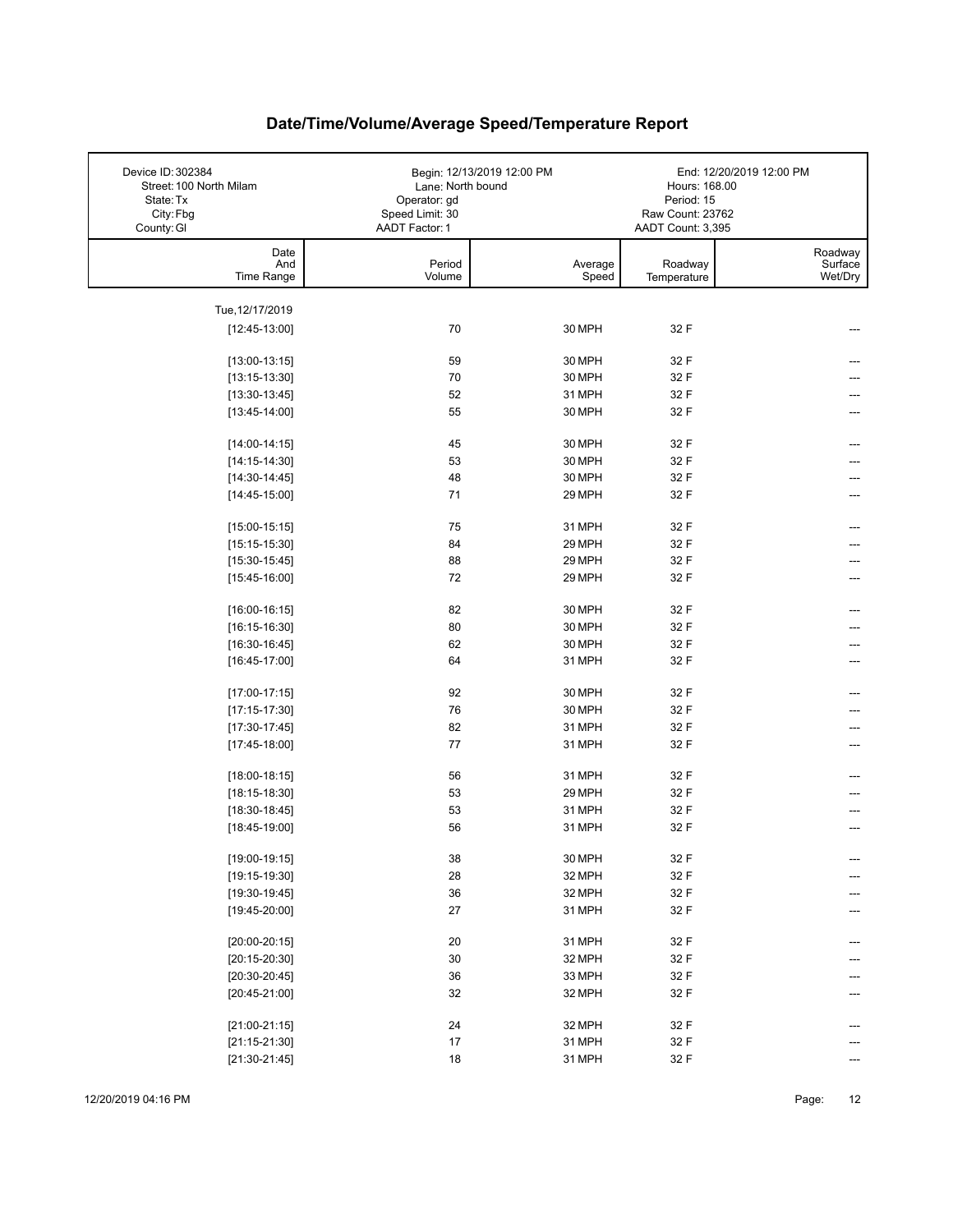# Date/Time/Volume/Average Speed/Temperature Report

| Device ID: 302384 | Begin: 12/13/2019 12:00 PM | End: 12/20/2019 12:00 PM |
|---|---|---|
| Street: 100 North Milam | Lane: North bound | Hours: 168.00 |
| State: Tx | Operator: gd | Period: 15 |
| City: Fbg | Speed Limit: 30 | Raw Count: 23762 |
| County: Gl | AADT Factor: 1 | AADT Count: 3,395 |

| Date And Time Range | Period Volume | Average Speed | Roadway Temperature | Roadway Surface Wet/Dry |
|---|---|---|---|---|
| Tue, 12/17/2019 | | | | |
| [12:45-13:00] | 70 | 30 MPH | 32 F | --- |
| [13:00-13:15] | 59 | 30 MPH | 32 F | --- |
| [13:15-13:30] | 70 | 30 MPH | 32 F | --- |
| [13:30-13:45] | 52 | 31 MPH | 32 F | --- |
| [13:45-14:00] | 55 | 30 MPH | 32 F | --- |
| [14:00-14:15] | 45 | 30 MPH | 32 F | --- |
| [14:15-14:30] | 53 | 30 MPH | 32 F | --- |
| [14:30-14:45] | 48 | 30 MPH | 32 F | --- |
| [14:45-15:00] | 71 | 29 MPH | 32 F | --- |
| [15:00-15:15] | 75 | 31 MPH | 32 F | --- |
| [15:15-15:30] | 84 | 29 MPH | 32 F | --- |
| [15:30-15:45] | 88 | 29 MPH | 32 F | --- |
| [15:45-16:00] | 72 | 29 MPH | 32 F | --- |
| [16:00-16:15] | 82 | 30 MPH | 32 F | --- |
| [16:15-16:30] | 80 | 30 MPH | 32 F | --- |
| [16:30-16:45] | 62 | 30 MPH | 32 F | --- |
| [16:45-17:00] | 64 | 31 MPH | 32 F | --- |
| [17:00-17:15] | 92 | 30 MPH | 32 F | --- |
| [17:15-17:30] | 76 | 30 MPH | 32 F | --- |
| [17:30-17:45] | 82 | 31 MPH | 32 F | --- |
| [17:45-18:00] | 77 | 31 MPH | 32 F | --- |
| [18:00-18:15] | 56 | 31 MPH | 32 F | --- |
| [18:15-18:30] | 53 | 29 MPH | 32 F | --- |
| [18:30-18:45] | 53 | 31 MPH | 32 F | --- |
| [18:45-19:00] | 56 | 31 MPH | 32 F | --- |
| [19:00-19:15] | 38 | 30 MPH | 32 F | --- |
| [19:15-19:30] | 28 | 32 MPH | 32 F | --- |
| [19:30-19:45] | 36 | 32 MPH | 32 F | --- |
| [19:45-20:00] | 27 | 31 MPH | 32 F | --- |
| [20:00-20:15] | 20 | 31 MPH | 32 F | --- |
| [20:15-20:30] | 30 | 32 MPH | 32 F | --- |
| [20:30-20:45] | 36 | 33 MPH | 32 F | --- |
| [20:45-21:00] | 32 | 32 MPH | 32 F | --- |
| [21:00-21:15] | 24 | 32 MPH | 32 F | --- |
| [21:15-21:30] | 17 | 31 MPH | 32 F | --- |
| [21:30-21:45] | 18 | 31 MPH | 32 F | --- |

12/20/2019 04:16 PM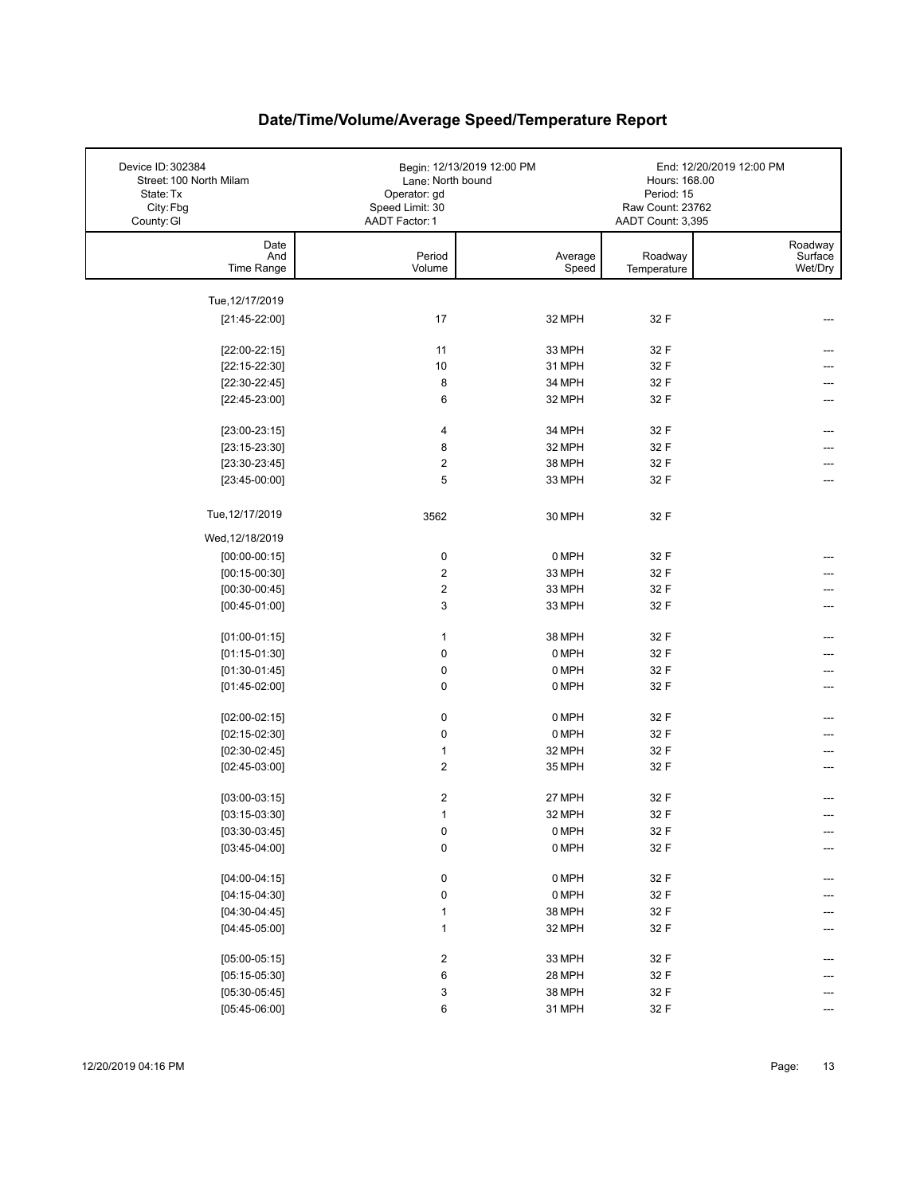# Date/Time/Volume/Average Speed/Temperature Report

| Device ID: 302384 | Begin: 12/13/2019 12:00 PM | End: 12/20/2019 12:00 PM |
|---|---|---|
| Street: 100 North Milam | Lane: North bound | Hours: 168.00 |
| State: Tx | Operator: gd | Period: 15 |
| City: Fbg | Speed Limit: 30 | Raw Count: 23762 |
| County: Gl | AADT Factor: 1 | AADT Count: 3,395 |

| Date And Time Range | Period Volume | Average Speed | Roadway Temperature | Roadway Surface Wet/Dry |
|---|---|---|---|---|
| Tue, 12/17/2019 | | | | |
| [21:45-22:00] | 17 | 32 MPH | 32 F | --- |
| [22:00-22:15] | 11 | 33 MPH | 32 F | --- |
| [22:15-22:30] | 10 | 31 MPH | 32 F | --- |
| [22:30-22:45] | 8 | 34 MPH | 32 F | --- |
| [22:45-23:00] | 6 | 32 MPH | 32 F | --- |
| [23:00-23:15] | 4 | 34 MPH | 32 F | --- |
| [23:15-23:30] | 8 | 32 MPH | 32 F | --- |
| [23:30-23:45] | 2 | 38 MPH | 32 F | --- |
| [23:45-00:00] | 5 | 33 MPH | 32 F | --- |
| Tue, 12/17/2019 | 3562 | 30 MPH | 32 F | |
| Wed, 12/18/2019 | | | | |
| [00:00-00:15] | 0 | 0 MPH | 32 F | --- |
| [00:15-00:30] | 2 | 33 MPH | 32 F | --- |
| [00:30-00:45] | 2 | 33 MPH | 32 F | --- |
| [00:45-01:00] | 3 | 33 MPH | 32 F | --- |
| [01:00-01:15] | 1 | 38 MPH | 32 F | --- |
| [01:15-01:30] | 0 | 0 MPH | 32 F | --- |
| [01:30-01:45] | 0 | 0 MPH | 32 F | --- |
| [01:45-02:00] | 0 | 0 MPH | 32 F | --- |
| [02:00-02:15] | 0 | 0 MPH | 32 F | --- |
| [02:15-02:30] | 0 | 0 MPH | 32 F | --- |
| [02:30-02:45] | 1 | 32 MPH | 32 F | --- |
| [02:45-03:00] | 2 | 35 MPH | 32 F | --- |
| [03:00-03:15] | 2 | 27 MPH | 32 F | --- |
| [03:15-03:30] | 1 | 32 MPH | 32 F | --- |
| [03:30-03:45] | 0 | 0 MPH | 32 F | --- |
| [03:45-04:00] | 0 | 0 MPH | 32 F | --- |
| [04:00-04:15] | 0 | 0 MPH | 32 F | --- |
| [04:15-04:30] | 0 | 0 MPH | 32 F | --- |
| [04:30-04:45] | 1 | 38 MPH | 32 F | --- |
| [04:45-05:00] | 1 | 32 MPH | 32 F | --- |
| [05:00-05:15] | 2 | 33 MPH | 32 F | --- |
| [05:15-05:30] | 6 | 28 MPH | 32 F | --- |
| [05:30-05:45] | 3 | 38 MPH | 32 F | --- |
| [05:45-06:00] | 6 | 31 MPH | 32 F | --- |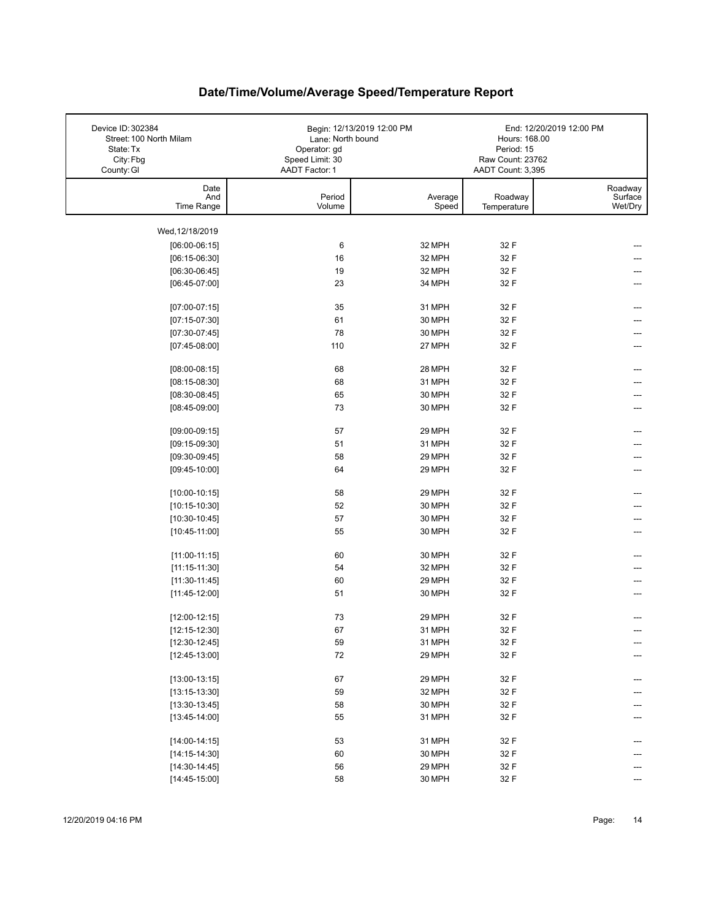# Date/Time/Volume/Average Speed/Temperature Report

| | | |
|---|---|---|
| Device ID: 302384 | Begin: 12/13/2019 12:00 PM | End: 12/20/2019 12:00 PM |
| Street: 100 North Milam | Lane: North bound | Hours: 168.00 |
| State: Tx | Operator: gd | Period: 15 |
| City: Fbg | Speed Limit: 30 | Raw Count: 23762 |
| County: Gl | AADT Factor: 1 | AADT Count: 3,395 |

| Date And Time Range | Period Volume | Average Speed | Roadway Temperature | Roadway Surface Wet/Dry |
|---|---|---|---|---|
| Wed, 12/18/2019 | | | | |
| [06:00-06:15] | 6 | 32 MPH | 32 F | --- |
| [06:15-06:30] | 16 | 32 MPH | 32 F | --- |
| [06:30-06:45] | 19 | 32 MPH | 32 F | --- |
| [06:45-07:00] | 23 | 34 MPH | 32 F | --- |
| [07:00-07:15] | 35 | 31 MPH | 32 F | --- |
| [07:15-07:30] | 61 | 30 MPH | 32 F | --- |
| [07:30-07:45] | 78 | 30 MPH | 32 F | --- |
| [07:45-08:00] | 110 | 27 MPH | 32 F | --- |
| [08:00-08:15] | 68 | 28 MPH | 32 F | --- |
| [08:15-08:30] | 68 | 31 MPH | 32 F | --- |
| [08:30-08:45] | 65 | 30 MPH | 32 F | --- |
| [08:45-09:00] | 73 | 30 MPH | 32 F | --- |
| [09:00-09:15] | 57 | 29 MPH | 32 F | --- |
| [09:15-09:30] | 51 | 31 MPH | 32 F | --- |
| [09:30-09:45] | 58 | 29 MPH | 32 F | --- |
| [09:45-10:00] | 64 | 29 MPH | 32 F | --- |
| [10:00-10:15] | 58 | 29 MPH | 32 F | --- |
| [10:15-10:30] | 52 | 30 MPH | 32 F | --- |
| [10:30-10:45] | 57 | 30 MPH | 32 F | --- |
| [10:45-11:00] | 55 | 30 MPH | 32 F | --- |
| [11:00-11:15] | 60 | 30 MPH | 32 F | --- |
| [11:15-11:30] | 54 | 32 MPH | 32 F | --- |
| [11:30-11:45] | 60 | 29 MPH | 32 F | --- |
| [11:45-12:00] | 51 | 30 MPH | 32 F | --- |
| [12:00-12:15] | 73 | 29 MPH | 32 F | --- |
| [12:15-12:30] | 67 | 31 MPH | 32 F | --- |
| [12:30-12:45] | 59 | 31 MPH | 32 F | --- |
| [12:45-13:00] | 72 | 29 MPH | 32 F | --- |
| [13:00-13:15] | 67 | 29 MPH | 32 F | --- |
| [13:15-13:30] | 59 | 32 MPH | 32 F | --- |
| [13:30-13:45] | 58 | 30 MPH | 32 F | --- |
| [13:45-14:00] | 55 | 31 MPH | 32 F | --- |
| [14:00-14:15] | 53 | 31 MPH | 32 F | --- |
| [14:15-14:30] | 60 | 30 MPH | 32 F | --- |
| [14:30-14:45] | 56 | 29 MPH | 32 F | --- |
| [14:45-15:00] | 58 | 30 MPH | 32 F | --- |

12/20/2019 04:16 PM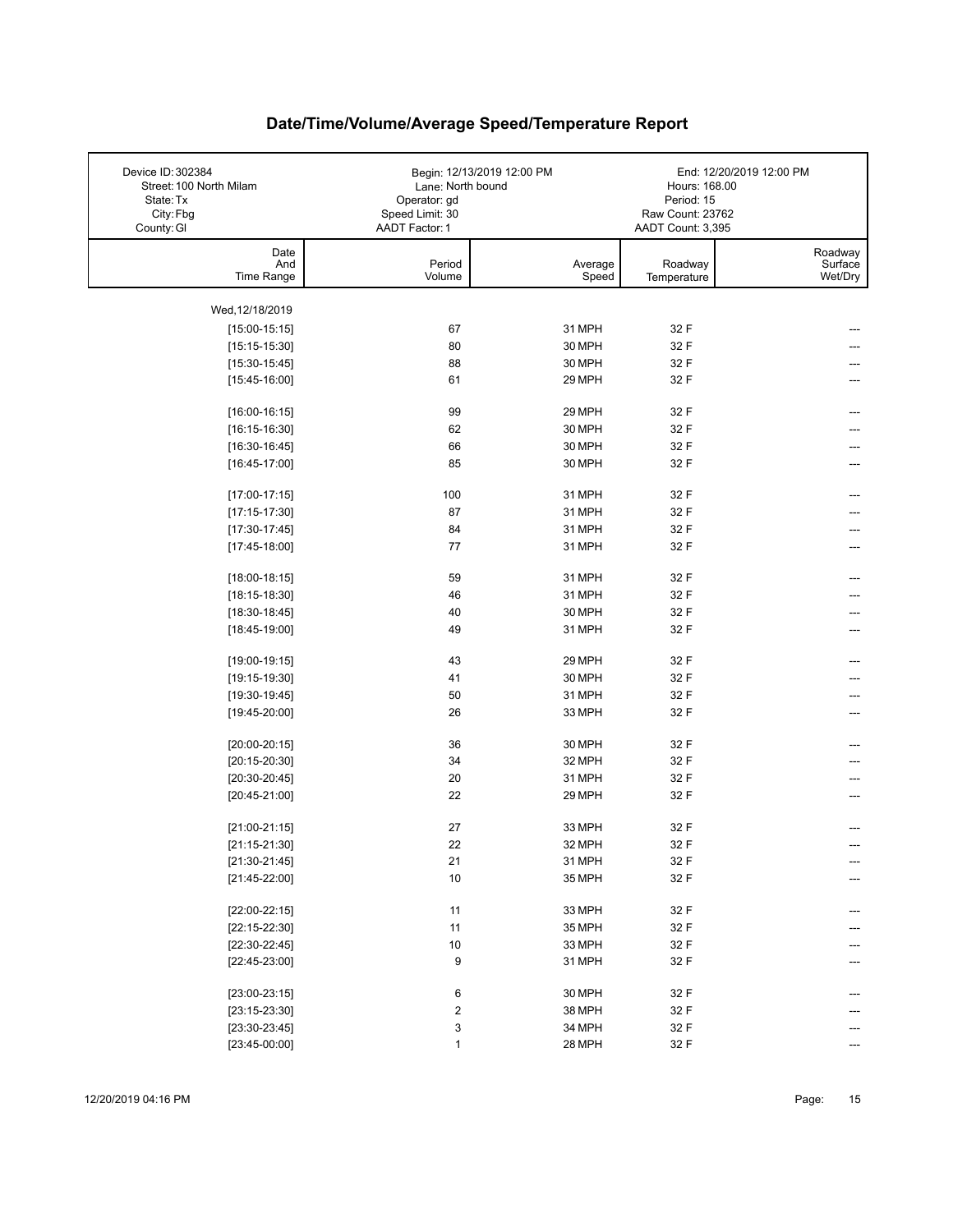# Date/Time/Volume/Average Speed/Temperature Report

| Device ID: 302384 | Begin: 12/13/2019 12:00 PM | End: 12/20/2019 12:00 PM |
|---|---|---|
| Street: 100 North Milam | Lane: North bound | Hours: 168.00 |
| State: Tx | Operator: gd | Period: 15 |
| City: Fbg | Speed Limit: 30 | Raw Count: 23762 |
| County: Gl | AADT Factor: 1 | AADT Count: 3,395 |

| Date And Time Range | Period Volume | Average Speed | Roadway Temperature | Roadway Surface Wet/Dry |
|---|---|---|---|---|
| Wed, 12/18/2019 | | | | |
| [15:00-15:15] | 67 | 31 MPH | 32 F | --- |
| [15:15-15:30] | 80 | 30 MPH | 32 F | --- |
| [15:30-15:45] | 88 | 30 MPH | 32 F | --- |
| [15:45-16:00] | 61 | 29 MPH | 32 F | --- |
| [16:00-16:15] | 99 | 29 MPH | 32 F | --- |
| [16:15-16:30] | 62 | 30 MPH | 32 F | --- |
| [16:30-16:45] | 66 | 30 MPH | 32 F | --- |
| [16:45-17:00] | 85 | 30 MPH | 32 F | --- |
| [17:00-17:15] | 100 | 31 MPH | 32 F | --- |
| [17:15-17:30] | 87 | 31 MPH | 32 F | --- |
| [17:30-17:45] | 84 | 31 MPH | 32 F | --- |
| [17:45-18:00] | 77 | 31 MPH | 32 F | --- |
| [18:00-18:15] | 59 | 31 MPH | 32 F | --- |
| [18:15-18:30] | 46 | 31 MPH | 32 F | --- |
| [18:30-18:45] | 40 | 30 MPH | 32 F | --- |
| [18:45-19:00] | 49 | 31 MPH | 32 F | --- |
| [19:00-19:15] | 43 | 29 MPH | 32 F | --- |
| [19:15-19:30] | 41 | 30 MPH | 32 F | --- |
| [19:30-19:45] | 50 | 31 MPH | 32 F | --- |
| [19:45-20:00] | 26 | 33 MPH | 32 F | --- |
| [20:00-20:15] | 36 | 30 MPH | 32 F | --- |
| [20:15-20:30] | 34 | 32 MPH | 32 F | --- |
| [20:30-20:45] | 20 | 31 MPH | 32 F | --- |
| [20:45-21:00] | 22 | 29 MPH | 32 F | --- |
| [21:00-21:15] | 27 | 33 MPH | 32 F | --- |
| [21:15-21:30] | 22 | 32 MPH | 32 F | --- |
| [21:30-21:45] | 21 | 31 MPH | 32 F | --- |
| [21:45-22:00] | 10 | 35 MPH | 32 F | --- |
| [22:00-22:15] | 11 | 33 MPH | 32 F | --- |
| [22:15-22:30] | 11 | 35 MPH | 32 F | --- |
| [22:30-22:45] | 10 | 33 MPH | 32 F | --- |
| [22:45-23:00] | 9 | 31 MPH | 32 F | --- |
| [23:00-23:15] | 6 | 30 MPH | 32 F | --- |
| [23:15-23:30] | 2 | 38 MPH | 32 F | --- |
| [23:30-23:45] | 3 | 34 MPH | 32 F | --- |
| [23:45-00:00] | 1 | 28 MPH | 32 F | --- |

12/20/2019 04:16 PM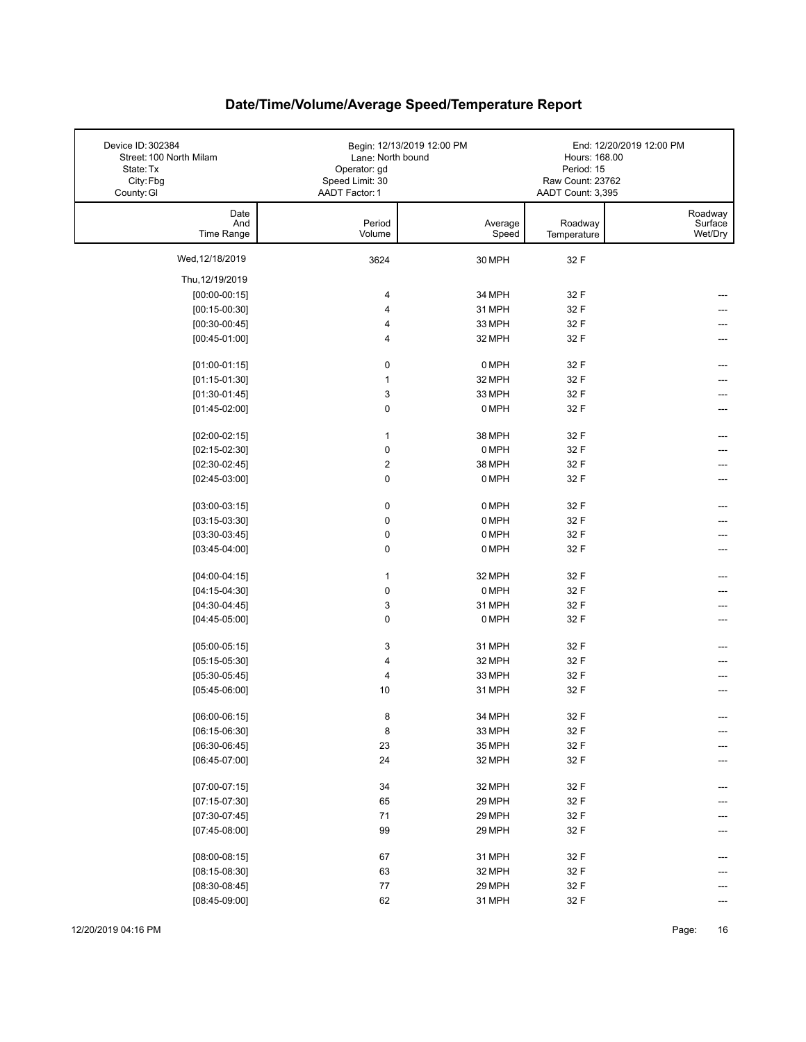# Date/Time/Volume/Average Speed/Temperature Report

| Device ID: 302384<br>Street: 100 North Milam<br>State: Tx<br>City: Fbg<br>County: Gl | Begin: 12/13/2019 12:00 PM<br>Lane: North bound<br>Operator: gd<br>Speed Limit: 30<br>AADT Factor: 1 | End: 12/20/2019 12:00 PM<br>Hours: 168.00<br>Period: 15<br>Raw Count: 23762<br>AADT Count: 3,395 |
|---|---|---|

| Date And Time Range | Period Volume | Average Speed | Roadway Temperature | Roadway Surface Wet/Dry |
|---|---|---|---|---|
| Wed,12/18/2019 | 3624 | 30 MPH | 32 F | |
| Thu,12/19/2019 | | | | |
| [00:00-00:15] | 4 | 34 MPH | 32 F | --- |
| [00:15-00:30] | 4 | 31 MPH | 32 F | --- |
| [00:30-00:45] | 4 | 33 MPH | 32 F | --- |
| [00:45-01:00] | 4 | 32 MPH | 32 F | --- |
| [01:00-01:15] | 0 | 0 MPH | 32 F | --- |
| [01:15-01:30] | 1 | 32 MPH | 32 F | --- |
| [01:30-01:45] | 3 | 33 MPH | 32 F | --- |
| [01:45-02:00] | 0 | 0 MPH | 32 F | --- |
| [02:00-02:15] | 1 | 38 MPH | 32 F | --- |
| [02:15-02:30] | 0 | 0 MPH | 32 F | --- |
| [02:30-02:45] | 2 | 38 MPH | 32 F | --- |
| [02:45-03:00] | 0 | 0 MPH | 32 F | --- |
| [03:00-03:15] | 0 | 0 MPH | 32 F | --- |
| [03:15-03:30] | 0 | 0 MPH | 32 F | --- |
| [03:30-03:45] | 0 | 0 MPH | 32 F | --- |
| [03:45-04:00] | 0 | 0 MPH | 32 F | --- |
| [04:00-04:15] | 1 | 32 MPH | 32 F | --- |
| [04:15-04:30] | 0 | 0 MPH | 32 F | --- |
| [04:30-04:45] | 3 | 31 MPH | 32 F | --- |
| [04:45-05:00] | 0 | 0 MPH | 32 F | --- |
| [05:00-05:15] | 3 | 31 MPH | 32 F | --- |
| [05:15-05:30] | 4 | 32 MPH | 32 F | --- |
| [05:30-05:45] | 4 | 33 MPH | 32 F | --- |
| [05:45-06:00] | 10 | 31 MPH | 32 F | --- |
| [06:00-06:15] | 8 | 34 MPH | 32 F | --- |
| [06:15-06:30] | 8 | 33 MPH | 32 F | --- |
| [06:30-06:45] | 23 | 35 MPH | 32 F | --- |
| [06:45-07:00] | 24 | 32 MPH | 32 F | --- |
| [07:00-07:15] | 34 | 32 MPH | 32 F | --- |
| [07:15-07:30] | 65 | 29 MPH | 32 F | --- |
| [07:30-07:45] | 71 | 29 MPH | 32 F | --- |
| [07:45-08:00] | 99 | 29 MPH | 32 F | --- |
| [08:00-08:15] | 67 | 31 MPH | 32 F | --- |
| [08:15-08:30] | 63 | 32 MPH | 32 F | --- |
| [08:30-08:45] | 77 | 29 MPH | 32 F | --- |
| [08:45-09:00] | 62 | 31 MPH | 32 F | --- |

12/20/2019 04:16 PM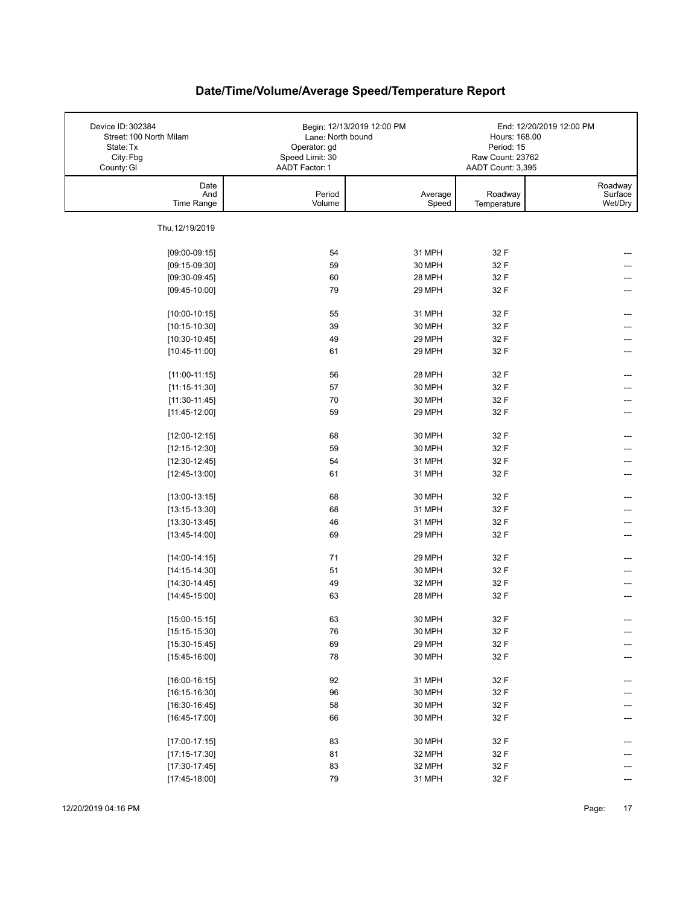# Date/Time/Volume/Average Speed/Temperature Report

| | | |
|---|---|---|
| Device ID: 302384 | Begin: 12/13/2019 12:00 PM | End: 12/20/2019 12:00 PM |
| Street: 100 North Milam | Lane: North bound | Hours: 168.00 |
| State: Tx | Operator: gd | Period: 15 |
| City: Fbg | Speed Limit: 30 | Raw Count: 23762 |
| County: Gl | AADT Factor: 1 | AADT Count: 3,395 |

| Date And Time Range | Period Volume | Average Speed | Roadway Temperature | Roadway Surface Wet/Dry |
|---|---|---|---|---|
| Thu, 12/19/2019 | | | | |
| [09:00-09:15] | 54 | 31 MPH | 32 F | --- |
| [09:15-09:30] | 59 | 30 MPH | 32 F | --- |
| [09:30-09:45] | 60 | 28 MPH | 32 F | --- |
| [09:45-10:00] | 79 | 29 MPH | 32 F | --- |
| [10:00-10:15] | 55 | 31 MPH | 32 F | --- |
| [10:15-10:30] | 39 | 30 MPH | 32 F | --- |
| [10:30-10:45] | 49 | 29 MPH | 32 F | --- |
| [10:45-11:00] | 61 | 29 MPH | 32 F | --- |
| [11:00-11:15] | 56 | 28 MPH | 32 F | --- |
| [11:15-11:30] | 57 | 30 MPH | 32 F | --- |
| [11:30-11:45] | 70 | 30 MPH | 32 F | --- |
| [11:45-12:00] | 59 | 29 MPH | 32 F | --- |
| [12:00-12:15] | 68 | 30 MPH | 32 F | --- |
| [12:15-12:30] | 59 | 30 MPH | 32 F | --- |
| [12:30-12:45] | 54 | 31 MPH | 32 F | --- |
| [12:45-13:00] | 61 | 31 MPH | 32 F | --- |
| [13:00-13:15] | 68 | 30 MPH | 32 F | --- |
| [13:15-13:30] | 68 | 31 MPH | 32 F | --- |
| [13:30-13:45] | 46 | 31 MPH | 32 F | --- |
| [13:45-14:00] | 69 | 29 MPH | 32 F | --- |
| [14:00-14:15] | 71 | 29 MPH | 32 F | --- |
| [14:15-14:30] | 51 | 30 MPH | 32 F | --- |
| [14:30-14:45] | 49 | 32 MPH | 32 F | --- |
| [14:45-15:00] | 63 | 28 MPH | 32 F | --- |
| [15:00-15:15] | 63 | 30 MPH | 32 F | --- |
| [15:15-15:30] | 76 | 30 MPH | 32 F | --- |
| [15:30-15:45] | 69 | 29 MPH | 32 F | --- |
| [15:45-16:00] | 78 | 30 MPH | 32 F | --- |
| [16:00-16:15] | 92 | 31 MPH | 32 F | --- |
| [16:15-16:30] | 96 | 30 MPH | 32 F | --- |
| [16:30-16:45] | 58 | 30 MPH | 32 F | --- |
| [16:45-17:00] | 66 | 30 MPH | 32 F | --- |
| [17:00-17:15] | 83 | 30 MPH | 32 F | --- |
| [17:15-17:30] | 81 | 32 MPH | 32 F | --- |
| [17:30-17:45] | 83 | 32 MPH | 32 F | --- |
| [17:45-18:00] | 79 | 31 MPH | 32 F | --- |

12/20/2019 04:16 PM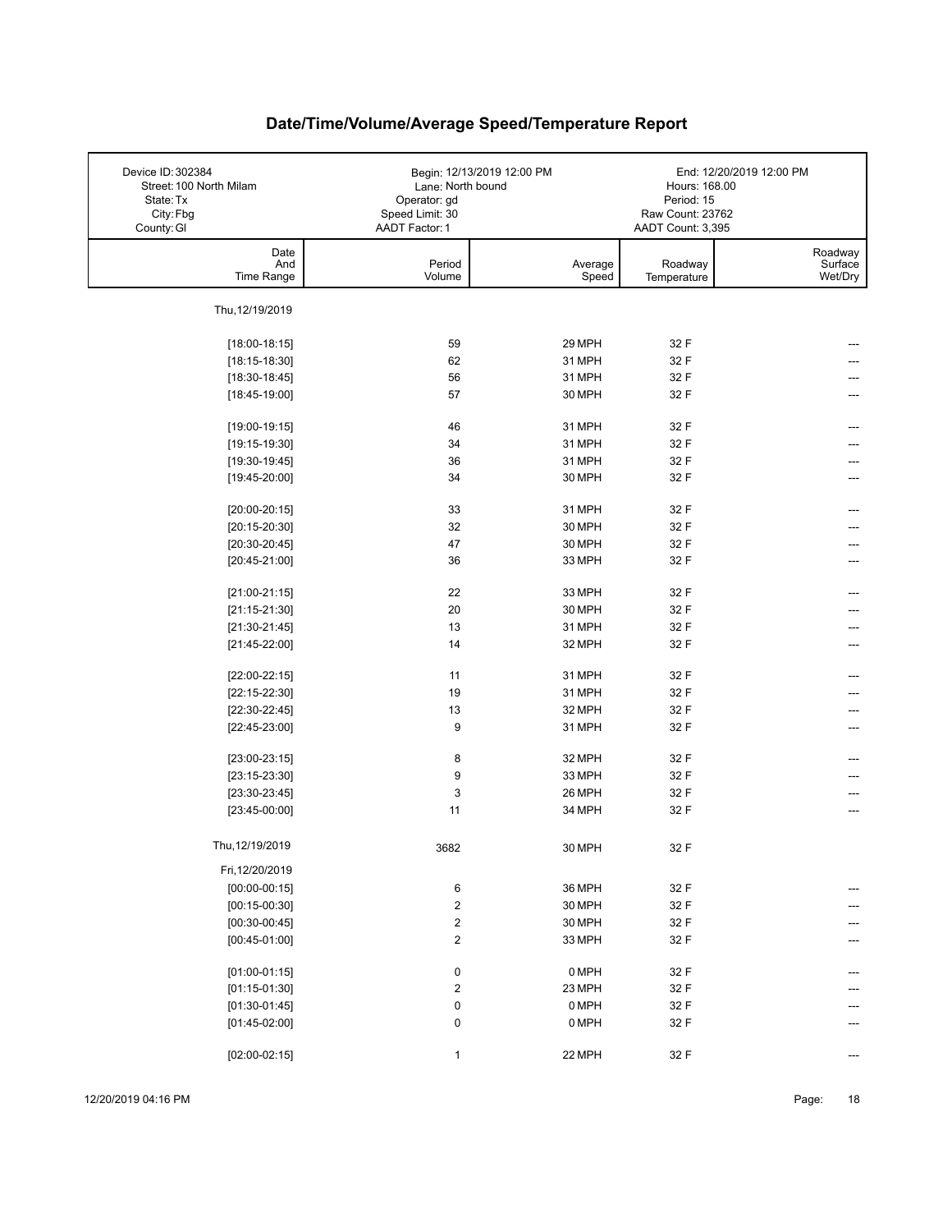# Date/Time/Volume/Average Speed/Temperature Report

| | | |
|---|---|---|
| Device ID: 302384 | Begin: 12/13/2019 12:00 PM | End: 12/20/2019 12:00 PM |
| Street: 100 North Milam | Lane: North bound | Hours: 168.00 |
| State: Tx | Operator: gd | Period: 15 |
| City: Fbg | Speed Limit: 30 | Raw Count: 23762 |
| County: Gl | AADT Factor: 1 | AADT Count: 3,395 |

| Date And Time Range | Period Volume | Average Speed | Roadway Temperature | Roadway Surface Wet/Dry |
|---|---|---|---|---|
| Thu, 12/19/2019 | | | | |
| [18:00-18:15] | 59 | 29 MPH | 32 F | --- |
| [18:15-18:30] | 62 | 31 MPH | 32 F | --- |
| [18:30-18:45] | 56 | 31 MPH | 32 F | --- |
| [18:45-19:00] | 57 | 30 MPH | 32 F | --- |
| [19:00-19:15] | 46 | 31 MPH | 32 F | --- |
| [19:15-19:30] | 34 | 31 MPH | 32 F | --- |
| [19:30-19:45] | 36 | 31 MPH | 32 F | --- |
| [19:45-20:00] | 34 | 30 MPH | 32 F | --- |
| [20:00-20:15] | 33 | 31 MPH | 32 F | --- |
| [20:15-20:30] | 32 | 30 MPH | 32 F | --- |
| [20:30-20:45] | 47 | 30 MPH | 32 F | --- |
| [20:45-21:00] | 36 | 33 MPH | 32 F | --- |
| [21:00-21:15] | 22 | 33 MPH | 32 F | --- |
| [21:15-21:30] | 20 | 30 MPH | 32 F | --- |
| [21:30-21:45] | 13 | 31 MPH | 32 F | --- |
| [21:45-22:00] | 14 | 32 MPH | 32 F | --- |
| [22:00-22:15] | 11 | 31 MPH | 32 F | --- |
| [22:15-22:30] | 19 | 31 MPH | 32 F | --- |
| [22:30-22:45] | 13 | 32 MPH | 32 F | --- |
| [22:45-23:00] | 9 | 31 MPH | 32 F | --- |
| [23:00-23:15] | 8 | 32 MPH | 32 F | --- |
| [23:15-23:30] | 9 | 33 MPH | 32 F | --- |
| [23:30-23:45] | 3 | 26 MPH | 32 F | --- |
| [23:45-00:00] | 11 | 34 MPH | 32 F | --- |
| Thu, 12/19/2019 | 3682 | 30 MPH | 32 F | |
| Fri, 12/20/2019 | | | | |
| [00:00-00:15] | 6 | 36 MPH | 32 F | --- |
| [00:15-00:30] | 2 | 30 MPH | 32 F | --- |
| [00:30-00:45] | 2 | 30 MPH | 32 F | --- |
| [00:45-01:00] | 2 | 33 MPH | 32 F | --- |
| [01:00-01:15] | 0 | 0 MPH | 32 F | --- |
| [01:15-01:30] | 2 | 23 MPH | 32 F | --- |
| [01:30-01:45] | 0 | 0 MPH | 32 F | --- |
| [01:45-02:00] | 0 | 0 MPH | 32 F | --- |
| [02:00-02:15] | 1 | 22 MPH | 32 F | --- |

12/20/2019 04:16 PM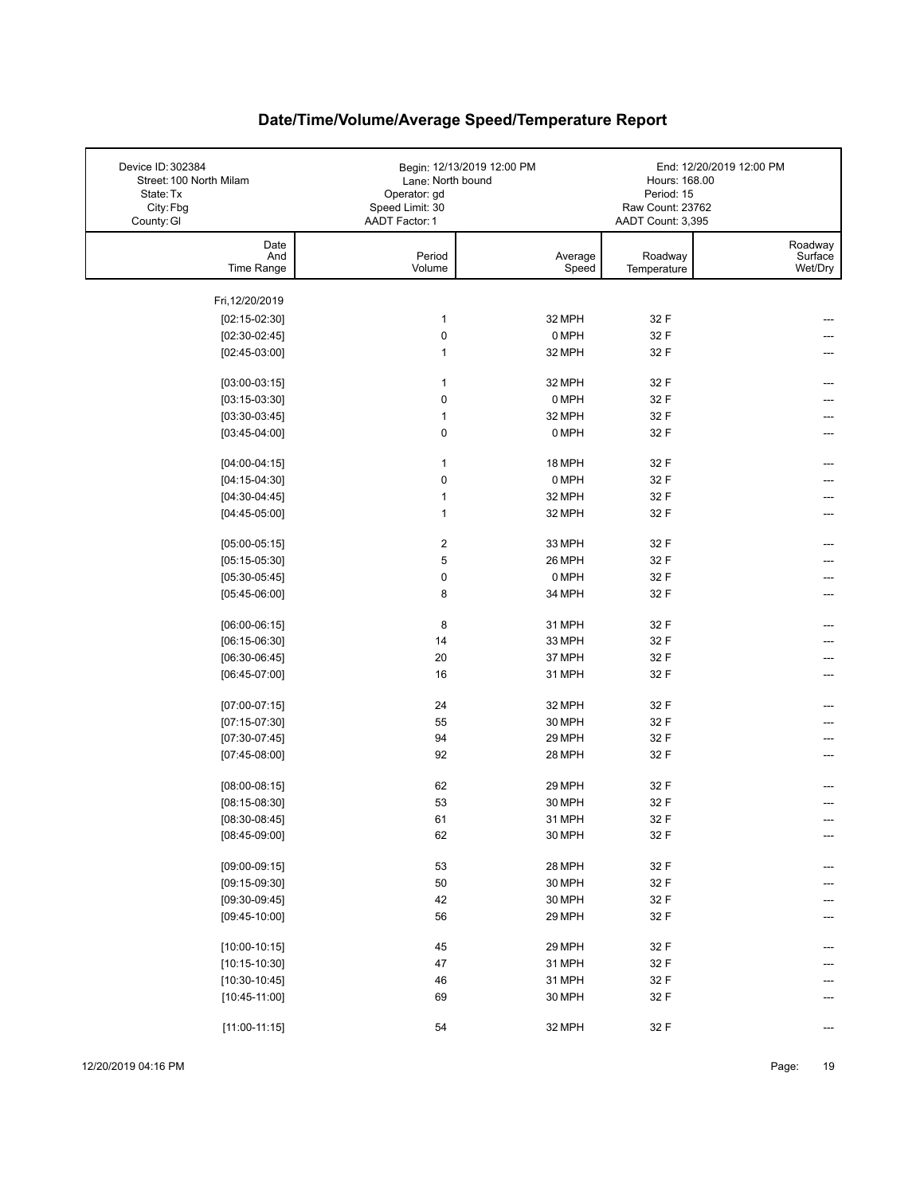# Date/Time/Volume/Average Speed/Temperature Report

| | | |
|---|---|---|
| Device ID: 302384 | Begin: 12/13/2019 12:00 PM | End: 12/20/2019 12:00 PM |
| Street: 100 North Milam | Lane: North bound | Hours: 168.00 |
| State: Tx | Operator: gd | Period: 15 |
| City: Fbg | Speed Limit: 30 | Raw Count: 23762 |
| County: Gl | AADT Factor: 1 | AADT Count: 3,395 |

| Date And Time Range | Period Volume | Average Speed | Roadway Temperature | Roadway Surface Wet/Dry |
|---|---|---|---|---|
| Fri, 12/20/2019 | | | | |
| [02:15-02:30] | 1 | 32 MPH | 32 F | --- |
| [02:30-02:45] | 0 | 0 MPH | 32 F | --- |
| [02:45-03:00] | 1 | 32 MPH | 32 F | --- |
| [03:00-03:15] | 1 | 32 MPH | 32 F | --- |
| [03:15-03:30] | 0 | 0 MPH | 32 F | --- |
| [03:30-03:45] | 1 | 32 MPH | 32 F | --- |
| [03:45-04:00] | 0 | 0 MPH | 32 F | --- |
| [04:00-04:15] | 1 | 18 MPH | 32 F | --- |
| [04:15-04:30] | 0 | 0 MPH | 32 F | --- |
| [04:30-04:45] | 1 | 32 MPH | 32 F | --- |
| [04:45-05:00] | 1 | 32 MPH | 32 F | --- |
| [05:00-05:15] | 2 | 33 MPH | 32 F | --- |
| [05:15-05:30] | 5 | 26 MPH | 32 F | --- |
| [05:30-05:45] | 0 | 0 MPH | 32 F | --- |
| [05:45-06:00] | 8 | 34 MPH | 32 F | --- |
| [06:00-06:15] | 8 | 31 MPH | 32 F | --- |
| [06:15-06:30] | 14 | 33 MPH | 32 F | --- |
| [06:30-06:45] | 20 | 37 MPH | 32 F | --- |
| [06:45-07:00] | 16 | 31 MPH | 32 F | --- |
| [07:00-07:15] | 24 | 32 MPH | 32 F | --- |
| [07:15-07:30] | 55 | 30 MPH | 32 F | --- |
| [07:30-07:45] | 94 | 29 MPH | 32 F | --- |
| [07:45-08:00] | 92 | 28 MPH | 32 F | --- |
| [08:00-08:15] | 62 | 29 MPH | 32 F | --- |
| [08:15-08:30] | 53 | 30 MPH | 32 F | --- |
| [08:30-08:45] | 61 | 31 MPH | 32 F | --- |
| [08:45-09:00] | 62 | 30 MPH | 32 F | --- |
| [09:00-09:15] | 53 | 28 MPH | 32 F | --- |
| [09:15-09:30] | 50 | 30 MPH | 32 F | --- |
| [09:30-09:45] | 42 | 30 MPH | 32 F | --- |
| [09:45-10:00] | 56 | 29 MPH | 32 F | --- |
| [10:00-10:15] | 45 | 29 MPH | 32 F | --- |
| [10:15-10:30] | 47 | 31 MPH | 32 F | --- |
| [10:30-10:45] | 46 | 31 MPH | 32 F | --- |
| [10:45-11:00] | 69 | 30 MPH | 32 F | --- |
| [11:00-11:15] | 54 | 32 MPH | 32 F | --- |

12/20/2019 04:16 PM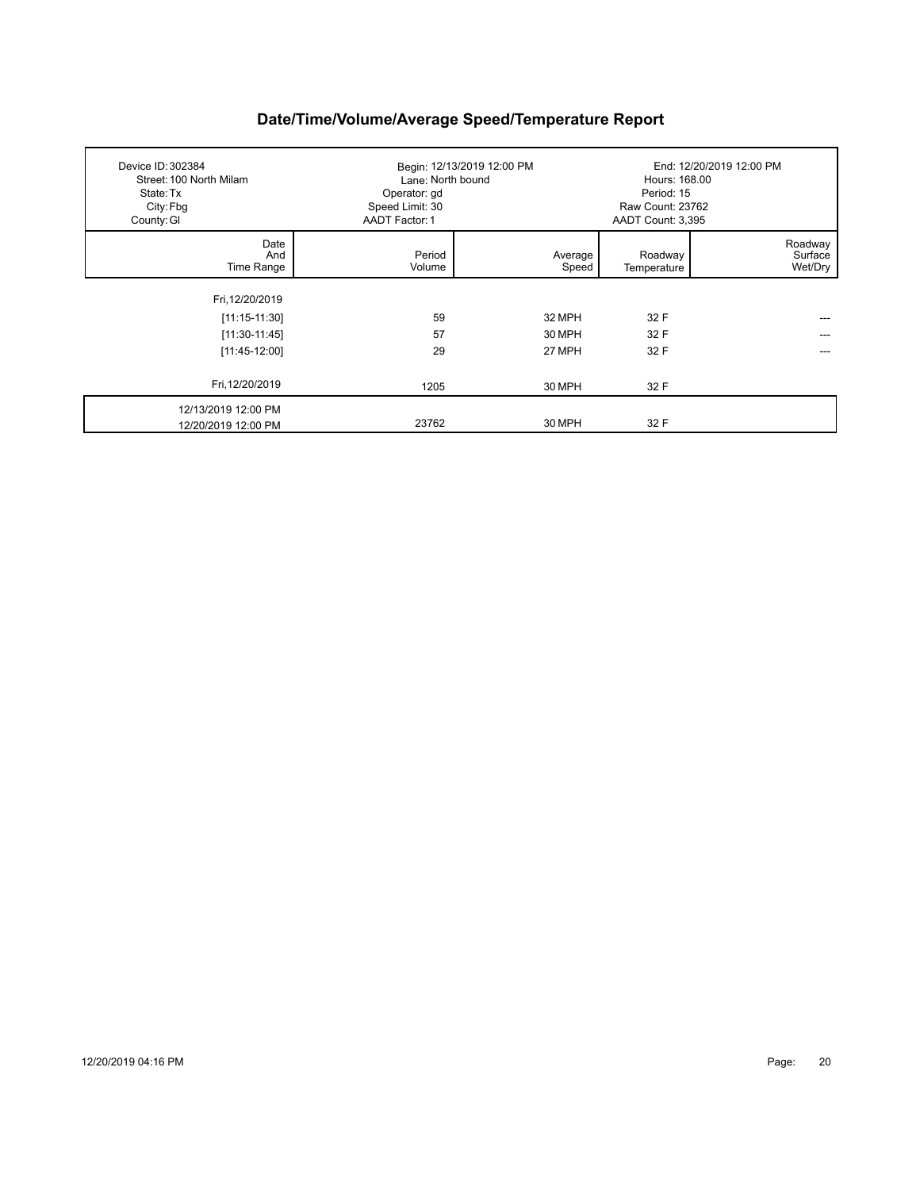# Date/Time/Volume/Average Speed/Temperature Report

| | | |
|---|---|---|
| Device ID: 302384 | Begin: 12/13/2019 12:00 PM | End: 12/20/2019 12:00 PM |
| Street: 100 North Milam | Lane: North bound | Hours: 168.00 |
| State: Tx | Operator: gd | Period: 15 |
| City: Fbg | Speed Limit: 30 | Raw Count: 23762 |
| County: Gl | AADT Factor: 1 | AADT Count: 3,395 |

| Date And Time Range | Period Volume | Average Speed | Roadway Temperature | Roadway Surface Wet/Dry |
|---|---|---|---|---|
| Fri,12/20/2019 | | | | |
| [11:15-11:30] | 59 | 32 MPH | 32 F | --- |
| [11:30-11:45] | 57 | 30 MPH | 32 F | --- |
| [11:45-12:00] | 29 | 27 MPH | 32 F | --- |
| Fri,12/20/2019 | 1205 | 30 MPH | 32 F | |
| 12/13/2019 12:00 PM 12/20/2019 12:00 PM | 23762 | 30 MPH | 32 F | |

12/20/2019 04:16 PM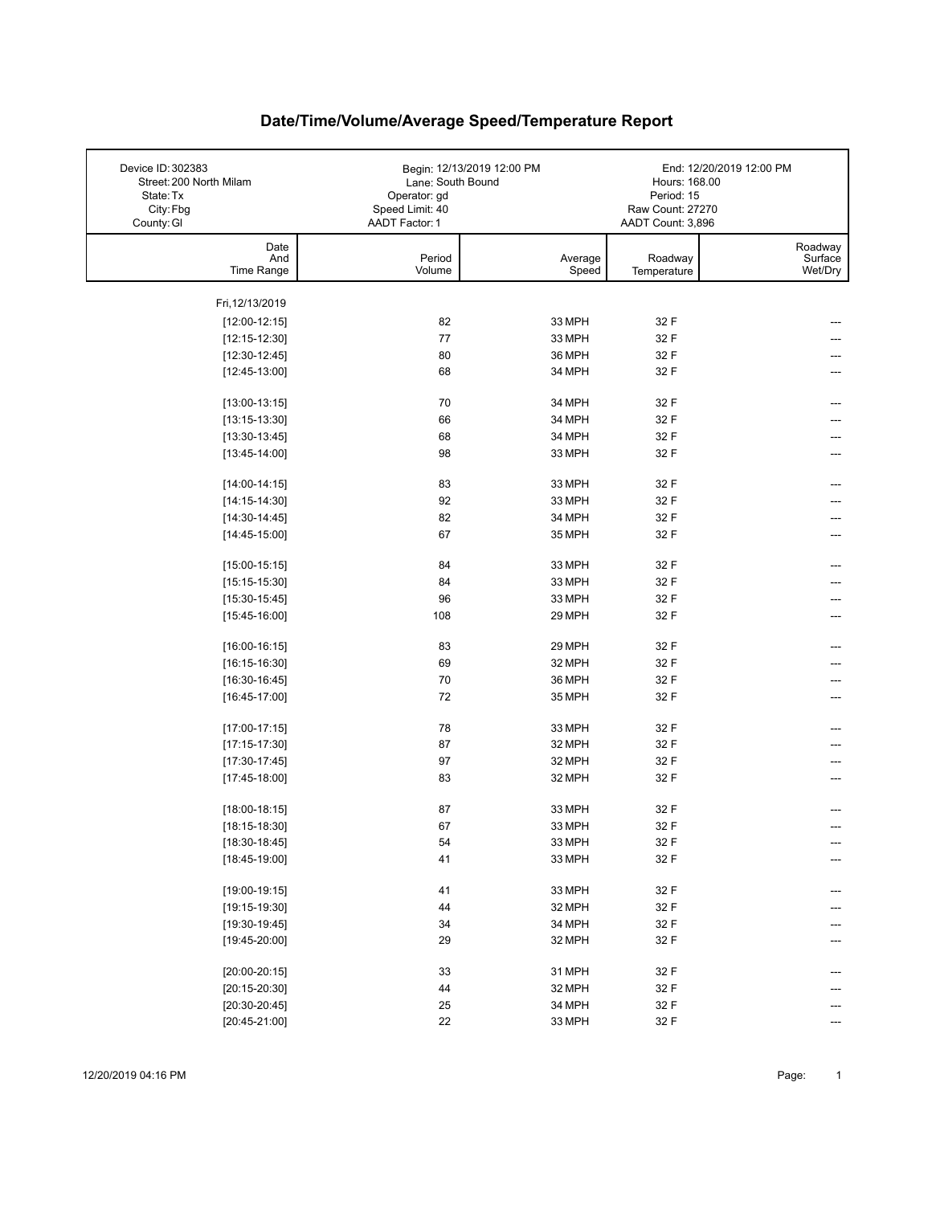# Date/Time/Volume/Average Speed/Temperature Report

| | | |
|---|---|---|
| Device ID: 302383 | Begin: 12/13/2019 12:00 PM | End: 12/20/2019 12:00 PM |
| Street: 200 North Milam | Lane: South Bound | Hours: 168.00 |
| State: Tx | Operator: gd | Period: 15 |
| City: Fbg | Speed Limit: 40 | Raw Count: 27270 |
| County: Gl | AADT Factor: 1 | AADT Count: 3,896 |

| Date And Time Range | Period Volume | Average Speed | Roadway Temperature | Roadway Surface Wet/Dry |
|---|---|---|---|---|
| Fri, 12/13/2019 | | | | |
| [12:00-12:15] | 82 | 33 MPH | 32 F | --- |
| [12:15-12:30] | 77 | 33 MPH | 32 F | --- |
| [12:30-12:45] | 80 | 36 MPH | 32 F | --- |
| [12:45-13:00] | 68 | 34 MPH | 32 F | --- |
| [13:00-13:15] | 70 | 34 MPH | 32 F | --- |
| [13:15-13:30] | 66 | 34 MPH | 32 F | --- |
| [13:30-13:45] | 68 | 34 MPH | 32 F | --- |
| [13:45-14:00] | 98 | 33 MPH | 32 F | --- |
| [14:00-14:15] | 83 | 33 MPH | 32 F | --- |
| [14:15-14:30] | 92 | 33 MPH | 32 F | --- |
| [14:30-14:45] | 82 | 34 MPH | 32 F | --- |
| [14:45-15:00] | 67 | 35 MPH | 32 F | --- |
| [15:00-15:15] | 84 | 33 MPH | 32 F | --- |
| [15:15-15:30] | 84 | 33 MPH | 32 F | --- |
| [15:30-15:45] | 96 | 33 MPH | 32 F | --- |
| [15:45-16:00] | 108 | 29 MPH | 32 F | --- |
| [16:00-16:15] | 83 | 29 MPH | 32 F | --- |
| [16:15-16:30] | 69 | 32 MPH | 32 F | --- |
| [16:30-16:45] | 70 | 36 MPH | 32 F | --- |
| [16:45-17:00] | 72 | 35 MPH | 32 F | --- |
| [17:00-17:15] | 78 | 33 MPH | 32 F | --- |
| [17:15-17:30] | 87 | 32 MPH | 32 F | --- |
| [17:30-17:45] | 97 | 32 MPH | 32 F | --- |
| [17:45-18:00] | 83 | 32 MPH | 32 F | --- |
| [18:00-18:15] | 87 | 33 MPH | 32 F | --- |
| [18:15-18:30] | 67 | 33 MPH | 32 F | --- |
| [18:30-18:45] | 54 | 33 MPH | 32 F | --- |
| [18:45-19:00] | 41 | 33 MPH | 32 F | --- |
| [19:00-19:15] | 41 | 33 MPH | 32 F | --- |
| [19:15-19:30] | 44 | 32 MPH | 32 F | --- |
| [19:30-19:45] | 34 | 34 MPH | 32 F | --- |
| [19:45-20:00] | 29 | 32 MPH | 32 F | --- |
| [20:00-20:15] | 33 | 31 MPH | 32 F | --- |
| [20:15-20:30] | 44 | 32 MPH | 32 F | --- |
| [20:30-20:45] | 25 | 34 MPH | 32 F | --- |
| [20:45-21:00] | 22 | 33 MPH | 32 F | --- |

12/20/2019 04:16 PM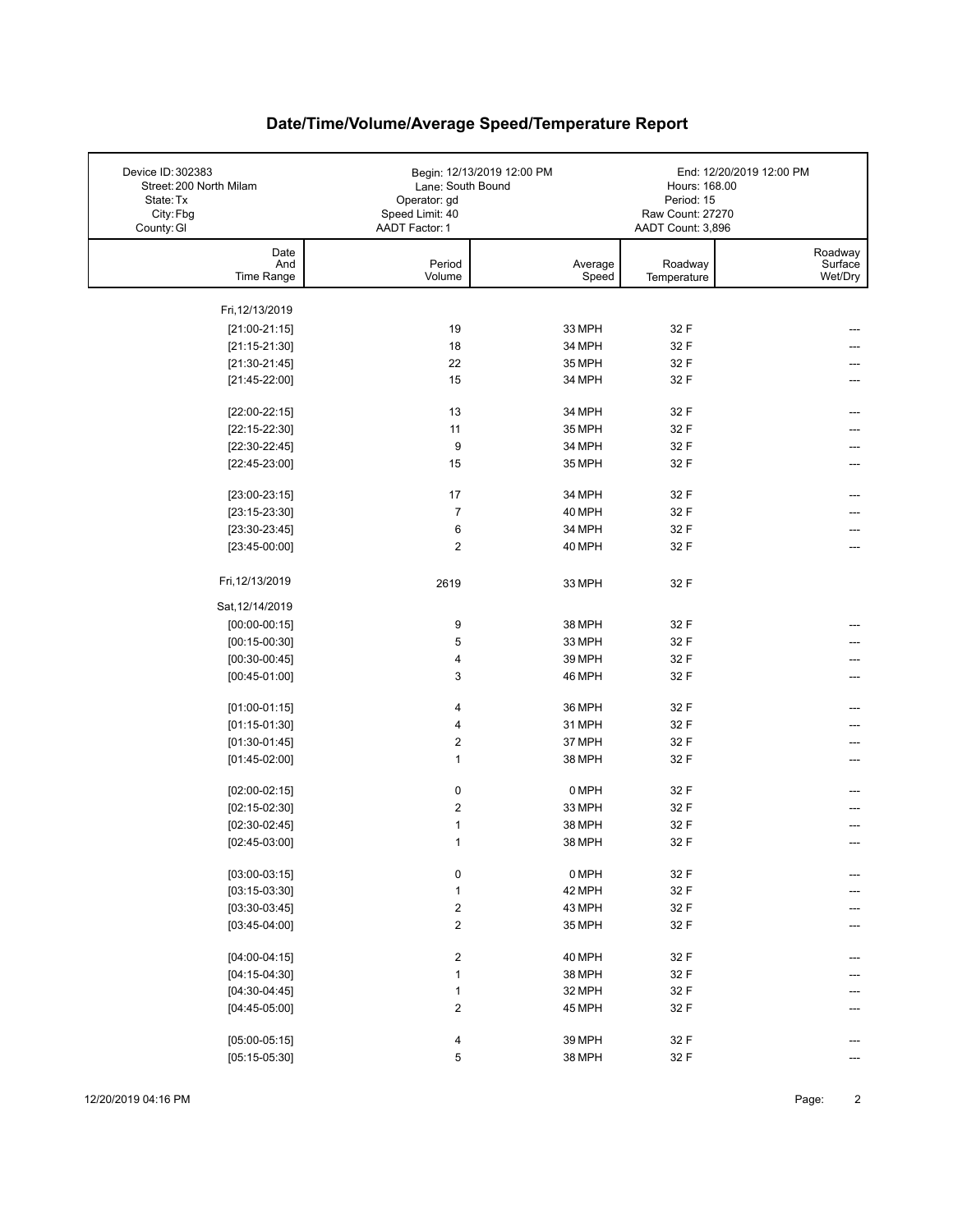# Date/Time/Volume/Average Speed/Temperature Report

| | | |
|---|---|---|
| Device ID: 302383 | Begin: 12/13/2019 12:00 PM | End: 12/20/2019 12:00 PM |
| Street: 200 North Milam | Lane: South Bound | Hours: 168.00 |
| State: Tx | Operator: gd | Period: 15 |
| City: Fbg | Speed Limit: 40 | Raw Count: 27270 |
| County: Gl | AADT Factor: 1 | AADT Count: 3,896 |

| Date And Time Range | Period Volume | Average Speed | Roadway Temperature | Roadway Surface Wet/Dry |
|---|---|---|---|---|
| Fri, 12/13/2019 | | | | |
| [21:00-21:15] | 19 | 33 MPH | 32 F | --- |
| [21:15-21:30] | 18 | 34 MPH | 32 F | --- |
| [21:30-21:45] | 22 | 35 MPH | 32 F | --- |
| [21:45-22:00] | 15 | 34 MPH | 32 F | --- |
| [22:00-22:15] | 13 | 34 MPH | 32 F | --- |
| [22:15-22:30] | 11 | 35 MPH | 32 F | --- |
| [22:30-22:45] | 9 | 34 MPH | 32 F | --- |
| [22:45-23:00] | 15 | 35 MPH | 32 F | --- |
| [23:00-23:15] | 17 | 34 MPH | 32 F | --- |
| [23:15-23:30] | 7 | 40 MPH | 32 F | --- |
| [23:30-23:45] | 6 | 34 MPH | 32 F | --- |
| [23:45-00:00] | 2 | 40 MPH | 32 F | --- |
| Fri, 12/13/2019 | 2619 | 33 MPH | 32 F | |
| Sat, 12/14/2019 | | | | |
| [00:00-00:15] | 9 | 38 MPH | 32 F | --- |
| [00:15-00:30] | 5 | 33 MPH | 32 F | --- |
| [00:30-00:45] | 4 | 39 MPH | 32 F | --- |
| [00:45-01:00] | 3 | 46 MPH | 32 F | --- |
| [01:00-01:15] | 4 | 36 MPH | 32 F | --- |
| [01:15-01:30] | 4 | 31 MPH | 32 F | --- |
| [01:30-01:45] | 2 | 37 MPH | 32 F | --- |
| [01:45-02:00] | 1 | 38 MPH | 32 F | --- |
| [02:00-02:15] | 0 | 0 MPH | 32 F | --- |
| [02:15-02:30] | 2 | 33 MPH | 32 F | --- |
| [02:30-02:45] | 1 | 38 MPH | 32 F | --- |
| [02:45-03:00] | 1 | 38 MPH | 32 F | --- |
| [03:00-03:15] | 0 | 0 MPH | 32 F | --- |
| [03:15-03:30] | 1 | 42 MPH | 32 F | --- |
| [03:30-03:45] | 2 | 43 MPH | 32 F | --- |
| [03:45-04:00] | 2 | 35 MPH | 32 F | --- |
| [04:00-04:15] | 2 | 40 MPH | 32 F | --- |
| [04:15-04:30] | 1 | 38 MPH | 32 F | --- |
| [04:30-04:45] | 1 | 32 MPH | 32 F | --- |
| [04:45-05:00] | 2 | 45 MPH | 32 F | --- |
| [05:00-05:15] | 4 | 39 MPH | 32 F | --- |
| [05:15-05:30] | 5 | 38 MPH | 32 F | --- |

12/20/2019 04:16 PM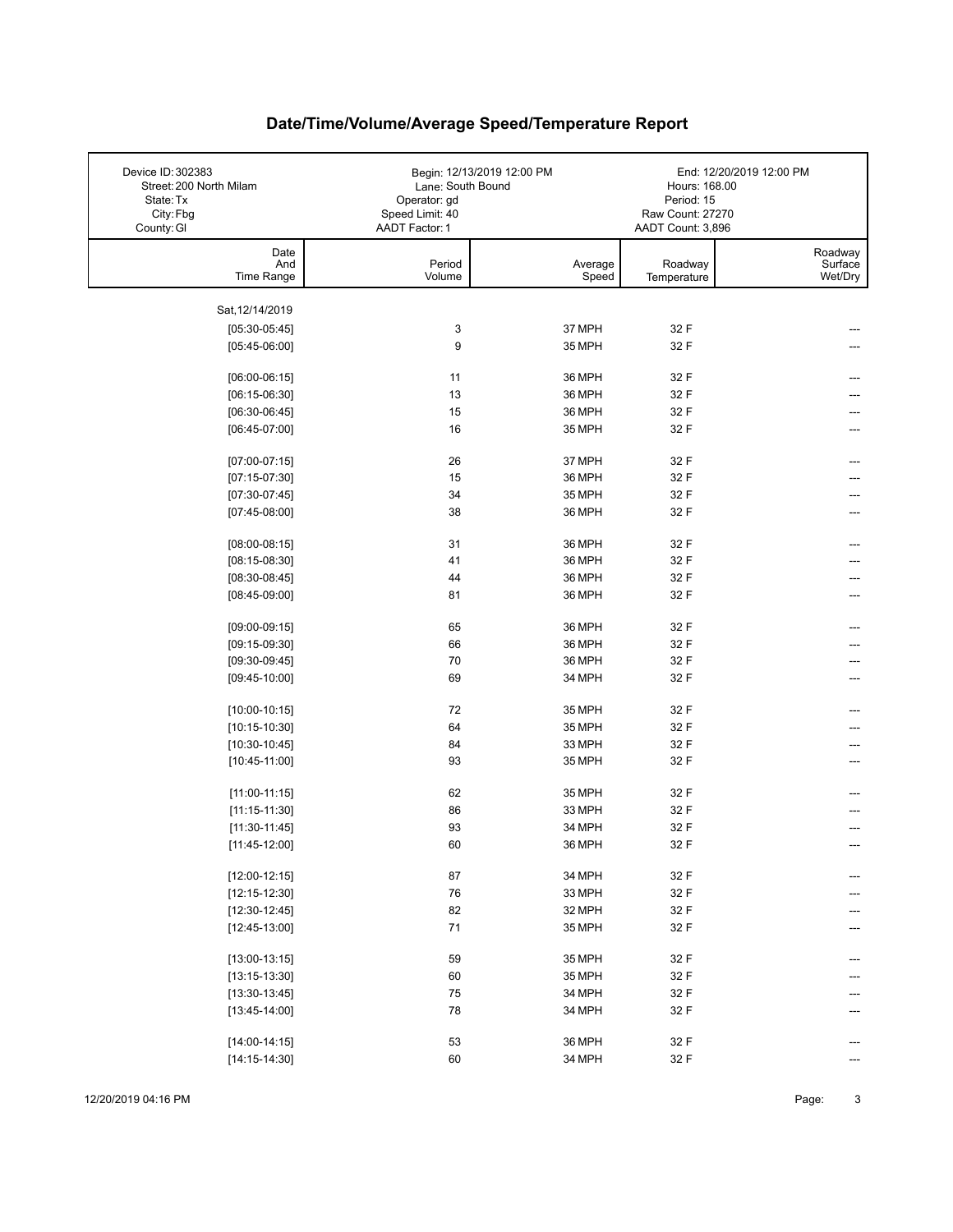# Date/Time/Volume/Average Speed/Temperature Report

| | | |
|---|---|---|
| Device ID: 302383 | Begin: 12/13/2019 12:00 PM | End: 12/20/2019 12:00 PM |
| Street: 200 North Milam | Lane: South Bound | Hours: 168.00 |
| State: Tx | Operator: gd | Period: 15 |
| City: Fbg | Speed Limit: 40 | Raw Count: 27270 |
| County: Gl | AADT Factor: 1 | AADT Count: 3,896 |

| Date And Time Range | Period Volume | Average Speed | Roadway Temperature | Roadway Surface Wet/Dry |
|---|---|---|---|---|
| Sat, 12/14/2019 | | | | |
| [05:30-05:45] | 3 | 37 MPH | 32 F | --- |
| [05:45-06:00] | 9 | 35 MPH | 32 F | --- |
| [06:00-06:15] | 11 | 36 MPH | 32 F | --- |
| [06:15-06:30] | 13 | 36 MPH | 32 F | --- |
| [06:30-06:45] | 15 | 36 MPH | 32 F | --- |
| [06:45-07:00] | 16 | 35 MPH | 32 F | --- |
| [07:00-07:15] | 26 | 37 MPH | 32 F | --- |
| [07:15-07:30] | 15 | 36 MPH | 32 F | --- |
| [07:30-07:45] | 34 | 35 MPH | 32 F | --- |
| [07:45-08:00] | 38 | 36 MPH | 32 F | --- |
| [08:00-08:15] | 31 | 36 MPH | 32 F | --- |
| [08:15-08:30] | 41 | 36 MPH | 32 F | --- |
| [08:30-08:45] | 44 | 36 MPH | 32 F | --- |
| [08:45-09:00] | 81 | 36 MPH | 32 F | --- |
| [09:00-09:15] | 65 | 36 MPH | 32 F | --- |
| [09:15-09:30] | 66 | 36 MPH | 32 F | --- |
| [09:30-09:45] | 70 | 36 MPH | 32 F | --- |
| [09:45-10:00] | 69 | 34 MPH | 32 F | --- |
| [10:00-10:15] | 72 | 35 MPH | 32 F | --- |
| [10:15-10:30] | 64 | 35 MPH | 32 F | --- |
| [10:30-10:45] | 84 | 33 MPH | 32 F | --- |
| [10:45-11:00] | 93 | 35 MPH | 32 F | --- |
| [11:00-11:15] | 62 | 35 MPH | 32 F | --- |
| [11:15-11:30] | 86 | 33 MPH | 32 F | --- |
| [11:30-11:45] | 93 | 34 MPH | 32 F | --- |
| [11:45-12:00] | 60 | 36 MPH | 32 F | --- |
| [12:00-12:15] | 87 | 34 MPH | 32 F | --- |
| [12:15-12:30] | 76 | 33 MPH | 32 F | --- |
| [12:30-12:45] | 82 | 32 MPH | 32 F | --- |
| [12:45-13:00] | 71 | 35 MPH | 32 F | --- |
| [13:00-13:15] | 59 | 35 MPH | 32 F | --- |
| [13:15-13:30] | 60 | 35 MPH | 32 F | --- |
| [13:30-13:45] | 75 | 34 MPH | 32 F | --- |
| [13:45-14:00] | 78 | 34 MPH | 32 F | --- |
| [14:00-14:15] | 53 | 36 MPH | 32 F | --- |
| [14:15-14:30] | 60 | 34 MPH | 32 F | --- |

12/20/2019 04:16 PM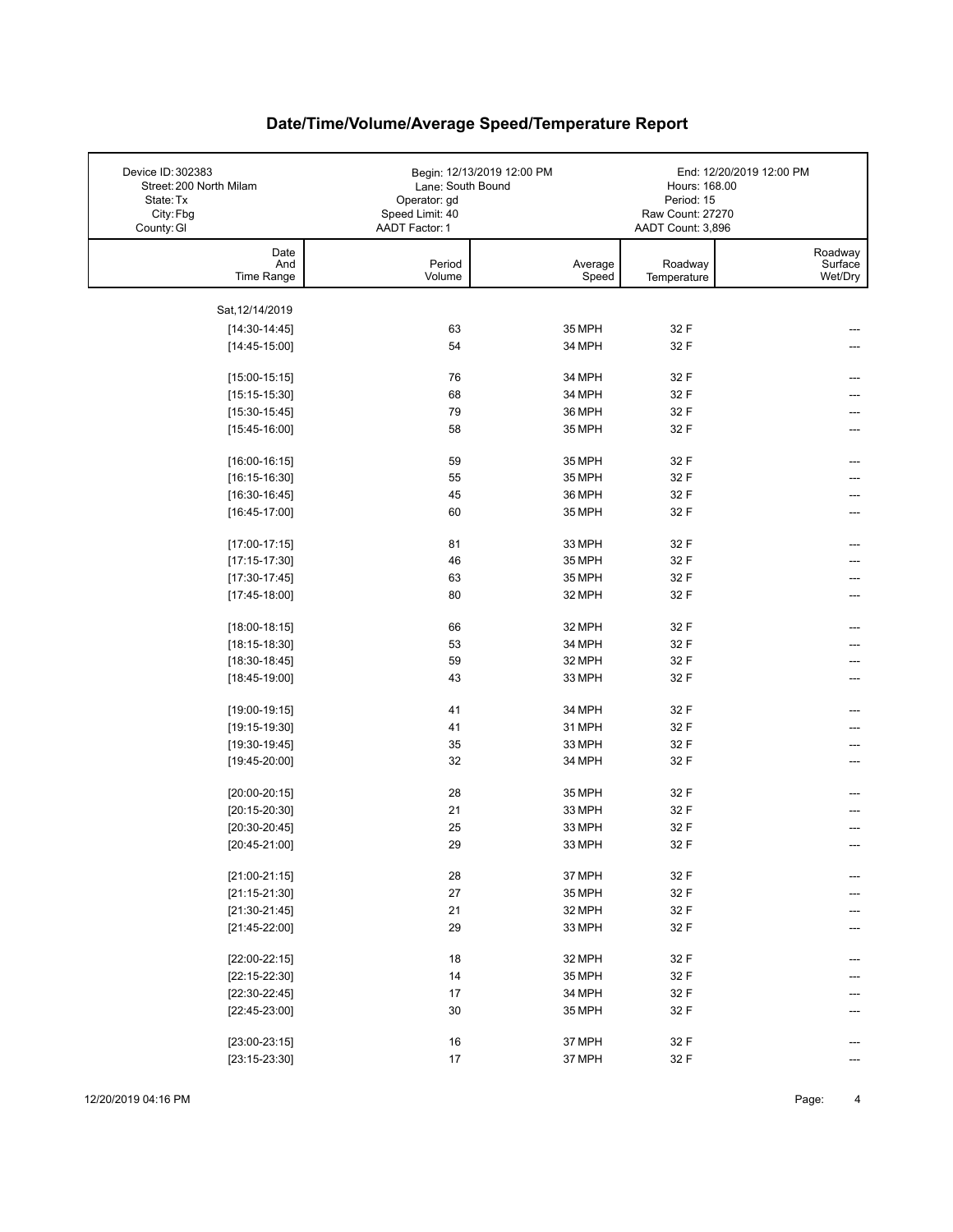# Date/Time/Volume/Average Speed/Temperature Report

| Device ID: 302383 | Begin: 12/13/2019 12:00 PM | End: 12/20/2019 12:00 PM |
|---|---|---|
| Street: 200 North Milam | Lane: South Bound | Hours: 168.00 |
| State: Tx | Operator: gd | Period: 15 |
| City: Fbg | Speed Limit: 40 | Raw Count: 27270 |
| County: Gl | AADT Factor: 1 | AADT Count: 3,896 |

| Date And Time Range | Period Volume | Average Speed | Roadway Temperature | Roadway Surface Wet/Dry |
|---|---|---|---|---|
| Sat, 12/14/2019 | | | | |
| [14:30-14:45] | 63 | 35 MPH | 32 F | --- |
| [14:45-15:00] | 54 | 34 MPH | 32 F | --- |
| [15:00-15:15] | 76 | 34 MPH | 32 F | --- |
| [15:15-15:30] | 68 | 34 MPH | 32 F | --- |
| [15:30-15:45] | 79 | 36 MPH | 32 F | --- |
| [15:45-16:00] | 58 | 35 MPH | 32 F | --- |
| [16:00-16:15] | 59 | 35 MPH | 32 F | --- |
| [16:15-16:30] | 55 | 35 MPH | 32 F | --- |
| [16:30-16:45] | 45 | 36 MPH | 32 F | --- |
| [16:45-17:00] | 60 | 35 MPH | 32 F | --- |
| [17:00-17:15] | 81 | 33 MPH | 32 F | --- |
| [17:15-17:30] | 46 | 35 MPH | 32 F | --- |
| [17:30-17:45] | 63 | 35 MPH | 32 F | --- |
| [17:45-18:00] | 80 | 32 MPH | 32 F | --- |
| [18:00-18:15] | 66 | 32 MPH | 32 F | --- |
| [18:15-18:30] | 53 | 34 MPH | 32 F | --- |
| [18:30-18:45] | 59 | 32 MPH | 32 F | --- |
| [18:45-19:00] | 43 | 33 MPH | 32 F | --- |
| [19:00-19:15] | 41 | 34 MPH | 32 F | --- |
| [19:15-19:30] | 41 | 31 MPH | 32 F | --- |
| [19:30-19:45] | 35 | 33 MPH | 32 F | --- |
| [19:45-20:00] | 32 | 34 MPH | 32 F | --- |
| [20:00-20:15] | 28 | 35 MPH | 32 F | --- |
| [20:15-20:30] | 21 | 33 MPH | 32 F | --- |
| [20:30-20:45] | 25 | 33 MPH | 32 F | --- |
| [20:45-21:00] | 29 | 33 MPH | 32 F | --- |
| [21:00-21:15] | 28 | 37 MPH | 32 F | --- |
| [21:15-21:30] | 27 | 35 MPH | 32 F | --- |
| [21:30-21:45] | 21 | 32 MPH | 32 F | --- |
| [21:45-22:00] | 29 | 33 MPH | 32 F | --- |
| [22:00-22:15] | 18 | 32 MPH | 32 F | --- |
| [22:15-22:30] | 14 | 35 MPH | 32 F | --- |
| [22:30-22:45] | 17 | 34 MPH | 32 F | --- |
| [22:45-23:00] | 30 | 35 MPH | 32 F | --- |
| [23:00-23:15] | 16 | 37 MPH | 32 F | --- |
| [23:15-23:30] | 17 | 37 MPH | 32 F | --- |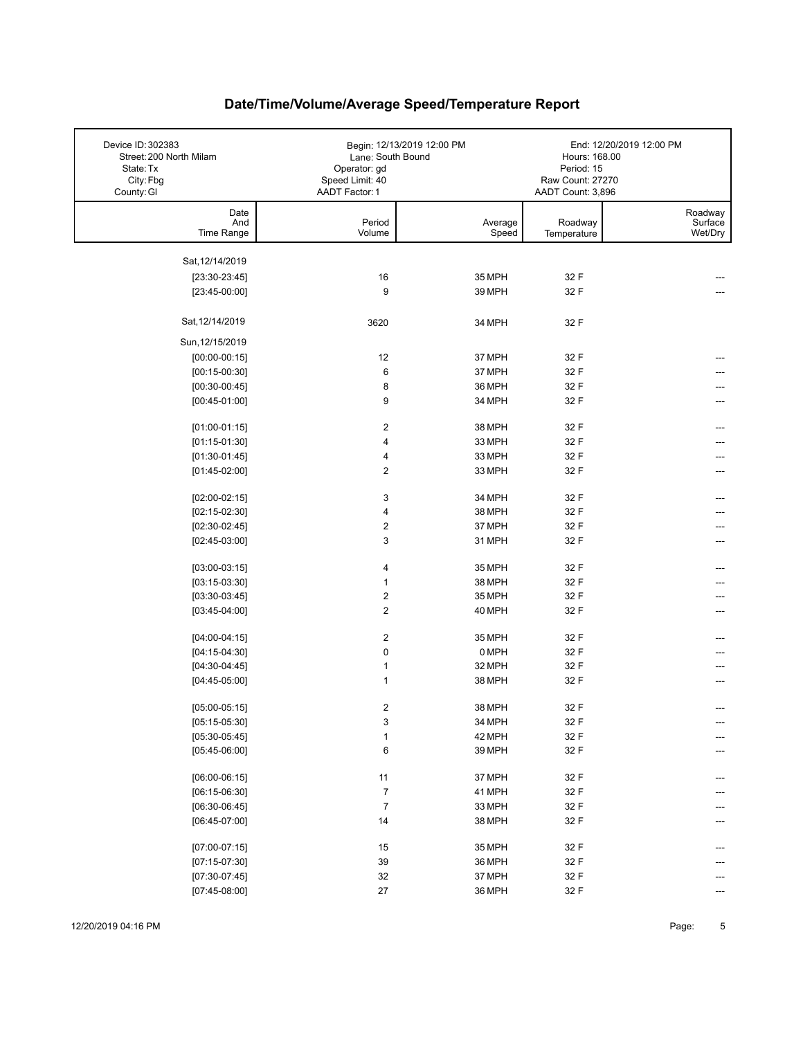# Date/Time/Volume/Average Speed/Temperature Report

| Device ID: 302383 | Begin: 12/13/2019 12:00 PM | End: 12/20/2019 12:00 PM |
|---|---|---|
| Street: 200 North Milam | Lane: South Bound | Hours: 168.00 |
| State: Tx | Operator: gd | Period: 15 |
| City: Fbg | Speed Limit: 40 | Raw Count: 27270 |
| County: Gl | AADT Factor: 1 | AADT Count: 3,896 |

| Date And Time Range | Period Volume | Average Speed | Roadway Temperature | Roadway Surface Wet/Dry |
|---|---|---|---|---|
| Sat, 12/14/2019 | | | | |
| [23:30-23:45] | 16 | 35 MPH | 32 F | --- |
| [23:45-00:00] | 9 | 39 MPH | 32 F | --- |
| Sat, 12/14/2019 | 3620 | 34 MPH | 32 F | |
| Sun, 12/15/2019 | | | | |
| [00:00-00:15] | 12 | 37 MPH | 32 F | --- |
| [00:15-00:30] | 6 | 37 MPH | 32 F | --- |
| [00:30-00:45] | 8 | 36 MPH | 32 F | --- |
| [00:45-01:00] | 9 | 34 MPH | 32 F | --- |
| [01:00-01:15] | 2 | 38 MPH | 32 F | --- |
| [01:15-01:30] | 4 | 33 MPH | 32 F | --- |
| [01:30-01:45] | 4 | 33 MPH | 32 F | --- |
| [01:45-02:00] | 2 | 33 MPH | 32 F | --- |
| [02:00-02:15] | 3 | 34 MPH | 32 F | --- |
| [02:15-02:30] | 4 | 38 MPH | 32 F | --- |
| [02:30-02:45] | 2 | 37 MPH | 32 F | --- |
| [02:45-03:00] | 3 | 31 MPH | 32 F | --- |
| [03:00-03:15] | 4 | 35 MPH | 32 F | --- |
| [03:15-03:30] | 1 | 38 MPH | 32 F | --- |
| [03:30-03:45] | 2 | 35 MPH | 32 F | --- |
| [03:45-04:00] | 2 | 40 MPH | 32 F | --- |
| [04:00-04:15] | 2 | 35 MPH | 32 F | --- |
| [04:15-04:30] | 0 | 0 MPH | 32 F | --- |
| [04:30-04:45] | 1 | 32 MPH | 32 F | --- |
| [04:45-05:00] | 1 | 38 MPH | 32 F | --- |
| [05:00-05:15] | 2 | 38 MPH | 32 F | --- |
| [05:15-05:30] | 3 | 34 MPH | 32 F | --- |
| [05:30-05:45] | 1 | 42 MPH | 32 F | --- |
| [05:45-06:00] | 6 | 39 MPH | 32 F | --- |
| [06:00-06:15] | 11 | 37 MPH | 32 F | --- |
| [06:15-06:30] | 7 | 41 MPH | 32 F | --- |
| [06:30-06:45] | 7 | 33 MPH | 32 F | --- |
| [06:45-07:00] | 14 | 38 MPH | 32 F | --- |
| [07:00-07:15] | 15 | 35 MPH | 32 F | --- |
| [07:15-07:30] | 39 | 36 MPH | 32 F | --- |
| [07:30-07:45] | 32 | 37 MPH | 32 F | --- |
| [07:45-08:00] | 27 | 36 MPH | 32 F | --- |

12/20/2019 04:16 PM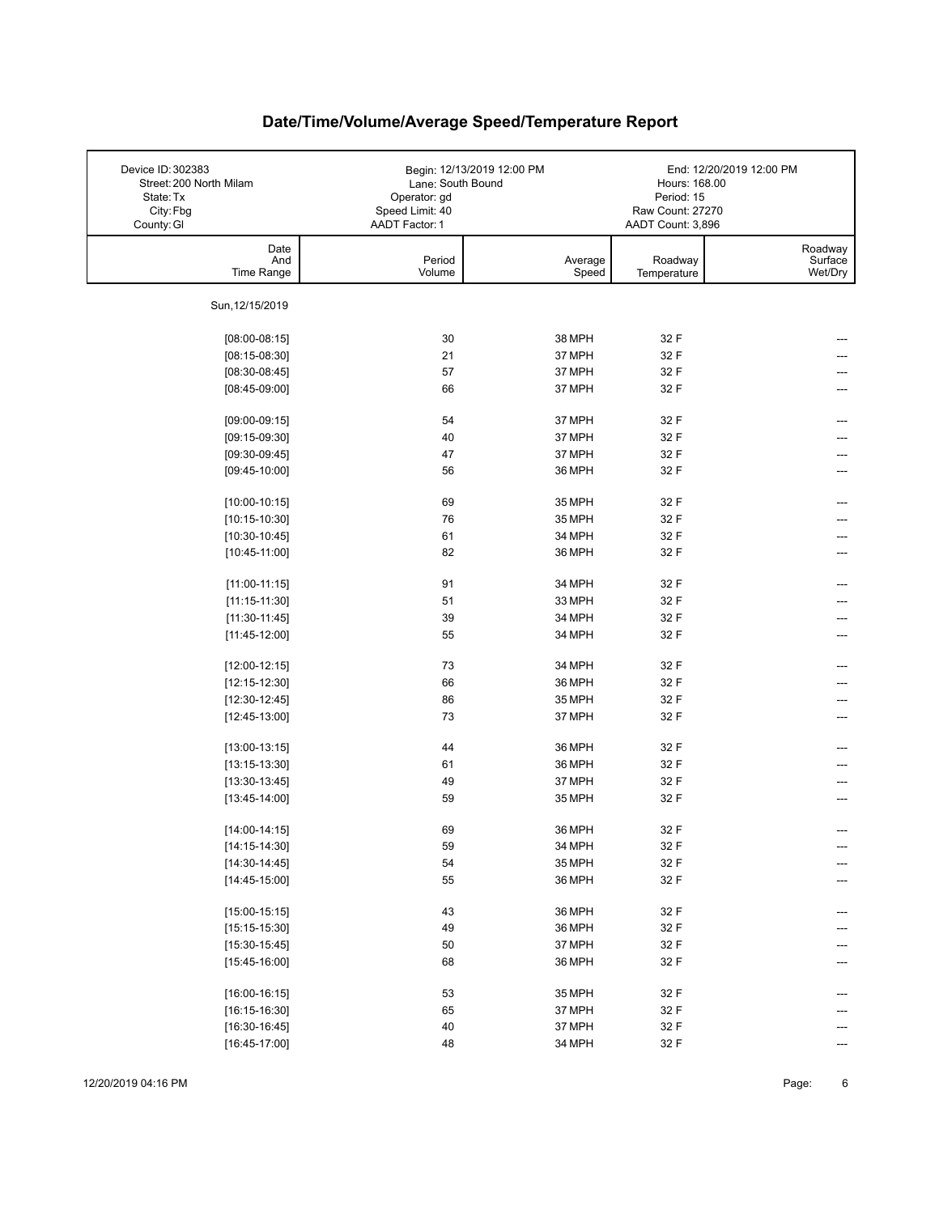# Date/Time/Volume/Average Speed/Temperature Report

| | | |
|---|---|---|
| Device ID: 302383 | Begin: 12/13/2019 12:00 PM | End: 12/20/2019 12:00 PM |
| Street: 200 North Milam | Lane: South Bound | Hours: 168.00 |
| State: Tx | Operator: gd | Period: 15 |
| City: Fbg | Speed Limit: 40 | Raw Count: 27270 |
| County: Gl | AADT Factor: 1 | AADT Count: 3,896 |

| Date And Time Range | Period Volume | Average Speed | Roadway Temperature | Roadway Surface Wet/Dry |
|---|---|---|---|---|
| Sun, 12/15/2019 | | | | |
| [08:00-08:15] | 30 | 38 MPH | 32 F | --- |
| [08:15-08:30] | 21 | 37 MPH | 32 F | --- |
| [08:30-08:45] | 57 | 37 MPH | 32 F | --- |
| [08:45-09:00] | 66 | 37 MPH | 32 F | --- |
| [09:00-09:15] | 54 | 37 MPH | 32 F | --- |
| [09:15-09:30] | 40 | 37 MPH | 32 F | --- |
| [09:30-09:45] | 47 | 37 MPH | 32 F | --- |
| [09:45-10:00] | 56 | 36 MPH | 32 F | --- |
| [10:00-10:15] | 69 | 35 MPH | 32 F | --- |
| [10:15-10:30] | 76 | 35 MPH | 32 F | --- |
| [10:30-10:45] | 61 | 34 MPH | 32 F | --- |
| [10:45-11:00] | 82 | 36 MPH | 32 F | --- |
| [11:00-11:15] | 91 | 34 MPH | 32 F | --- |
| [11:15-11:30] | 51 | 33 MPH | 32 F | --- |
| [11:30-11:45] | 39 | 34 MPH | 32 F | --- |
| [11:45-12:00] | 55 | 34 MPH | 32 F | --- |
| [12:00-12:15] | 73 | 34 MPH | 32 F | --- |
| [12:15-12:30] | 66 | 36 MPH | 32 F | --- |
| [12:30-12:45] | 86 | 35 MPH | 32 F | --- |
| [12:45-13:00] | 73 | 37 MPH | 32 F | --- |
| [13:00-13:15] | 44 | 36 MPH | 32 F | --- |
| [13:15-13:30] | 61 | 36 MPH | 32 F | --- |
| [13:30-13:45] | 49 | 37 MPH | 32 F | --- |
| [13:45-14:00] | 59 | 35 MPH | 32 F | --- |
| [14:00-14:15] | 69 | 36 MPH | 32 F | --- |
| [14:15-14:30] | 59 | 34 MPH | 32 F | --- |
| [14:30-14:45] | 54 | 35 MPH | 32 F | --- |
| [14:45-15:00] | 55 | 36 MPH | 32 F | --- |
| [15:00-15:15] | 43 | 36 MPH | 32 F | --- |
| [15:15-15:30] | 49 | 36 MPH | 32 F | --- |
| [15:30-15:45] | 50 | 37 MPH | 32 F | --- |
| [15:45-16:00] | 68 | 36 MPH | 32 F | --- |
| [16:00-16:15] | 53 | 35 MPH | 32 F | --- |
| [16:15-16:30] | 65 | 37 MPH | 32 F | --- |
| [16:30-16:45] | 40 | 37 MPH | 32 F | --- |
| [16:45-17:00] | 48 | 34 MPH | 32 F | --- |

12/20/2019 04:16 PM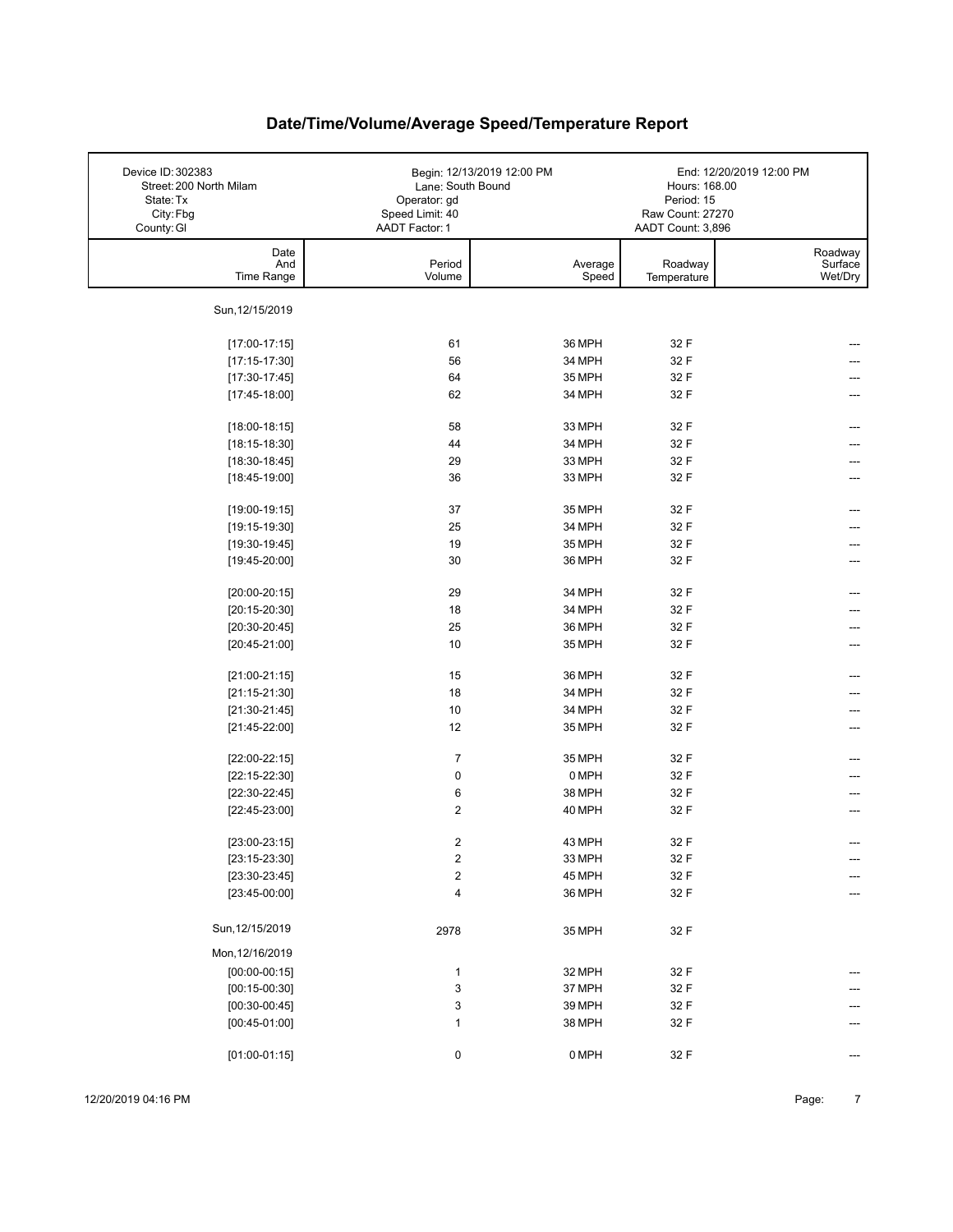# Date/Time/Volume/Average Speed/Temperature Report

| Device ID: 302383 | Begin: 12/13/2019 12:00 PM | End: 12/20/2019 12:00 PM |
|---|---|---|
| Street: 200 North Milam | Lane: South Bound | Hours: 168.00 |
| State: Tx | Operator: gd | Period: 15 |
| City: Fbg | Speed Limit: 40 | Raw Count: 27270 |
| County: Gl | AADT Factor: 1 | AADT Count: 3,896 |

| Date And Time Range | Period Volume | Average Speed | Roadway Temperature | Roadway Surface Wet/Dry |
|---|---|---|---|---|
| Sun, 12/15/2019 | | | | |
| [17:00-17:15] | 61 | 36 MPH | 32 F | --- |
| [17:15-17:30] | 56 | 34 MPH | 32 F | --- |
| [17:30-17:45] | 64 | 35 MPH | 32 F | --- |
| [17:45-18:00] | 62 | 34 MPH | 32 F | --- |
| [18:00-18:15] | 58 | 33 MPH | 32 F | --- |
| [18:15-18:30] | 44 | 34 MPH | 32 F | --- |
| [18:30-18:45] | 29 | 33 MPH | 32 F | --- |
| [18:45-19:00] | 36 | 33 MPH | 32 F | --- |
| [19:00-19:15] | 37 | 35 MPH | 32 F | --- |
| [19:15-19:30] | 25 | 34 MPH | 32 F | --- |
| [19:30-19:45] | 19 | 35 MPH | 32 F | --- |
| [19:45-20:00] | 30 | 36 MPH | 32 F | --- |
| [20:00-20:15] | 29 | 34 MPH | 32 F | --- |
| [20:15-20:30] | 18 | 34 MPH | 32 F | --- |
| [20:30-20:45] | 25 | 36 MPH | 32 F | --- |
| [20:45-21:00] | 10 | 35 MPH | 32 F | --- |
| [21:00-21:15] | 15 | 36 MPH | 32 F | --- |
| [21:15-21:30] | 18 | 34 MPH | 32 F | --- |
| [21:30-21:45] | 10 | 34 MPH | 32 F | --- |
| [21:45-22:00] | 12 | 35 MPH | 32 F | --- |
| [22:00-22:15] | 7 | 35 MPH | 32 F | --- |
| [22:15-22:30] | 0 | 0 MPH | 32 F | --- |
| [22:30-22:45] | 6 | 38 MPH | 32 F | --- |
| [22:45-23:00] | 2 | 40 MPH | 32 F | --- |
| [23:00-23:15] | 2 | 43 MPH | 32 F | --- |
| [23:15-23:30] | 2 | 33 MPH | 32 F | --- |
| [23:30-23:45] | 2 | 45 MPH | 32 F | --- |
| [23:45-00:00] | 4 | 36 MPH | 32 F | --- |
| Sun, 12/15/2019 | 2978 | 35 MPH | 32 F | |
| Mon, 12/16/2019 | | | | |
| [00:00-00:15] | 1 | 32 MPH | 32 F | --- |
| [00:15-00:30] | 3 | 37 MPH | 32 F | --- |
| [00:30-00:45] | 3 | 39 MPH | 32 F | --- |
| [00:45-01:00] | 1 | 38 MPH | 32 F | --- |
| [01:00-01:15] | 0 | 0 MPH | 32 F | --- |

12/20/2019 04:16 PM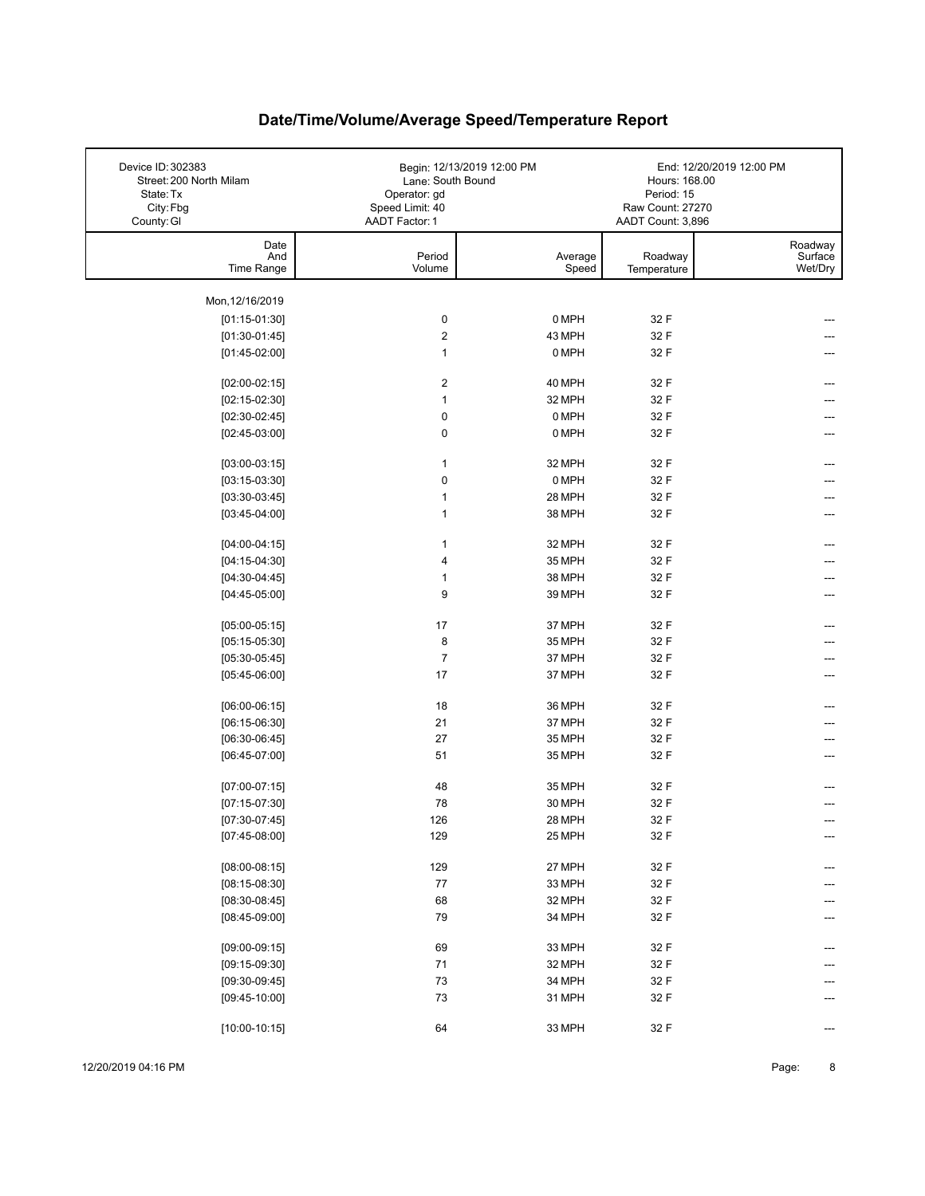# Date/Time/Volume/Average Speed/Temperature Report

| | | |
|---|---|---|
| Device ID: 302383 | Begin: 12/13/2019 12:00 PM | End: 12/20/2019 12:00 PM |
| Street: 200 North Milam | Lane: South Bound | Hours: 168.00 |
| State: Tx | Operator: gd | Period: 15 |
| City: Fbg | Speed Limit: 40 | Raw Count: 27270 |
| County: Gl | AADT Factor: 1 | AADT Count: 3,896 |

| Date And Time Range | Period Volume | Average Speed | Roadway Temperature | Roadway Surface Wet/Dry |
|---|---|---|---|---|
| Mon, 12/16/2019 | | | | |
| [01:15-01:30] | 0 | 0 MPH | 32 F | --- |
| [01:30-01:45] | 2 | 43 MPH | 32 F | --- |
| [01:45-02:00] | 1 | 0 MPH | 32 F | --- |
| [02:00-02:15] | 2 | 40 MPH | 32 F | --- |
| [02:15-02:30] | 1 | 32 MPH | 32 F | --- |
| [02:30-02:45] | 0 | 0 MPH | 32 F | --- |
| [02:45-03:00] | 0 | 0 MPH | 32 F | --- |
| [03:00-03:15] | 1 | 32 MPH | 32 F | --- |
| [03:15-03:30] | 0 | 0 MPH | 32 F | --- |
| [03:30-03:45] | 1 | 28 MPH | 32 F | --- |
| [03:45-04:00] | 1 | 38 MPH | 32 F | --- |
| [04:00-04:15] | 1 | 32 MPH | 32 F | --- |
| [04:15-04:30] | 4 | 35 MPH | 32 F | --- |
| [04:30-04:45] | 1 | 38 MPH | 32 F | --- |
| [04:45-05:00] | 9 | 39 MPH | 32 F | --- |
| [05:00-05:15] | 17 | 37 MPH | 32 F | --- |
| [05:15-05:30] | 8 | 35 MPH | 32 F | --- |
| [05:30-05:45] | 7 | 37 MPH | 32 F | --- |
| [05:45-06:00] | 17 | 37 MPH | 32 F | --- |
| [06:00-06:15] | 18 | 36 MPH | 32 F | --- |
| [06:15-06:30] | 21 | 37 MPH | 32 F | --- |
| [06:30-06:45] | 27 | 35 MPH | 32 F | --- |
| [06:45-07:00] | 51 | 35 MPH | 32 F | --- |
| [07:00-07:15] | 48 | 35 MPH | 32 F | --- |
| [07:15-07:30] | 78 | 30 MPH | 32 F | --- |
| [07:30-07:45] | 126 | 28 MPH | 32 F | --- |
| [07:45-08:00] | 129 | 25 MPH | 32 F | --- |
| [08:00-08:15] | 129 | 27 MPH | 32 F | --- |
| [08:15-08:30] | 77 | 33 MPH | 32 F | --- |
| [08:30-08:45] | 68 | 32 MPH | 32 F | --- |
| [08:45-09:00] | 79 | 34 MPH | 32 F | --- |
| [09:00-09:15] | 69 | 33 MPH | 32 F | --- |
| [09:15-09:30] | 71 | 32 MPH | 32 F | --- |
| [09:30-09:45] | 73 | 34 MPH | 32 F | --- |
| [09:45-10:00] | 73 | 31 MPH | 32 F | --- |
| [10:00-10:15] | 64 | 33 MPH | 32 F | --- |

12/20/2019 04:16 PM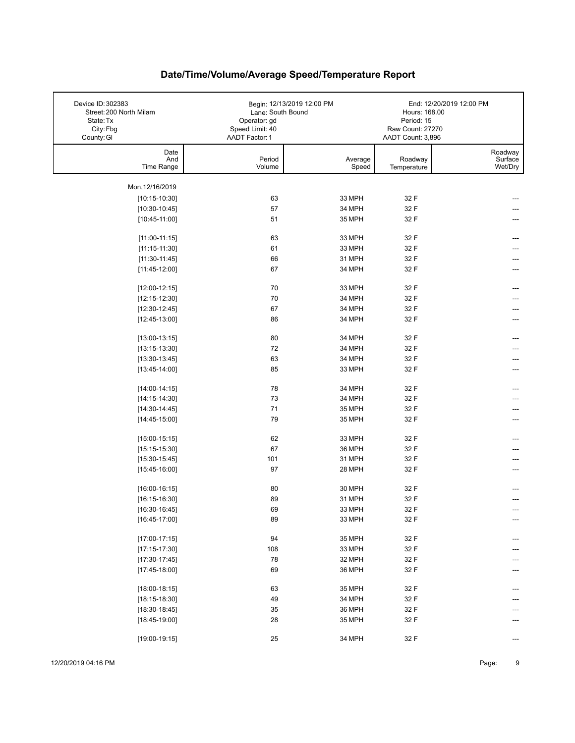# Date/Time/Volume/Average Speed/Temperature Report

| Device ID: 302383 | Begin: 12/13/2019 12:00 PM | End: 12/20/2019 12:00 PM |
|---|---|---|
| Street: 200 North Milam | Lane: South Bound | Hours: 168.00 |
| State: Tx | Operator: gd | Period: 15 |
| City: Fbg | Speed Limit: 40 | Raw Count: 27270 |
| County: Gl | AADT Factor: 1 | AADT Count: 3,896 |

| Date And Time Range | Period Volume | Average Speed | Roadway Temperature | Roadway Surface Wet/Dry |
|---|---|---|---|---|
| Mon, 12/16/2019 | | | | |
| [10:15-10:30] | 63 | 33 MPH | 32 F | --- |
| [10:30-10:45] | 57 | 34 MPH | 32 F | --- |
| [10:45-11:00] | 51 | 35 MPH | 32 F | --- |
| [11:00-11:15] | 63 | 33 MPH | 32 F | --- |
| [11:15-11:30] | 61 | 33 MPH | 32 F | --- |
| [11:30-11:45] | 66 | 31 MPH | 32 F | --- |
| [11:45-12:00] | 67 | 34 MPH | 32 F | --- |
| [12:00-12:15] | 70 | 33 MPH | 32 F | --- |
| [12:15-12:30] | 70 | 34 MPH | 32 F | --- |
| [12:30-12:45] | 67 | 34 MPH | 32 F | --- |
| [12:45-13:00] | 86 | 34 MPH | 32 F | --- |
| [13:00-13:15] | 80 | 34 MPH | 32 F | --- |
| [13:15-13:30] | 72 | 34 MPH | 32 F | --- |
| [13:30-13:45] | 63 | 34 MPH | 32 F | --- |
| [13:45-14:00] | 85 | 33 MPH | 32 F | --- |
| [14:00-14:15] | 78 | 34 MPH | 32 F | --- |
| [14:15-14:30] | 73 | 34 MPH | 32 F | --- |
| [14:30-14:45] | 71 | 35 MPH | 32 F | --- |
| [14:45-15:00] | 79 | 35 MPH | 32 F | --- |
| [15:00-15:15] | 62 | 33 MPH | 32 F | --- |
| [15:15-15:30] | 67 | 36 MPH | 32 F | --- |
| [15:30-15:45] | 101 | 31 MPH | 32 F | --- |
| [15:45-16:00] | 97 | 28 MPH | 32 F | --- |
| [16:00-16:15] | 80 | 30 MPH | 32 F | --- |
| [16:15-16:30] | 89 | 31 MPH | 32 F | --- |
| [16:30-16:45] | 69 | 33 MPH | 32 F | --- |
| [16:45-17:00] | 89 | 33 MPH | 32 F | --- |
| [17:00-17:15] | 94 | 35 MPH | 32 F | --- |
| [17:15-17:30] | 108 | 33 MPH | 32 F | --- |
| [17:30-17:45] | 78 | 32 MPH | 32 F | --- |
| [17:45-18:00] | 69 | 36 MPH | 32 F | --- |
| [18:00-18:15] | 63 | 35 MPH | 32 F | --- |
| [18:15-18:30] | 49 | 34 MPH | 32 F | --- |
| [18:30-18:45] | 35 | 36 MPH | 32 F | --- |
| [18:45-19:00] | 28 | 35 MPH | 32 F | --- |
| [19:00-19:15] | 25 | 34 MPH | 32 F | --- |

12/20/2019 04:16 PM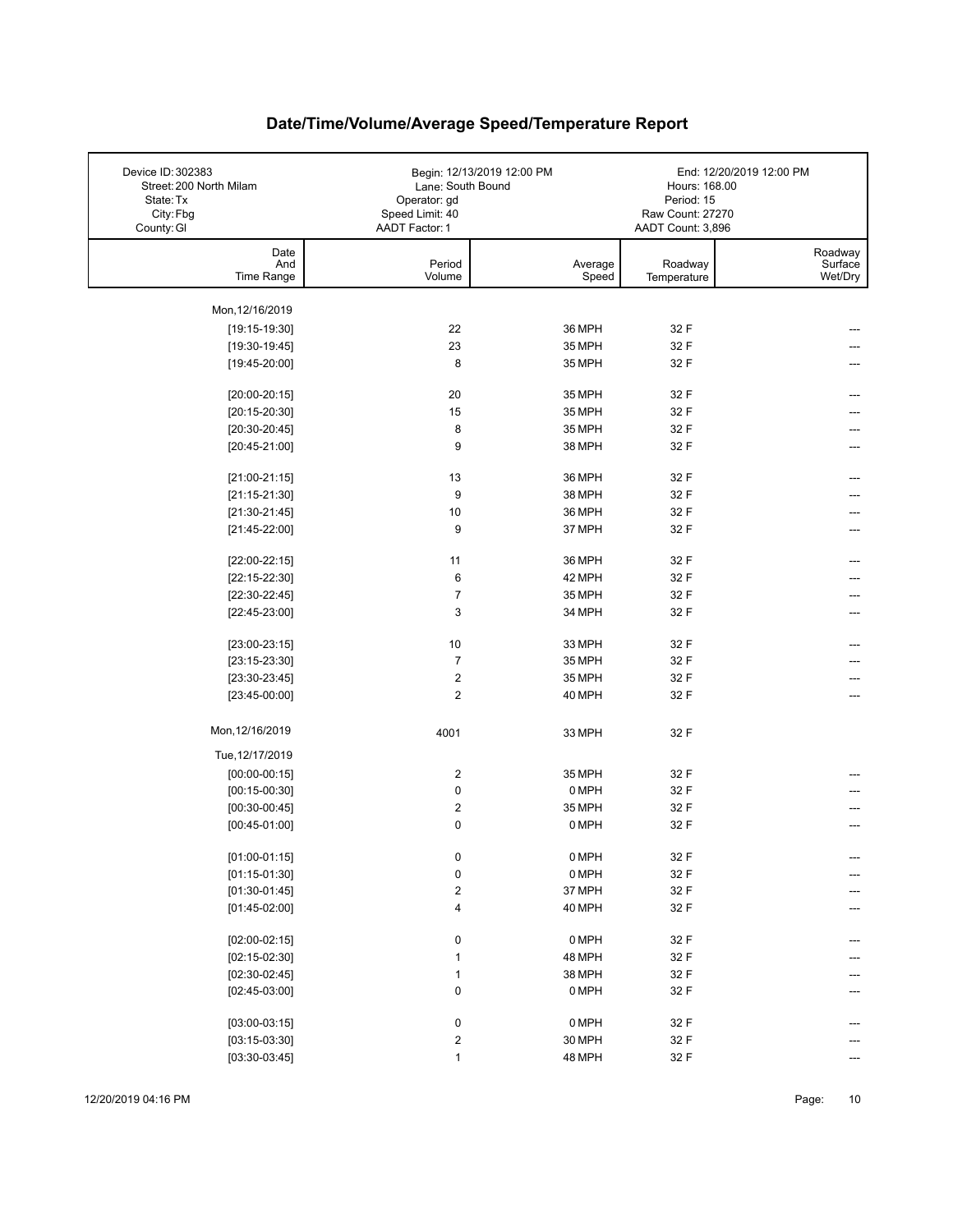# Date/Time/Volume/Average Speed/Temperature Report

| | | | |
|---|---|---|---|
| Device ID: 302383 | Begin: 12/13/2019 12:00 PM | | End: 12/20/2019 12:00 PM |
| Street: 200 North Milam | Lane: South Bound | | Hours: 168.00 |
| State: Tx | Operator: gd | | Period: 15 |
| City: Fbg | Speed Limit: 40 | | Raw Count: 27270 |
| County: Gl | AADT Factor: 1 | | AADT Count: 3,896 |

| Date And Time Range | Period Volume | Average Speed | Roadway Temperature | Roadway Surface Wet/Dry |
|---|---|---|---|---|
| Mon, 12/16/2019 | | | | |
| [19:15-19:30] | 22 | 36 MPH | 32 F | --- |
| [19:30-19:45] | 23 | 35 MPH | 32 F | --- |
| [19:45-20:00] | 8 | 35 MPH | 32 F | --- |
| [20:00-20:15] | 20 | 35 MPH | 32 F | --- |
| [20:15-20:30] | 15 | 35 MPH | 32 F | --- |
| [20:30-20:45] | 8 | 35 MPH | 32 F | --- |
| [20:45-21:00] | 9 | 38 MPH | 32 F | --- |
| [21:00-21:15] | 13 | 36 MPH | 32 F | --- |
| [21:15-21:30] | 9 | 38 MPH | 32 F | --- |
| [21:30-21:45] | 10 | 36 MPH | 32 F | --- |
| [21:45-22:00] | 9 | 37 MPH | 32 F | --- |
| [22:00-22:15] | 11 | 36 MPH | 32 F | --- |
| [22:15-22:30] | 6 | 42 MPH | 32 F | --- |
| [22:30-22:45] | 7 | 35 MPH | 32 F | --- |
| [22:45-23:00] | 3 | 34 MPH | 32 F | --- |
| [23:00-23:15] | 10 | 33 MPH | 32 F | --- |
| [23:15-23:30] | 7 | 35 MPH | 32 F | --- |
| [23:30-23:45] | 2 | 35 MPH | 32 F | --- |
| [23:45-00:00] | 2 | 40 MPH | 32 F | --- |
| Mon, 12/16/2019 | 4001 | 33 MPH | 32 F | |
| Tue, 12/17/2019 | | | | |
| [00:00-00:15] | 2 | 35 MPH | 32 F | --- |
| [00:15-00:30] | 0 | 0 MPH | 32 F | --- |
| [00:30-00:45] | 2 | 35 MPH | 32 F | --- |
| [00:45-01:00] | 0 | 0 MPH | 32 F | --- |
| [01:00-01:15] | 0 | 0 MPH | 32 F | --- |
| [01:15-01:30] | 0 | 0 MPH | 32 F | --- |
| [01:30-01:45] | 2 | 37 MPH | 32 F | --- |
| [01:45-02:00] | 4 | 40 MPH | 32 F | --- |
| [02:00-02:15] | 0 | 0 MPH | 32 F | --- |
| [02:15-02:30] | 1 | 48 MPH | 32 F | --- |
| [02:30-02:45] | 1 | 38 MPH | 32 F | --- |
| [02:45-03:00] | 0 | 0 MPH | 32 F | --- |
| [03:00-03:15] | 0 | 0 MPH | 32 F | --- |
| [03:15-03:30] | 2 | 30 MPH | 32 F | --- |
| [03:30-03:45] | 1 | 48 MPH | 32 F | --- |

12/20/2019 04:16 PM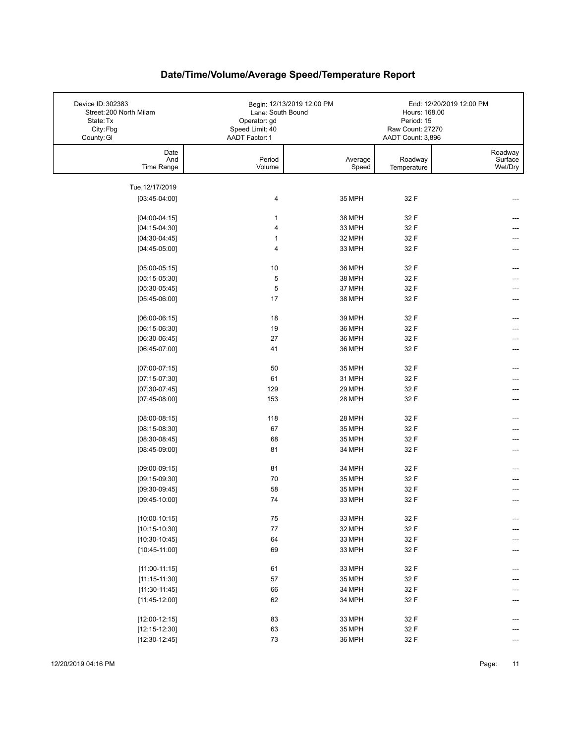# Date/Time/Volume/Average Speed/Temperature Report

| | | |
|---|---|---|
| Device ID: 302383 | Begin: 12/13/2019 12:00 PM | End: 12/20/2019 12:00 PM |
| Street: 200 North Milam | Lane: South Bound | Hours: 168.00 |
| State: Tx | Operator: gd | Period: 15 |
| City: Fbg | Speed Limit: 40 | Raw Count: 27270 |
| County: Gl | AADT Factor: 1 | AADT Count: 3,896 |

| Date And Time Range | Period Volume | Average Speed | Roadway Temperature | Roadway Surface Wet/Dry |
|---|---|---|---|---|
| Tue, 12/17/2019 | | | | |
| [03:45-04:00] | 4 | 35 MPH | 32 F | --- |
| [04:00-04:15] | 1 | 38 MPH | 32 F | --- |
| [04:15-04:30] | 4 | 33 MPH | 32 F | --- |
| [04:30-04:45] | 1 | 32 MPH | 32 F | --- |
| [04:45-05:00] | 4 | 33 MPH | 32 F | --- |
| [05:00-05:15] | 10 | 36 MPH | 32 F | --- |
| [05:15-05:30] | 5 | 38 MPH | 32 F | --- |
| [05:30-05:45] | 5 | 37 MPH | 32 F | --- |
| [05:45-06:00] | 17 | 38 MPH | 32 F | --- |
| [06:00-06:15] | 18 | 39 MPH | 32 F | --- |
| [06:15-06:30] | 19 | 36 MPH | 32 F | --- |
| [06:30-06:45] | 27 | 36 MPH | 32 F | --- |
| [06:45-07:00] | 41 | 36 MPH | 32 F | --- |
| [07:00-07:15] | 50 | 35 MPH | 32 F | --- |
| [07:15-07:30] | 61 | 31 MPH | 32 F | --- |
| [07:30-07:45] | 129 | 29 MPH | 32 F | --- |
| [07:45-08:00] | 153 | 28 MPH | 32 F | --- |
| [08:00-08:15] | 118 | 28 MPH | 32 F | --- |
| [08:15-08:30] | 67 | 35 MPH | 32 F | --- |
| [08:30-08:45] | 68 | 35 MPH | 32 F | --- |
| [08:45-09:00] | 81 | 34 MPH | 32 F | --- |
| [09:00-09:15] | 81 | 34 MPH | 32 F | --- |
| [09:15-09:30] | 70 | 35 MPH | 32 F | --- |
| [09:30-09:45] | 58 | 35 MPH | 32 F | --- |
| [09:45-10:00] | 74 | 33 MPH | 32 F | --- |
| [10:00-10:15] | 75 | 33 MPH | 32 F | --- |
| [10:15-10:30] | 77 | 32 MPH | 32 F | --- |
| [10:30-10:45] | 64 | 33 MPH | 32 F | --- |
| [10:45-11:00] | 69 | 33 MPH | 32 F | --- |
| [11:00-11:15] | 61 | 33 MPH | 32 F | --- |
| [11:15-11:30] | 57 | 35 MPH | 32 F | --- |
| [11:30-11:45] | 66 | 34 MPH | 32 F | --- |
| [11:45-12:00] | 62 | 34 MPH | 32 F | --- |
| [12:00-12:15] | 83 | 33 MPH | 32 F | --- |
| [12:15-12:30] | 63 | 35 MPH | 32 F | --- |
| [12:30-12:45] | 73 | 36 MPH | 32 F | --- |

12/20/2019 04:16 PM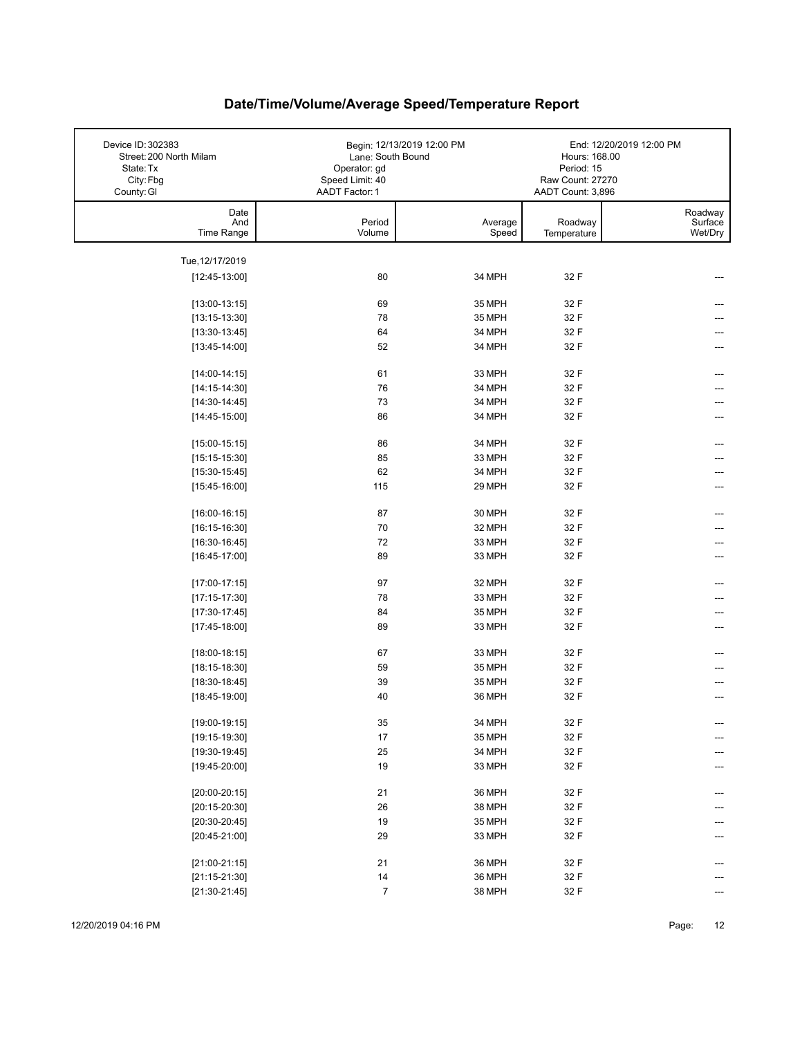# Date/Time/Volume/Average Speed/Temperature Report

| Device ID: 302383 | Begin: 12/13/2019 12:00 PM | End: 12/20/2019 12:00 PM |
|---|---|---|
| Street: 200 North Milam | Lane: South Bound | Hours: 168.00 |
| State: Tx | Operator: gd | Period: 15 |
| City: Fbg | Speed Limit: 40 | Raw Count: 27270 |
| County: Gl | AADT Factor: 1 | AADT Count: 3,896 |

| Date And Time Range | Period Volume | Average Speed | Roadway Temperature | Roadway Surface Wet/Dry |
|---|---|---|---|---|
| Tue, 12/17/2019 | | | | |
| [12:45-13:00] | 80 | 34 MPH | 32 F | --- |
| [13:00-13:15] | 69 | 35 MPH | 32 F | --- |
| [13:15-13:30] | 78 | 35 MPH | 32 F | --- |
| [13:30-13:45] | 64 | 34 MPH | 32 F | --- |
| [13:45-14:00] | 52 | 34 MPH | 32 F | --- |
| [14:00-14:15] | 61 | 33 MPH | 32 F | --- |
| [14:15-14:30] | 76 | 34 MPH | 32 F | --- |
| [14:30-14:45] | 73 | 34 MPH | 32 F | --- |
| [14:45-15:00] | 86 | 34 MPH | 32 F | --- |
| [15:00-15:15] | 86 | 34 MPH | 32 F | --- |
| [15:15-15:30] | 85 | 33 MPH | 32 F | --- |
| [15:30-15:45] | 62 | 34 MPH | 32 F | --- |
| [15:45-16:00] | 115 | 29 MPH | 32 F | --- |
| [16:00-16:15] | 87 | 30 MPH | 32 F | --- |
| [16:15-16:30] | 70 | 32 MPH | 32 F | --- |
| [16:30-16:45] | 72 | 33 MPH | 32 F | --- |
| [16:45-17:00] | 89 | 33 MPH | 32 F | --- |
| [17:00-17:15] | 97 | 32 MPH | 32 F | --- |
| [17:15-17:30] | 78 | 33 MPH | 32 F | --- |
| [17:30-17:45] | 84 | 35 MPH | 32 F | --- |
| [17:45-18:00] | 89 | 33 MPH | 32 F | --- |
| [18:00-18:15] | 67 | 33 MPH | 32 F | --- |
| [18:15-18:30] | 59 | 35 MPH | 32 F | --- |
| [18:30-18:45] | 39 | 35 MPH | 32 F | --- |
| [18:45-19:00] | 40 | 36 MPH | 32 F | --- |
| [19:00-19:15] | 35 | 34 MPH | 32 F | --- |
| [19:15-19:30] | 17 | 35 MPH | 32 F | --- |
| [19:30-19:45] | 25 | 34 MPH | 32 F | --- |
| [19:45-20:00] | 19 | 33 MPH | 32 F | --- |
| [20:00-20:15] | 21 | 36 MPH | 32 F | --- |
| [20:15-20:30] | 26 | 38 MPH | 32 F | --- |
| [20:30-20:45] | 19 | 35 MPH | 32 F | --- |
| [20:45-21:00] | 29 | 33 MPH | 32 F | --- |
| [21:00-21:15] | 21 | 36 MPH | 32 F | --- |
| [21:15-21:30] | 14 | 36 MPH | 32 F | --- |
| [21:30-21:45] | 7 | 38 MPH | 32 F | --- |

12/20/2019 04:16 PM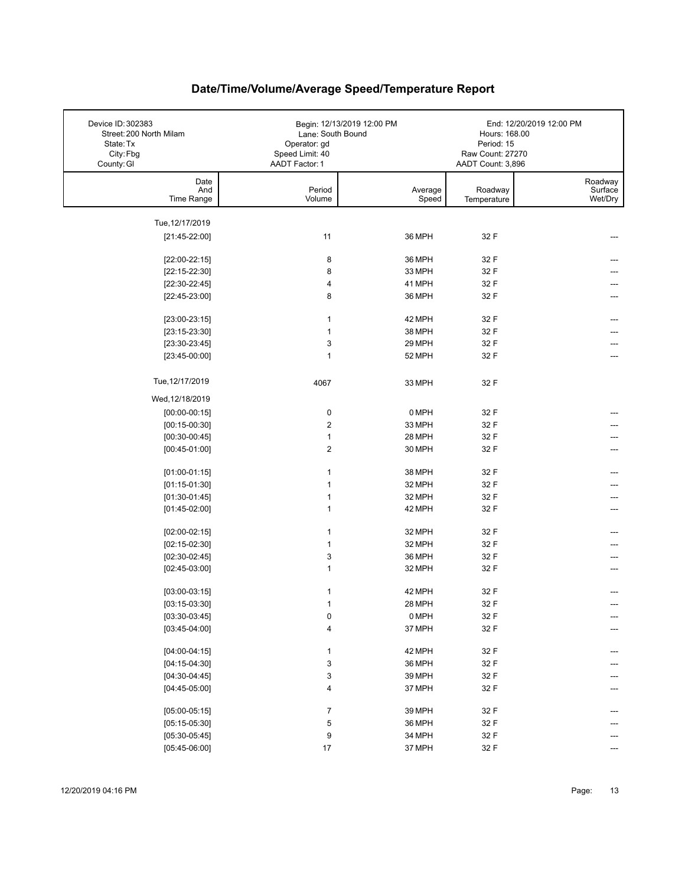# Date/Time/Volume/Average Speed/Temperature Report

| | | |
|---|---|---|
| Device ID: 302383<br>Street: 200 North Milam<br>State: Tx<br>City: Fbg<br>County: Gl | Begin: 12/13/2019 12:00 PM<br>Lane: South Bound<br>Operator: gd<br>Speed Limit: 40<br>AADT Factor: 1 | End: 12/20/2019 12:00 PM<br>Hours: 168.00<br>Period: 15<br>Raw Count: 27270<br>AADT Count: 3,896 |

| Date And Time Range | Period Volume | Average Speed | Roadway Temperature | Roadway Surface Wet/Dry |
|---|---|---|---|---|
| Tue, 12/17/2019 | | | | |
| [21:45-22:00] | 11 | 36 MPH | 32 F | --- |
| [22:00-22:15] | 8 | 36 MPH | 32 F | --- |
| [22:15-22:30] | 8 | 33 MPH | 32 F | --- |
| [22:30-22:45] | 4 | 41 MPH | 32 F | --- |
| [22:45-23:00] | 8 | 36 MPH | 32 F | --- |
| [23:00-23:15] | 1 | 42 MPH | 32 F | --- |
| [23:15-23:30] | 1 | 38 MPH | 32 F | --- |
| [23:30-23:45] | 3 | 29 MPH | 32 F | --- |
| [23:45-00:00] | 1 | 52 MPH | 32 F | --- |
| Tue, 12/17/2019 | 4067 | 33 MPH | 32 F | |
| Wed, 12/18/2019 | | | | |
| [00:00-00:15] | 0 | 0 MPH | 32 F | --- |
| [00:15-00:30] | 2 | 33 MPH | 32 F | --- |
| [00:30-00:45] | 1 | 28 MPH | 32 F | --- |
| [00:45-01:00] | 2 | 30 MPH | 32 F | --- |
| [01:00-01:15] | 1 | 38 MPH | 32 F | --- |
| [01:15-01:30] | 1 | 32 MPH | 32 F | --- |
| [01:30-01:45] | 1 | 32 MPH | 32 F | --- |
| [01:45-02:00] | 1 | 42 MPH | 32 F | --- |
| [02:00-02:15] | 1 | 32 MPH | 32 F | --- |
| [02:15-02:30] | 1 | 32 MPH | 32 F | --- |
| [02:30-02:45] | 3 | 36 MPH | 32 F | --- |
| [02:45-03:00] | 1 | 32 MPH | 32 F | --- |
| [03:00-03:15] | 1 | 42 MPH | 32 F | --- |
| [03:15-03:30] | 1 | 28 MPH | 32 F | --- |
| [03:30-03:45] | 0 | 0 MPH | 32 F | --- |
| [03:45-04:00] | 4 | 37 MPH | 32 F | --- |
| [04:00-04:15] | 1 | 42 MPH | 32 F | --- |
| [04:15-04:30] | 3 | 36 MPH | 32 F | --- |
| [04:30-04:45] | 3 | 39 MPH | 32 F | --- |
| [04:45-05:00] | 4 | 37 MPH | 32 F | --- |
| [05:00-05:15] | 7 | 39 MPH | 32 F | --- |
| [05:15-05:30] | 5 | 36 MPH | 32 F | --- |
| [05:30-05:45] | 9 | 34 MPH | 32 F | --- |
| [05:45-06:00] | 17 | 37 MPH | 32 F | --- |

12/20/2019 04:16 PM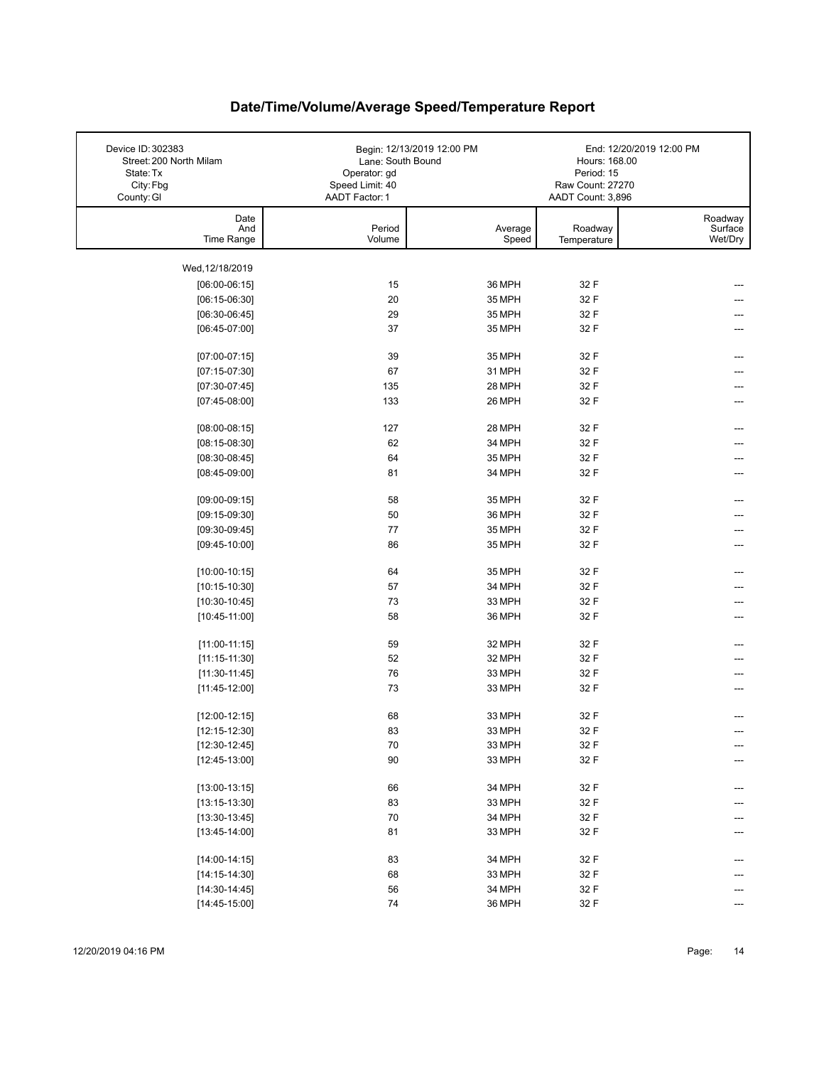# Date/Time/Volume/Average Speed/Temperature Report

| | | |
|---|---|---|
| Device ID: 302383 | Begin: 12/13/2019 12:00 PM | End: 12/20/2019 12:00 PM |
| Street: 200 North Milam | Lane: South Bound | Hours: 168.00 |
| State: Tx | Operator: gd | Period: 15 |
| City: Fbg | Speed Limit: 40 | Raw Count: 27270 |
| County: Gl | AADT Factor: 1 | AADT Count: 3,896 |

| Date And Time Range | Period Volume | Average Speed | Roadway Temperature | Roadway Surface Wet/Dry |
|---|---|---|---|---|
| Wed, 12/18/2019 | | | | |
| [06:00-06:15] | 15 | 36 MPH | 32 F | --- |
| [06:15-06:30] | 20 | 35 MPH | 32 F | --- |
| [06:30-06:45] | 29 | 35 MPH | 32 F | --- |
| [06:45-07:00] | 37 | 35 MPH | 32 F | --- |
| [07:00-07:15] | 39 | 35 MPH | 32 F | --- |
| [07:15-07:30] | 67 | 31 MPH | 32 F | --- |
| [07:30-07:45] | 135 | 28 MPH | 32 F | --- |
| [07:45-08:00] | 133 | 26 MPH | 32 F | --- |
| [08:00-08:15] | 127 | 28 MPH | 32 F | --- |
| [08:15-08:30] | 62 | 34 MPH | 32 F | --- |
| [08:30-08:45] | 64 | 35 MPH | 32 F | --- |
| [08:45-09:00] | 81 | 34 MPH | 32 F | --- |
| [09:00-09:15] | 58 | 35 MPH | 32 F | --- |
| [09:15-09:30] | 50 | 36 MPH | 32 F | --- |
| [09:30-09:45] | 77 | 35 MPH | 32 F | --- |
| [09:45-10:00] | 86 | 35 MPH | 32 F | --- |
| [10:00-10:15] | 64 | 35 MPH | 32 F | --- |
| [10:15-10:30] | 57 | 34 MPH | 32 F | --- |
| [10:30-10:45] | 73 | 33 MPH | 32 F | --- |
| [10:45-11:00] | 58 | 36 MPH | 32 F | --- |
| [11:00-11:15] | 59 | 32 MPH | 32 F | --- |
| [11:15-11:30] | 52 | 32 MPH | 32 F | --- |
| [11:30-11:45] | 76 | 33 MPH | 32 F | --- |
| [11:45-12:00] | 73 | 33 MPH | 32 F | --- |
| [12:00-12:15] | 68 | 33 MPH | 32 F | --- |
| [12:15-12:30] | 83 | 33 MPH | 32 F | --- |
| [12:30-12:45] | 70 | 33 MPH | 32 F | --- |
| [12:45-13:00] | 90 | 33 MPH | 32 F | --- |
| [13:00-13:15] | 66 | 34 MPH | 32 F | --- |
| [13:15-13:30] | 83 | 33 MPH | 32 F | --- |
| [13:30-13:45] | 70 | 34 MPH | 32 F | --- |
| [13:45-14:00] | 81 | 33 MPH | 32 F | --- |
| [14:00-14:15] | 83 | 34 MPH | 32 F | --- |
| [14:15-14:30] | 68 | 33 MPH | 32 F | --- |
| [14:30-14:45] | 56 | 34 MPH | 32 F | --- |
| [14:45-15:00] | 74 | 36 MPH | 32 F | --- |

12/20/2019 04:16 PM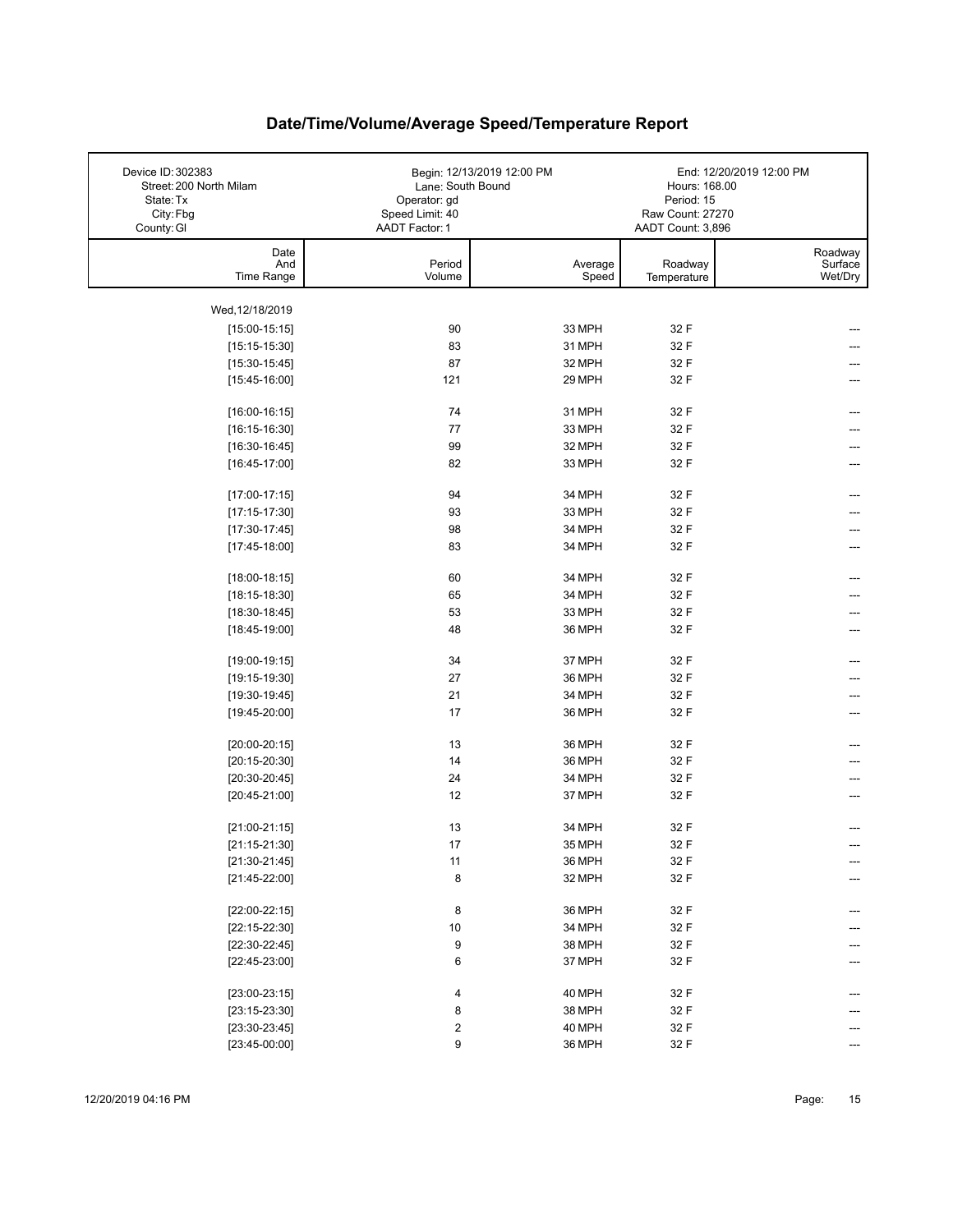# Date/Time/Volume/Average Speed/Temperature Report

| Device ID: 302383 | Begin: 12/13/2019 12:00 PM | End: 12/20/2019 12:00 PM |
|---|---|---|
| Street: 200 North Milam | Lane: South Bound | Hours: 168.00 |
| State: Tx | Operator: gd | Period: 15 |
| City: Fbg | Speed Limit: 40 | Raw Count: 27270 |
| County: Gl | AADT Factor: 1 | AADT Count: 3,896 |

| Date And Time Range | Period Volume | Average Speed | Roadway Temperature | Roadway Surface Wet/Dry |
|---|---|---|---|---|
| Wed,12/18/2019 | | | | |
| [15:00-15:15] | 90 | 33 MPH | 32 F | --- |
| [15:15-15:30] | 83 | 31 MPH | 32 F | --- |
| [15:30-15:45] | 87 | 32 MPH | 32 F | --- |
| [15:45-16:00] | 121 | 29 MPH | 32 F | --- |
| [16:00-16:15] | 74 | 31 MPH | 32 F | --- |
| [16:15-16:30] | 77 | 33 MPH | 32 F | --- |
| [16:30-16:45] | 99 | 32 MPH | 32 F | --- |
| [16:45-17:00] | 82 | 33 MPH | 32 F | --- |
| [17:00-17:15] | 94 | 34 MPH | 32 F | --- |
| [17:15-17:30] | 93 | 33 MPH | 32 F | --- |
| [17:30-17:45] | 98 | 34 MPH | 32 F | --- |
| [17:45-18:00] | 83 | 34 MPH | 32 F | --- |
| [18:00-18:15] | 60 | 34 MPH | 32 F | --- |
| [18:15-18:30] | 65 | 34 MPH | 32 F | --- |
| [18:30-18:45] | 53 | 33 MPH | 32 F | --- |
| [18:45-19:00] | 48 | 36 MPH | 32 F | --- |
| [19:00-19:15] | 34 | 37 MPH | 32 F | --- |
| [19:15-19:30] | 27 | 36 MPH | 32 F | --- |
| [19:30-19:45] | 21 | 34 MPH | 32 F | --- |
| [19:45-20:00] | 17 | 36 MPH | 32 F | --- |
| [20:00-20:15] | 13 | 36 MPH | 32 F | --- |
| [20:15-20:30] | 14 | 36 MPH | 32 F | --- |
| [20:30-20:45] | 24 | 34 MPH | 32 F | --- |
| [20:45-21:00] | 12 | 37 MPH | 32 F | --- |
| [21:00-21:15] | 13 | 34 MPH | 32 F | --- |
| [21:15-21:30] | 17 | 35 MPH | 32 F | --- |
| [21:30-21:45] | 11 | 36 MPH | 32 F | --- |
| [21:45-22:00] | 8 | 32 MPH | 32 F | --- |
| [22:00-22:15] | 8 | 36 MPH | 32 F | --- |
| [22:15-22:30] | 10 | 34 MPH | 32 F | --- |
| [22:30-22:45] | 9 | 38 MPH | 32 F | --- |
| [22:45-23:00] | 6 | 37 MPH | 32 F | --- |
| [23:00-23:15] | 4 | 40 MPH | 32 F | --- |
| [23:15-23:30] | 8 | 38 MPH | 32 F | --- |
| [23:30-23:45] | 2 | 40 MPH | 32 F | --- |
| [23:45-00:00] | 9 | 36 MPH | 32 F | --- |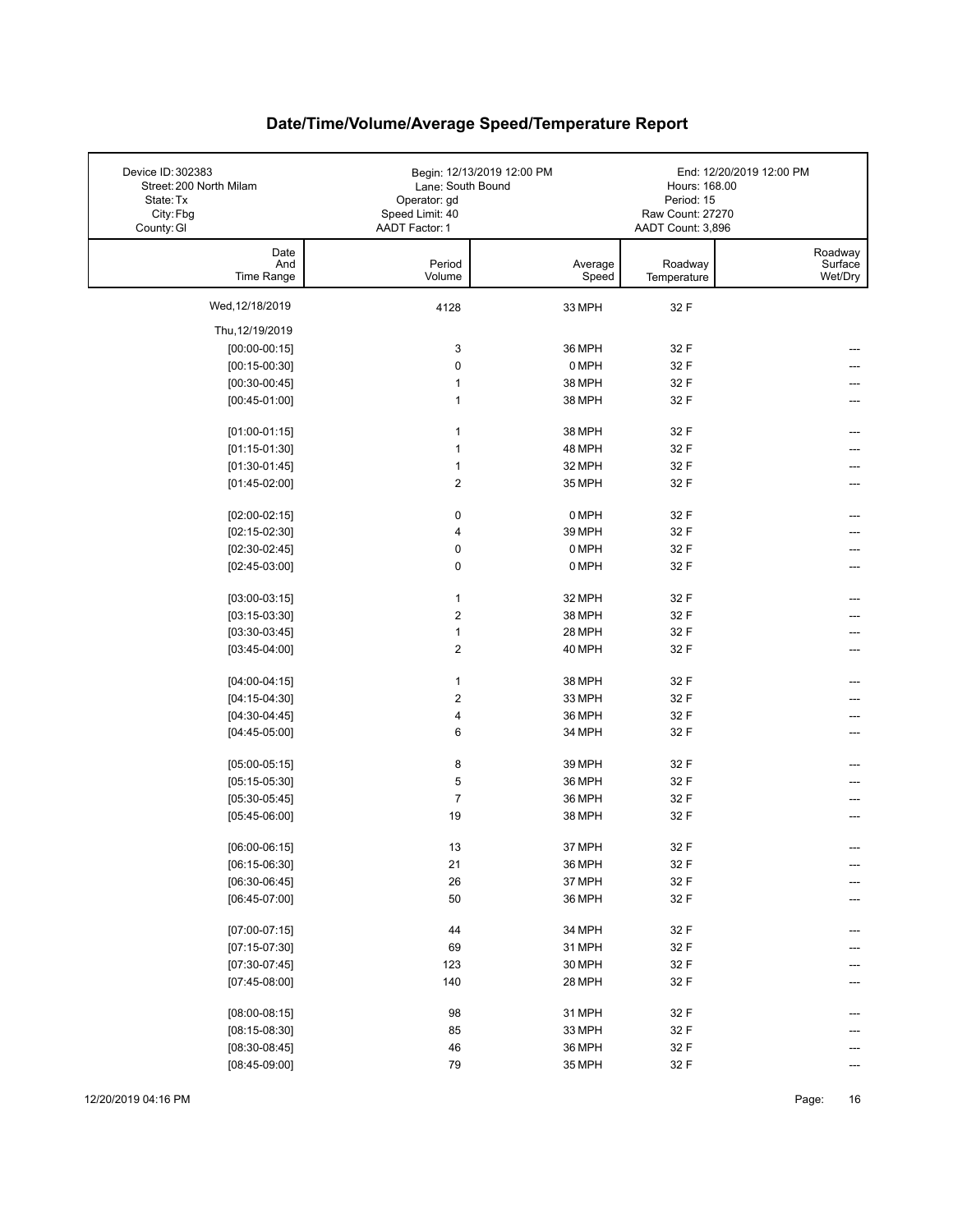# Date/Time/Volume/Average Speed/Temperature Report

| Device ID: 302383 | Begin: 12/13/2019 12:00 PM | End: 12/20/2019 12:00 PM |
|---|---|---|
| Street: 200 North Milam | Lane: South Bound | Hours: 168.00 |
| State: Tx | Operator: gd | Period: 15 |
| City: Fbg | Speed Limit: 40 | Raw Count: 27270 |
| County: Gl | AADT Factor: 1 | AADT Count: 3,896 |

| Date And Time Range | Period Volume | Average Speed | Roadway Temperature | Roadway Surface Wet/Dry |
|---|---|---|---|---|
| Wed, 12/18/2019 | 4128 | 33 MPH | 32 F | |
| Thu, 12/19/2019 | | | | |
| [00:00-00:15] | 3 | 36 MPH | 32 F | --- |
| [00:15-00:30] | 0 | 0 MPH | 32 F | --- |
| [00:30-00:45] | 1 | 38 MPH | 32 F | --- |
| [00:45-01:00] | 1 | 38 MPH | 32 F | --- |
| [01:00-01:15] | 1 | 38 MPH | 32 F | --- |
| [01:15-01:30] | 1 | 48 MPH | 32 F | --- |
| [01:30-01:45] | 1 | 32 MPH | 32 F | --- |
| [01:45-02:00] | 2 | 35 MPH | 32 F | --- |
| [02:00-02:15] | 0 | 0 MPH | 32 F | --- |
| [02:15-02:30] | 4 | 39 MPH | 32 F | --- |
| [02:30-02:45] | 0 | 0 MPH | 32 F | --- |
| [02:45-03:00] | 0 | 0 MPH | 32 F | --- |
| [03:00-03:15] | 1 | 32 MPH | 32 F | --- |
| [03:15-03:30] | 2 | 38 MPH | 32 F | --- |
| [03:30-03:45] | 1 | 28 MPH | 32 F | --- |
| [03:45-04:00] | 2 | 40 MPH | 32 F | --- |
| [04:00-04:15] | 1 | 38 MPH | 32 F | --- |
| [04:15-04:30] | 2 | 33 MPH | 32 F | --- |
| [04:30-04:45] | 4 | 36 MPH | 32 F | --- |
| [04:45-05:00] | 6 | 34 MPH | 32 F | --- |
| [05:00-05:15] | 8 | 39 MPH | 32 F | --- |
| [05:15-05:30] | 5 | 36 MPH | 32 F | --- |
| [05:30-05:45] | 7 | 36 MPH | 32 F | --- |
| [05:45-06:00] | 19 | 38 MPH | 32 F | --- |
| [06:00-06:15] | 13 | 37 MPH | 32 F | --- |
| [06:15-06:30] | 21 | 36 MPH | 32 F | --- |
| [06:30-06:45] | 26 | 37 MPH | 32 F | --- |
| [06:45-07:00] | 50 | 36 MPH | 32 F | --- |
| [07:00-07:15] | 44 | 34 MPH | 32 F | --- |
| [07:15-07:30] | 69 | 31 MPH | 32 F | --- |
| [07:30-07:45] | 123 | 30 MPH | 32 F | --- |
| [07:45-08:00] | 140 | 28 MPH | 32 F | --- |
| [08:00-08:15] | 98 | 31 MPH | 32 F | --- |
| [08:15-08:30] | 85 | 33 MPH | 32 F | --- |
| [08:30-08:45] | 46 | 36 MPH | 32 F | --- |
| [08:45-09:00] | 79 | 35 MPH | 32 F | --- |

12/20/2019 04:16 PM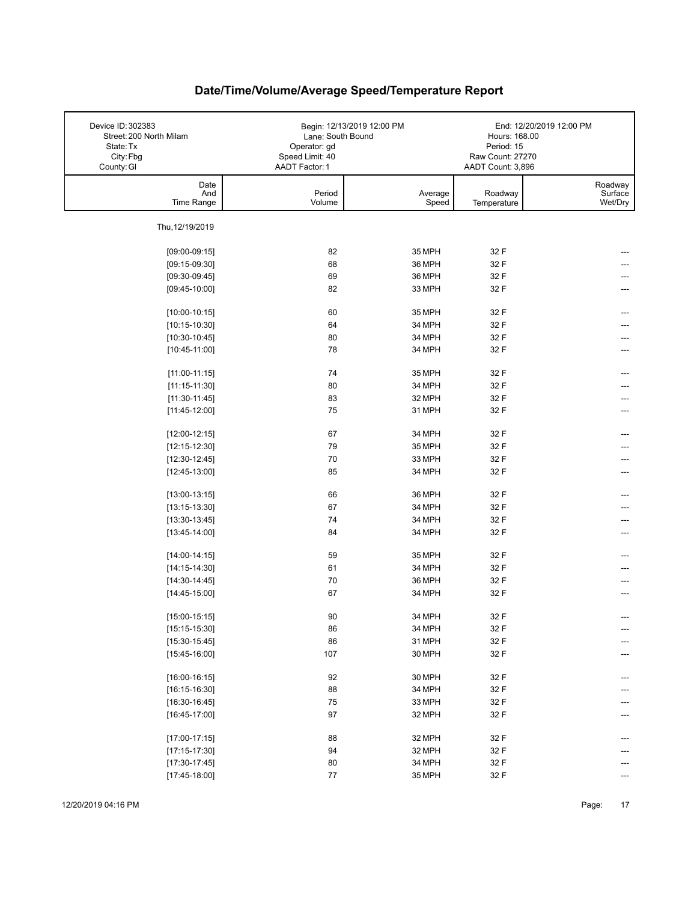# Date/Time/Volume/Average Speed/Temperature Report

| Device ID: 302383 | Begin: 12/13/2019 12:00 PM | End: 12/20/2019 12:00 PM |
|---|---|---|
| Street: 200 North Milam | Lane: South Bound | Hours: 168.00 |
| State: Tx | Operator: gd | Period: 15 |
| City: Fbg | Speed Limit: 40 | Raw Count: 27270 |
| County: Gl | AADT Factor: 1 | AADT Count: 3,896 |

| Date And Time Range | Period Volume | Average Speed | Roadway Temperature | Roadway Surface Wet/Dry |
|---|---|---|---|---|
| Thu, 12/19/2019 | | | | |
| [09:00-09:15] | 82 | 35 MPH | 32 F | --- |
| [09:15-09:30] | 68 | 36 MPH | 32 F | --- |
| [09:30-09:45] | 69 | 36 MPH | 32 F | --- |
| [09:45-10:00] | 82 | 33 MPH | 32 F | --- |
| [10:00-10:15] | 60 | 35 MPH | 32 F | --- |
| [10:15-10:30] | 64 | 34 MPH | 32 F | --- |
| [10:30-10:45] | 80 | 34 MPH | 32 F | --- |
| [10:45-11:00] | 78 | 34 MPH | 32 F | --- |
| [11:00-11:15] | 74 | 35 MPH | 32 F | --- |
| [11:15-11:30] | 80 | 34 MPH | 32 F | --- |
| [11:30-11:45] | 83 | 32 MPH | 32 F | --- |
| [11:45-12:00] | 75 | 31 MPH | 32 F | --- |
| [12:00-12:15] | 67 | 34 MPH | 32 F | --- |
| [12:15-12:30] | 79 | 35 MPH | 32 F | --- |
| [12:30-12:45] | 70 | 33 MPH | 32 F | --- |
| [12:45-13:00] | 85 | 34 MPH | 32 F | --- |
| [13:00-13:15] | 66 | 36 MPH | 32 F | --- |
| [13:15-13:30] | 67 | 34 MPH | 32 F | --- |
| [13:30-13:45] | 74 | 34 MPH | 32 F | --- |
| [13:45-14:00] | 84 | 34 MPH | 32 F | --- |
| [14:00-14:15] | 59 | 35 MPH | 32 F | --- |
| [14:15-14:30] | 61 | 34 MPH | 32 F | --- |
| [14:30-14:45] | 70 | 36 MPH | 32 F | --- |
| [14:45-15:00] | 67 | 34 MPH | 32 F | --- |
| [15:00-15:15] | 90 | 34 MPH | 32 F | --- |
| [15:15-15:30] | 86 | 34 MPH | 32 F | --- |
| [15:30-15:45] | 86 | 31 MPH | 32 F | --- |
| [15:45-16:00] | 107 | 30 MPH | 32 F | --- |
| [16:00-16:15] | 92 | 30 MPH | 32 F | --- |
| [16:15-16:30] | 88 | 34 MPH | 32 F | --- |
| [16:30-16:45] | 75 | 33 MPH | 32 F | --- |
| [16:45-17:00] | 97 | 32 MPH | 32 F | --- |
| [17:00-17:15] | 88 | 32 MPH | 32 F | --- |
| [17:15-17:30] | 94 | 32 MPH | 32 F | --- |
| [17:30-17:45] | 80 | 34 MPH | 32 F | --- |
| [17:45-18:00] | 77 | 35 MPH | 32 F | --- |

12/20/2019 04:16 PM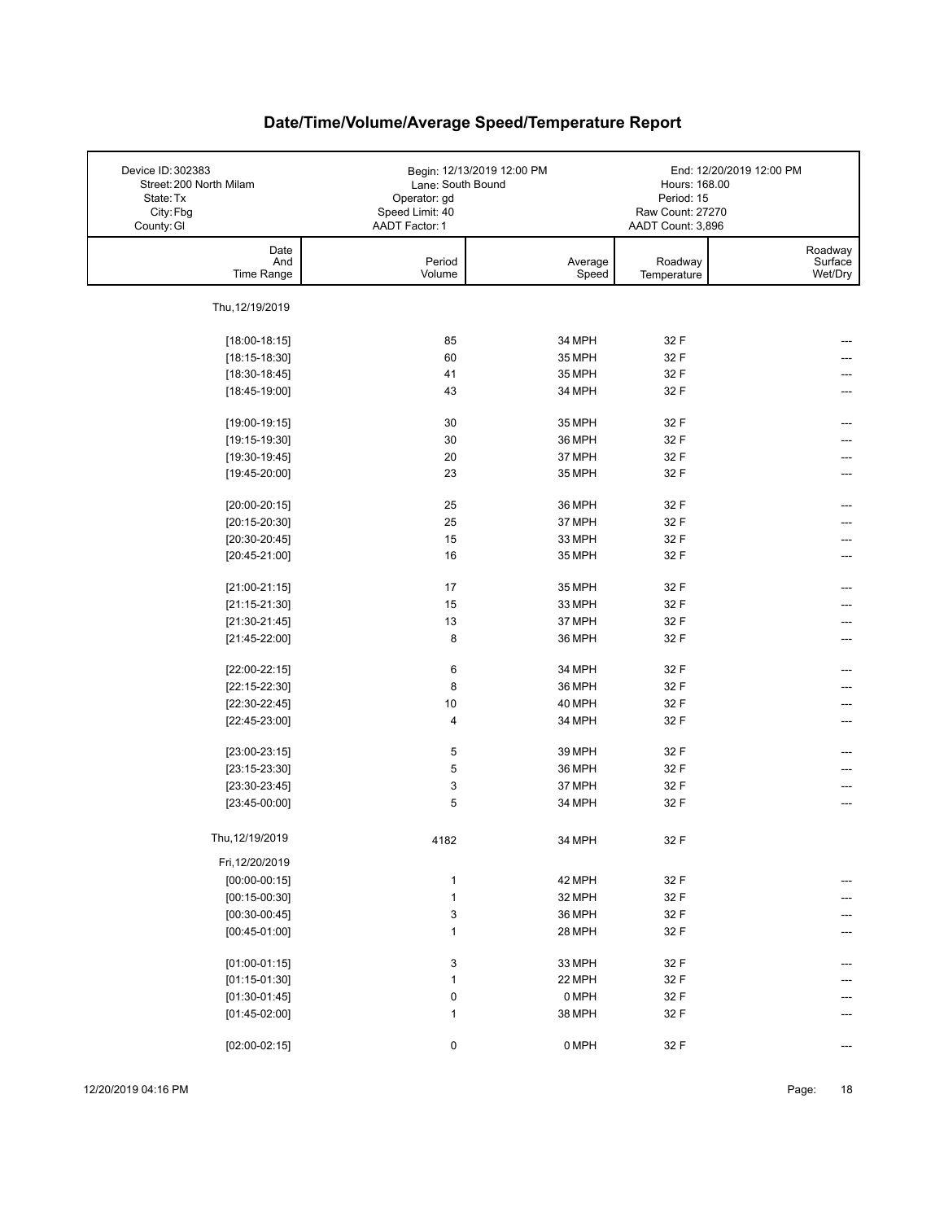# Date/Time/Volume/Average Speed/Temperature Report

| | | |
|---|---|---|
| Device ID: 302383 | Begin: 12/13/2019 12:00 PM | End: 12/20/2019 12:00 PM |
| Street: 200 North Milam | Lane: South Bound | Hours: 168.00 |
| State: Tx | Operator: gd | Period: 15 |
| City: Fbg | Speed Limit: 40 | Raw Count: 27270 |
| County: Gl | AADT Factor: 1 | AADT Count: 3,896 |

| Date And Time Range | Period Volume | Average Speed | Roadway Temperature | Roadway Surface Wet/Dry |
|---|---|---|---|---|
| Thu, 12/19/2019 | | | | |
| [18:00-18:15] | 85 | 34 MPH | 32 F | --- |
| [18:15-18:30] | 60 | 35 MPH | 32 F | --- |
| [18:30-18:45] | 41 | 35 MPH | 32 F | --- |
| [18:45-19:00] | 43 | 34 MPH | 32 F | --- |
| [19:00-19:15] | 30 | 35 MPH | 32 F | --- |
| [19:15-19:30] | 30 | 36 MPH | 32 F | --- |
| [19:30-19:45] | 20 | 37 MPH | 32 F | --- |
| [19:45-20:00] | 23 | 35 MPH | 32 F | --- |
| [20:00-20:15] | 25 | 36 MPH | 32 F | --- |
| [20:15-20:30] | 25 | 37 MPH | 32 F | --- |
| [20:30-20:45] | 15 | 33 MPH | 32 F | --- |
| [20:45-21:00] | 16 | 35 MPH | 32 F | --- |
| [21:00-21:15] | 17 | 35 MPH | 32 F | --- |
| [21:15-21:30] | 15 | 33 MPH | 32 F | --- |
| [21:30-21:45] | 13 | 37 MPH | 32 F | --- |
| [21:45-22:00] | 8 | 36 MPH | 32 F | --- |
| [22:00-22:15] | 6 | 34 MPH | 32 F | --- |
| [22:15-22:30] | 8 | 36 MPH | 32 F | --- |
| [22:30-22:45] | 10 | 40 MPH | 32 F | --- |
| [22:45-23:00] | 4 | 34 MPH | 32 F | --- |
| [23:00-23:15] | 5 | 39 MPH | 32 F | --- |
| [23:15-23:30] | 5 | 36 MPH | 32 F | --- |
| [23:30-23:45] | 3 | 37 MPH | 32 F | --- |
| [23:45-00:00] | 5 | 34 MPH | 32 F | --- |
| Thu, 12/19/2019 | 4182 | 34 MPH | 32 F | |
| Fri, 12/20/2019 | | | | |
| [00:00-00:15] | 1 | 42 MPH | 32 F | --- |
| [00:15-00:30] | 1 | 32 MPH | 32 F | --- |
| [00:30-00:45] | 3 | 36 MPH | 32 F | --- |
| [00:45-01:00] | 1 | 28 MPH | 32 F | --- |
| [01:00-01:15] | 3 | 33 MPH | 32 F | --- |
| [01:15-01:30] | 1 | 22 MPH | 32 F | --- |
| [01:30-01:45] | 0 | 0 MPH | 32 F | --- |
| [01:45-02:00] | 1 | 38 MPH | 32 F | --- |
| [02:00-02:15] | 0 | 0 MPH | 32 F | --- |

12/20/2019 04:16 PM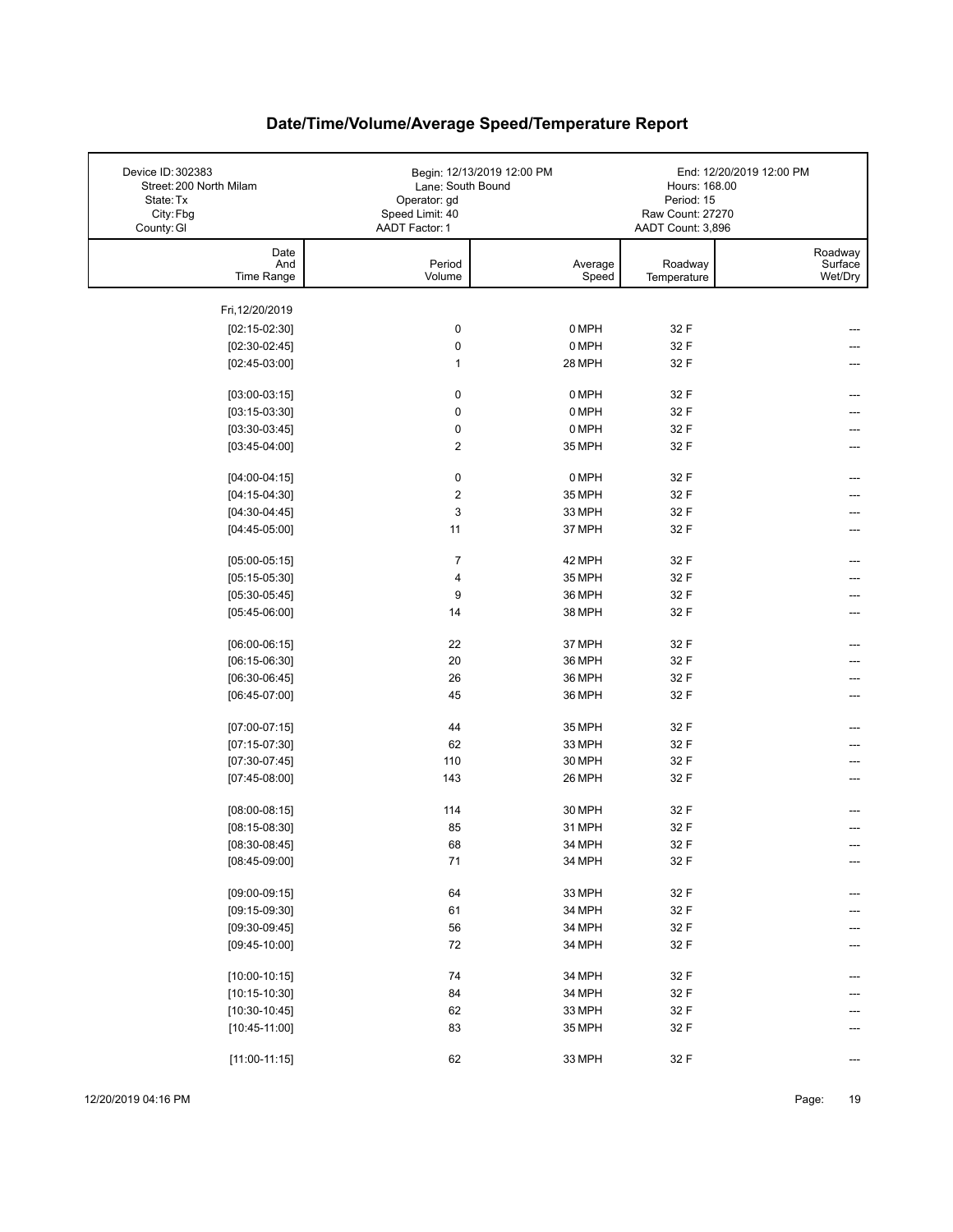# Date/Time/Volume/Average Speed/Temperature Report

| | | |
|---|---|---|
| Device ID: 302383 | Begin: 12/13/2019 12:00 PM | End: 12/20/2019 12:00 PM |
| Street: 200 North Milam | Lane: South Bound | Hours: 168.00 |
| State: Tx | Operator: gd | Period: 15 |
| City: Fbg | Speed Limit: 40 | Raw Count: 27270 |
| County: Gl | AADT Factor: 1 | AADT Count: 3,896 |

| Date And Time Range | Period Volume | Average Speed | Roadway Temperature | Roadway Surface Wet/Dry |
|---|---|---|---|---|
| Fri, 12/20/2019 | | | | |
| [02:15-02:30] | 0 | 0 MPH | 32 F | --- |
| [02:30-02:45] | 0 | 0 MPH | 32 F | --- |
| [02:45-03:00] | 1 | 28 MPH | 32 F | --- |
| [03:00-03:15] | 0 | 0 MPH | 32 F | --- |
| [03:15-03:30] | 0 | 0 MPH | 32 F | --- |
| [03:30-03:45] | 0 | 0 MPH | 32 F | --- |
| [03:45-04:00] | 2 | 35 MPH | 32 F | --- |
| [04:00-04:15] | 0 | 0 MPH | 32 F | --- |
| [04:15-04:30] | 2 | 35 MPH | 32 F | --- |
| [04:30-04:45] | 3 | 33 MPH | 32 F | --- |
| [04:45-05:00] | 11 | 37 MPH | 32 F | --- |
| [05:00-05:15] | 7 | 42 MPH | 32 F | --- |
| [05:15-05:30] | 4 | 35 MPH | 32 F | --- |
| [05:30-05:45] | 9 | 36 MPH | 32 F | --- |
| [05:45-06:00] | 14 | 38 MPH | 32 F | --- |
| [06:00-06:15] | 22 | 37 MPH | 32 F | --- |
| [06:15-06:30] | 20 | 36 MPH | 32 F | --- |
| [06:30-06:45] | 26 | 36 MPH | 32 F | --- |
| [06:45-07:00] | 45 | 36 MPH | 32 F | --- |
| [07:00-07:15] | 44 | 35 MPH | 32 F | --- |
| [07:15-07:30] | 62 | 33 MPH | 32 F | --- |
| [07:30-07:45] | 110 | 30 MPH | 32 F | --- |
| [07:45-08:00] | 143 | 26 MPH | 32 F | --- |
| [08:00-08:15] | 114 | 30 MPH | 32 F | --- |
| [08:15-08:30] | 85 | 31 MPH | 32 F | --- |
| [08:30-08:45] | 68 | 34 MPH | 32 F | --- |
| [08:45-09:00] | 71 | 34 MPH | 32 F | --- |
| [09:00-09:15] | 64 | 33 MPH | 32 F | --- |
| [09:15-09:30] | 61 | 34 MPH | 32 F | --- |
| [09:30-09:45] | 56 | 34 MPH | 32 F | --- |
| [09:45-10:00] | 72 | 34 MPH | 32 F | --- |
| [10:00-10:15] | 74 | 34 MPH | 32 F | --- |
| [10:15-10:30] | 84 | 34 MPH | 32 F | --- |
| [10:30-10:45] | 62 | 33 MPH | 32 F | --- |
| [10:45-11:00] | 83 | 35 MPH | 32 F | --- |
| [11:00-11:15] | 62 | 33 MPH | 32 F | --- |

12/20/2019 04:16 PM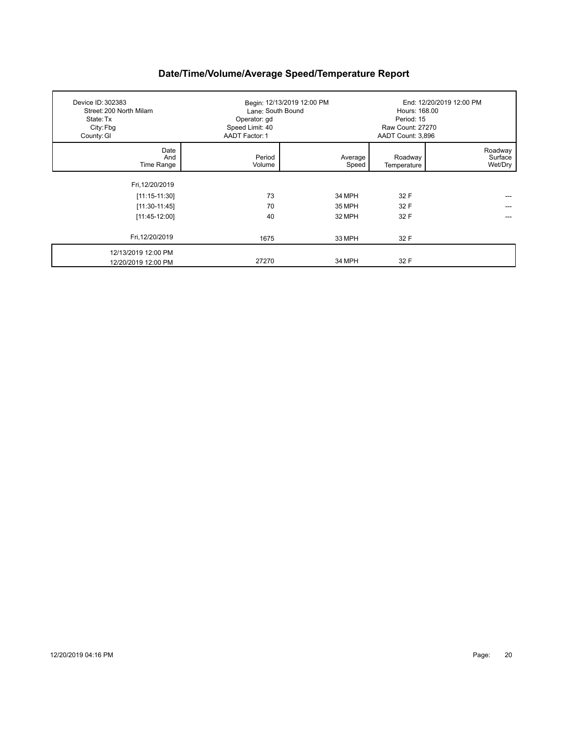# Date/Time/Volume/Average Speed/Temperature Report

| Device ID: 302383 | Begin: 12/13/2019 12:00 PM | End: 12/20/2019 12:00 PM |
|---|---|---|
| Street: 200 North Milam | Lane: South Bound | Hours: 168.00 |
| State: Tx | Operator: gd | Period: 15 |
| City: Fbg | Speed Limit: 40 | Raw Count: 27270 |
| County: Gl | AADT Factor: 1 | AADT Count: 3,896 |

| Date And Time Range | Period Volume | Average Speed | Roadway Temperature | Roadway Surface Wet/Dry |
|---|---|---|---|---|
| Fri,12/20/2019 | | | | |
| [11:15-11:30] | 73 | 34 MPH | 32 F | --- |
| [11:30-11:45] | 70 | 35 MPH | 32 F | --- |
| [11:45-12:00] | 40 | 32 MPH | 32 F | --- |
| Fri,12/20/2019 | 1675 | 33 MPH | 32 F | |
| 12/13/2019 12:00 PM 12/20/2019 12:00 PM | 27270 | 34 MPH | 32 F | |

12/20/2019 04:16 PM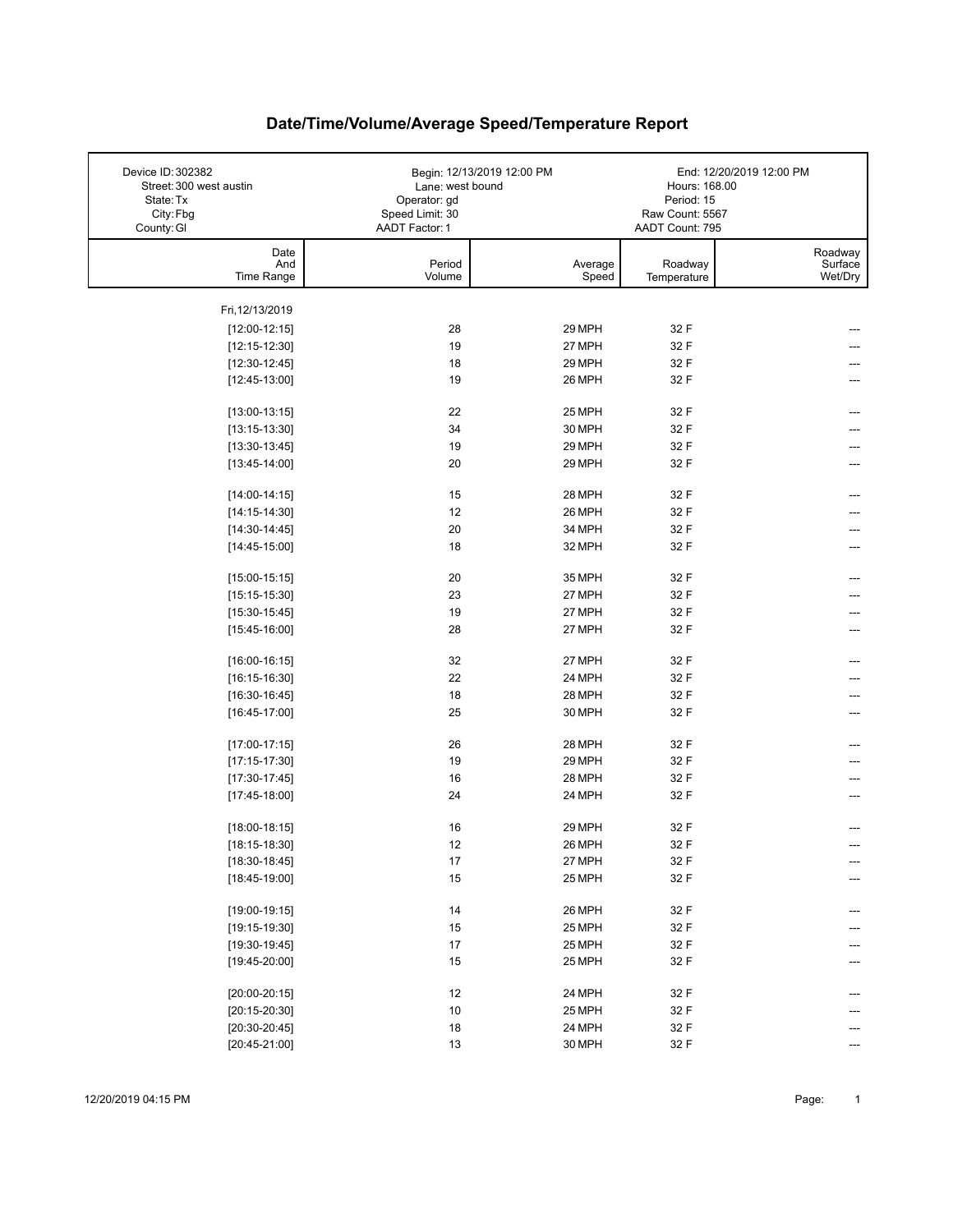# Date/Time/Volume/Average Speed/Temperature Report

| | | |
|---|---|---|
| Device ID: 302382 | Begin: 12/13/2019 12:00 PM | End: 12/20/2019 12:00 PM |
| Street: 300 west austin | Lane: west bound | Hours: 168.00 |
| State: Tx | Operator: gd | Period: 15 |
| City: Fbg | Speed Limit: 30 | Raw Count: 5567 |
| County: Gl | AADT Factor: 1 | AADT Count: 795 |

| Date And Time Range | Period Volume | Average Speed | Roadway Temperature | Roadway Surface Wet/Dry |
|---|---|---|---|---|
| Fri, 12/13/2019 | | | | |
| [12:00-12:15] | 28 | 29 MPH | 32 F | --- |
| [12:15-12:30] | 19 | 27 MPH | 32 F | --- |
| [12:30-12:45] | 18 | 29 MPH | 32 F | --- |
| [12:45-13:00] | 19 | 26 MPH | 32 F | --- |
| [13:00-13:15] | 22 | 25 MPH | 32 F | --- |
| [13:15-13:30] | 34 | 30 MPH | 32 F | --- |
| [13:30-13:45] | 19 | 29 MPH | 32 F | --- |
| [13:45-14:00] | 20 | 29 MPH | 32 F | --- |
| [14:00-14:15] | 15 | 28 MPH | 32 F | --- |
| [14:15-14:30] | 12 | 26 MPH | 32 F | --- |
| [14:30-14:45] | 20 | 34 MPH | 32 F | --- |
| [14:45-15:00] | 18 | 32 MPH | 32 F | --- |
| [15:00-15:15] | 20 | 35 MPH | 32 F | --- |
| [15:15-15:30] | 23 | 27 MPH | 32 F | --- |
| [15:30-15:45] | 19 | 27 MPH | 32 F | --- |
| [15:45-16:00] | 28 | 27 MPH | 32 F | --- |
| [16:00-16:15] | 32 | 27 MPH | 32 F | --- |
| [16:15-16:30] | 22 | 24 MPH | 32 F | --- |
| [16:30-16:45] | 18 | 28 MPH | 32 F | --- |
| [16:45-17:00] | 25 | 30 MPH | 32 F | --- |
| [17:00-17:15] | 26 | 28 MPH | 32 F | --- |
| [17:15-17:30] | 19 | 29 MPH | 32 F | --- |
| [17:30-17:45] | 16 | 28 MPH | 32 F | --- |
| [17:45-18:00] | 24 | 24 MPH | 32 F | --- |
| [18:00-18:15] | 16 | 29 MPH | 32 F | --- |
| [18:15-18:30] | 12 | 26 MPH | 32 F | --- |
| [18:30-18:45] | 17 | 27 MPH | 32 F | --- |
| [18:45-19:00] | 15 | 25 MPH | 32 F | --- |
| [19:00-19:15] | 14 | 26 MPH | 32 F | --- |
| [19:15-19:30] | 15 | 25 MPH | 32 F | --- |
| [19:30-19:45] | 17 | 25 MPH | 32 F | --- |
| [19:45-20:00] | 15 | 25 MPH | 32 F | --- |
| [20:00-20:15] | 12 | 24 MPH | 32 F | --- |
| [20:15-20:30] | 10 | 25 MPH | 32 F | --- |
| [20:30-20:45] | 18 | 24 MPH | 32 F | --- |
| [20:45-21:00] | 13 | 30 MPH | 32 F | --- |

12/20/2019 04:15 PM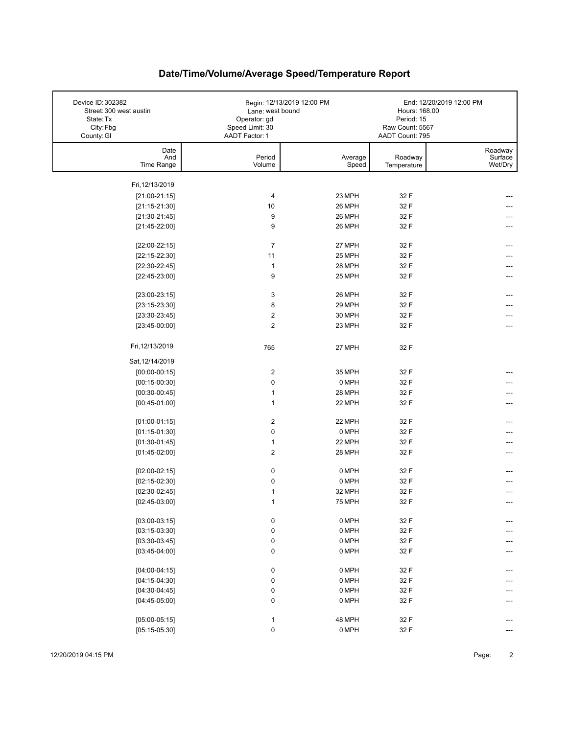# Date/Time/Volume/Average Speed/Temperature Report

| | | |
|---|---|---|
| Device ID: 302382 | Begin: 12/13/2019 12:00 PM | End: 12/20/2019 12:00 PM |
| Street: 300 west austin | Lane: west bound | Hours: 168.00 |
| State: Tx | Operator: gd | Period: 15 |
| City: Fbg | Speed Limit: 30 | Raw Count: 5567 |
| County: Gl | AADT Factor: 1 | AADT Count: 795 |

| Date And Time Range | Period Volume | Average Speed | Roadway Temperature | Roadway Surface Wet/Dry |
|---|---|---|---|---|
| Fri, 12/13/2019 | | | | |
| [21:00-21:15] | 4 | 23 MPH | 32 F | --- |
| [21:15-21:30] | 10 | 26 MPH | 32 F | --- |
| [21:30-21:45] | 9 | 26 MPH | 32 F | --- |
| [21:45-22:00] | 9 | 26 MPH | 32 F | --- |
| [22:00-22:15] | 7 | 27 MPH | 32 F | --- |
| [22:15-22:30] | 11 | 25 MPH | 32 F | --- |
| [22:30-22:45] | 1 | 28 MPH | 32 F | --- |
| [22:45-23:00] | 9 | 25 MPH | 32 F | --- |
| [23:00-23:15] | 3 | 26 MPH | 32 F | --- |
| [23:15-23:30] | 8 | 29 MPH | 32 F | --- |
| [23:30-23:45] | 2 | 30 MPH | 32 F | --- |
| [23:45-00:00] | 2 | 23 MPH | 32 F | --- |
| Fri, 12/13/2019 | 765 | 27 MPH | 32 F | |
| Sat, 12/14/2019 | | | | |
| [00:00-00:15] | 2 | 35 MPH | 32 F | --- |
| [00:15-00:30] | 0 | 0 MPH | 32 F | --- |
| [00:30-00:45] | 1 | 28 MPH | 32 F | --- |
| [00:45-01:00] | 1 | 22 MPH | 32 F | --- |
| [01:00-01:15] | 2 | 22 MPH | 32 F | --- |
| [01:15-01:30] | 0 | 0 MPH | 32 F | --- |
| [01:30-01:45] | 1 | 22 MPH | 32 F | --- |
| [01:45-02:00] | 2 | 28 MPH | 32 F | --- |
| [02:00-02:15] | 0 | 0 MPH | 32 F | --- |
| [02:15-02:30] | 0 | 0 MPH | 32 F | --- |
| [02:30-02:45] | 1 | 32 MPH | 32 F | --- |
| [02:45-03:00] | 1 | 75 MPH | 32 F | --- |
| [03:00-03:15] | 0 | 0 MPH | 32 F | --- |
| [03:15-03:30] | 0 | 0 MPH | 32 F | --- |
| [03:30-03:45] | 0 | 0 MPH | 32 F | --- |
| [03:45-04:00] | 0 | 0 MPH | 32 F | --- |
| [04:00-04:15] | 0 | 0 MPH | 32 F | --- |
| [04:15-04:30] | 0 | 0 MPH | 32 F | --- |
| [04:30-04:45] | 0 | 0 MPH | 32 F | --- |
| [04:45-05:00] | 0 | 0 MPH | 32 F | --- |
| [05:00-05:15] | 1 | 48 MPH | 32 F | --- |
| [05:15-05:30] | 0 | 0 MPH | 32 F | --- |

12/20/2019 04:15 PM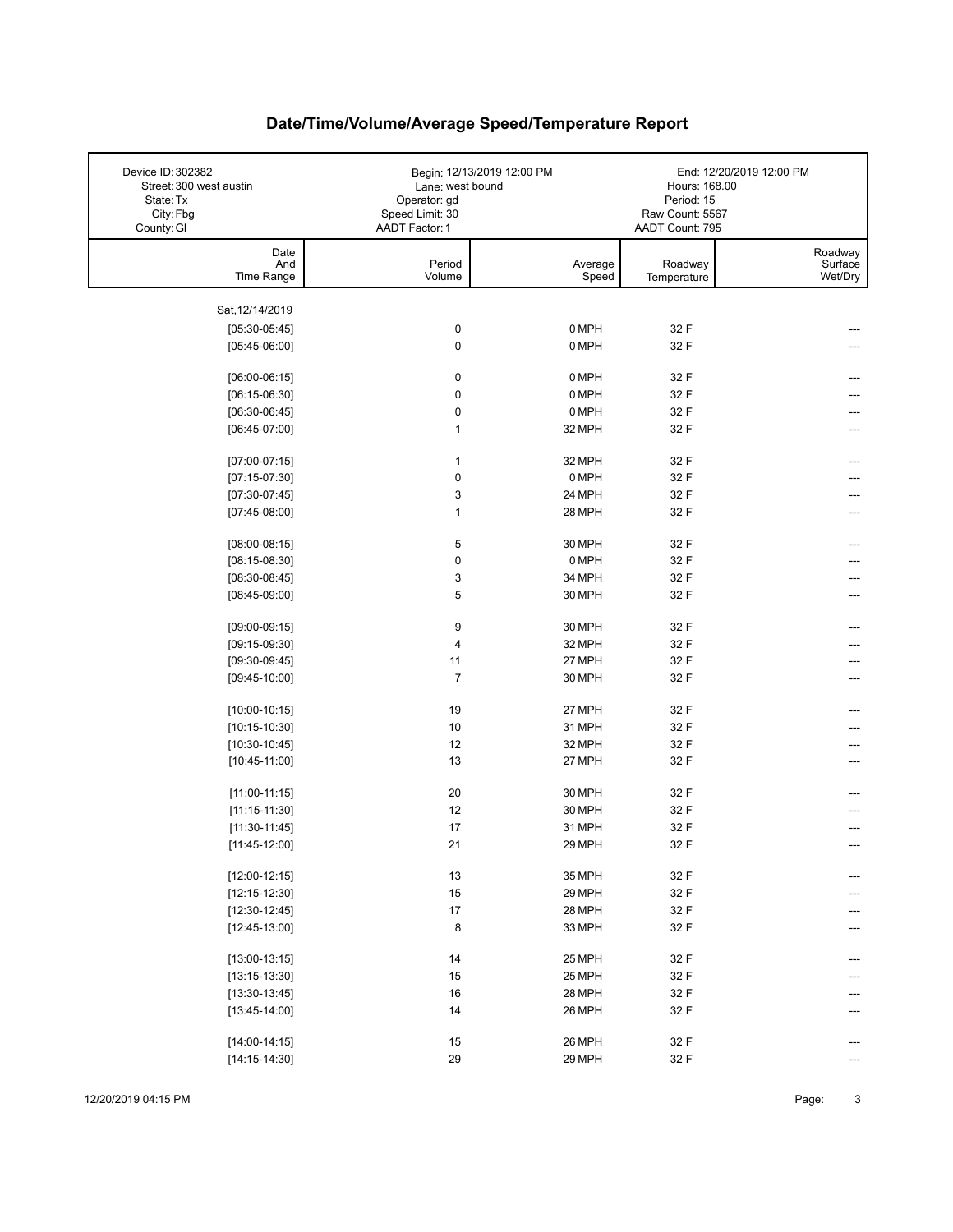# Date/Time/Volume/Average Speed/Temperature Report

| | | |
|---|---|---|
| Device ID: 302382<br>Street: 300 west austin<br>State: Tx<br>City: Fbg<br>County: Gl | Begin: 12/13/2019 12:00 PM<br>Lane: west bound<br>Operator: gd<br>Speed Limit: 30<br>AADT Factor: 1 | End: 12/20/2019 12:00 PM<br>Hours: 168.00<br>Period: 15<br>Raw Count: 5567<br>AADT Count: 795 |

| Date And Time Range | Period Volume | Average Speed | Roadway Temperature | Roadway Surface Wet/Dry |
|---|---|---|---|---|
| Sat, 12/14/2019 | | | | |
| [05:30-05:45] | 0 | 0 MPH | 32 F | --- |
| [05:45-06:00] | 0 | 0 MPH | 32 F | --- |
| [06:00-06:15] | 0 | 0 MPH | 32 F | --- |
| [06:15-06:30] | 0 | 0 MPH | 32 F | --- |
| [06:30-06:45] | 0 | 0 MPH | 32 F | --- |
| [06:45-07:00] | 1 | 32 MPH | 32 F | --- |
| [07:00-07:15] | 1 | 32 MPH | 32 F | --- |
| [07:15-07:30] | 0 | 0 MPH | 32 F | --- |
| [07:30-07:45] | 3 | 24 MPH | 32 F | --- |
| [07:45-08:00] | 1 | 28 MPH | 32 F | --- |
| [08:00-08:15] | 5 | 30 MPH | 32 F | --- |
| [08:15-08:30] | 0 | 0 MPH | 32 F | --- |
| [08:30-08:45] | 3 | 34 MPH | 32 F | --- |
| [08:45-09:00] | 5 | 30 MPH | 32 F | --- |
| [09:00-09:15] | 9 | 30 MPH | 32 F | --- |
| [09:15-09:30] | 4 | 32 MPH | 32 F | --- |
| [09:30-09:45] | 11 | 27 MPH | 32 F | --- |
| [09:45-10:00] | 7 | 30 MPH | 32 F | --- |
| [10:00-10:15] | 19 | 27 MPH | 32 F | --- |
| [10:15-10:30] | 10 | 31 MPH | 32 F | --- |
| [10:30-10:45] | 12 | 32 MPH | 32 F | --- |
| [10:45-11:00] | 13 | 27 MPH | 32 F | --- |
| [11:00-11:15] | 20 | 30 MPH | 32 F | --- |
| [11:15-11:30] | 12 | 30 MPH | 32 F | --- |
| [11:30-11:45] | 17 | 31 MPH | 32 F | --- |
| [11:45-12:00] | 21 | 29 MPH | 32 F | --- |
| [12:00-12:15] | 13 | 35 MPH | 32 F | --- |
| [12:15-12:30] | 15 | 29 MPH | 32 F | --- |
| [12:30-12:45] | 17 | 28 MPH | 32 F | --- |
| [12:45-13:00] | 8 | 33 MPH | 32 F | --- |
| [13:00-13:15] | 14 | 25 MPH | 32 F | --- |
| [13:15-13:30] | 15 | 25 MPH | 32 F | --- |
| [13:30-13:45] | 16 | 28 MPH | 32 F | --- |
| [13:45-14:00] | 14 | 26 MPH | 32 F | --- |
| [14:00-14:15] | 15 | 26 MPH | 32 F | --- |
| [14:15-14:30] | 29 | 29 MPH | 32 F | --- |

12/20/2019 04:15 PM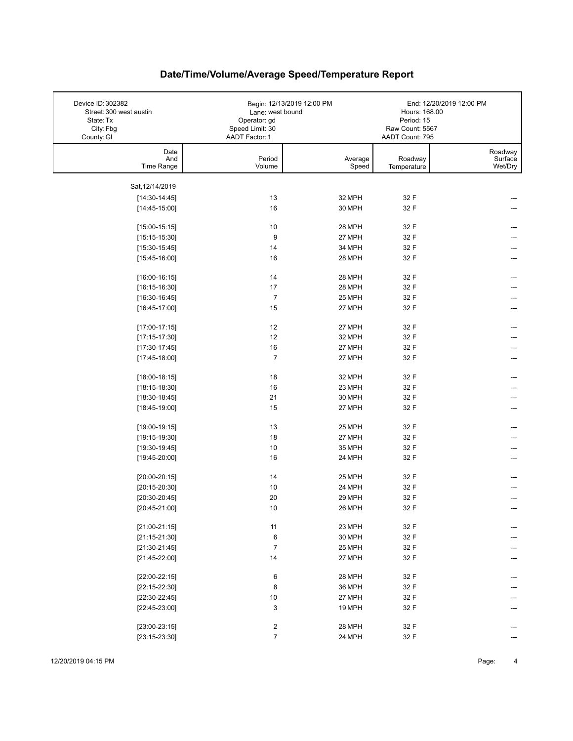# Date/Time/Volume/Average Speed/Temperature Report

| | | |
|---|---|---|
| Device ID: 302382 | Begin: 12/13/2019 12:00 PM | End: 12/20/2019 12:00 PM |
| Street: 300 west austin | Lane: west bound | Hours: 168.00 |
| State: Tx | Operator: gd | Period: 15 |
| City: Fbg | Speed Limit: 30 | Raw Count: 5567 |
| County: Gl | AADT Factor: 1 | AADT Count: 795 |

| Date And Time Range | Period Volume | Average Speed | Roadway Temperature | Roadway Surface Wet/Dry |
|---|---|---|---|---|
| Sat, 12/14/2019 | | | | |
| [14:30-14:45] | 13 | 32 MPH | 32 F | --- |
| [14:45-15:00] | 16 | 30 MPH | 32 F | --- |
| [15:00-15:15] | 10 | 28 MPH | 32 F | --- |
| [15:15-15:30] | 9 | 27 MPH | 32 F | --- |
| [15:30-15:45] | 14 | 34 MPH | 32 F | --- |
| [15:45-16:00] | 16 | 28 MPH | 32 F | --- |
| [16:00-16:15] | 14 | 28 MPH | 32 F | --- |
| [16:15-16:30] | 17 | 28 MPH | 32 F | --- |
| [16:30-16:45] | 7 | 25 MPH | 32 F | --- |
| [16:45-17:00] | 15 | 27 MPH | 32 F | --- |
| [17:00-17:15] | 12 | 27 MPH | 32 F | --- |
| [17:15-17:30] | 12 | 32 MPH | 32 F | --- |
| [17:30-17:45] | 16 | 27 MPH | 32 F | --- |
| [17:45-18:00] | 7 | 27 MPH | 32 F | --- |
| [18:00-18:15] | 18 | 32 MPH | 32 F | --- |
| [18:15-18:30] | 16 | 23 MPH | 32 F | --- |
| [18:30-18:45] | 21 | 30 MPH | 32 F | --- |
| [18:45-19:00] | 15 | 27 MPH | 32 F | --- |
| [19:00-19:15] | 13 | 25 MPH | 32 F | --- |
| [19:15-19:30] | 18 | 27 MPH | 32 F | --- |
| [19:30-19:45] | 10 | 35 MPH | 32 F | --- |
| [19:45-20:00] | 16 | 24 MPH | 32 F | --- |
| [20:00-20:15] | 14 | 25 MPH | 32 F | --- |
| [20:15-20:30] | 10 | 24 MPH | 32 F | --- |
| [20:30-20:45] | 20 | 29 MPH | 32 F | --- |
| [20:45-21:00] | 10 | 26 MPH | 32 F | --- |
| [21:00-21:15] | 11 | 23 MPH | 32 F | --- |
| [21:15-21:30] | 6 | 30 MPH | 32 F | --- |
| [21:30-21:45] | 7 | 25 MPH | 32 F | --- |
| [21:45-22:00] | 14 | 27 MPH | 32 F | --- |
| [22:00-22:15] | 6 | 28 MPH | 32 F | --- |
| [22:15-22:30] | 8 | 36 MPH | 32 F | --- |
| [22:30-22:45] | 10 | 27 MPH | 32 F | --- |
| [22:45-23:00] | 3 | 19 MPH | 32 F | --- |
| [23:00-23:15] | 2 | 28 MPH | 32 F | --- |
| [23:15-23:30] | 7 | 24 MPH | 32 F | --- |

12/20/2019 04:15 PM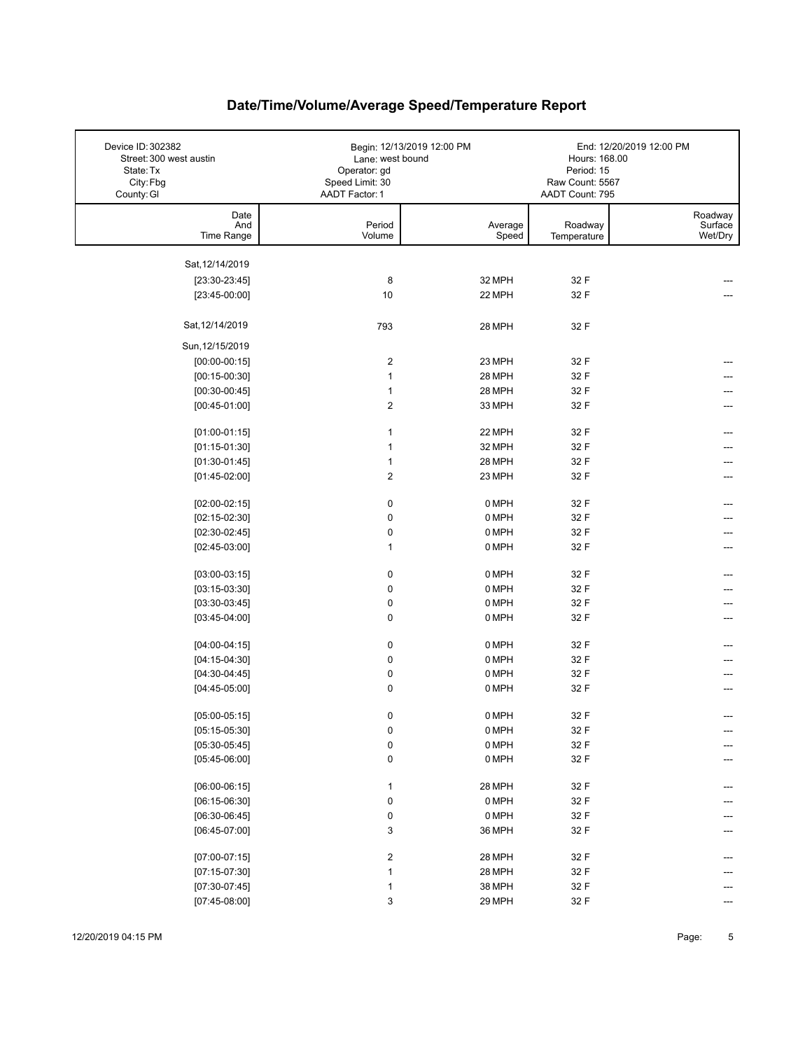# Date/Time/Volume/Average Speed/Temperature Report

| | | |
|---|---|---|
| Device ID: 302382 | Begin: 12/13/2019 12:00 PM | End: 12/20/2019 12:00 PM |
| Street: 300 west austin | Lane: west bound | Hours: 168.00 |
| State: Tx | Operator: gd | Period: 15 |
| City: Fbg | Speed Limit: 30 | Raw Count: 5567 |
| County: Gl | AADT Factor: 1 | AADT Count: 795 |

| Date And Time Range | Period Volume | Average Speed | Roadway Temperature | Roadway Surface Wet/Dry |
|---|---|---|---|---|
| Sat, 12/14/2019 | | | | |
| [23:30-23:45] | 8 | 32 MPH | 32 F | --- |
| [23:45-00:00] | 10 | 22 MPH | 32 F | --- |
| Sat, 12/14/2019 | 793 | 28 MPH | 32 F | |
| Sun, 12/15/2019 | | | | |
| [00:00-00:15] | 2 | 23 MPH | 32 F | --- |
| [00:15-00:30] | 1 | 28 MPH | 32 F | --- |
| [00:30-00:45] | 1 | 28 MPH | 32 F | --- |
| [00:45-01:00] | 2 | 33 MPH | 32 F | --- |
| [01:00-01:15] | 1 | 22 MPH | 32 F | --- |
| [01:15-01:30] | 1 | 32 MPH | 32 F | --- |
| [01:30-01:45] | 1 | 28 MPH | 32 F | --- |
| [01:45-02:00] | 2 | 23 MPH | 32 F | --- |
| [02:00-02:15] | 0 | 0 MPH | 32 F | --- |
| [02:15-02:30] | 0 | 0 MPH | 32 F | --- |
| [02:30-02:45] | 0 | 0 MPH | 32 F | --- |
| [02:45-03:00] | 1 | 0 MPH | 32 F | --- |
| [03:00-03:15] | 0 | 0 MPH | 32 F | --- |
| [03:15-03:30] | 0 | 0 MPH | 32 F | --- |
| [03:30-03:45] | 0 | 0 MPH | 32 F | --- |
| [03:45-04:00] | 0 | 0 MPH | 32 F | --- |
| [04:00-04:15] | 0 | 0 MPH | 32 F | --- |
| [04:15-04:30] | 0 | 0 MPH | 32 F | --- |
| [04:30-04:45] | 0 | 0 MPH | 32 F | --- |
| [04:45-05:00] | 0 | 0 MPH | 32 F | --- |
| [05:00-05:15] | 0 | 0 MPH | 32 F | --- |
| [05:15-05:30] | 0 | 0 MPH | 32 F | --- |
| [05:30-05:45] | 0 | 0 MPH | 32 F | --- |
| [05:45-06:00] | 0 | 0 MPH | 32 F | --- |
| [06:00-06:15] | 1 | 28 MPH | 32 F | --- |
| [06:15-06:30] | 0 | 0 MPH | 32 F | --- |
| [06:30-06:45] | 0 | 0 MPH | 32 F | --- |
| [06:45-07:00] | 3 | 36 MPH | 32 F | --- |
| [07:00-07:15] | 2 | 28 MPH | 32 F | --- |
| [07:15-07:30] | 1 | 28 MPH | 32 F | --- |
| [07:30-07:45] | 1 | 38 MPH | 32 F | --- |
| [07:45-08:00] | 3 | 29 MPH | 32 F | --- |

12/20/2019 04:15 PM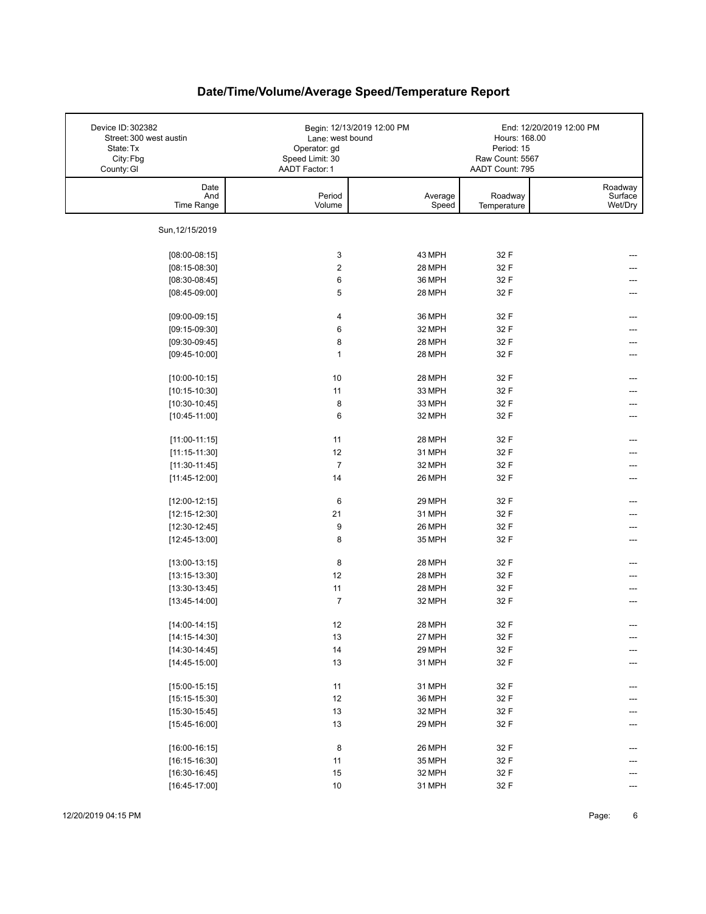# Date/Time/Volume/Average Speed/Temperature Report

| | | |
|---|---|---|
| Device ID: 302382 | Begin: 12/13/2019 12:00 PM | End: 12/20/2019 12:00 PM |
| Street: 300 west austin | Lane: west bound | Hours: 168.00 |
| State: Tx | Operator: gd | Period: 15 |
| City: Fbg | Speed Limit: 30 | Raw Count: 5567 |
| County: Gl | AADT Factor: 1 | AADT Count: 795 |

| Date And Time Range | Period Volume | Average Speed | Roadway Temperature | Roadway Surface Wet/Dry |
|---|---|---|---|---|
| Sun, 12/15/2019 | | | | |
| [08:00-08:15] | 3 | 43 MPH | 32 F | --- |
| [08:15-08:30] | 2 | 28 MPH | 32 F | --- |
| [08:30-08:45] | 6 | 36 MPH | 32 F | --- |
| [08:45-09:00] | 5 | 28 MPH | 32 F | --- |
| [09:00-09:15] | 4 | 36 MPH | 32 F | --- |
| [09:15-09:30] | 6 | 32 MPH | 32 F | --- |
| [09:30-09:45] | 8 | 28 MPH | 32 F | --- |
| [09:45-10:00] | 1 | 28 MPH | 32 F | --- |
| [10:00-10:15] | 10 | 28 MPH | 32 F | --- |
| [10:15-10:30] | 11 | 33 MPH | 32 F | --- |
| [10:30-10:45] | 8 | 33 MPH | 32 F | --- |
| [10:45-11:00] | 6 | 32 MPH | 32 F | --- |
| [11:00-11:15] | 11 | 28 MPH | 32 F | --- |
| [11:15-11:30] | 12 | 31 MPH | 32 F | --- |
| [11:30-11:45] | 7 | 32 MPH | 32 F | --- |
| [11:45-12:00] | 14 | 26 MPH | 32 F | --- |
| [12:00-12:15] | 6 | 29 MPH | 32 F | --- |
| [12:15-12:30] | 21 | 31 MPH | 32 F | --- |
| [12:30-12:45] | 9 | 26 MPH | 32 F | --- |
| [12:45-13:00] | 8 | 35 MPH | 32 F | --- |
| [13:00-13:15] | 8 | 28 MPH | 32 F | --- |
| [13:15-13:30] | 12 | 28 MPH | 32 F | --- |
| [13:30-13:45] | 11 | 28 MPH | 32 F | --- |
| [13:45-14:00] | 7 | 32 MPH | 32 F | --- |
| [14:00-14:15] | 12 | 28 MPH | 32 F | --- |
| [14:15-14:30] | 13 | 27 MPH | 32 F | --- |
| [14:30-14:45] | 14 | 29 MPH | 32 F | --- |
| [14:45-15:00] | 13 | 31 MPH | 32 F | --- |
| [15:00-15:15] | 11 | 31 MPH | 32 F | --- |
| [15:15-15:30] | 12 | 36 MPH | 32 F | --- |
| [15:30-15:45] | 13 | 32 MPH | 32 F | --- |
| [15:45-16:00] | 13 | 29 MPH | 32 F | --- |
| [16:00-16:15] | 8 | 26 MPH | 32 F | --- |
| [16:15-16:30] | 11 | 35 MPH | 32 F | --- |
| [16:30-16:45] | 15 | 32 MPH | 32 F | --- |
| [16:45-17:00] | 10 | 31 MPH | 32 F | --- |

12/20/2019 04:15 PM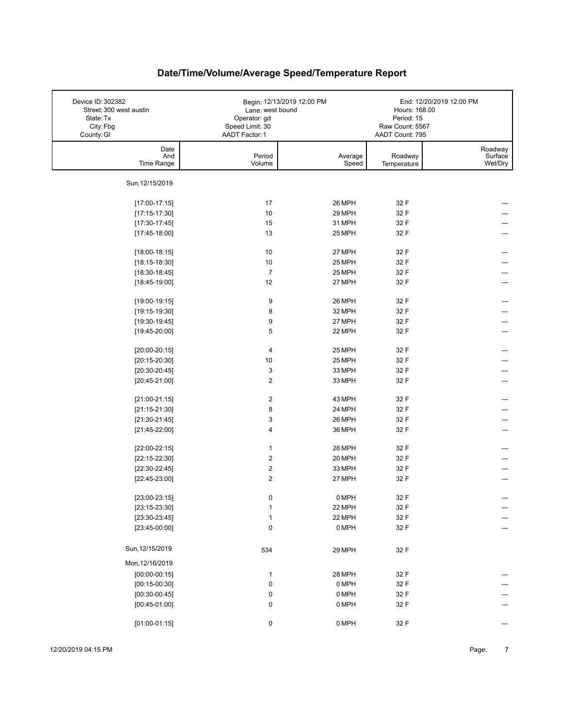# Date/Time/Volume/Average Speed/Temperature Report

| | | |
|---|---|---|
| Device ID: 302382 | Begin: 12/13/2019 12:00 PM | End: 12/20/2019 12:00 PM |
| Street: 300 west austin | Lane: west bound | Hours: 168.00 |
| State: Tx | Operator: gd | Period: 15 |
| City: Fbg | Speed Limit: 30 | Raw Count: 5567 |
| County: Gl | AADT Factor: 1 | AADT Count: 795 |

| Date And Time Range | Period Volume | Average Speed | Roadway Temperature | Roadway Surface Wet/Dry |
|---|---|---|---|---|
| Sun, 12/15/2019 | | | | |
| [17:00-17:15] | 17 | 26 MPH | 32 F | --- |
| [17:15-17:30] | 10 | 29 MPH | 32 F | --- |
| [17:30-17:45] | 15 | 31 MPH | 32 F | --- |
| [17:45-18:00] | 13 | 25 MPH | 32 F | --- |
| [18:00-18:15] | 10 | 27 MPH | 32 F | --- |
| [18:15-18:30] | 10 | 25 MPH | 32 F | --- |
| [18:30-18:45] | 7 | 25 MPH | 32 F | --- |
| [18:45-19:00] | 12 | 27 MPH | 32 F | --- |
| [19:00-19:15] | 9 | 26 MPH | 32 F | --- |
| [19:15-19:30] | 8 | 32 MPH | 32 F | --- |
| [19:30-19:45] | 9 | 27 MPH | 32 F | --- |
| [19:45-20:00] | 5 | 22 MPH | 32 F | --- |
| [20:00-20:15] | 4 | 25 MPH | 32 F | --- |
| [20:15-20:30] | 10 | 25 MPH | 32 F | --- |
| [20:30-20:45] | 3 | 33 MPH | 32 F | --- |
| [20:45-21:00] | 2 | 33 MPH | 32 F | --- |
| [21:00-21:15] | 2 | 43 MPH | 32 F | --- |
| [21:15-21:30] | 8 | 24 MPH | 32 F | --- |
| [21:30-21:45] | 3 | 26 MPH | 32 F | --- |
| [21:45-22:00] | 4 | 36 MPH | 32 F | --- |
| [22:00-22:15] | 1 | 28 MPH | 32 F | --- |
| [22:15-22:30] | 2 | 20 MPH | 32 F | --- |
| [22:30-22:45] | 2 | 33 MPH | 32 F | --- |
| [22:45-23:00] | 2 | 27 MPH | 32 F | --- |
| [23:00-23:15] | 0 | 0 MPH | 32 F | --- |
| [23:15-23:30] | 1 | 22 MPH | 32 F | --- |
| [23:30-23:45] | 1 | 22 MPH | 32 F | --- |
| [23:45-00:00] | 0 | 0 MPH | 32 F | --- |
| Sun, 12/15/2019 | 534 | 29 MPH | 32 F | |
| Mon, 12/16/2019 | | | | |
| [00:00-00:15] | 1 | 28 MPH | 32 F | --- |
| [00:15-00:30] | 0 | 0 MPH | 32 F | --- |
| [00:30-00:45] | 0 | 0 MPH | 32 F | --- |
| [00:45-01:00] | 0 | 0 MPH | 32 F | --- |
| [01:00-01:15] | 0 | 0 MPH | 32 F | --- |

12/20/2019 04:15 PM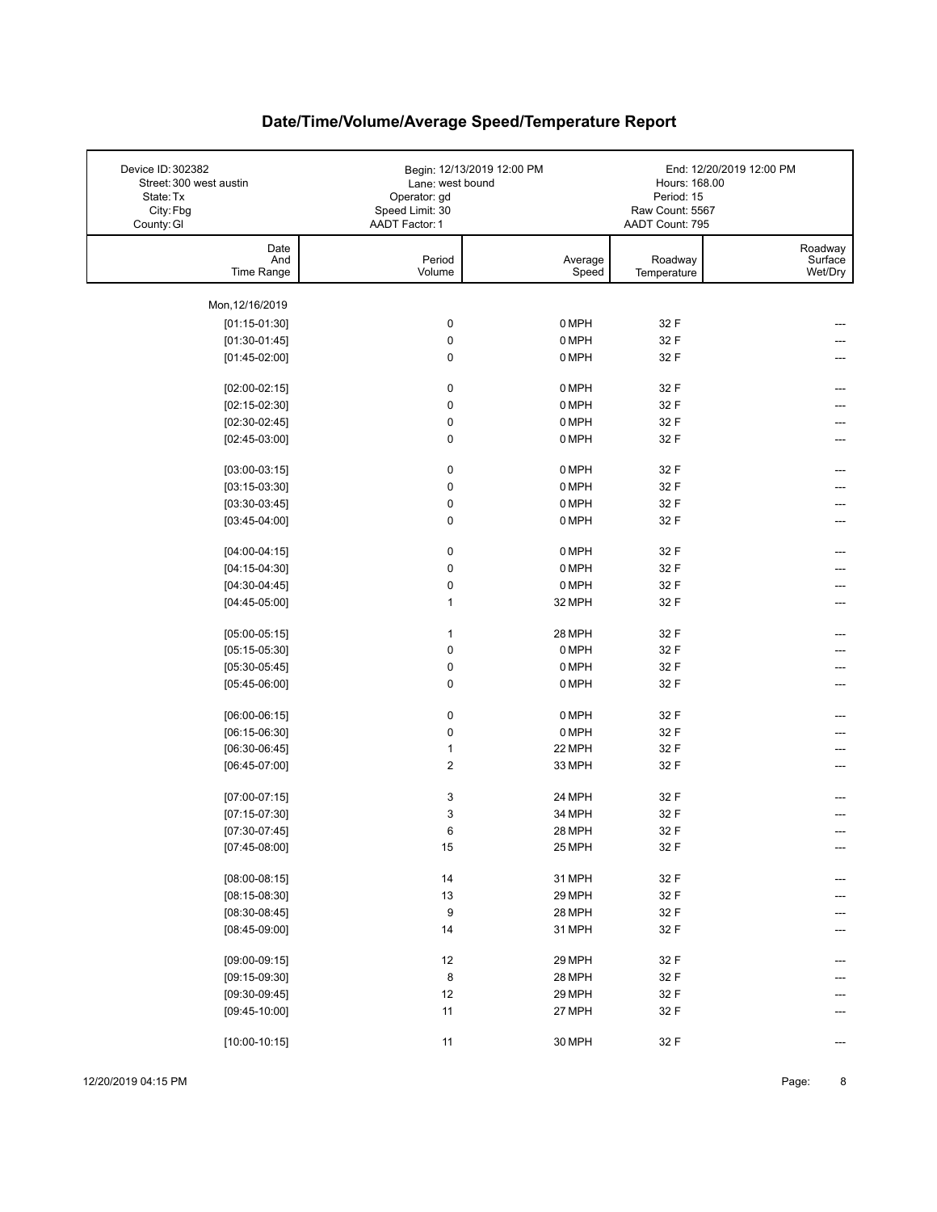# Date/Time/Volume/Average Speed/Temperature Report

| Device ID: 302382 | Begin: 12/13/2019 12:00 PM | End: 12/20/2019 12:00 PM |
|---|---|---|
| Street: 300 west austin | Lane: west bound | Hours: 168.00 |
| State: Tx | Operator: gd | Period: 15 |
| City: Fbg | Speed Limit: 30 | Raw Count: 5567 |
| County: Gl | AADT Factor: 1 | AADT Count: 795 |

| Date And Time Range | Period Volume | Average Speed | Roadway Temperature | Roadway Surface Wet/Dry |
|---|---|---|---|---|
| Mon, 12/16/2019 | | | | |
| [01:15-01:30] | 0 | 0 MPH | 32 F | --- |
| [01:30-01:45] | 0 | 0 MPH | 32 F | --- |
| [01:45-02:00] | 0 | 0 MPH | 32 F | --- |
| [02:00-02:15] | 0 | 0 MPH | 32 F | --- |
| [02:15-02:30] | 0 | 0 MPH | 32 F | --- |
| [02:30-02:45] | 0 | 0 MPH | 32 F | --- |
| [02:45-03:00] | 0 | 0 MPH | 32 F | --- |
| [03:00-03:15] | 0 | 0 MPH | 32 F | --- |
| [03:15-03:30] | 0 | 0 MPH | 32 F | --- |
| [03:30-03:45] | 0 | 0 MPH | 32 F | --- |
| [03:45-04:00] | 0 | 0 MPH | 32 F | --- |
| [04:00-04:15] | 0 | 0 MPH | 32 F | --- |
| [04:15-04:30] | 0 | 0 MPH | 32 F | --- |
| [04:30-04:45] | 0 | 0 MPH | 32 F | --- |
| [04:45-05:00] | 1 | 32 MPH | 32 F | --- |
| [05:00-05:15] | 1 | 28 MPH | 32 F | --- |
| [05:15-05:30] | 0 | 0 MPH | 32 F | --- |
| [05:30-05:45] | 0 | 0 MPH | 32 F | --- |
| [05:45-06:00] | 0 | 0 MPH | 32 F | --- |
| [06:00-06:15] | 0 | 0 MPH | 32 F | --- |
| [06:15-06:30] | 0 | 0 MPH | 32 F | --- |
| [06:30-06:45] | 1 | 22 MPH | 32 F | --- |
| [06:45-07:00] | 2 | 33 MPH | 32 F | --- |
| [07:00-07:15] | 3 | 24 MPH | 32 F | --- |
| [07:15-07:30] | 3 | 34 MPH | 32 F | --- |
| [07:30-07:45] | 6 | 28 MPH | 32 F | --- |
| [07:45-08:00] | 15 | 25 MPH | 32 F | --- |
| [08:00-08:15] | 14 | 31 MPH | 32 F | --- |
| [08:15-08:30] | 13 | 29 MPH | 32 F | --- |
| [08:30-08:45] | 9 | 28 MPH | 32 F | --- |
| [08:45-09:00] | 14 | 31 MPH | 32 F | --- |
| [09:00-09:15] | 12 | 29 MPH | 32 F | --- |
| [09:15-09:30] | 8 | 28 MPH | 32 F | --- |
| [09:30-09:45] | 12 | 29 MPH | 32 F | --- |
| [09:45-10:00] | 11 | 27 MPH | 32 F | --- |
| [10:00-10:15] | 11 | 30 MPH | 32 F | --- |

12/20/2019 04:15 PM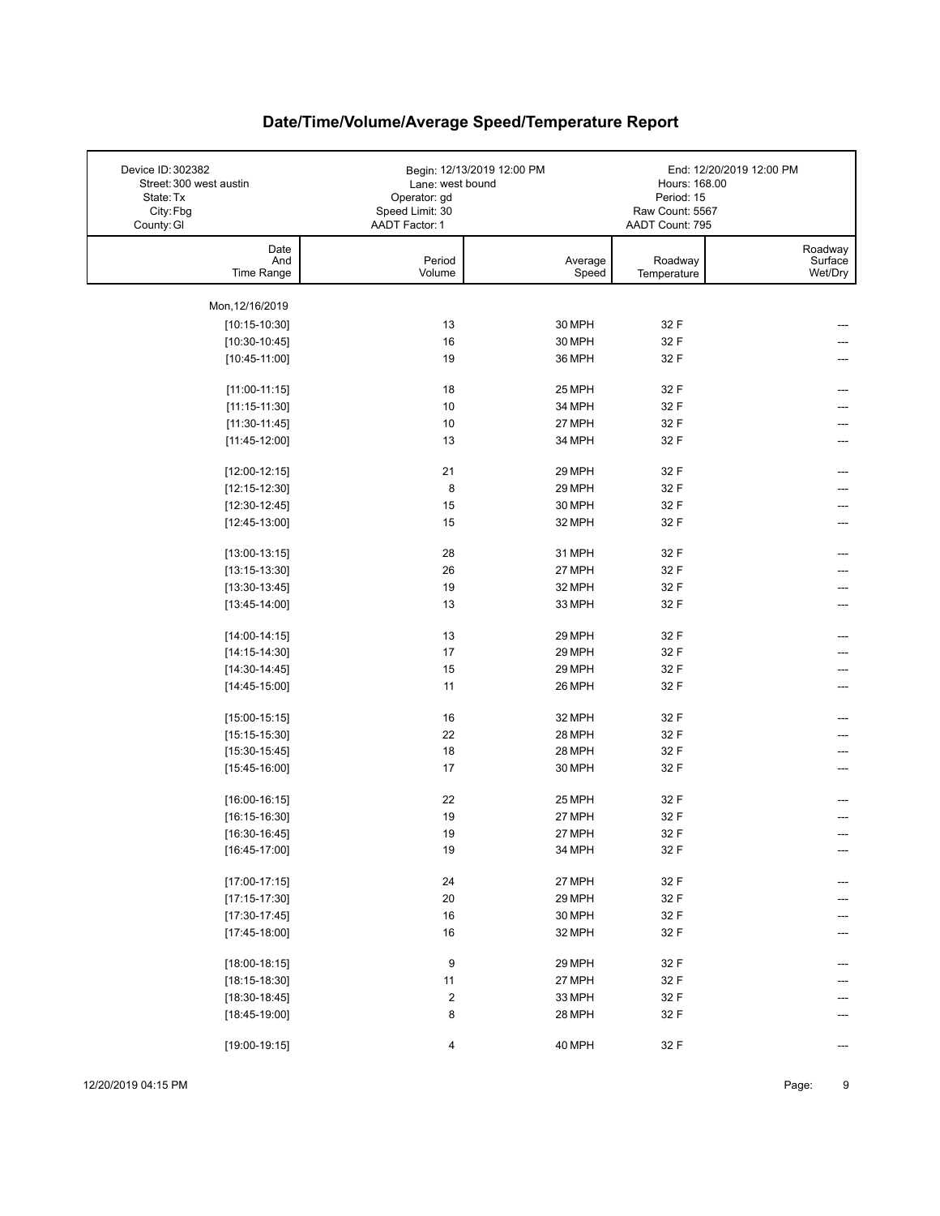# Date/Time/Volume/Average Speed/Temperature Report

| | | |
|---|---|---|
| Device ID: 302382 | Begin: 12/13/2019 12:00 PM | End: 12/20/2019 12:00 PM |
| Street: 300 west austin | Lane: west bound | Hours: 168.00 |
| State: Tx | Operator: gd | Period: 15 |
| City: Fbg | Speed Limit: 30 | Raw Count: 5567 |
| County: Gl | AADT Factor: 1 | AADT Count: 795 |

| Date And Time Range | Period Volume | Average Speed | Roadway Temperature | Roadway Surface Wet/Dry |
|---|---|---|---|---|
| Mon, 12/16/2019 | | | | |
| [10:15-10:30] | 13 | 30 MPH | 32 F | --- |
| [10:30-10:45] | 16 | 30 MPH | 32 F | --- |
| [10:45-11:00] | 19 | 36 MPH | 32 F | --- |
| [11:00-11:15] | 18 | 25 MPH | 32 F | --- |
| [11:15-11:30] | 10 | 34 MPH | 32 F | --- |
| [11:30-11:45] | 10 | 27 MPH | 32 F | --- |
| [11:45-12:00] | 13 | 34 MPH | 32 F | --- |
| [12:00-12:15] | 21 | 29 MPH | 32 F | --- |
| [12:15-12:30] | 8 | 29 MPH | 32 F | --- |
| [12:30-12:45] | 15 | 30 MPH | 32 F | --- |
| [12:45-13:00] | 15 | 32 MPH | 32 F | --- |
| [13:00-13:15] | 28 | 31 MPH | 32 F | --- |
| [13:15-13:30] | 26 | 27 MPH | 32 F | --- |
| [13:30-13:45] | 19 | 32 MPH | 32 F | --- |
| [13:45-14:00] | 13 | 33 MPH | 32 F | --- |
| [14:00-14:15] | 13 | 29 MPH | 32 F | --- |
| [14:15-14:30] | 17 | 29 MPH | 32 F | --- |
| [14:30-14:45] | 15 | 29 MPH | 32 F | --- |
| [14:45-15:00] | 11 | 26 MPH | 32 F | --- |
| [15:00-15:15] | 16 | 32 MPH | 32 F | --- |
| [15:15-15:30] | 22 | 28 MPH | 32 F | --- |
| [15:30-15:45] | 18 | 28 MPH | 32 F | --- |
| [15:45-16:00] | 17 | 30 MPH | 32 F | --- |
| [16:00-16:15] | 22 | 25 MPH | 32 F | --- |
| [16:15-16:30] | 19 | 27 MPH | 32 F | --- |
| [16:30-16:45] | 19 | 27 MPH | 32 F | --- |
| [16:45-17:00] | 19 | 34 MPH | 32 F | --- |
| [17:00-17:15] | 24 | 27 MPH | 32 F | --- |
| [17:15-17:30] | 20 | 29 MPH | 32 F | --- |
| [17:30-17:45] | 16 | 30 MPH | 32 F | --- |
| [17:45-18:00] | 16 | 32 MPH | 32 F | --- |
| [18:00-18:15] | 9 | 29 MPH | 32 F | --- |
| [18:15-18:30] | 11 | 27 MPH | 32 F | --- |
| [18:30-18:45] | 2 | 33 MPH | 32 F | --- |
| [18:45-19:00] | 8 | 28 MPH | 32 F | --- |
| [19:00-19:15] | 4 | 40 MPH | 32 F | --- |

12/20/2019 04:15 PM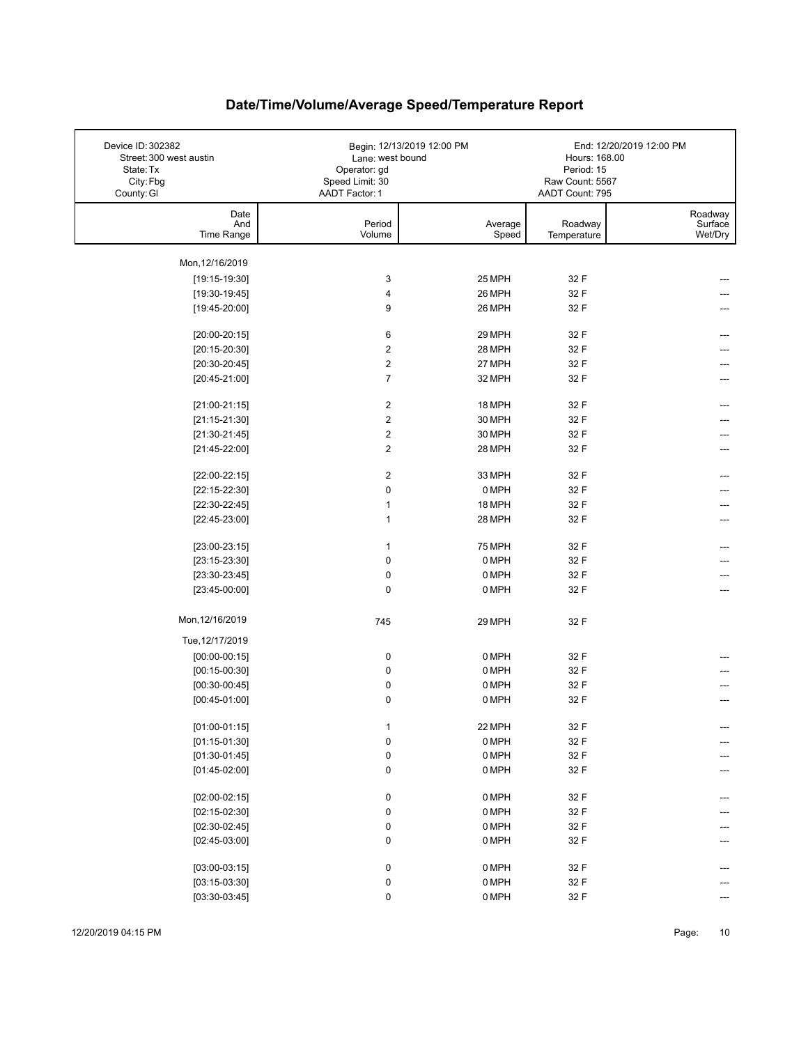# Date/Time/Volume/Average Speed/Temperature Report

| | | |
|---|---|---|
| Device ID: 302382 | Begin: 12/13/2019 12:00 PM | End: 12/20/2019 12:00 PM |
| Street: 300 west austin | Lane: west bound | Hours: 168.00 |
| State: Tx | Operator: gd | Period: 15 |
| City: Fbg | Speed Limit: 30 | Raw Count: 5567 |
| County: Gl | AADT Factor: 1 | AADT Count: 795 |

| Date And Time Range | Period Volume | Average Speed | Roadway Temperature | Roadway Surface Wet/Dry |
|---|---|---|---|---|
| Mon,12/16/2019 | | | | |
| [19:15-19:30] | 3 | 25 MPH | 32 F | --- |
| [19:30-19:45] | 4 | 26 MPH | 32 F | --- |
| [19:45-20:00] | 9 | 26 MPH | 32 F | --- |
| [20:00-20:15] | 6 | 29 MPH | 32 F | --- |
| [20:15-20:30] | 2 | 28 MPH | 32 F | --- |
| [20:30-20:45] | 2 | 27 MPH | 32 F | --- |
| [20:45-21:00] | 7 | 32 MPH | 32 F | --- |
| [21:00-21:15] | 2 | 18 MPH | 32 F | --- |
| [21:15-21:30] | 2 | 30 MPH | 32 F | --- |
| [21:30-21:45] | 2 | 30 MPH | 32 F | --- |
| [21:45-22:00] | 2 | 28 MPH | 32 F | --- |
| [22:00-22:15] | 2 | 33 MPH | 32 F | --- |
| [22:15-22:30] | 0 | 0 MPH | 32 F | --- |
| [22:30-22:45] | 1 | 18 MPH | 32 F | --- |
| [22:45-23:00] | 1 | 28 MPH | 32 F | --- |
| [23:00-23:15] | 1 | 75 MPH | 32 F | --- |
| [23:15-23:30] | 0 | 0 MPH | 32 F | --- |
| [23:30-23:45] | 0 | 0 MPH | 32 F | --- |
| [23:45-00:00] | 0 | 0 MPH | 32 F | --- |
| Mon,12/16/2019 | 745 | 29 MPH | 32 F | |
| Tue,12/17/2019 | | | | |
| [00:00-00:15] | 0 | 0 MPH | 32 F | --- |
| [00:15-00:30] | 0 | 0 MPH | 32 F | --- |
| [00:30-00:45] | 0 | 0 MPH | 32 F | --- |
| [00:45-01:00] | 0 | 0 MPH | 32 F | --- |
| [01:00-01:15] | 1 | 22 MPH | 32 F | --- |
| [01:15-01:30] | 0 | 0 MPH | 32 F | --- |
| [01:30-01:45] | 0 | 0 MPH | 32 F | --- |
| [01:45-02:00] | 0 | 0 MPH | 32 F | --- |
| [02:00-02:15] | 0 | 0 MPH | 32 F | --- |
| [02:15-02:30] | 0 | 0 MPH | 32 F | --- |
| [02:30-02:45] | 0 | 0 MPH | 32 F | --- |
| [02:45-03:00] | 0 | 0 MPH | 32 F | --- |
| [03:00-03:15] | 0 | 0 MPH | 32 F | --- |
| [03:15-03:30] | 0 | 0 MPH | 32 F | --- |
| [03:30-03:45] | 0 | 0 MPH | 32 F | --- |

12/20/2019 04:15 PM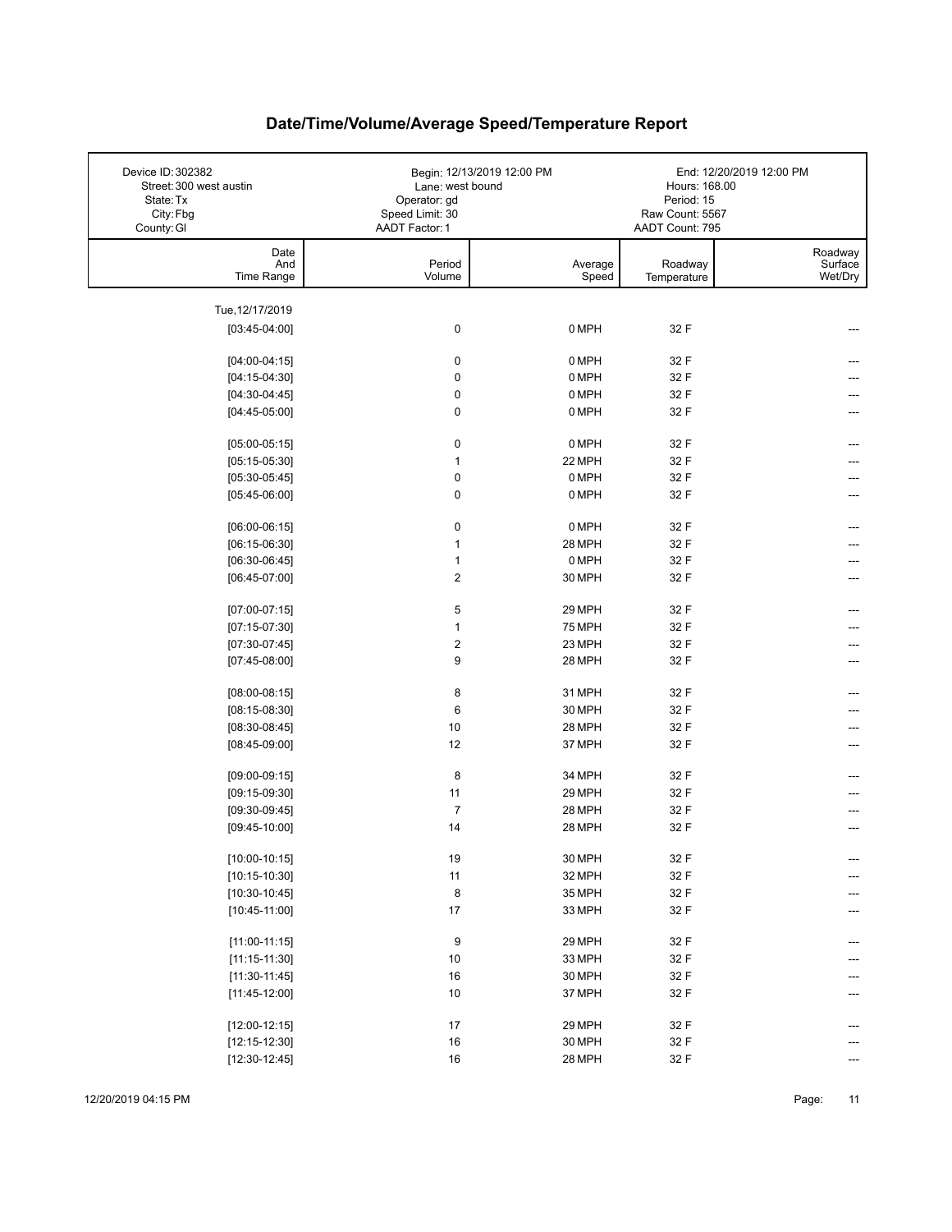# Date/Time/Volume/Average Speed/Temperature Report

| Device ID: 302382 | Begin: 12/13/2019 12:00 PM | End: 12/20/2019 12:00 PM |
| --- | --- | --- |
| Street: 300 west austin | Lane: west bound | Hours: 168.00 |
| State: Tx | Operator: gd | Period: 15 |
| City: Fbg | Speed Limit: 30 | Raw Count: 5567 |
| County: Gl | AADT Factor: 1 | AADT Count: 795 |

| Date And Time Range | Period Volume | Average Speed | Roadway Temperature | Roadway Surface Wet/Dry |
| --- | --- | --- | --- | --- |
| Tue, 12/17/2019 | | | | |
| [03:45-04:00] | 0 | 0 MPH | 32 F | --- |
| [04:00-04:15] | 0 | 0 MPH | 32 F | --- |
| [04:15-04:30] | 0 | 0 MPH | 32 F | --- |
| [04:30-04:45] | 0 | 0 MPH | 32 F | --- |
| [04:45-05:00] | 0 | 0 MPH | 32 F | --- |
| [05:00-05:15] | 0 | 0 MPH | 32 F | --- |
| [05:15-05:30] | 1 | 22 MPH | 32 F | --- |
| [05:30-05:45] | 0 | 0 MPH | 32 F | --- |
| [05:45-06:00] | 0 | 0 MPH | 32 F | --- |
| [06:00-06:15] | 0 | 0 MPH | 32 F | --- |
| [06:15-06:30] | 1 | 28 MPH | 32 F | --- |
| [06:30-06:45] | 1 | 0 MPH | 32 F | --- |
| [06:45-07:00] | 2 | 30 MPH | 32 F | --- |
| [07:00-07:15] | 5 | 29 MPH | 32 F | --- |
| [07:15-07:30] | 1 | 75 MPH | 32 F | --- |
| [07:30-07:45] | 2 | 23 MPH | 32 F | --- |
| [07:45-08:00] | 9 | 28 MPH | 32 F | --- |
| [08:00-08:15] | 8 | 31 MPH | 32 F | --- |
| [08:15-08:30] | 6 | 30 MPH | 32 F | --- |
| [08:30-08:45] | 10 | 28 MPH | 32 F | --- |
| [08:45-09:00] | 12 | 37 MPH | 32 F | --- |
| [09:00-09:15] | 8 | 34 MPH | 32 F | --- |
| [09:15-09:30] | 11 | 29 MPH | 32 F | --- |
| [09:30-09:45] | 7 | 28 MPH | 32 F | --- |
| [09:45-10:00] | 14 | 28 MPH | 32 F | --- |
| [10:00-10:15] | 19 | 30 MPH | 32 F | --- |
| [10:15-10:30] | 11 | 32 MPH | 32 F | --- |
| [10:30-10:45] | 8 | 35 MPH | 32 F | --- |
| [10:45-11:00] | 17 | 33 MPH | 32 F | --- |
| [11:00-11:15] | 9 | 29 MPH | 32 F | --- |
| [11:15-11:30] | 10 | 33 MPH | 32 F | --- |
| [11:30-11:45] | 16 | 30 MPH | 32 F | --- |
| [11:45-12:00] | 10 | 37 MPH | 32 F | --- |
| [12:00-12:15] | 17 | 29 MPH | 32 F | --- |
| [12:15-12:30] | 16 | 30 MPH | 32 F | --- |
| [12:30-12:45] | 16 | 28 MPH | 32 F | --- |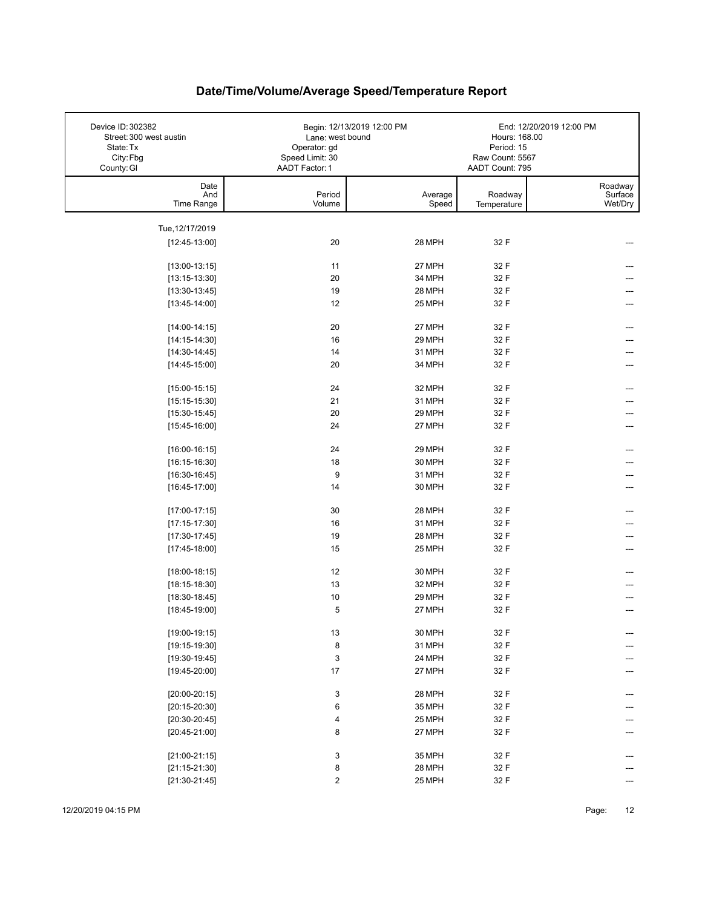# Date/Time/Volume/Average Speed/Temperature Report

| | | |
|---|---|---|
| Device ID: 302382 | Begin: 12/13/2019 12:00 PM | End: 12/20/2019 12:00 PM |
| Street: 300 west austin | Lane: west bound | Hours: 168.00 |
| State: Tx | Operator: gd | Period: 15 |
| City: Fbg | Speed Limit: 30 | Raw Count: 5567 |
| County: Gl | AADT Factor: 1 | AADT Count: 795 |

| Date And Time Range | Period Volume | Average Speed | Roadway Temperature | Roadway Surface Wet/Dry |
|---|---|---|---|---|
| Tue, 12/17/2019 | | | | |
| [12:45-13:00] | 20 | 28 MPH | 32 F | --- |
| [13:00-13:15] | 11 | 27 MPH | 32 F | --- |
| [13:15-13:30] | 20 | 34 MPH | 32 F | --- |
| [13:30-13:45] | 19 | 28 MPH | 32 F | --- |
| [13:45-14:00] | 12 | 25 MPH | 32 F | --- |
| [14:00-14:15] | 20 | 27 MPH | 32 F | --- |
| [14:15-14:30] | 16 | 29 MPH | 32 F | --- |
| [14:30-14:45] | 14 | 31 MPH | 32 F | --- |
| [14:45-15:00] | 20 | 34 MPH | 32 F | --- |
| [15:00-15:15] | 24 | 32 MPH | 32 F | --- |
| [15:15-15:30] | 21 | 31 MPH | 32 F | --- |
| [15:30-15:45] | 20 | 29 MPH | 32 F | --- |
| [15:45-16:00] | 24 | 27 MPH | 32 F | --- |
| [16:00-16:15] | 24 | 29 MPH | 32 F | --- |
| [16:15-16:30] | 18 | 30 MPH | 32 F | --- |
| [16:30-16:45] | 9 | 31 MPH | 32 F | --- |
| [16:45-17:00] | 14 | 30 MPH | 32 F | --- |
| [17:00-17:15] | 30 | 28 MPH | 32 F | --- |
| [17:15-17:30] | 16 | 31 MPH | 32 F | --- |
| [17:30-17:45] | 19 | 28 MPH | 32 F | --- |
| [17:45-18:00] | 15 | 25 MPH | 32 F | --- |
| [18:00-18:15] | 12 | 30 MPH | 32 F | --- |
| [18:15-18:30] | 13 | 32 MPH | 32 F | --- |
| [18:30-18:45] | 10 | 29 MPH | 32 F | --- |
| [18:45-19:00] | 5 | 27 MPH | 32 F | --- |
| [19:00-19:15] | 13 | 30 MPH | 32 F | --- |
| [19:15-19:30] | 8 | 31 MPH | 32 F | --- |
| [19:30-19:45] | 3 | 24 MPH | 32 F | --- |
| [19:45-20:00] | 17 | 27 MPH | 32 F | --- |
| [20:00-20:15] | 3 | 28 MPH | 32 F | --- |
| [20:15-20:30] | 6 | 35 MPH | 32 F | --- |
| [20:30-20:45] | 4 | 25 MPH | 32 F | --- |
| [20:45-21:00] | 8 | 27 MPH | 32 F | --- |
| [21:00-21:15] | 3 | 35 MPH | 32 F | --- |
| [21:15-21:30] | 8 | 28 MPH | 32 F | --- |
| [21:30-21:45] | 2 | 25 MPH | 32 F | --- |

12/20/2019 04:15 PM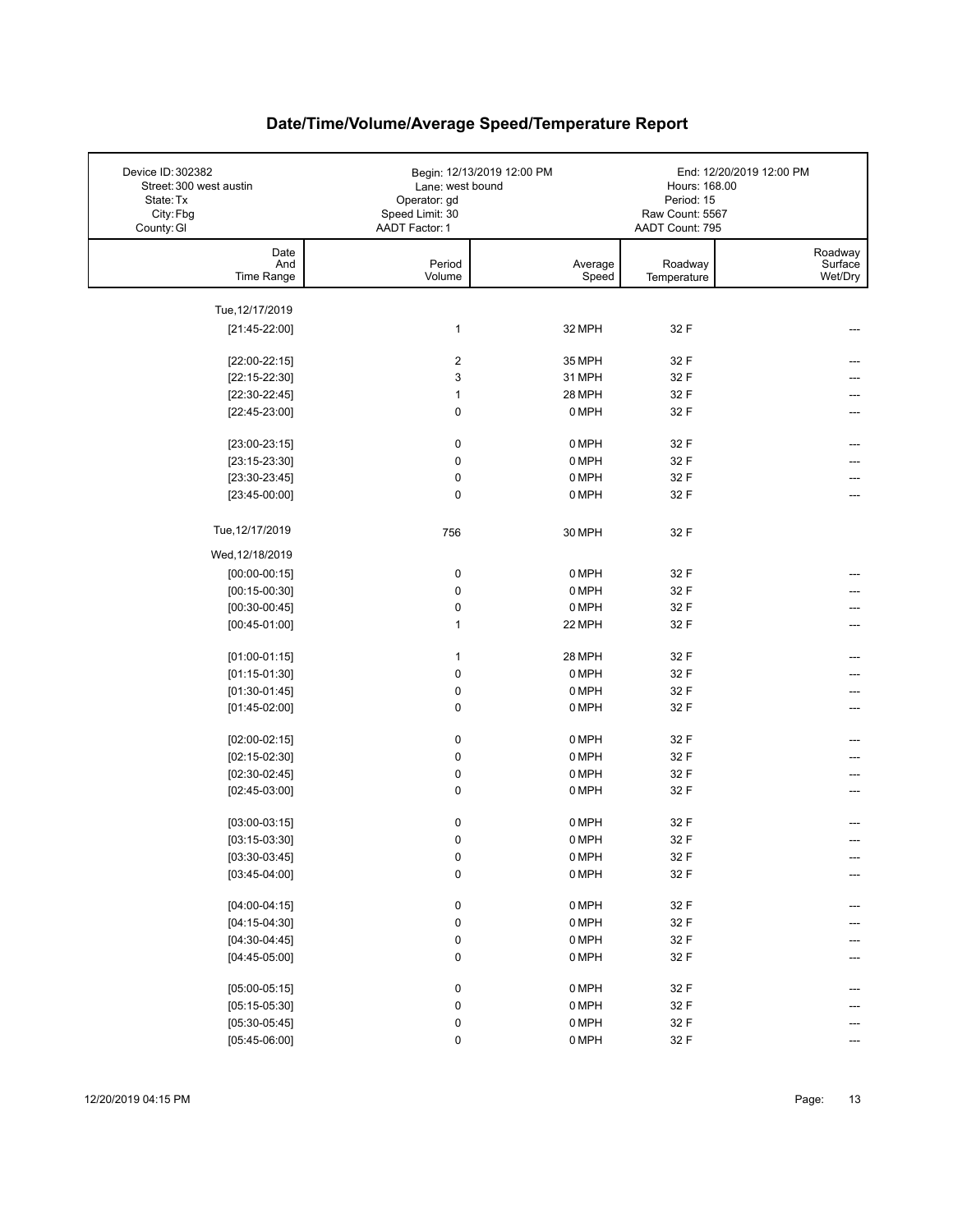# Date/Time/Volume/Average Speed/Temperature Report

| | | |
|---|---|---|
| Device ID: 302382 | Begin: 12/13/2019 12:00 PM | End: 12/20/2019 12:00 PM |
| Street: 300 west austin | Lane: west bound | Hours: 168.00 |
| State: Tx | Operator: gd | Period: 15 |
| City: Fbg | Speed Limit: 30 | Raw Count: 5567 |
| County: Gl | AADT Factor: 1 | AADT Count: 795 |

| Date And Time Range | Period Volume | Average Speed | Roadway Temperature | Roadway Surface Wet/Dry |
|---|---|---|---|---|
| Tue, 12/17/2019 | | | | |
| [21:45-22:00] | 1 | 32 MPH | 32 F | --- |
| [22:00-22:15] | 2 | 35 MPH | 32 F | --- |
| [22:15-22:30] | 3 | 31 MPH | 32 F | --- |
| [22:30-22:45] | 1 | 28 MPH | 32 F | --- |
| [22:45-23:00] | 0 | 0 MPH | 32 F | --- |
| [23:00-23:15] | 0 | 0 MPH | 32 F | --- |
| [23:15-23:30] | 0 | 0 MPH | 32 F | --- |
| [23:30-23:45] | 0 | 0 MPH | 32 F | --- |
| [23:45-00:00] | 0 | 0 MPH | 32 F | --- |
| Tue, 12/17/2019 | 756 | 30 MPH | 32 F | |
| Wed, 12/18/2019 | | | | |
| [00:00-00:15] | 0 | 0 MPH | 32 F | --- |
| [00:15-00:30] | 0 | 0 MPH | 32 F | --- |
| [00:30-00:45] | 0 | 0 MPH | 32 F | --- |
| [00:45-01:00] | 1 | 22 MPH | 32 F | --- |
| [01:00-01:15] | 1 | 28 MPH | 32 F | --- |
| [01:15-01:30] | 0 | 0 MPH | 32 F | --- |
| [01:30-01:45] | 0 | 0 MPH | 32 F | --- |
| [01:45-02:00] | 0 | 0 MPH | 32 F | --- |
| [02:00-02:15] | 0 | 0 MPH | 32 F | --- |
| [02:15-02:30] | 0 | 0 MPH | 32 F | --- |
| [02:30-02:45] | 0 | 0 MPH | 32 F | --- |
| [02:45-03:00] | 0 | 0 MPH | 32 F | --- |
| [03:00-03:15] | 0 | 0 MPH | 32 F | --- |
| [03:15-03:30] | 0 | 0 MPH | 32 F | --- |
| [03:30-03:45] | 0 | 0 MPH | 32 F | --- |
| [03:45-04:00] | 0 | 0 MPH | 32 F | --- |
| [04:00-04:15] | 0 | 0 MPH | 32 F | --- |
| [04:15-04:30] | 0 | 0 MPH | 32 F | --- |
| [04:30-04:45] | 0 | 0 MPH | 32 F | --- |
| [04:45-05:00] | 0 | 0 MPH | 32 F | --- |
| [05:00-05:15] | 0 | 0 MPH | 32 F | --- |
| [05:15-05:30] | 0 | 0 MPH | 32 F | --- |
| [05:30-05:45] | 0 | 0 MPH | 32 F | --- |
| [05:45-06:00] | 0 | 0 MPH | 32 F | --- |

12/20/2019 04:15 PM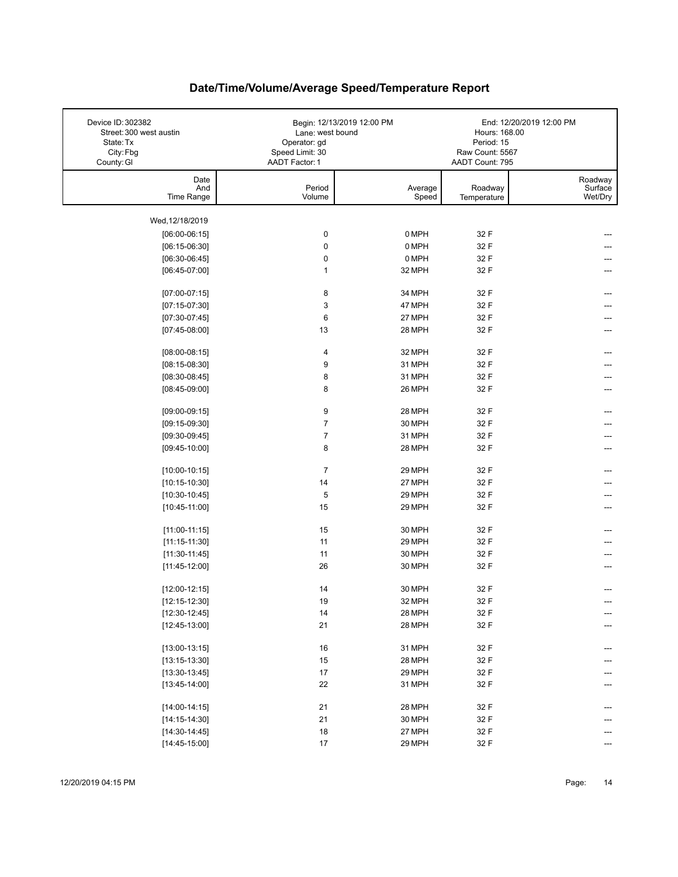# Date/Time/Volume/Average Speed/Temperature Report

| | | |
|---|---|---|
| Device ID: 302382 | Begin: 12/13/2019 12:00 PM | End: 12/20/2019 12:00 PM |
| Street: 300 west austin | Lane: west bound | Hours: 168.00 |
| State: Tx | Operator: gd | Period: 15 |
| City: Fbg | Speed Limit: 30 | Raw Count: 5567 |
| County: Gl | AADT Factor: 1 | AADT Count: 795 |

| Date And Time Range | Period Volume | Average Speed | Roadway Temperature | Roadway Surface Wet/Dry |
|---|---|---|---|---|
| Wed, 12/18/2019 | | | | |
| [06:00-06:15] | 0 | 0 MPH | 32 F | --- |
| [06:15-06:30] | 0 | 0 MPH | 32 F | --- |
| [06:30-06:45] | 0 | 0 MPH | 32 F | --- |
| [06:45-07:00] | 1 | 32 MPH | 32 F | --- |
| [07:00-07:15] | 8 | 34 MPH | 32 F | --- |
| [07:15-07:30] | 3 | 47 MPH | 32 F | --- |
| [07:30-07:45] | 6 | 27 MPH | 32 F | --- |
| [07:45-08:00] | 13 | 28 MPH | 32 F | --- |
| [08:00-08:15] | 4 | 32 MPH | 32 F | --- |
| [08:15-08:30] | 9 | 31 MPH | 32 F | --- |
| [08:30-08:45] | 8 | 31 MPH | 32 F | --- |
| [08:45-09:00] | 8 | 26 MPH | 32 F | --- |
| [09:00-09:15] | 9 | 28 MPH | 32 F | --- |
| [09:15-09:30] | 7 | 30 MPH | 32 F | --- |
| [09:30-09:45] | 7 | 31 MPH | 32 F | --- |
| [09:45-10:00] | 8 | 28 MPH | 32 F | --- |
| [10:00-10:15] | 7 | 29 MPH | 32 F | --- |
| [10:15-10:30] | 14 | 27 MPH | 32 F | --- |
| [10:30-10:45] | 5 | 29 MPH | 32 F | --- |
| [10:45-11:00] | 15 | 29 MPH | 32 F | --- |
| [11:00-11:15] | 15 | 30 MPH | 32 F | --- |
| [11:15-11:30] | 11 | 29 MPH | 32 F | --- |
| [11:30-11:45] | 11 | 30 MPH | 32 F | --- |
| [11:45-12:00] | 26 | 30 MPH | 32 F | --- |
| [12:00-12:15] | 14 | 30 MPH | 32 F | --- |
| [12:15-12:30] | 19 | 32 MPH | 32 F | --- |
| [12:30-12:45] | 14 | 28 MPH | 32 F | --- |
| [12:45-13:00] | 21 | 28 MPH | 32 F | --- |
| [13:00-13:15] | 16 | 31 MPH | 32 F | --- |
| [13:15-13:30] | 15 | 28 MPH | 32 F | --- |
| [13:30-13:45] | 17 | 29 MPH | 32 F | --- |
| [13:45-14:00] | 22 | 31 MPH | 32 F | --- |
| [14:00-14:15] | 21 | 28 MPH | 32 F | --- |
| [14:15-14:30] | 21 | 30 MPH | 32 F | --- |
| [14:30-14:45] | 18 | 27 MPH | 32 F | --- |
| [14:45-15:00] | 17 | 29 MPH | 32 F | --- |

12/20/2019 04:15 PM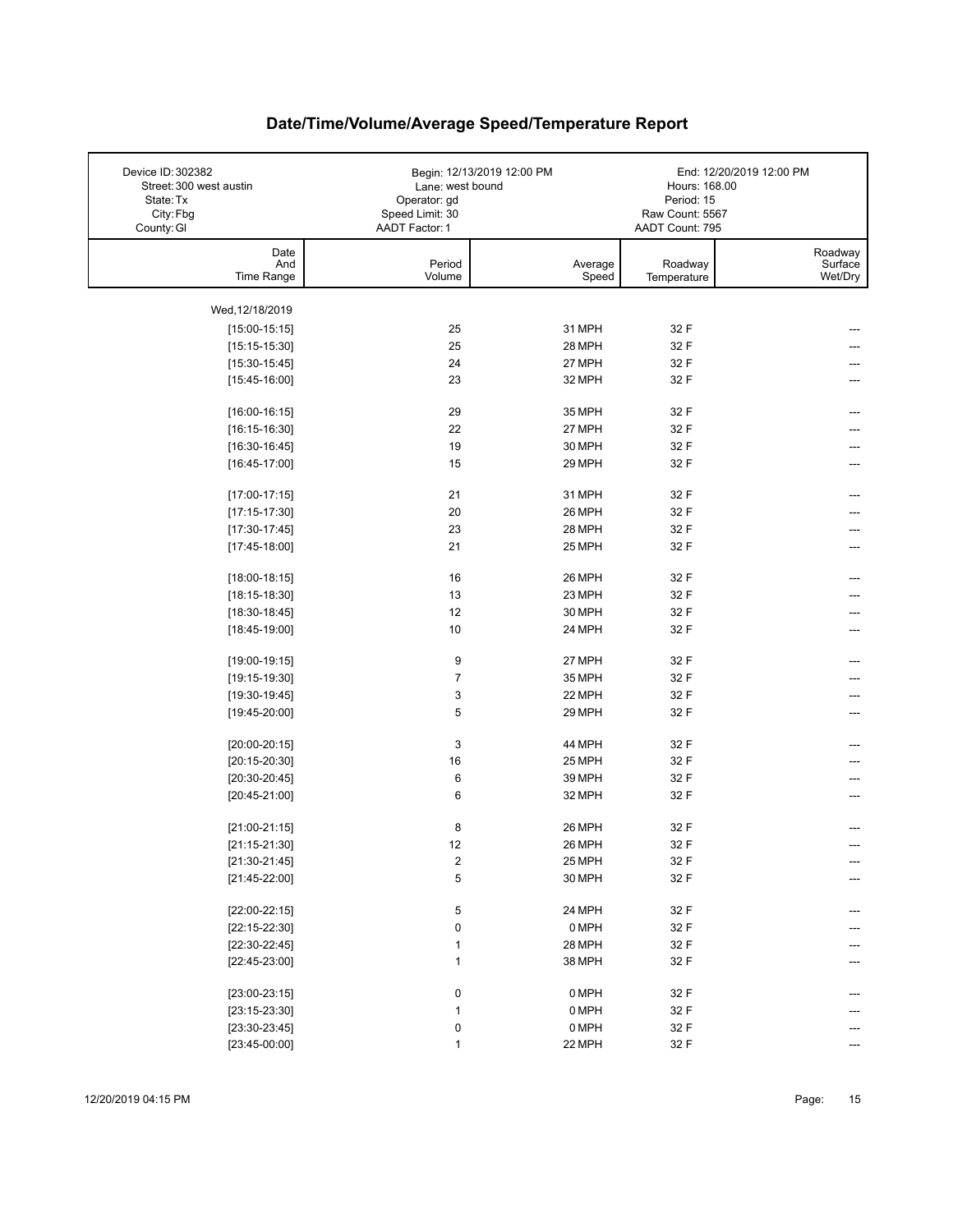# Date/Time/Volume/Average Speed/Temperature Report

| | | |
|---|---|---|
| Device ID: 302382 | Begin: 12/13/2019 12:00 PM | End: 12/20/2019 12:00 PM |
| Street: 300 west austin | Lane: west bound | Hours: 168.00 |
| State: Tx | Operator: gd | Period: 15 |
| City: Fbg | Speed Limit: 30 | Raw Count: 5567 |
| County: Gl | AADT Factor: 1 | AADT Count: 795 |

| Date And Time Range | Period Volume | Average Speed | Roadway Temperature | Roadway Surface Wet/Dry |
|---|---|---|---|---|
| Wed,12/18/2019 | | | | |
| [15:00-15:15] | 25 | 31 MPH | 32 F | --- |
| [15:15-15:30] | 25 | 28 MPH | 32 F | --- |
| [15:30-15:45] | 24 | 27 MPH | 32 F | --- |
| [15:45-16:00] | 23 | 32 MPH | 32 F | --- |
| [16:00-16:15] | 29 | 35 MPH | 32 F | --- |
| [16:15-16:30] | 22 | 27 MPH | 32 F | --- |
| [16:30-16:45] | 19 | 30 MPH | 32 F | --- |
| [16:45-17:00] | 15 | 29 MPH | 32 F | --- |
| [17:00-17:15] | 21 | 31 MPH | 32 F | --- |
| [17:15-17:30] | 20 | 26 MPH | 32 F | --- |
| [17:30-17:45] | 23 | 28 MPH | 32 F | --- |
| [17:45-18:00] | 21 | 25 MPH | 32 F | --- |
| [18:00-18:15] | 16 | 26 MPH | 32 F | --- |
| [18:15-18:30] | 13 | 23 MPH | 32 F | --- |
| [18:30-18:45] | 12 | 30 MPH | 32 F | --- |
| [18:45-19:00] | 10 | 24 MPH | 32 F | --- |
| [19:00-19:15] | 9 | 27 MPH | 32 F | --- |
| [19:15-19:30] | 7 | 35 MPH | 32 F | --- |
| [19:30-19:45] | 3 | 22 MPH | 32 F | --- |
| [19:45-20:00] | 5 | 29 MPH | 32 F | --- |
| [20:00-20:15] | 3 | 44 MPH | 32 F | --- |
| [20:15-20:30] | 16 | 25 MPH | 32 F | --- |
| [20:30-20:45] | 6 | 39 MPH | 32 F | --- |
| [20:45-21:00] | 6 | 32 MPH | 32 F | --- |
| [21:00-21:15] | 8 | 26 MPH | 32 F | --- |
| [21:15-21:30] | 12 | 26 MPH | 32 F | --- |
| [21:30-21:45] | 2 | 25 MPH | 32 F | --- |
| [21:45-22:00] | 5 | 30 MPH | 32 F | --- |
| [22:00-22:15] | 5 | 24 MPH | 32 F | --- |
| [22:15-22:30] | 0 | 0 MPH | 32 F | --- |
| [22:30-22:45] | 1 | 28 MPH | 32 F | --- |
| [22:45-23:00] | 1 | 38 MPH | 32 F | --- |
| [23:00-23:15] | 0 | 0 MPH | 32 F | --- |
| [23:15-23:30] | 1 | 0 MPH | 32 F | --- |
| [23:30-23:45] | 0 | 0 MPH | 32 F | --- |
| [23:45-00:00] | 1 | 22 MPH | 32 F | --- |

12/20/2019 04:15 PM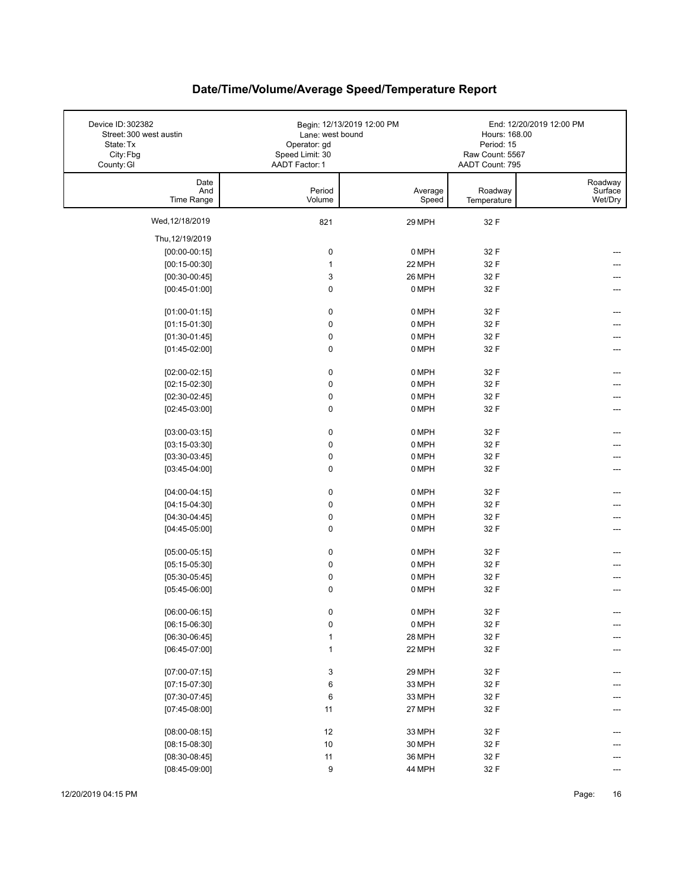# Date/Time/Volume/Average Speed/Temperature Report

| | | |
|---|---|---|
| Device ID: 302382<br>Street: 300 west austin<br>State: Tx<br>City: Fbg<br>County: Gl | Begin: 12/13/2019 12:00 PM<br>Lane: west bound<br>Operator: gd<br>Speed Limit: 30<br>AADT Factor: 1 | End: 12/20/2019 12:00 PM<br>Hours: 168.00<br>Period: 15<br>Raw Count: 5567<br>AADT Count: 795 |

| Date And Time Range | Period Volume | Average Speed | Roadway Temperature | Roadway Surface Wet/Dry |
|---|---|---|---|---|
| Wed, 12/18/2019 | 821 | 29 MPH | 32 F | |
| Thu, 12/19/2019 | | | | |
| [00:00-00:15] | 0 | 0 MPH | 32 F | --- |
| [00:15-00:30] | 1 | 22 MPH | 32 F | --- |
| [00:30-00:45] | 3 | 26 MPH | 32 F | --- |
| [00:45-01:00] | 0 | 0 MPH | 32 F | --- |
| [01:00-01:15] | 0 | 0 MPH | 32 F | --- |
| [01:15-01:30] | 0 | 0 MPH | 32 F | --- |
| [01:30-01:45] | 0 | 0 MPH | 32 F | --- |
| [01:45-02:00] | 0 | 0 MPH | 32 F | --- |
| [02:00-02:15] | 0 | 0 MPH | 32 F | --- |
| [02:15-02:30] | 0 | 0 MPH | 32 F | --- |
| [02:30-02:45] | 0 | 0 MPH | 32 F | --- |
| [02:45-03:00] | 0 | 0 MPH | 32 F | --- |
| [03:00-03:15] | 0 | 0 MPH | 32 F | --- |
| [03:15-03:30] | 0 | 0 MPH | 32 F | --- |
| [03:30-03:45] | 0 | 0 MPH | 32 F | --- |
| [03:45-04:00] | 0 | 0 MPH | 32 F | --- |
| [04:00-04:15] | 0 | 0 MPH | 32 F | --- |
| [04:15-04:30] | 0 | 0 MPH | 32 F | --- |
| [04:30-04:45] | 0 | 0 MPH | 32 F | --- |
| [04:45-05:00] | 0 | 0 MPH | 32 F | --- |
| [05:00-05:15] | 0 | 0 MPH | 32 F | --- |
| [05:15-05:30] | 0 | 0 MPH | 32 F | --- |
| [05:30-05:45] | 0 | 0 MPH | 32 F | --- |
| [05:45-06:00] | 0 | 0 MPH | 32 F | --- |
| [06:00-06:15] | 0 | 0 MPH | 32 F | --- |
| [06:15-06:30] | 0 | 0 MPH | 32 F | --- |
| [06:30-06:45] | 1 | 28 MPH | 32 F | --- |
| [06:45-07:00] | 1 | 22 MPH | 32 F | --- |
| [07:00-07:15] | 3 | 29 MPH | 32 F | --- |
| [07:15-07:30] | 6 | 33 MPH | 32 F | --- |
| [07:30-07:45] | 6 | 33 MPH | 32 F | --- |
| [07:45-08:00] | 11 | 27 MPH | 32 F | --- |
| [08:00-08:15] | 12 | 33 MPH | 32 F | --- |
| [08:15-08:30] | 10 | 30 MPH | 32 F | --- |
| [08:30-08:45] | 11 | 36 MPH | 32 F | --- |
| [08:45-09:00] | 9 | 44 MPH | 32 F | --- |

12/20/2019 04:15 PM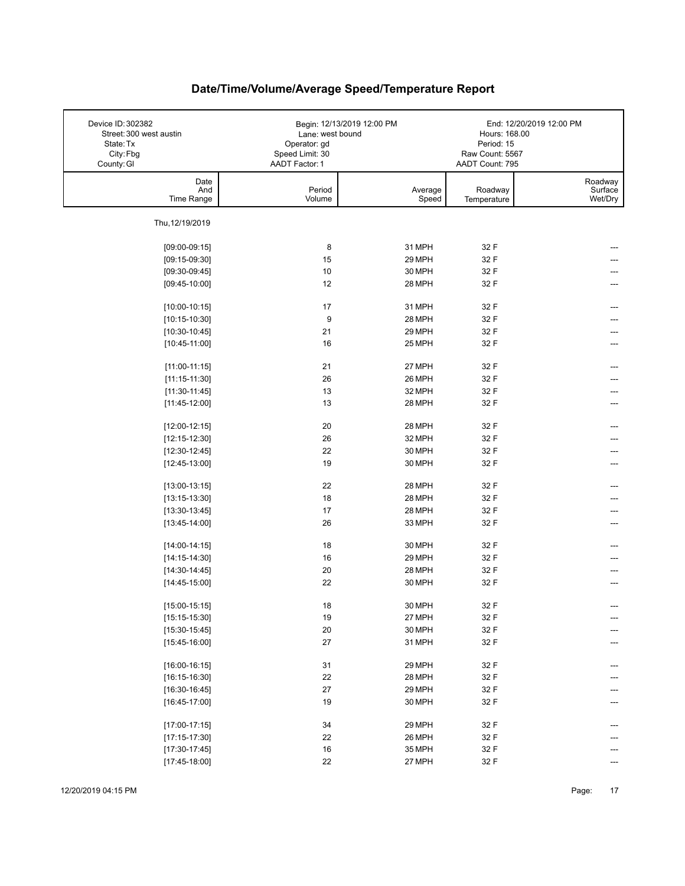# Date/Time/Volume/Average Speed/Temperature Report

| | | |
|---|---|---|
| Device ID: 302382 | Begin: 12/13/2019 12:00 PM | End: 12/20/2019 12:00 PM |
| Street: 300 west austin | Lane: west bound | Hours: 168.00 |
| State: Tx | Operator: gd | Period: 15 |
| City: Fbg | Speed Limit: 30 | Raw Count: 5567 |
| County: Gl | AADT Factor: 1 | AADT Count: 795 |

| Date And Time Range | Period Volume | Average Speed | Roadway Temperature | Roadway Surface Wet/Dry |
|---|---|---|---|---|
| Thu, 12/19/2019 | | | | |
| [09:00-09:15] | 8 | 31 MPH | 32 F | --- |
| [09:15-09:30] | 15 | 29 MPH | 32 F | --- |
| [09:30-09:45] | 10 | 30 MPH | 32 F | --- |
| [09:45-10:00] | 12 | 28 MPH | 32 F | --- |
| [10:00-10:15] | 17 | 31 MPH | 32 F | --- |
| [10:15-10:30] | 9 | 28 MPH | 32 F | --- |
| [10:30-10:45] | 21 | 29 MPH | 32 F | --- |
| [10:45-11:00] | 16 | 25 MPH | 32 F | --- |
| [11:00-11:15] | 21 | 27 MPH | 32 F | --- |
| [11:15-11:30] | 26 | 26 MPH | 32 F | --- |
| [11:30-11:45] | 13 | 32 MPH | 32 F | --- |
| [11:45-12:00] | 13 | 28 MPH | 32 F | --- |
| [12:00-12:15] | 20 | 28 MPH | 32 F | --- |
| [12:15-12:30] | 26 | 32 MPH | 32 F | --- |
| [12:30-12:45] | 22 | 30 MPH | 32 F | --- |
| [12:45-13:00] | 19 | 30 MPH | 32 F | --- |
| [13:00-13:15] | 22 | 28 MPH | 32 F | --- |
| [13:15-13:30] | 18 | 28 MPH | 32 F | --- |
| [13:30-13:45] | 17 | 28 MPH | 32 F | --- |
| [13:45-14:00] | 26 | 33 MPH | 32 F | --- |
| [14:00-14:15] | 18 | 30 MPH | 32 F | --- |
| [14:15-14:30] | 16 | 29 MPH | 32 F | --- |
| [14:30-14:45] | 20 | 28 MPH | 32 F | --- |
| [14:45-15:00] | 22 | 30 MPH | 32 F | --- |
| [15:00-15:15] | 18 | 30 MPH | 32 F | --- |
| [15:15-15:30] | 19 | 27 MPH | 32 F | --- |
| [15:30-15:45] | 20 | 30 MPH | 32 F | --- |
| [15:45-16:00] | 27 | 31 MPH | 32 F | --- |
| [16:00-16:15] | 31 | 29 MPH | 32 F | --- |
| [16:15-16:30] | 22 | 28 MPH | 32 F | --- |
| [16:30-16:45] | 27 | 29 MPH | 32 F | --- |
| [16:45-17:00] | 19 | 30 MPH | 32 F | --- |
| [17:00-17:15] | 34 | 29 MPH | 32 F | --- |
| [17:15-17:30] | 22 | 26 MPH | 32 F | --- |
| [17:30-17:45] | 16 | 35 MPH | 32 F | --- |
| [17:45-18:00] | 22 | 27 MPH | 32 F | --- |

12/20/2019 04:15 PM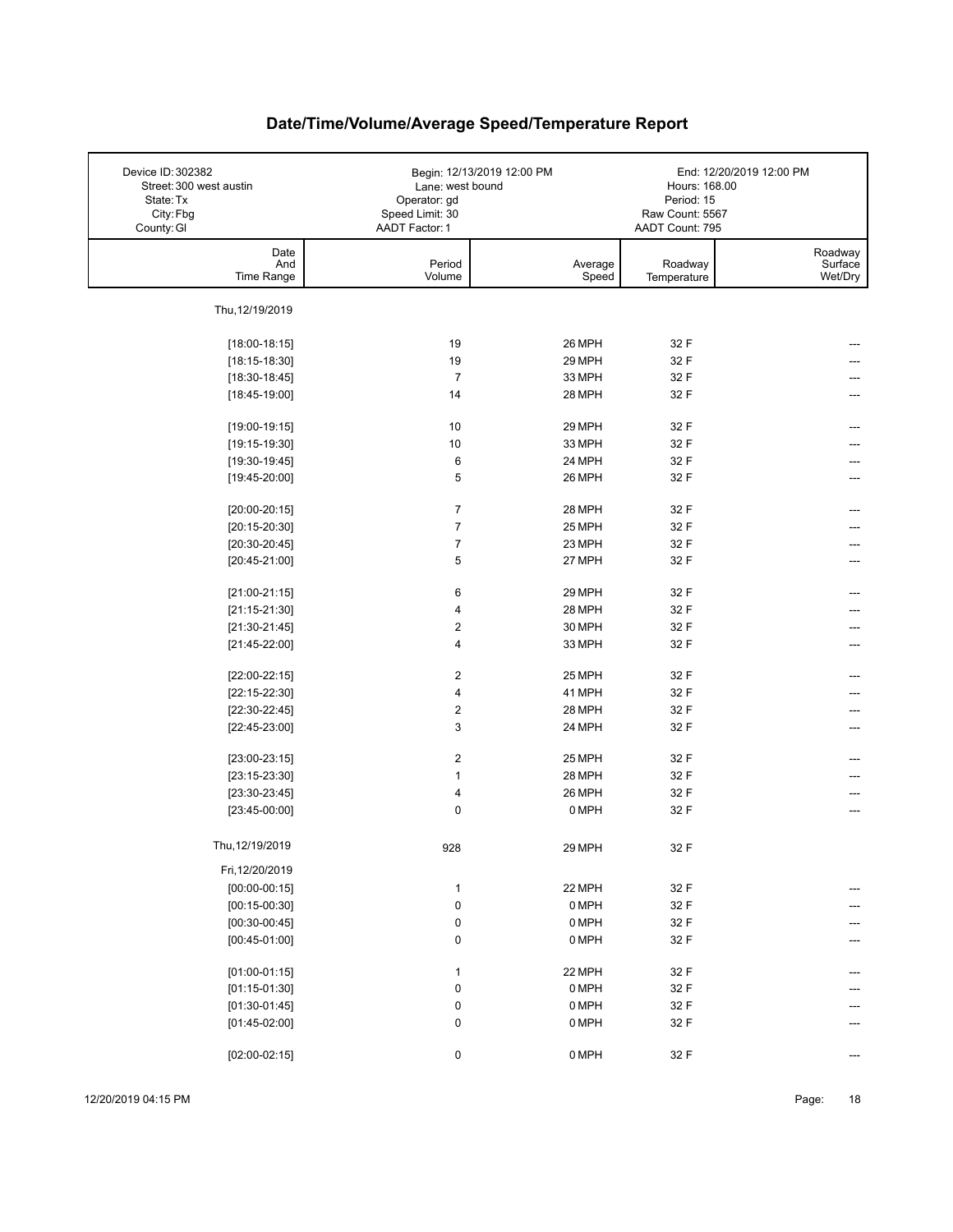# Date/Time/Volume/Average Speed/Temperature Report

| | | |
|---|---|---|
| Device ID: 302382 | Begin: 12/13/2019 12:00 PM | End: 12/20/2019 12:00 PM |
| Street: 300 west austin | Lane: west bound | Hours: 168.00 |
| State: Tx | Operator: gd | Period: 15 |
| City: Fbg | Speed Limit: 30 | Raw Count: 5567 |
| County: Gl | AADT Factor: 1 | AADT Count: 795 |

| Date And Time Range | Period Volume | Average Speed | Roadway Temperature | Roadway Surface Wet/Dry |
|---|---|---|---|---|
| Thu, 12/19/2019 | | | | |
| [18:00-18:15] | 19 | 26 MPH | 32 F | --- |
| [18:15-18:30] | 19 | 29 MPH | 32 F | --- |
| [18:30-18:45] | 7 | 33 MPH | 32 F | --- |
| [18:45-19:00] | 14 | 28 MPH | 32 F | --- |
| [19:00-19:15] | 10 | 29 MPH | 32 F | --- |
| [19:15-19:30] | 10 | 33 MPH | 32 F | --- |
| [19:30-19:45] | 6 | 24 MPH | 32 F | --- |
| [19:45-20:00] | 5 | 26 MPH | 32 F | --- |
| [20:00-20:15] | 7 | 28 MPH | 32 F | --- |
| [20:15-20:30] | 7 | 25 MPH | 32 F | --- |
| [20:30-20:45] | 7 | 23 MPH | 32 F | --- |
| [20:45-21:00] | 5 | 27 MPH | 32 F | --- |
| [21:00-21:15] | 6 | 29 MPH | 32 F | --- |
| [21:15-21:30] | 4 | 28 MPH | 32 F | --- |
| [21:30-21:45] | 2 | 30 MPH | 32 F | --- |
| [21:45-22:00] | 4 | 33 MPH | 32 F | --- |
| [22:00-22:15] | 2 | 25 MPH | 32 F | --- |
| [22:15-22:30] | 4 | 41 MPH | 32 F | --- |
| [22:30-22:45] | 2 | 28 MPH | 32 F | --- |
| [22:45-23:00] | 3 | 24 MPH | 32 F | --- |
| [23:00-23:15] | 2 | 25 MPH | 32 F | --- |
| [23:15-23:30] | 1 | 28 MPH | 32 F | --- |
| [23:30-23:45] | 4 | 26 MPH | 32 F | --- |
| [23:45-00:00] | 0 | 0 MPH | 32 F | --- |
| Thu, 12/19/2019 | 928 | 29 MPH | 32 F | |
| Fri, 12/20/2019 | | | | |
| [00:00-00:15] | 1 | 22 MPH | 32 F | --- |
| [00:15-00:30] | 0 | 0 MPH | 32 F | --- |
| [00:30-00:45] | 0 | 0 MPH | 32 F | --- |
| [00:45-01:00] | 0 | 0 MPH | 32 F | --- |
| [01:00-01:15] | 1 | 22 MPH | 32 F | --- |
| [01:15-01:30] | 0 | 0 MPH | 32 F | --- |
| [01:30-01:45] | 0 | 0 MPH | 32 F | --- |
| [01:45-02:00] | 0 | 0 MPH | 32 F | --- |
| [02:00-02:15] | 0 | 0 MPH | 32 F | --- |

12/20/2019 04:15 PM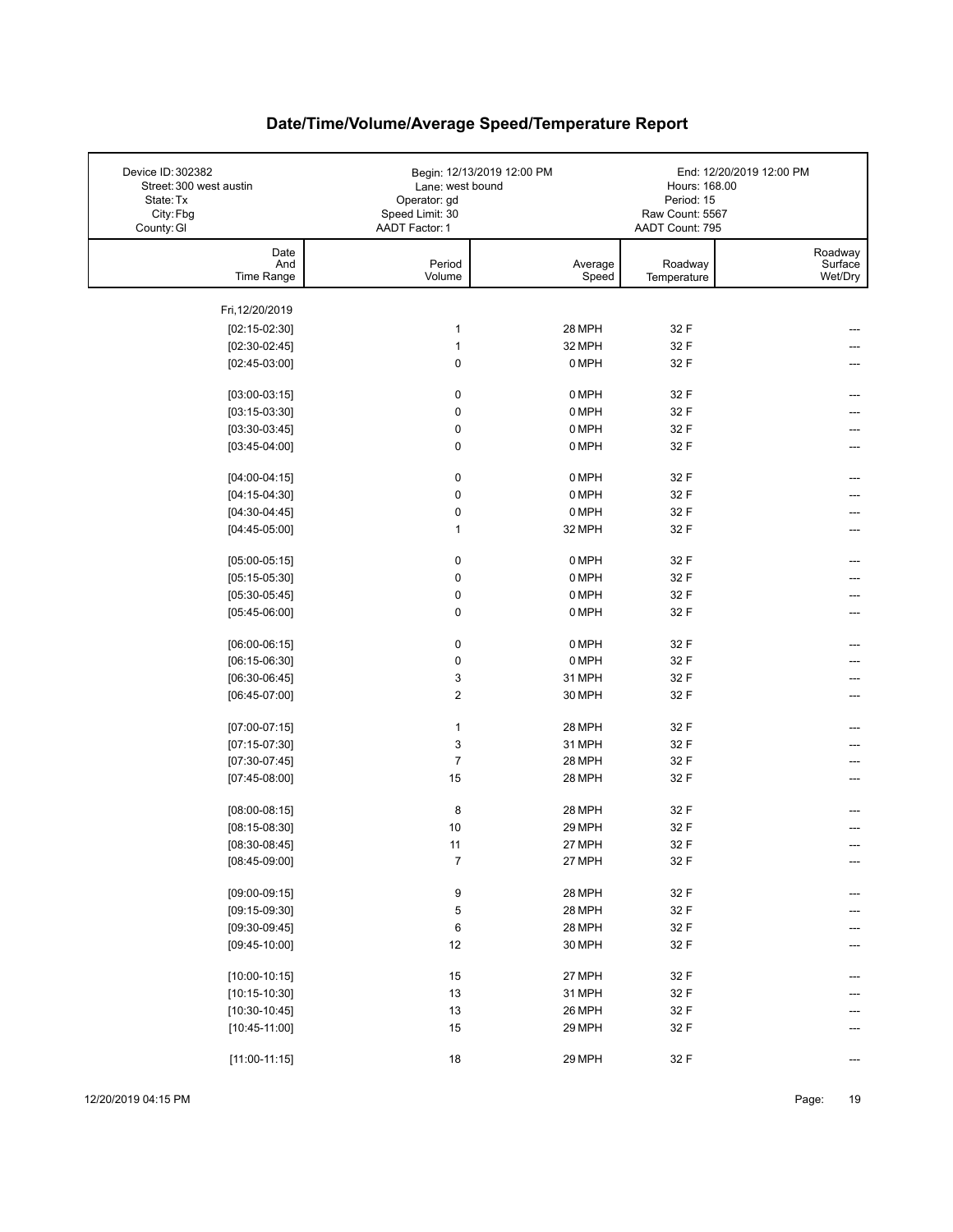# Date/Time/Volume/Average Speed/Temperature Report

| | | |
|---|---|---|
| Device ID: 302382 | Begin: 12/13/2019 12:00 PM | End: 12/20/2019 12:00 PM |
| Street: 300 west austin | Lane: west bound | Hours: 168.00 |
| State: Tx | Operator: gd | Period: 15 |
| City: Fbg | Speed Limit: 30 | Raw Count: 5567 |
| County: Gl | AADT Factor: 1 | AADT Count: 795 |

| Date And Time Range | Period Volume | Average Speed | Roadway Temperature | Roadway Surface Wet/Dry |
|---|---|---|---|---|
| Fri, 12/20/2019 | | | | |
| [02:15-02:30] | 1 | 28 MPH | 32 F | --- |
| [02:30-02:45] | 1 | 32 MPH | 32 F | --- |
| [02:45-03:00] | 0 | 0 MPH | 32 F | --- |
| [03:00-03:15] | 0 | 0 MPH | 32 F | --- |
| [03:15-03:30] | 0 | 0 MPH | 32 F | --- |
| [03:30-03:45] | 0 | 0 MPH | 32 F | --- |
| [03:45-04:00] | 0 | 0 MPH | 32 F | --- |
| [04:00-04:15] | 0 | 0 MPH | 32 F | --- |
| [04:15-04:30] | 0 | 0 MPH | 32 F | --- |
| [04:30-04:45] | 0 | 0 MPH | 32 F | --- |
| [04:45-05:00] | 1 | 32 MPH | 32 F | --- |
| [05:00-05:15] | 0 | 0 MPH | 32 F | --- |
| [05:15-05:30] | 0 | 0 MPH | 32 F | --- |
| [05:30-05:45] | 0 | 0 MPH | 32 F | --- |
| [05:45-06:00] | 0 | 0 MPH | 32 F | --- |
| [06:00-06:15] | 0 | 0 MPH | 32 F | --- |
| [06:15-06:30] | 0 | 0 MPH | 32 F | --- |
| [06:30-06:45] | 3 | 31 MPH | 32 F | --- |
| [06:45-07:00] | 2 | 30 MPH | 32 F | --- |
| [07:00-07:15] | 1 | 28 MPH | 32 F | --- |
| [07:15-07:30] | 3 | 31 MPH | 32 F | --- |
| [07:30-07:45] | 7 | 28 MPH | 32 F | --- |
| [07:45-08:00] | 15 | 28 MPH | 32 F | --- |
| [08:00-08:15] | 8 | 28 MPH | 32 F | --- |
| [08:15-08:30] | 10 | 29 MPH | 32 F | --- |
| [08:30-08:45] | 11 | 27 MPH | 32 F | --- |
| [08:45-09:00] | 7 | 27 MPH | 32 F | --- |
| [09:00-09:15] | 9 | 28 MPH | 32 F | --- |
| [09:15-09:30] | 5 | 28 MPH | 32 F | --- |
| [09:30-09:45] | 6 | 28 MPH | 32 F | --- |
| [09:45-10:00] | 12 | 30 MPH | 32 F | --- |
| [10:00-10:15] | 15 | 27 MPH | 32 F | --- |
| [10:15-10:30] | 13 | 31 MPH | 32 F | --- |
| [10:30-10:45] | 13 | 26 MPH | 32 F | --- |
| [10:45-11:00] | 15 | 29 MPH | 32 F | --- |
| [11:00-11:15] | 18 | 29 MPH | 32 F | --- |

12/20/2019 04:15 PM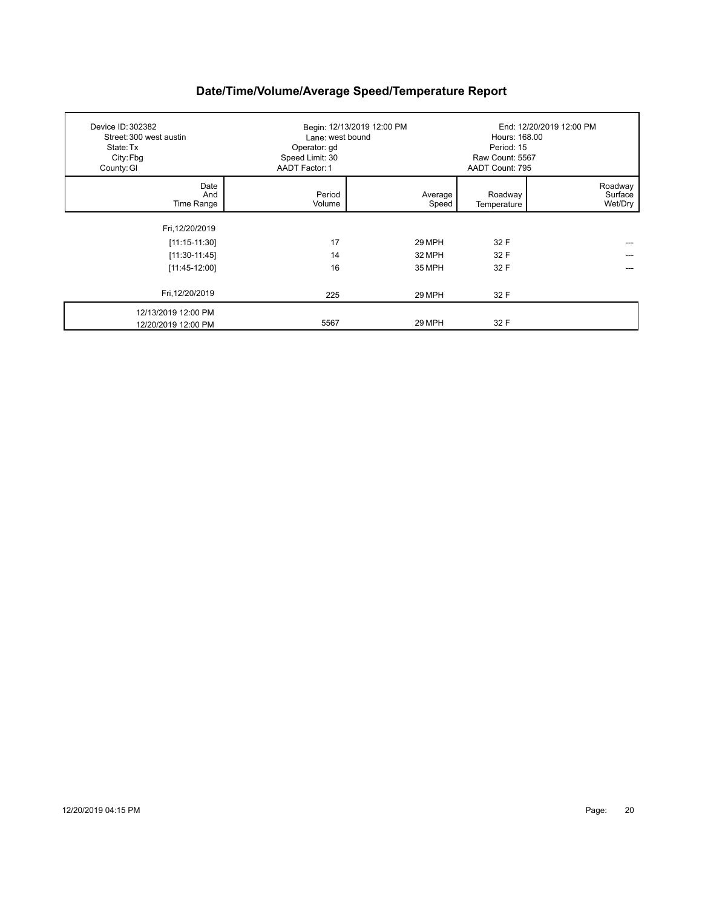# Date/Time/Volume/Average Speed/Temperature Report

| | | |
|---|---|---|
| Device ID: 302382 | Begin: 12/13/2019 12:00 PM | End: 12/20/2019 12:00 PM |
| Street: 300 west austin | Lane: west bound | Hours: 168.00 |
| State: Tx | Operator: gd | Period: 15 |
| City: Fbg | Speed Limit: 30 | Raw Count: 5567 |
| County: Gl | AADT Factor: 1 | AADT Count: 795 |

| Date And Time Range | Period Volume | Average Speed | Roadway Temperature | Roadway Surface Wet/Dry |
|---|---|---|---|---|
| Fri,12/20/2019 | | | | |
| [11:15-11:30] | 17 | 29 MPH | 32 F | --- |
| [11:30-11:45] | 14 | 32 MPH | 32 F | --- |
| [11:45-12:00] | 16 | 35 MPH | 32 F | --- |
| Fri,12/20/2019 | 225 | 29 MPH | 32 F | |
| 12/13/2019 12:00 PM<br>12/20/2019 12:00 PM | 5567 | 29 MPH | 32 F | |

12/20/2019 04:15 PM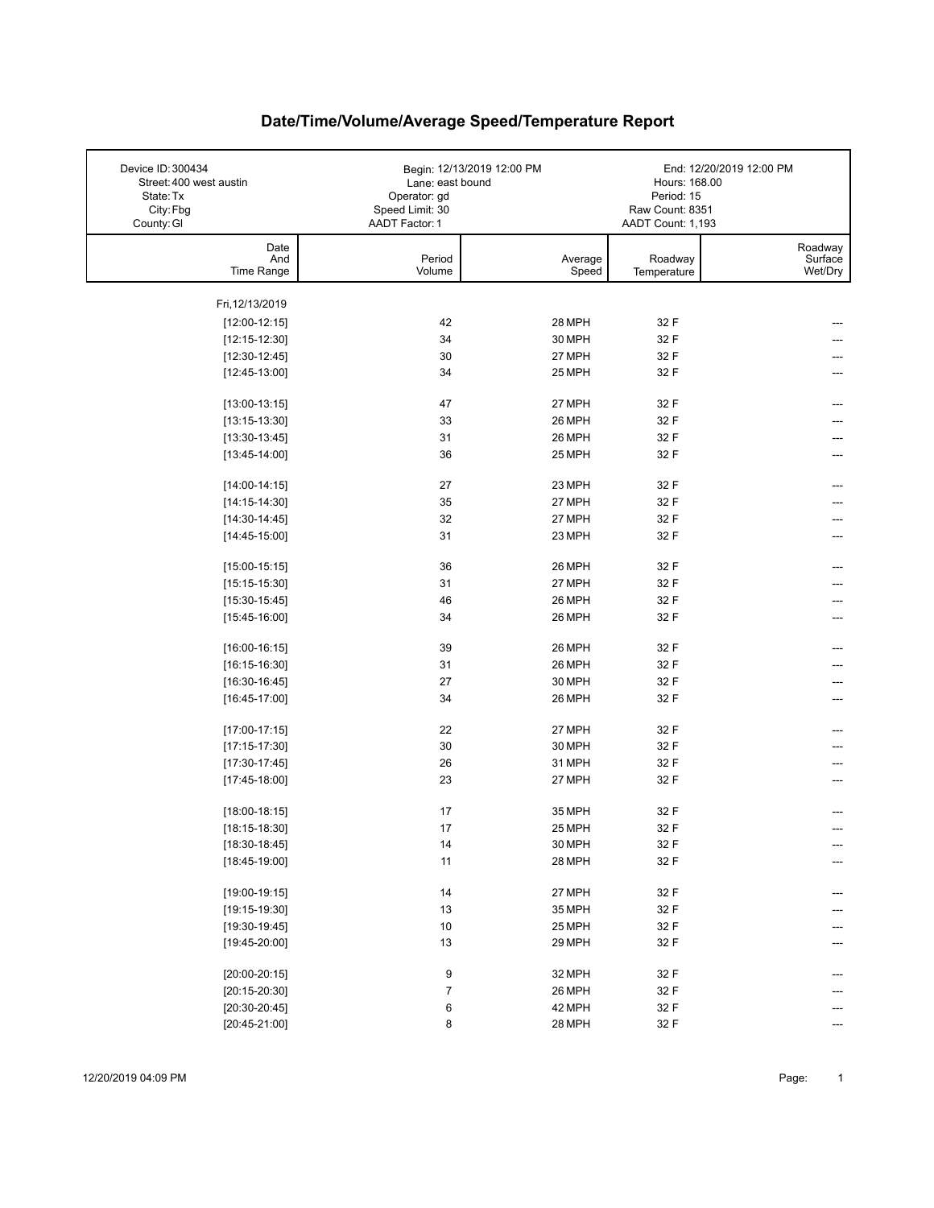# Date/Time/Volume/Average Speed/Temperature Report

| | | |
|---|---|---|
| Device ID: 300434 | Begin: 12/13/2019 12:00 PM | End: 12/20/2019 12:00 PM |
| Street: 400 west austin | Lane: east bound | Hours: 168.00 |
| State: Tx | Operator: gd | Period: 15 |
| City: Fbg | Speed Limit: 30 | Raw Count: 8351 |
| County: Gl | AADT Factor: 1 | AADT Count: 1,193 |

| Date And Time Range | Period Volume | Average Speed | Roadway Temperature | Roadway Surface Wet/Dry |
|---|---|---|---|---|
| Fri,12/13/2019 | | | | |
| [12:00-12:15] | 42 | 28 MPH | 32 F | --- |
| [12:15-12:30] | 34 | 30 MPH | 32 F | --- |
| [12:30-12:45] | 30 | 27 MPH | 32 F | --- |
| [12:45-13:00] | 34 | 25 MPH | 32 F | --- |
| [13:00-13:15] | 47 | 27 MPH | 32 F | --- |
| [13:15-13:30] | 33 | 26 MPH | 32 F | --- |
| [13:30-13:45] | 31 | 26 MPH | 32 F | --- |
| [13:45-14:00] | 36 | 25 MPH | 32 F | --- |
| [14:00-14:15] | 27 | 23 MPH | 32 F | --- |
| [14:15-14:30] | 35 | 27 MPH | 32 F | --- |
| [14:30-14:45] | 32 | 27 MPH | 32 F | --- |
| [14:45-15:00] | 31 | 23 MPH | 32 F | --- |
| [15:00-15:15] | 36 | 26 MPH | 32 F | --- |
| [15:15-15:30] | 31 | 27 MPH | 32 F | --- |
| [15:30-15:45] | 46 | 26 MPH | 32 F | --- |
| [15:45-16:00] | 34 | 26 MPH | 32 F | --- |
| [16:00-16:15] | 39 | 26 MPH | 32 F | --- |
| [16:15-16:30] | 31 | 26 MPH | 32 F | --- |
| [16:30-16:45] | 27 | 30 MPH | 32 F | --- |
| [16:45-17:00] | 34 | 26 MPH | 32 F | --- |
| [17:00-17:15] | 22 | 27 MPH | 32 F | --- |
| [17:15-17:30] | 30 | 30 MPH | 32 F | --- |
| [17:30-17:45] | 26 | 31 MPH | 32 F | --- |
| [17:45-18:00] | 23 | 27 MPH | 32 F | --- |
| [18:00-18:15] | 17 | 35 MPH | 32 F | --- |
| [18:15-18:30] | 17 | 25 MPH | 32 F | --- |
| [18:30-18:45] | 14 | 30 MPH | 32 F | --- |
| [18:45-19:00] | 11 | 28 MPH | 32 F | --- |
| [19:00-19:15] | 14 | 27 MPH | 32 F | --- |
| [19:15-19:30] | 13 | 35 MPH | 32 F | --- |
| [19:30-19:45] | 10 | 25 MPH | 32 F | --- |
| [19:45-20:00] | 13 | 29 MPH | 32 F | --- |
| [20:00-20:15] | 9 | 32 MPH | 32 F | --- |
| [20:15-20:30] | 7 | 26 MPH | 32 F | --- |
| [20:30-20:45] | 6 | 42 MPH | 32 F | --- |
| [20:45-21:00] | 8 | 28 MPH | 32 F | --- |

12/20/2019 04:09 PM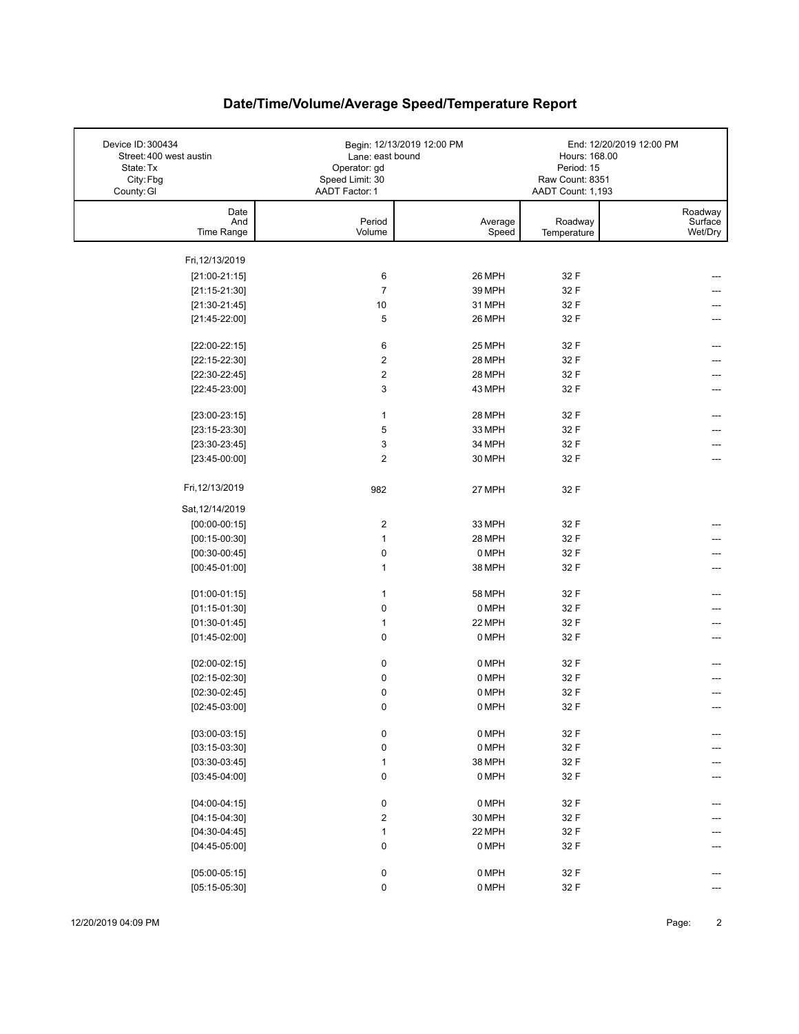# Date/Time/Volume/Average Speed/Temperature Report

| Device ID: 300434 | Begin: 12/13/2019 12:00 PM | End: 12/20/2019 12:00 PM |
|---|---|---|
| Street: 400 west austin | Lane: east bound | Hours: 168.00 |
| State: Tx | Operator: gd | Period: 15 |
| City: Fbg | Speed Limit: 30 | Raw Count: 8351 |
| County: Gl | AADT Factor: 1 | AADT Count: 1,193 |

| Date And Time Range | Period Volume | Average Speed | Roadway Temperature | Roadway Surface Wet/Dry |
|---|---|---|---|---|
| Fri, 12/13/2019 | | | | |
| [21:00-21:15] | 6 | 26 MPH | 32 F | --- |
| [21:15-21:30] | 7 | 39 MPH | 32 F | --- |
| [21:30-21:45] | 10 | 31 MPH | 32 F | --- |
| [21:45-22:00] | 5 | 26 MPH | 32 F | --- |
| [22:00-22:15] | 6 | 25 MPH | 32 F | --- |
| [22:15-22:30] | 2 | 28 MPH | 32 F | --- |
| [22:30-22:45] | 2 | 28 MPH | 32 F | --- |
| [22:45-23:00] | 3 | 43 MPH | 32 F | --- |
| [23:00-23:15] | 1 | 28 MPH | 32 F | --- |
| [23:15-23:30] | 5 | 33 MPH | 32 F | --- |
| [23:30-23:45] | 3 | 34 MPH | 32 F | --- |
| [23:45-00:00] | 2 | 30 MPH | 32 F | --- |
| Fri, 12/13/2019 | 982 | 27 MPH | 32 F | |
| Sat, 12/14/2019 | | | | |
| [00:00-00:15] | 2 | 33 MPH | 32 F | --- |
| [00:15-00:30] | 1 | 28 MPH | 32 F | --- |
| [00:30-00:45] | 0 | 0 MPH | 32 F | --- |
| [00:45-01:00] | 1 | 38 MPH | 32 F | --- |
| [01:00-01:15] | 1 | 58 MPH | 32 F | --- |
| [01:15-01:30] | 0 | 0 MPH | 32 F | --- |
| [01:30-01:45] | 1 | 22 MPH | 32 F | --- |
| [01:45-02:00] | 0 | 0 MPH | 32 F | --- |
| [02:00-02:15] | 0 | 0 MPH | 32 F | --- |
| [02:15-02:30] | 0 | 0 MPH | 32 F | --- |
| [02:30-02:45] | 0 | 0 MPH | 32 F | --- |
| [02:45-03:00] | 0 | 0 MPH | 32 F | --- |
| [03:00-03:15] | 0 | 0 MPH | 32 F | --- |
| [03:15-03:30] | 0 | 0 MPH | 32 F | --- |
| [03:30-03:45] | 1 | 38 MPH | 32 F | --- |
| [03:45-04:00] | 0 | 0 MPH | 32 F | --- |
| [04:00-04:15] | 0 | 0 MPH | 32 F | --- |
| [04:15-04:30] | 2 | 30 MPH | 32 F | --- |
| [04:30-04:45] | 1 | 22 MPH | 32 F | --- |
| [04:45-05:00] | 0 | 0 MPH | 32 F | --- |
| [05:00-05:15] | 0 | 0 MPH | 32 F | --- |
| [05:15-05:30] | 0 | 0 MPH | 32 F | --- |

12/20/2019 04:09 PM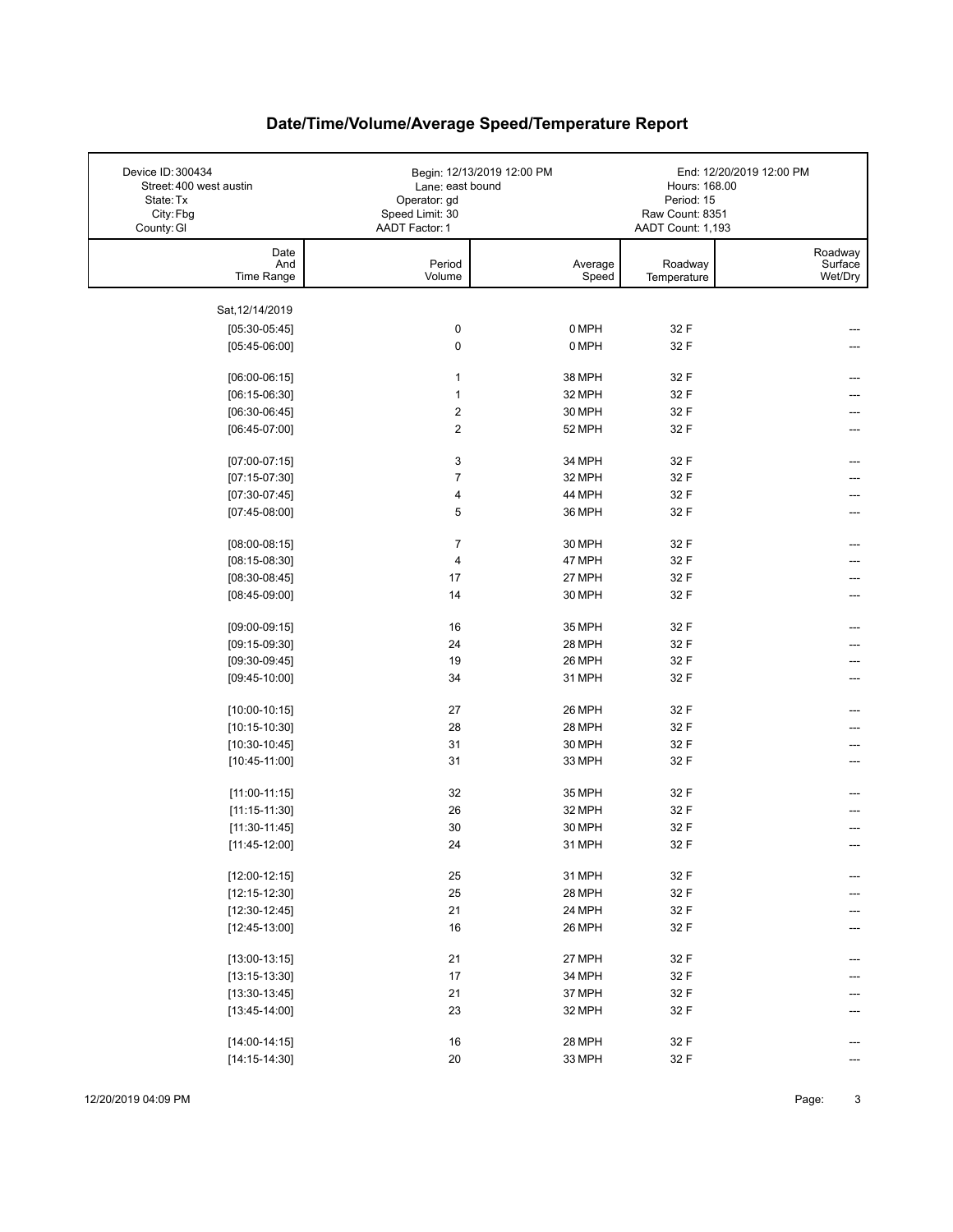# Date/Time/Volume/Average Speed/Temperature Report

| | | |
|---|---|---|
| Device ID: 300434<br>Street: 400 west austin<br>State: Tx<br>City: Fbg<br>County: Gl | Begin: 12/13/2019 12:00 PM<br>Lane: east bound<br>Operator: gd<br>Speed Limit: 30<br>AADT Factor: 1 | End: 12/20/2019 12:00 PM<br>Hours: 168.00<br>Period: 15<br>Raw Count: 8351<br>AADT Count: 1,193 |

| Date And Time Range | Period Volume | Average Speed | Roadway Temperature | Roadway Surface Wet/Dry |
|---|---|---|---|---|
| Sat, 12/14/2019 | | | | |
| [05:30-05:45] | 0 | 0 MPH | 32 F | --- |
| [05:45-06:00] | 0 | 0 MPH | 32 F | --- |
| [06:00-06:15] | 1 | 38 MPH | 32 F | --- |
| [06:15-06:30] | 1 | 32 MPH | 32 F | --- |
| [06:30-06:45] | 2 | 30 MPH | 32 F | --- |
| [06:45-07:00] | 2 | 52 MPH | 32 F | --- |
| [07:00-07:15] | 3 | 34 MPH | 32 F | --- |
| [07:15-07:30] | 7 | 32 MPH | 32 F | --- |
| [07:30-07:45] | 4 | 44 MPH | 32 F | --- |
| [07:45-08:00] | 5 | 36 MPH | 32 F | --- |
| [08:00-08:15] | 7 | 30 MPH | 32 F | --- |
| [08:15-08:30] | 4 | 47 MPH | 32 F | --- |
| [08:30-08:45] | 17 | 27 MPH | 32 F | --- |
| [08:45-09:00] | 14 | 30 MPH | 32 F | --- |
| [09:00-09:15] | 16 | 35 MPH | 32 F | --- |
| [09:15-09:30] | 24 | 28 MPH | 32 F | --- |
| [09:30-09:45] | 19 | 26 MPH | 32 F | --- |
| [09:45-10:00] | 34 | 31 MPH | 32 F | --- |
| [10:00-10:15] | 27 | 26 MPH | 32 F | --- |
| [10:15-10:30] | 28 | 28 MPH | 32 F | --- |
| [10:30-10:45] | 31 | 30 MPH | 32 F | --- |
| [10:45-11:00] | 31 | 33 MPH | 32 F | --- |
| [11:00-11:15] | 32 | 35 MPH | 32 F | --- |
| [11:15-11:30] | 26 | 32 MPH | 32 F | --- |
| [11:30-11:45] | 30 | 30 MPH | 32 F | --- |
| [11:45-12:00] | 24 | 31 MPH | 32 F | --- |
| [12:00-12:15] | 25 | 31 MPH | 32 F | --- |
| [12:15-12:30] | 25 | 28 MPH | 32 F | --- |
| [12:30-12:45] | 21 | 24 MPH | 32 F | --- |
| [12:45-13:00] | 16 | 26 MPH | 32 F | --- |
| [13:00-13:15] | 21 | 27 MPH | 32 F | --- |
| [13:15-13:30] | 17 | 34 MPH | 32 F | --- |
| [13:30-13:45] | 21 | 37 MPH | 32 F | --- |
| [13:45-14:00] | 23 | 32 MPH | 32 F | --- |
| [14:00-14:15] | 16 | 28 MPH | 32 F | --- |
| [14:15-14:30] | 20 | 33 MPH | 32 F | --- |

12/20/2019 04:09 PM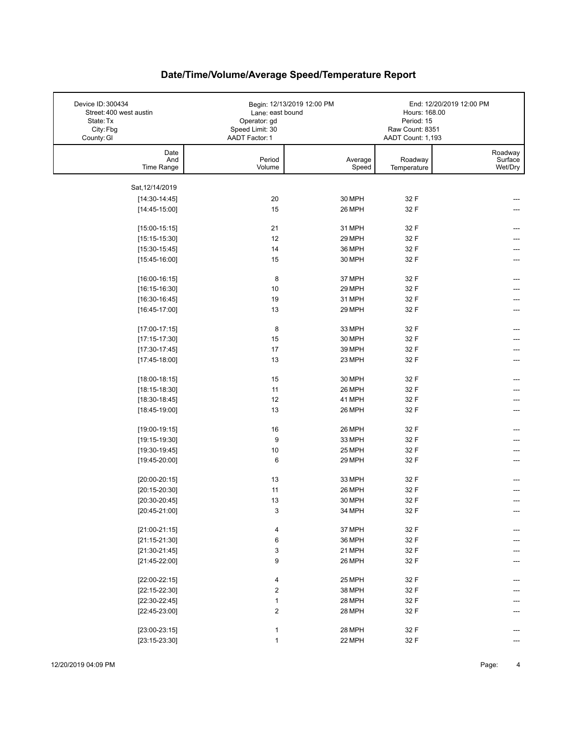# Date/Time/Volume/Average Speed/Temperature Report

| Device ID: 300434 | Begin: 12/13/2019 12:00 PM | End: 12/20/2019 12:00 PM |
|---|---|---|
| Street: 400 west austin | Lane: east bound | Hours: 168.00 |
| State: Tx | Operator: gd | Period: 15 |
| City: Fbg | Speed Limit: 30 | Raw Count: 8351 |
| County: Gl | AADT Factor: 1 | AADT Count: 1,193 |

| Date And Time Range | Period Volume | Average Speed | Roadway Temperature | Roadway Surface Wet/Dry |
|---|---|---|---|---|
| Sat, 12/14/2019 | | | | |
| [14:30-14:45] | 20 | 30 MPH | 32 F | --- |
| [14:45-15:00] | 15 | 26 MPH | 32 F | --- |
| [15:00-15:15] | 21 | 31 MPH | 32 F | --- |
| [15:15-15:30] | 12 | 29 MPH | 32 F | --- |
| [15:30-15:45] | 14 | 36 MPH | 32 F | --- |
| [15:45-16:00] | 15 | 30 MPH | 32 F | --- |
| [16:00-16:15] | 8 | 37 MPH | 32 F | --- |
| [16:15-16:30] | 10 | 29 MPH | 32 F | --- |
| [16:30-16:45] | 19 | 31 MPH | 32 F | --- |
| [16:45-17:00] | 13 | 29 MPH | 32 F | --- |
| [17:00-17:15] | 8 | 33 MPH | 32 F | --- |
| [17:15-17:30] | 15 | 30 MPH | 32 F | --- |
| [17:30-17:45] | 17 | 39 MPH | 32 F | --- |
| [17:45-18:00] | 13 | 23 MPH | 32 F | --- |
| [18:00-18:15] | 15 | 30 MPH | 32 F | --- |
| [18:15-18:30] | 11 | 26 MPH | 32 F | --- |
| [18:30-18:45] | 12 | 41 MPH | 32 F | --- |
| [18:45-19:00] | 13 | 26 MPH | 32 F | --- |
| [19:00-19:15] | 16 | 26 MPH | 32 F | --- |
| [19:15-19:30] | 9 | 33 MPH | 32 F | --- |
| [19:30-19:45] | 10 | 25 MPH | 32 F | --- |
| [19:45-20:00] | 6 | 29 MPH | 32 F | --- |
| [20:00-20:15] | 13 | 33 MPH | 32 F | --- |
| [20:15-20:30] | 11 | 26 MPH | 32 F | --- |
| [20:30-20:45] | 13 | 30 MPH | 32 F | --- |
| [20:45-21:00] | 3 | 34 MPH | 32 F | --- |
| [21:00-21:15] | 4 | 37 MPH | 32 F | --- |
| [21:15-21:30] | 6 | 36 MPH | 32 F | --- |
| [21:30-21:45] | 3 | 21 MPH | 32 F | --- |
| [21:45-22:00] | 9 | 26 MPH | 32 F | --- |
| [22:00-22:15] | 4 | 25 MPH | 32 F | --- |
| [22:15-22:30] | 2 | 38 MPH | 32 F | --- |
| [22:30-22:45] | 1 | 28 MPH | 32 F | --- |
| [22:45-23:00] | 2 | 28 MPH | 32 F | --- |
| [23:00-23:15] | 1 | 28 MPH | 32 F | --- |
| [23:15-23:30] | 1 | 22 MPH | 32 F | --- |

12/20/2019 04:09 PM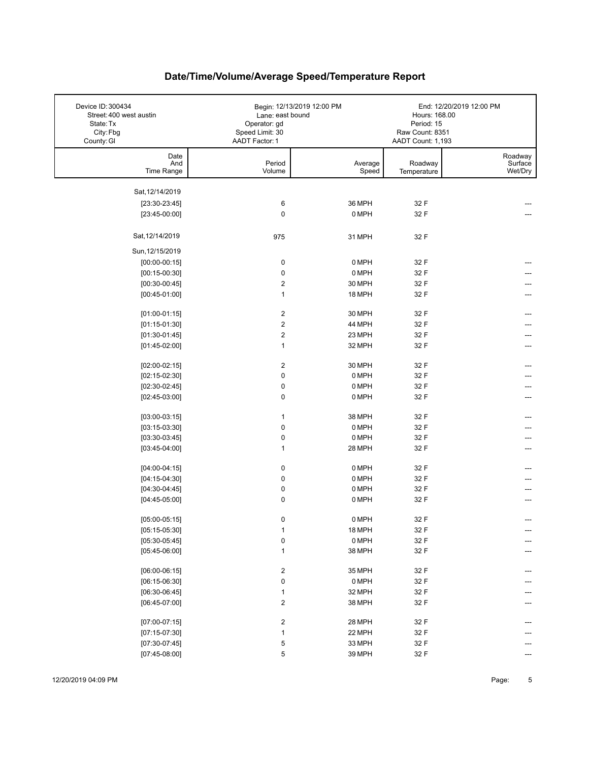# Date/Time/Volume/Average Speed/Temperature Report

| Device ID: 300434 | Begin: 12/13/2019 12:00 PM | End: 12/20/2019 12:00 PM |
|---|---|---|
| Street: 400 west austin | Lane: east bound | Hours: 168.00 |
| State: Tx | Operator: gd | Period: 15 |
| City: Fbg | Speed Limit: 30 | Raw Count: 8351 |
| County: Gl | AADT Factor: 1 | AADT Count: 1,193 |

| Date And Time Range | Period Volume | Average Speed | Roadway Temperature | Roadway Surface Wet/Dry |
|---|---|---|---|---|
| Sat, 12/14/2019 | | | | |
| [23:30-23:45] | 6 | 36 MPH | 32 F | --- |
| [23:45-00:00] | 0 | 0 MPH | 32 F | --- |
| Sat, 12/14/2019 | 975 | 31 MPH | 32 F | |
| Sun, 12/15/2019 | | | | |
| [00:00-00:15] | 0 | 0 MPH | 32 F | --- |
| [00:15-00:30] | 0 | 0 MPH | 32 F | --- |
| [00:30-00:45] | 2 | 30 MPH | 32 F | --- |
| [00:45-01:00] | 1 | 18 MPH | 32 F | --- |
| [01:00-01:15] | 2 | 30 MPH | 32 F | --- |
| [01:15-01:30] | 2 | 44 MPH | 32 F | --- |
| [01:30-01:45] | 2 | 23 MPH | 32 F | --- |
| [01:45-02:00] | 1 | 32 MPH | 32 F | --- |
| [02:00-02:15] | 2 | 30 MPH | 32 F | --- |
| [02:15-02:30] | 0 | 0 MPH | 32 F | --- |
| [02:30-02:45] | 0 | 0 MPH | 32 F | --- |
| [02:45-03:00] | 0 | 0 MPH | 32 F | --- |
| [03:00-03:15] | 1 | 38 MPH | 32 F | --- |
| [03:15-03:30] | 0 | 0 MPH | 32 F | --- |
| [03:30-03:45] | 0 | 0 MPH | 32 F | --- |
| [03:45-04:00] | 1 | 28 MPH | 32 F | --- |
| [04:00-04:15] | 0 | 0 MPH | 32 F | --- |
| [04:15-04:30] | 0 | 0 MPH | 32 F | --- |
| [04:30-04:45] | 0 | 0 MPH | 32 F | --- |
| [04:45-05:00] | 0 | 0 MPH | 32 F | --- |
| [05:00-05:15] | 0 | 0 MPH | 32 F | --- |
| [05:15-05:30] | 1 | 18 MPH | 32 F | --- |
| [05:30-05:45] | 0 | 0 MPH | 32 F | --- |
| [05:45-06:00] | 1 | 38 MPH | 32 F | --- |
| [06:00-06:15] | 2 | 35 MPH | 32 F | --- |
| [06:15-06:30] | 0 | 0 MPH | 32 F | --- |
| [06:30-06:45] | 1 | 32 MPH | 32 F | --- |
| [06:45-07:00] | 2 | 38 MPH | 32 F | --- |
| [07:00-07:15] | 2 | 28 MPH | 32 F | --- |
| [07:15-07:30] | 1 | 22 MPH | 32 F | --- |
| [07:30-07:45] | 5 | 33 MPH | 32 F | --- |
| [07:45-08:00] | 5 | 39 MPH | 32 F | --- |

12/20/2019 04:09 PM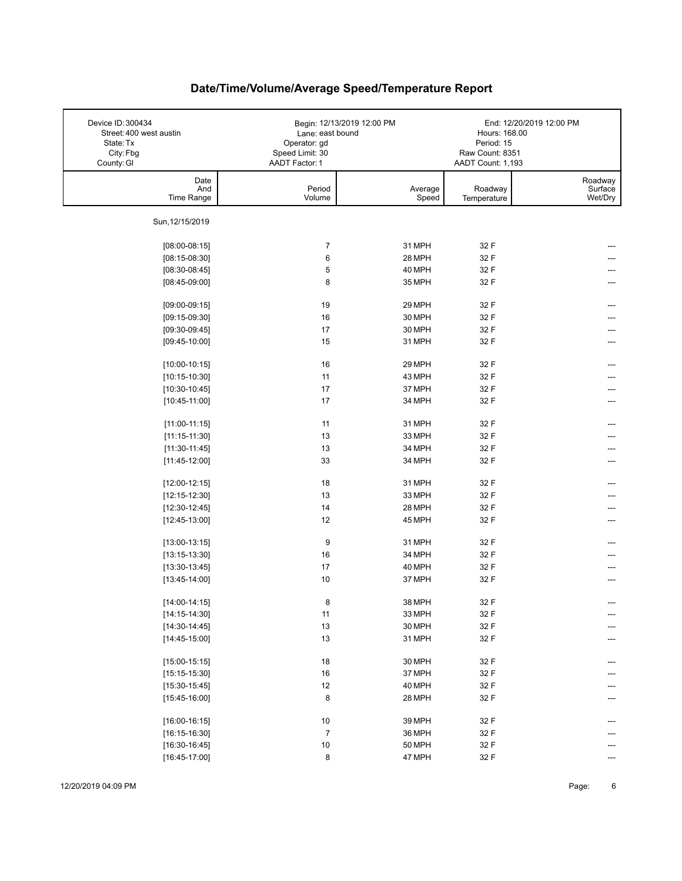# Date/Time/Volume/Average Speed/Temperature Report

| Device ID: 300434 | Begin: 12/13/2019 12:00 PM | End: 12/20/2019 12:00 PM |
|---|---|---|
| Street: 400 west austin | Lane: east bound | Hours: 168.00 |
| State: Tx | Operator: gd | Period: 15 |
| City: Fbg | Speed Limit: 30 | Raw Count: 8351 |
| County: Gl | AADT Factor: 1 | AADT Count: 1,193 |

| Date And Time Range | Period Volume | Average Speed | Roadway Temperature | Roadway Surface Wet/Dry |
|---|---|---|---|---|
| Sun, 12/15/2019 | | | | |
| [08:00-08:15] | 7 | 31 MPH | 32 F | --- |
| [08:15-08:30] | 6 | 28 MPH | 32 F | --- |
| [08:30-08:45] | 5 | 40 MPH | 32 F | --- |
| [08:45-09:00] | 8 | 35 MPH | 32 F | --- |
| [09:00-09:15] | 19 | 29 MPH | 32 F | --- |
| [09:15-09:30] | 16 | 30 MPH | 32 F | --- |
| [09:30-09:45] | 17 | 30 MPH | 32 F | --- |
| [09:45-10:00] | 15 | 31 MPH | 32 F | --- |
| [10:00-10:15] | 16 | 29 MPH | 32 F | --- |
| [10:15-10:30] | 11 | 43 MPH | 32 F | --- |
| [10:30-10:45] | 17 | 37 MPH | 32 F | --- |
| [10:45-11:00] | 17 | 34 MPH | 32 F | --- |
| [11:00-11:15] | 11 | 31 MPH | 32 F | --- |
| [11:15-11:30] | 13 | 33 MPH | 32 F | --- |
| [11:30-11:45] | 13 | 34 MPH | 32 F | --- |
| [11:45-12:00] | 33 | 34 MPH | 32 F | --- |
| [12:00-12:15] | 18 | 31 MPH | 32 F | --- |
| [12:15-12:30] | 13 | 33 MPH | 32 F | --- |
| [12:30-12:45] | 14 | 28 MPH | 32 F | --- |
| [12:45-13:00] | 12 | 45 MPH | 32 F | --- |
| [13:00-13:15] | 9 | 31 MPH | 32 F | --- |
| [13:15-13:30] | 16 | 34 MPH | 32 F | --- |
| [13:30-13:45] | 17 | 40 MPH | 32 F | --- |
| [13:45-14:00] | 10 | 37 MPH | 32 F | --- |
| [14:00-14:15] | 8 | 38 MPH | 32 F | --- |
| [14:15-14:30] | 11 | 33 MPH | 32 F | --- |
| [14:30-14:45] | 13 | 30 MPH | 32 F | --- |
| [14:45-15:00] | 13 | 31 MPH | 32 F | --- |
| [15:00-15:15] | 18 | 30 MPH | 32 F | --- |
| [15:15-15:30] | 16 | 37 MPH | 32 F | --- |
| [15:30-15:45] | 12 | 40 MPH | 32 F | --- |
| [15:45-16:00] | 8 | 28 MPH | 32 F | --- |
| [16:00-16:15] | 10 | 39 MPH | 32 F | --- |
| [16:15-16:30] | 7 | 36 MPH | 32 F | --- |
| [16:30-16:45] | 10 | 50 MPH | 32 F | --- |
| [16:45-17:00] | 8 | 47 MPH | 32 F | --- |

12/20/2019 04:09 PM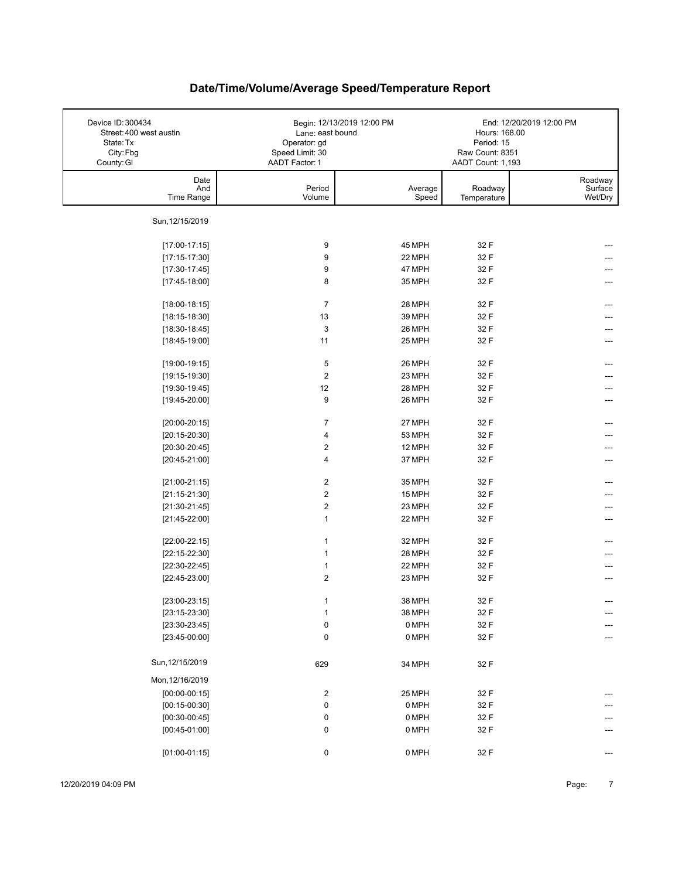# Date/Time/Volume/Average Speed/Temperature Report

| Device ID: 300434 | Begin: 12/13/2019 12:00 PM | End: 12/20/2019 12:00 PM |
|---|---|---|
| Street: 400 west austin | Lane: east bound | Hours: 168.00 |
| State: Tx | Operator: gd | Period: 15 |
| City: Fbg | Speed Limit: 30 | Raw Count: 8351 |
| County: Gl | AADT Factor: 1 | AADT Count: 1,193 |

| Date And Time Range | Period Volume | Average Speed | Roadway Temperature | Roadway Surface Wet/Dry |
|---|---|---|---|---|
| Sun, 12/15/2019 | | | | |
| [17:00-17:15] | 9 | 45 MPH | 32 F | --- |
| [17:15-17:30] | 9 | 22 MPH | 32 F | --- |
| [17:30-17:45] | 9 | 47 MPH | 32 F | --- |
| [17:45-18:00] | 8 | 35 MPH | 32 F | --- |
| [18:00-18:15] | 7 | 28 MPH | 32 F | --- |
| [18:15-18:30] | 13 | 39 MPH | 32 F | --- |
| [18:30-18:45] | 3 | 26 MPH | 32 F | --- |
| [18:45-19:00] | 11 | 25 MPH | 32 F | --- |
| [19:00-19:15] | 5 | 26 MPH | 32 F | --- |
| [19:15-19:30] | 2 | 23 MPH | 32 F | --- |
| [19:30-19:45] | 12 | 28 MPH | 32 F | --- |
| [19:45-20:00] | 9 | 26 MPH | 32 F | --- |
| [20:00-20:15] | 7 | 27 MPH | 32 F | --- |
| [20:15-20:30] | 4 | 53 MPH | 32 F | --- |
| [20:30-20:45] | 2 | 12 MPH | 32 F | --- |
| [20:45-21:00] | 4 | 37 MPH | 32 F | --- |
| [21:00-21:15] | 2 | 35 MPH | 32 F | --- |
| [21:15-21:30] | 2 | 15 MPH | 32 F | --- |
| [21:30-21:45] | 2 | 23 MPH | 32 F | --- |
| [21:45-22:00] | 1 | 22 MPH | 32 F | --- |
| [22:00-22:15] | 1 | 32 MPH | 32 F | --- |
| [22:15-22:30] | 1 | 28 MPH | 32 F | --- |
| [22:30-22:45] | 1 | 22 MPH | 32 F | --- |
| [22:45-23:00] | 2 | 23 MPH | 32 F | --- |
| [23:00-23:15] | 1 | 38 MPH | 32 F | --- |
| [23:15-23:30] | 1 | 38 MPH | 32 F | --- |
| [23:30-23:45] | 0 | 0 MPH | 32 F | --- |
| [23:45-00:00] | 0 | 0 MPH | 32 F | --- |
| Sun, 12/15/2019 | 629 | 34 MPH | 32 F | |
| Mon, 12/16/2019 | | | | |
| [00:00-00:15] | 2 | 25 MPH | 32 F | --- |
| [00:15-00:30] | 0 | 0 MPH | 32 F | --- |
| [00:30-00:45] | 0 | 0 MPH | 32 F | --- |
| [00:45-01:00] | 0 | 0 MPH | 32 F | --- |
| [01:00-01:15] | 0 | 0 MPH | 32 F | --- |

12/20/2019 04:09 PM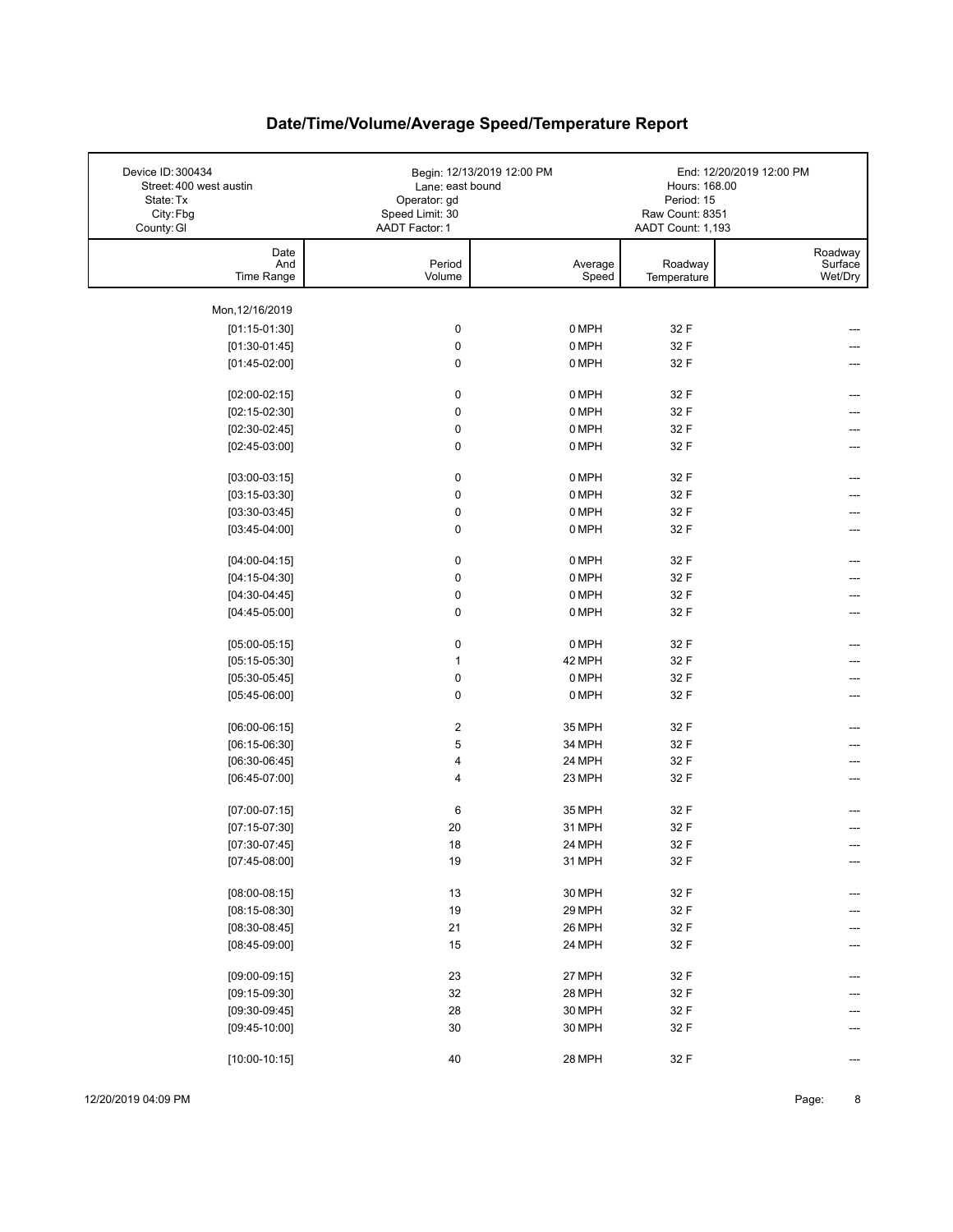# Date/Time/Volume/Average Speed/Temperature Report

| | | |
|---|---|---|
| Device ID: 300434 | Begin: 12/13/2019 12:00 PM | End: 12/20/2019 12:00 PM |
| Street: 400 west austin | Lane: east bound | Hours: 168.00 |
| State: Tx | Operator: gd | Period: 15 |
| City: Fbg | Speed Limit: 30 | Raw Count: 8351 |
| County: Gl | AADT Factor: 1 | AADT Count: 1,193 |

| Date And Time Range | Period Volume | Average Speed | Roadway Temperature | Roadway Surface Wet/Dry |
|---|---|---|---|---|
| Mon, 12/16/2019 | | | | |
| [01:15-01:30] | 0 | 0 MPH | 32 F | --- |
| [01:30-01:45] | 0 | 0 MPH | 32 F | --- |
| [01:45-02:00] | 0 | 0 MPH | 32 F | --- |
| [02:00-02:15] | 0 | 0 MPH | 32 F | --- |
| [02:15-02:30] | 0 | 0 MPH | 32 F | --- |
| [02:30-02:45] | 0 | 0 MPH | 32 F | --- |
| [02:45-03:00] | 0 | 0 MPH | 32 F | --- |
| [03:00-03:15] | 0 | 0 MPH | 32 F | --- |
| [03:15-03:30] | 0 | 0 MPH | 32 F | --- |
| [03:30-03:45] | 0 | 0 MPH | 32 F | --- |
| [03:45-04:00] | 0 | 0 MPH | 32 F | --- |
| [04:00-04:15] | 0 | 0 MPH | 32 F | --- |
| [04:15-04:30] | 0 | 0 MPH | 32 F | --- |
| [04:30-04:45] | 0 | 0 MPH | 32 F | --- |
| [04:45-05:00] | 0 | 0 MPH | 32 F | --- |
| [05:00-05:15] | 0 | 0 MPH | 32 F | --- |
| [05:15-05:30] | 1 | 42 MPH | 32 F | --- |
| [05:30-05:45] | 0 | 0 MPH | 32 F | --- |
| [05:45-06:00] | 0 | 0 MPH | 32 F | --- |
| [06:00-06:15] | 2 | 35 MPH | 32 F | --- |
| [06:15-06:30] | 5 | 34 MPH | 32 F | --- |
| [06:30-06:45] | 4 | 24 MPH | 32 F | --- |
| [06:45-07:00] | 4 | 23 MPH | 32 F | --- |
| [07:00-07:15] | 6 | 35 MPH | 32 F | --- |
| [07:15-07:30] | 20 | 31 MPH | 32 F | --- |
| [07:30-07:45] | 18 | 24 MPH | 32 F | --- |
| [07:45-08:00] | 19 | 31 MPH | 32 F | --- |
| [08:00-08:15] | 13 | 30 MPH | 32 F | --- |
| [08:15-08:30] | 19 | 29 MPH | 32 F | --- |
| [08:30-08:45] | 21 | 26 MPH | 32 F | --- |
| [08:45-09:00] | 15 | 24 MPH | 32 F | --- |
| [09:00-09:15] | 23 | 27 MPH | 32 F | --- |
| [09:15-09:30] | 32 | 28 MPH | 32 F | --- |
| [09:30-09:45] | 28 | 30 MPH | 32 F | --- |
| [09:45-10:00] | 30 | 30 MPH | 32 F | --- |
| [10:00-10:15] | 40 | 28 MPH | 32 F | --- |

12/20/2019 04:09 PM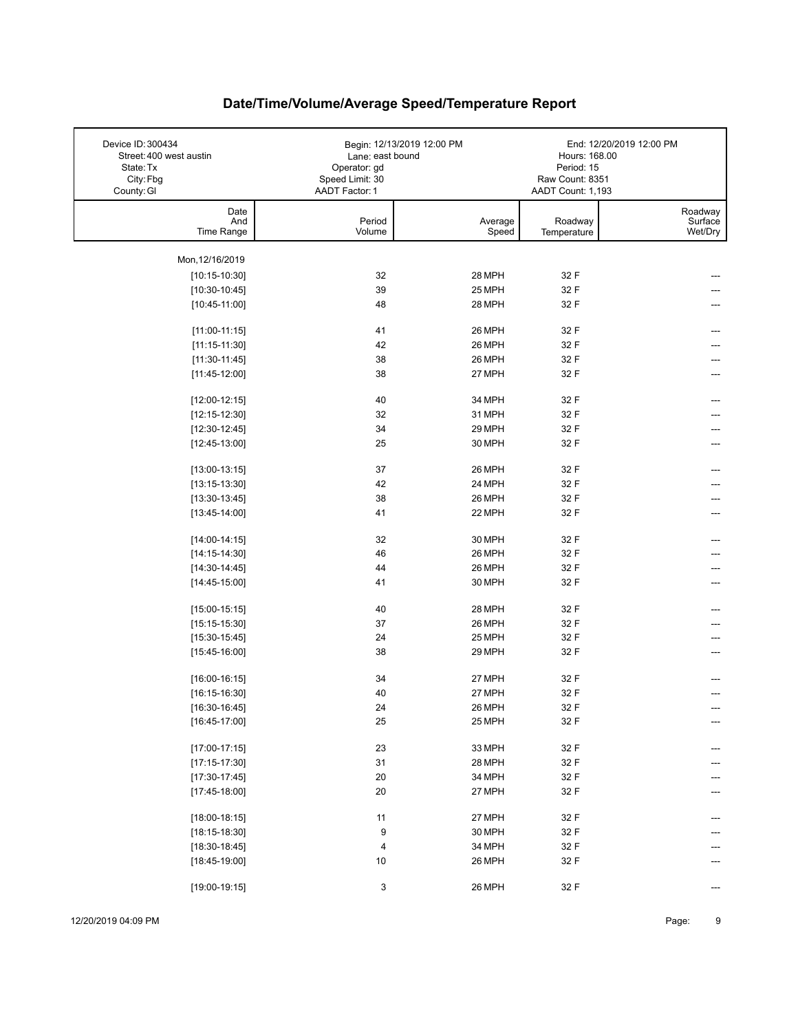# Date/Time/Volume/Average Speed/Temperature Report

| Device ID: 300434 | Begin: 12/13/2019 12:00 PM | End: 12/20/2019 12:00 PM |
|---|---|---|
| Street: 400 west austin | Lane: east bound | Hours: 168.00 |
| State: Tx | Operator: gd | Period: 15 |
| City: Fbg | Speed Limit: 30 | Raw Count: 8351 |
| County: Gl | AADT Factor: 1 | AADT Count: 1,193 |

| Date And Time Range | Period Volume | Average Speed | Roadway Temperature | Roadway Surface Wet/Dry |
|---|---|---|---|---|
| Mon, 12/16/2019 | | | | |
| [10:15-10:30] | 32 | 28 MPH | 32 F | --- |
| [10:30-10:45] | 39 | 25 MPH | 32 F | --- |
| [10:45-11:00] | 48 | 28 MPH | 32 F | --- |
| [11:00-11:15] | 41 | 26 MPH | 32 F | --- |
| [11:15-11:30] | 42 | 26 MPH | 32 F | --- |
| [11:30-11:45] | 38 | 26 MPH | 32 F | --- |
| [11:45-12:00] | 38 | 27 MPH | 32 F | --- |
| [12:00-12:15] | 40 | 34 MPH | 32 F | --- |
| [12:15-12:30] | 32 | 31 MPH | 32 F | --- |
| [12:30-12:45] | 34 | 29 MPH | 32 F | --- |
| [12:45-13:00] | 25 | 30 MPH | 32 F | --- |
| [13:00-13:15] | 37 | 26 MPH | 32 F | --- |
| [13:15-13:30] | 42 | 24 MPH | 32 F | --- |
| [13:30-13:45] | 38 | 26 MPH | 32 F | --- |
| [13:45-14:00] | 41 | 22 MPH | 32 F | --- |
| [14:00-14:15] | 32 | 30 MPH | 32 F | --- |
| [14:15-14:30] | 46 | 26 MPH | 32 F | --- |
| [14:30-14:45] | 44 | 26 MPH | 32 F | --- |
| [14:45-15:00] | 41 | 30 MPH | 32 F | --- |
| [15:00-15:15] | 40 | 28 MPH | 32 F | --- |
| [15:15-15:30] | 37 | 26 MPH | 32 F | --- |
| [15:30-15:45] | 24 | 25 MPH | 32 F | --- |
| [15:45-16:00] | 38 | 29 MPH | 32 F | --- |
| [16:00-16:15] | 34 | 27 MPH | 32 F | --- |
| [16:15-16:30] | 40 | 27 MPH | 32 F | --- |
| [16:30-16:45] | 24 | 26 MPH | 32 F | --- |
| [16:45-17:00] | 25 | 25 MPH | 32 F | --- |
| [17:00-17:15] | 23 | 33 MPH | 32 F | --- |
| [17:15-17:30] | 31 | 28 MPH | 32 F | --- |
| [17:30-17:45] | 20 | 34 MPH | 32 F | --- |
| [17:45-18:00] | 20 | 27 MPH | 32 F | --- |
| [18:00-18:15] | 11 | 27 MPH | 32 F | --- |
| [18:15-18:30] | 9 | 30 MPH | 32 F | --- |
| [18:30-18:45] | 4 | 34 MPH | 32 F | --- |
| [18:45-19:00] | 10 | 26 MPH | 32 F | --- |
| [19:00-19:15] | 3 | 26 MPH | 32 F | --- |

12/20/2019 04:09 PM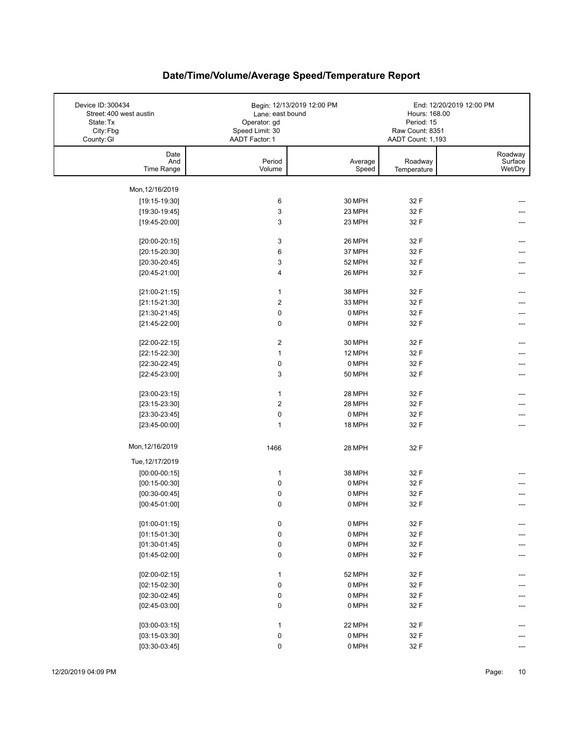# Date/Time/Volume/Average Speed/Temperature Report

| | | |
|---|---|---|
| Device ID: 300434 | Begin: 12/13/2019 12:00 PM | End: 12/20/2019 12:00 PM |
| Street: 400 west austin | Lane: east bound | Hours: 168.00 |
| State: Tx | Operator: gd | Period: 15 |
| City: Fbg | Speed Limit: 30 | Raw Count: 8351 |
| County: Gl | AADT Factor: 1 | AADT Count: 1,193 |

| Date And Time Range | Period Volume | Average Speed | Roadway Temperature | Roadway Surface Wet/Dry |
|---|---|---|---|---|
| Mon, 12/16/2019 | | | | |
| [19:15-19:30] | 6 | 30 MPH | 32 F | --- |
| [19:30-19:45] | 3 | 23 MPH | 32 F | --- |
| [19:45-20:00] | 3 | 23 MPH | 32 F | --- |
| [20:00-20:15] | 3 | 26 MPH | 32 F | --- |
| [20:15-20:30] | 6 | 37 MPH | 32 F | --- |
| [20:30-20:45] | 3 | 52 MPH | 32 F | --- |
| [20:45-21:00] | 4 | 26 MPH | 32 F | --- |
| [21:00-21:15] | 1 | 38 MPH | 32 F | --- |
| [21:15-21:30] | 2 | 33 MPH | 32 F | --- |
| [21:30-21:45] | 0 | 0 MPH | 32 F | --- |
| [21:45-22:00] | 0 | 0 MPH | 32 F | --- |
| [22:00-22:15] | 2 | 30 MPH | 32 F | --- |
| [22:15-22:30] | 1 | 12 MPH | 32 F | --- |
| [22:30-22:45] | 0 | 0 MPH | 32 F | --- |
| [22:45-23:00] | 3 | 50 MPH | 32 F | --- |
| [23:00-23:15] | 1 | 28 MPH | 32 F | --- |
| [23:15-23:30] | 2 | 28 MPH | 32 F | --- |
| [23:30-23:45] | 0 | 0 MPH | 32 F | --- |
| [23:45-00:00] | 1 | 18 MPH | 32 F | --- |
| Mon, 12/16/2019 | 1466 | 28 MPH | 32 F | |
| Tue, 12/17/2019 | | | | |
| [00:00-00:15] | 1 | 38 MPH | 32 F | --- |
| [00:15-00:30] | 0 | 0 MPH | 32 F | --- |
| [00:30-00:45] | 0 | 0 MPH | 32 F | --- |
| [00:45-01:00] | 0 | 0 MPH | 32 F | --- |
| [01:00-01:15] | 0 | 0 MPH | 32 F | --- |
| [01:15-01:30] | 0 | 0 MPH | 32 F | --- |
| [01:30-01:45] | 0 | 0 MPH | 32 F | --- |
| [01:45-02:00] | 0 | 0 MPH | 32 F | --- |
| [02:00-02:15] | 1 | 52 MPH | 32 F | --- |
| [02:15-02:30] | 0 | 0 MPH | 32 F | --- |
| [02:30-02:45] | 0 | 0 MPH | 32 F | --- |
| [02:45-03:00] | 0 | 0 MPH | 32 F | --- |
| [03:00-03:15] | 1 | 22 MPH | 32 F | --- |
| [03:15-03:30] | 0 | 0 MPH | 32 F | --- |
| [03:30-03:45] | 0 | 0 MPH | 32 F | --- |

12/20/2019 04:09 PM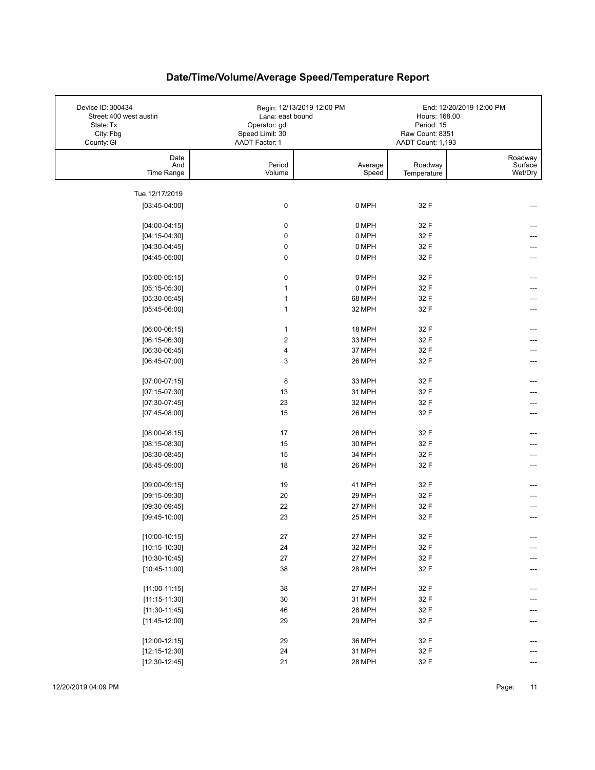# Date/Time/Volume/Average Speed/Temperature Report

| | | |
|---|---|---|
| Device ID: 300434<br>Street: 400 west austin<br>State: Tx<br>City: Fbg<br>County: Gl | Begin: 12/13/2019 12:00 PM<br>Lane: east bound<br>Operator: gd<br>Speed Limit: 30<br>AADT Factor: 1 | End: 12/20/2019 12:00 PM<br>Hours: 168.00<br>Period: 15<br>Raw Count: 8351<br>AADT Count: 1,193 |

| Date And Time Range | Period Volume | Average Speed | Roadway Temperature | Roadway Surface Wet/Dry |
|---|---|---|---|---|
| Tue, 12/17/2019 | | | | |
| [03:45-04:00] | 0 | 0 MPH | 32 F | --- |
| [04:00-04:15] | 0 | 0 MPH | 32 F | --- |
| [04:15-04:30] | 0 | 0 MPH | 32 F | --- |
| [04:30-04:45] | 0 | 0 MPH | 32 F | --- |
| [04:45-05:00] | 0 | 0 MPH | 32 F | --- |
| [05:00-05:15] | 0 | 0 MPH | 32 F | --- |
| [05:15-05:30] | 1 | 0 MPH | 32 F | --- |
| [05:30-05:45] | 1 | 68 MPH | 32 F | --- |
| [05:45-06:00] | 1 | 32 MPH | 32 F | --- |
| [06:00-06:15] | 1 | 18 MPH | 32 F | --- |
| [06:15-06:30] | 2 | 33 MPH | 32 F | --- |
| [06:30-06:45] | 4 | 37 MPH | 32 F | --- |
| [06:45-07:00] | 3 | 26 MPH | 32 F | --- |
| [07:00-07:15] | 8 | 33 MPH | 32 F | --- |
| [07:15-07:30] | 13 | 31 MPH | 32 F | --- |
| [07:30-07:45] | 23 | 32 MPH | 32 F | --- |
| [07:45-08:00] | 15 | 26 MPH | 32 F | --- |
| [08:00-08:15] | 17 | 26 MPH | 32 F | --- |
| [08:15-08:30] | 15 | 30 MPH | 32 F | --- |
| [08:30-08:45] | 15 | 34 MPH | 32 F | --- |
| [08:45-09:00] | 18 | 26 MPH | 32 F | --- |
| [09:00-09:15] | 19 | 41 MPH | 32 F | --- |
| [09:15-09:30] | 20 | 29 MPH | 32 F | --- |
| [09:30-09:45] | 22 | 27 MPH | 32 F | --- |
| [09:45-10:00] | 23 | 25 MPH | 32 F | --- |
| [10:00-10:15] | 27 | 27 MPH | 32 F | --- |
| [10:15-10:30] | 24 | 32 MPH | 32 F | --- |
| [10:30-10:45] | 27 | 27 MPH | 32 F | --- |
| [10:45-11:00] | 38 | 28 MPH | 32 F | --- |
| [11:00-11:15] | 38 | 27 MPH | 32 F | --- |
| [11:15-11:30] | 30 | 31 MPH | 32 F | --- |
| [11:30-11:45] | 46 | 28 MPH | 32 F | --- |
| [11:45-12:00] | 29 | 29 MPH | 32 F | --- |
| [12:00-12:15] | 29 | 36 MPH | 32 F | --- |
| [12:15-12:30] | 24 | 31 MPH | 32 F | --- |
| [12:30-12:45] | 21 | 28 MPH | 32 F | --- |

12/20/2019 04:09 PM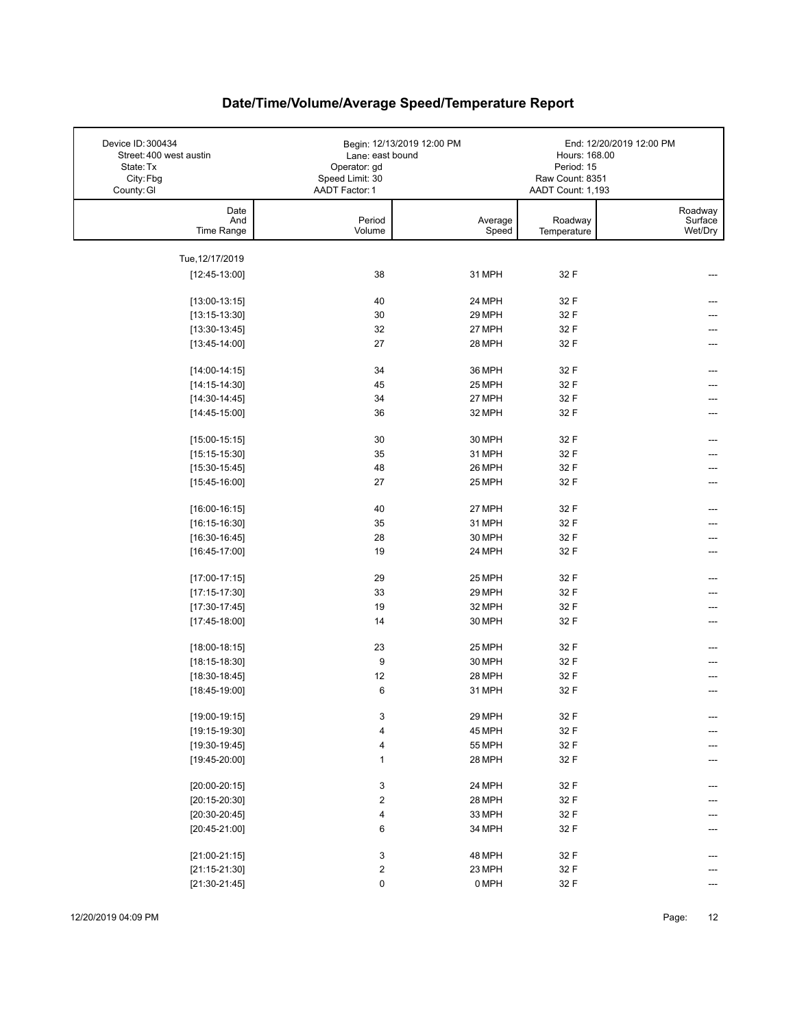# Date/Time/Volume/Average Speed/Temperature Report

| Device ID: 300434 | Begin: 12/13/2019 12:00 PM | End: 12/20/2019 12:00 PM |
|---|---|---|
| Street: 400 west austin | Lane: east bound | Hours: 168.00 |
| State: Tx | Operator: gd | Period: 15 |
| City: Fbg | Speed Limit: 30 | Raw Count: 8351 |
| County: Gl | AADT Factor: 1 | AADT Count: 1,193 |

| Date And Time Range | Period Volume | Average Speed | Roadway Temperature | Roadway Surface Wet/Dry |
|---|---|---|---|---|
| Tue, 12/17/2019 | | | | |
| [12:45-13:00] | 38 | 31 MPH | 32 F | --- |
| [13:00-13:15] | 40 | 24 MPH | 32 F | --- |
| [13:15-13:30] | 30 | 29 MPH | 32 F | --- |
| [13:30-13:45] | 32 | 27 MPH | 32 F | --- |
| [13:45-14:00] | 27 | 28 MPH | 32 F | --- |
| [14:00-14:15] | 34 | 36 MPH | 32 F | --- |
| [14:15-14:30] | 45 | 25 MPH | 32 F | --- |
| [14:30-14:45] | 34 | 27 MPH | 32 F | --- |
| [14:45-15:00] | 36 | 32 MPH | 32 F | --- |
| [15:00-15:15] | 30 | 30 MPH | 32 F | --- |
| [15:15-15:30] | 35 | 31 MPH | 32 F | --- |
| [15:30-15:45] | 48 | 26 MPH | 32 F | --- |
| [15:45-16:00] | 27 | 25 MPH | 32 F | --- |
| [16:00-16:15] | 40 | 27 MPH | 32 F | --- |
| [16:15-16:30] | 35 | 31 MPH | 32 F | --- |
| [16:30-16:45] | 28 | 30 MPH | 32 F | --- |
| [16:45-17:00] | 19 | 24 MPH | 32 F | --- |
| [17:00-17:15] | 29 | 25 MPH | 32 F | --- |
| [17:15-17:30] | 33 | 29 MPH | 32 F | --- |
| [17:30-17:45] | 19 | 32 MPH | 32 F | --- |
| [17:45-18:00] | 14 | 30 MPH | 32 F | --- |
| [18:00-18:15] | 23 | 25 MPH | 32 F | --- |
| [18:15-18:30] | 9 | 30 MPH | 32 F | --- |
| [18:30-18:45] | 12 | 28 MPH | 32 F | --- |
| [18:45-19:00] | 6 | 31 MPH | 32 F | --- |
| [19:00-19:15] | 3 | 29 MPH | 32 F | --- |
| [19:15-19:30] | 4 | 45 MPH | 32 F | --- |
| [19:30-19:45] | 4 | 55 MPH | 32 F | --- |
| [19:45-20:00] | 1 | 28 MPH | 32 F | --- |
| [20:00-20:15] | 3 | 24 MPH | 32 F | --- |
| [20:15-20:30] | 2 | 28 MPH | 32 F | --- |
| [20:30-20:45] | 4 | 33 MPH | 32 F | --- |
| [20:45-21:00] | 6 | 34 MPH | 32 F | --- |
| [21:00-21:15] | 3 | 48 MPH | 32 F | --- |
| [21:15-21:30] | 2 | 23 MPH | 32 F | --- |
| [21:30-21:45] | 0 | 0 MPH | 32 F | --- |

12/20/2019 04:09 PM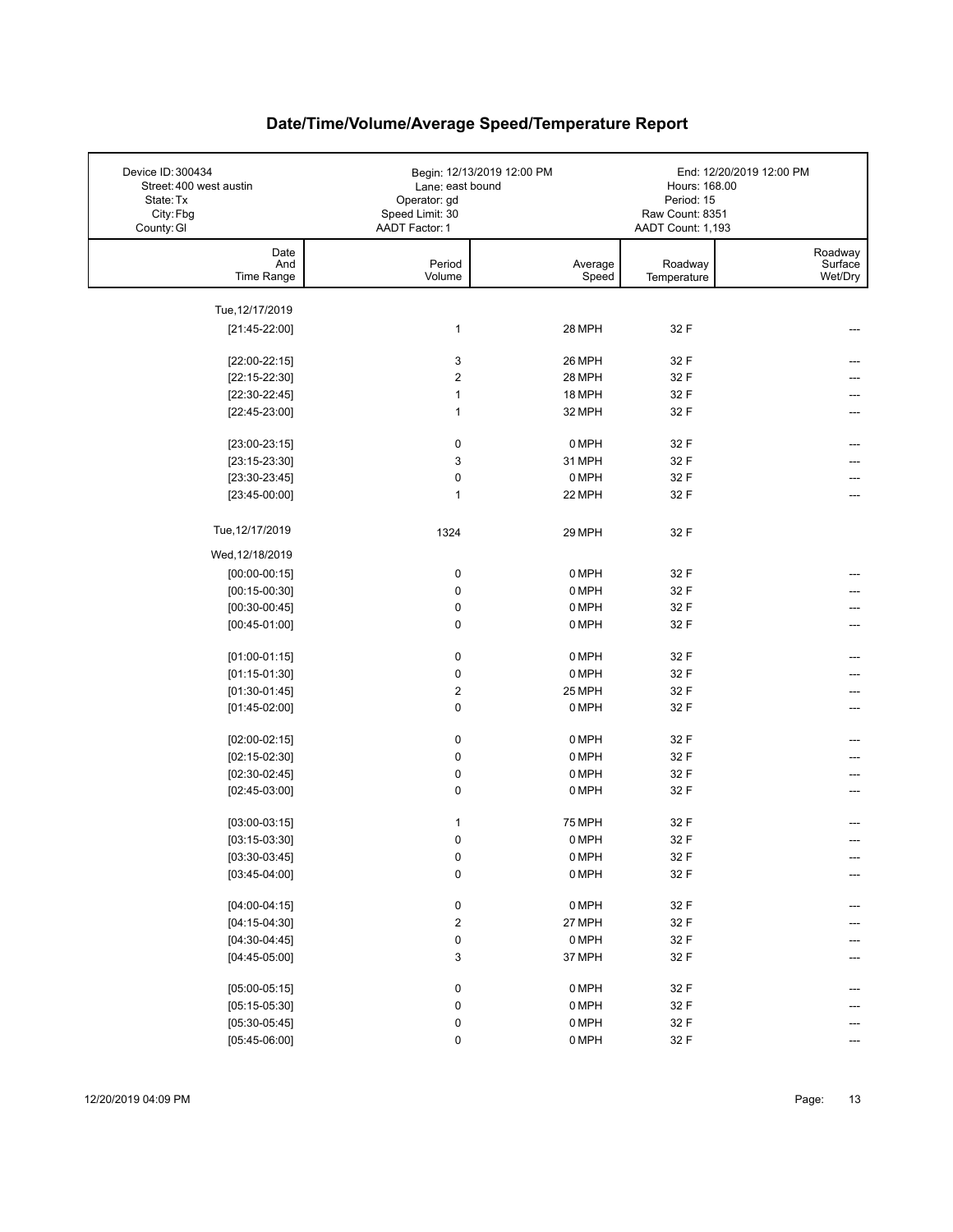# Date/Time/Volume/Average Speed/Temperature Report

| | | | |
|---|---|---|---|
| Device ID: 300434 | Begin: 12/13/2019 12:00 PM | End: 12/20/2019 12:00 PM | |
| Street: 400 west austin | Lane: east bound | Hours: 168.00 | |
| State: Tx | Operator: gd | Period: 15 | |
| City: Fbg | Speed Limit: 30 | Raw Count: 8351 | |
| County: Gl | AADT Factor: 1 | AADT Count: 1,193 | |

| Date And Time Range | Period Volume | Average Speed | Roadway Temperature | Roadway Surface Wet/Dry |
|---|---|---|---|---|
| Tue,12/17/2019 | | | | |
| [21:45-22:00] | 1 | 28 MPH | 32 F | --- |
| [22:00-22:15] | 3 | 26 MPH | 32 F | --- |
| [22:15-22:30] | 2 | 28 MPH | 32 F | --- |
| [22:30-22:45] | 1 | 18 MPH | 32 F | --- |
| [22:45-23:00] | 1 | 32 MPH | 32 F | --- |
| [23:00-23:15] | 0 | 0 MPH | 32 F | --- |
| [23:15-23:30] | 3 | 31 MPH | 32 F | --- |
| [23:30-23:45] | 0 | 0 MPH | 32 F | --- |
| [23:45-00:00] | 1 | 22 MPH | 32 F | --- |
| Tue,12/17/2019 | 1324 | 29 MPH | 32 F | |
| Wed,12/18/2019 | | | | |
| [00:00-00:15] | 0 | 0 MPH | 32 F | --- |
| [00:15-00:30] | 0 | 0 MPH | 32 F | --- |
| [00:30-00:45] | 0 | 0 MPH | 32 F | --- |
| [00:45-01:00] | 0 | 0 MPH | 32 F | --- |
| [01:00-01:15] | 0 | 0 MPH | 32 F | --- |
| [01:15-01:30] | 0 | 0 MPH | 32 F | --- |
| [01:30-01:45] | 2 | 25 MPH | 32 F | --- |
| [01:45-02:00] | 0 | 0 MPH | 32 F | --- |
| [02:00-02:15] | 0 | 0 MPH | 32 F | --- |
| [02:15-02:30] | 0 | 0 MPH | 32 F | --- |
| [02:30-02:45] | 0 | 0 MPH | 32 F | --- |
| [02:45-03:00] | 0 | 0 MPH | 32 F | --- |
| [03:00-03:15] | 1 | 75 MPH | 32 F | --- |
| [03:15-03:30] | 0 | 0 MPH | 32 F | --- |
| [03:30-03:45] | 0 | 0 MPH | 32 F | --- |
| [03:45-04:00] | 0 | 0 MPH | 32 F | --- |
| [04:00-04:15] | 0 | 0 MPH | 32 F | --- |
| [04:15-04:30] | 2 | 27 MPH | 32 F | --- |
| [04:30-04:45] | 0 | 0 MPH | 32 F | --- |
| [04:45-05:00] | 3 | 37 MPH | 32 F | --- |
| [05:00-05:15] | 0 | 0 MPH | 32 F | --- |
| [05:15-05:30] | 0 | 0 MPH | 32 F | --- |
| [05:30-05:45] | 0 | 0 MPH | 32 F | --- |
| [05:45-06:00] | 0 | 0 MPH | 32 F | --- |

12/20/2019 04:09 PM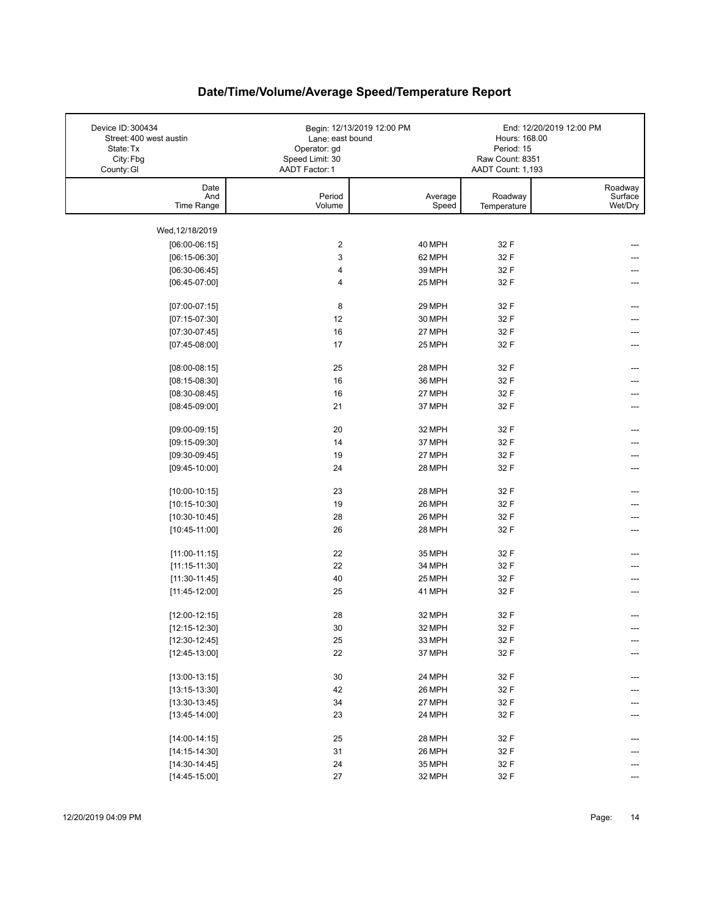# Date/Time/Volume/Average Speed/Temperature Report

| Device ID: 300434 | Begin: 12/13/2019 12:00 PM | End: 12/20/2019 12:00 PM |
|---|---|---|
| Street: 400 west austin | Lane: east bound | Hours: 168.00 |
| State: Tx | Operator: gd | Period: 15 |
| City: Fbg | Speed Limit: 30 | Raw Count: 8351 |
| County: Gl | AADT Factor: 1 | AADT Count: 1,193 |

| Date And Time Range | Period Volume | Average Speed | Roadway Temperature | Roadway Surface Wet/Dry |
|---|---|---|---|---|
| Wed,12/18/2019 | | | | |
| [06:00-06:15] | 2 | 40 MPH | 32 F | --- |
| [06:15-06:30] | 3 | 62 MPH | 32 F | --- |
| [06:30-06:45] | 4 | 39 MPH | 32 F | --- |
| [06:45-07:00] | 4 | 25 MPH | 32 F | --- |
| [07:00-07:15] | 8 | 29 MPH | 32 F | --- |
| [07:15-07:30] | 12 | 30 MPH | 32 F | --- |
| [07:30-07:45] | 16 | 27 MPH | 32 F | --- |
| [07:45-08:00] | 17 | 25 MPH | 32 F | --- |
| [08:00-08:15] | 25 | 28 MPH | 32 F | --- |
| [08:15-08:30] | 16 | 36 MPH | 32 F | --- |
| [08:30-08:45] | 16 | 27 MPH | 32 F | --- |
| [08:45-09:00] | 21 | 37 MPH | 32 F | --- |
| [09:00-09:15] | 20 | 32 MPH | 32 F | --- |
| [09:15-09:30] | 14 | 37 MPH | 32 F | --- |
| [09:30-09:45] | 19 | 27 MPH | 32 F | --- |
| [09:45-10:00] | 24 | 28 MPH | 32 F | --- |
| [10:00-10:15] | 23 | 28 MPH | 32 F | --- |
| [10:15-10:30] | 19 | 26 MPH | 32 F | --- |
| [10:30-10:45] | 28 | 26 MPH | 32 F | --- |
| [10:45-11:00] | 26 | 28 MPH | 32 F | --- |
| [11:00-11:15] | 22 | 35 MPH | 32 F | --- |
| [11:15-11:30] | 22 | 34 MPH | 32 F | --- |
| [11:30-11:45] | 40 | 25 MPH | 32 F | --- |
| [11:45-12:00] | 25 | 41 MPH | 32 F | --- |
| [12:00-12:15] | 28 | 32 MPH | 32 F | --- |
| [12:15-12:30] | 30 | 32 MPH | 32 F | --- |
| [12:30-12:45] | 25 | 33 MPH | 32 F | --- |
| [12:45-13:00] | 22 | 37 MPH | 32 F | --- |
| [13:00-13:15] | 30 | 24 MPH | 32 F | --- |
| [13:15-13:30] | 42 | 26 MPH | 32 F | --- |
| [13:30-13:45] | 34 | 27 MPH | 32 F | --- |
| [13:45-14:00] | 23 | 24 MPH | 32 F | --- |
| [14:00-14:15] | 25 | 28 MPH | 32 F | --- |
| [14:15-14:30] | 31 | 26 MPH | 32 F | --- |
| [14:30-14:45] | 24 | 35 MPH | 32 F | --- |
| [14:45-15:00] | 27 | 32 MPH | 32 F | --- |

12/20/2019 04:09 PM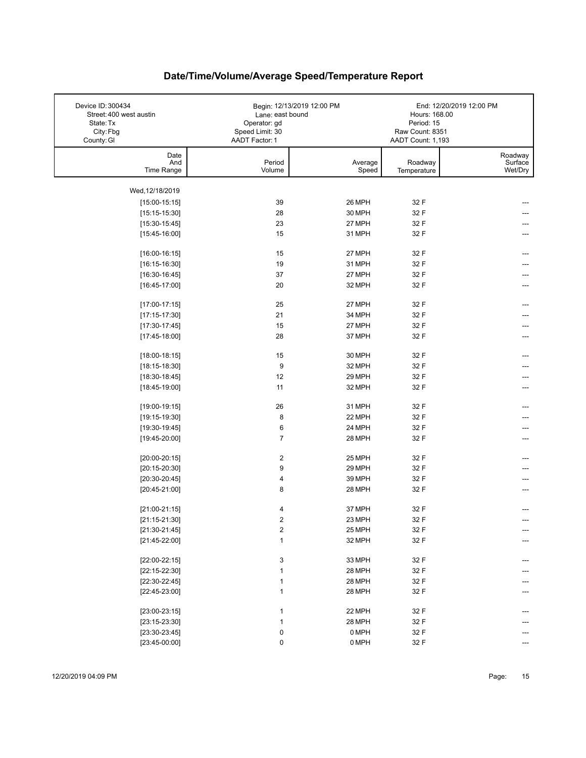# Date/Time/Volume/Average Speed/Temperature Report

| | | |
|---|---|---|
| Device ID: 300434 | Begin: 12/13/2019 12:00 PM | End: 12/20/2019 12:00 PM |
| Street: 400 west austin | Lane: east bound | Hours: 168.00 |
| State: Tx | Operator: gd | Period: 15 |
| City: Fbg | Speed Limit: 30 | Raw Count: 8351 |
| County: Gl | AADT Factor: 1 | AADT Count: 1,193 |

| Date And Time Range | Period Volume | Average Speed | Roadway Temperature | Roadway Surface Wet/Dry |
|---|---|---|---|---|
| Wed, 12/18/2019 | | | | |
| [15:00-15:15] | 39 | 26 MPH | 32 F | --- |
| [15:15-15:30] | 28 | 30 MPH | 32 F | --- |
| [15:30-15:45] | 23 | 27 MPH | 32 F | --- |
| [15:45-16:00] | 15 | 31 MPH | 32 F | --- |
| [16:00-16:15] | 15 | 27 MPH | 32 F | --- |
| [16:15-16:30] | 19 | 31 MPH | 32 F | --- |
| [16:30-16:45] | 37 | 27 MPH | 32 F | --- |
| [16:45-17:00] | 20 | 32 MPH | 32 F | --- |
| [17:00-17:15] | 25 | 27 MPH | 32 F | --- |
| [17:15-17:30] | 21 | 34 MPH | 32 F | --- |
| [17:30-17:45] | 15 | 27 MPH | 32 F | --- |
| [17:45-18:00] | 28 | 37 MPH | 32 F | --- |
| [18:00-18:15] | 15 | 30 MPH | 32 F | --- |
| [18:15-18:30] | 9 | 32 MPH | 32 F | --- |
| [18:30-18:45] | 12 | 29 MPH | 32 F | --- |
| [18:45-19:00] | 11 | 32 MPH | 32 F | --- |
| [19:00-19:15] | 26 | 31 MPH | 32 F | --- |
| [19:15-19:30] | 8 | 22 MPH | 32 F | --- |
| [19:30-19:45] | 6 | 24 MPH | 32 F | --- |
| [19:45-20:00] | 7 | 28 MPH | 32 F | --- |
| [20:00-20:15] | 2 | 25 MPH | 32 F | --- |
| [20:15-20:30] | 9 | 29 MPH | 32 F | --- |
| [20:30-20:45] | 4 | 39 MPH | 32 F | --- |
| [20:45-21:00] | 8 | 28 MPH | 32 F | --- |
| [21:00-21:15] | 4 | 37 MPH | 32 F | --- |
| [21:15-21:30] | 2 | 23 MPH | 32 F | --- |
| [21:30-21:45] | 2 | 25 MPH | 32 F | --- |
| [21:45-22:00] | 1 | 32 MPH | 32 F | --- |
| [22:00-22:15] | 3 | 33 MPH | 32 F | --- |
| [22:15-22:30] | 1 | 28 MPH | 32 F | --- |
| [22:30-22:45] | 1 | 28 MPH | 32 F | --- |
| [22:45-23:00] | 1 | 28 MPH | 32 F | --- |
| [23:00-23:15] | 1 | 22 MPH | 32 F | --- |
| [23:15-23:30] | 1 | 28 MPH | 32 F | --- |
| [23:30-23:45] | 0 | 0 MPH | 32 F | --- |
| [23:45-00:00] | 0 | 0 MPH | 32 F | --- |

12/20/2019 04:09 PM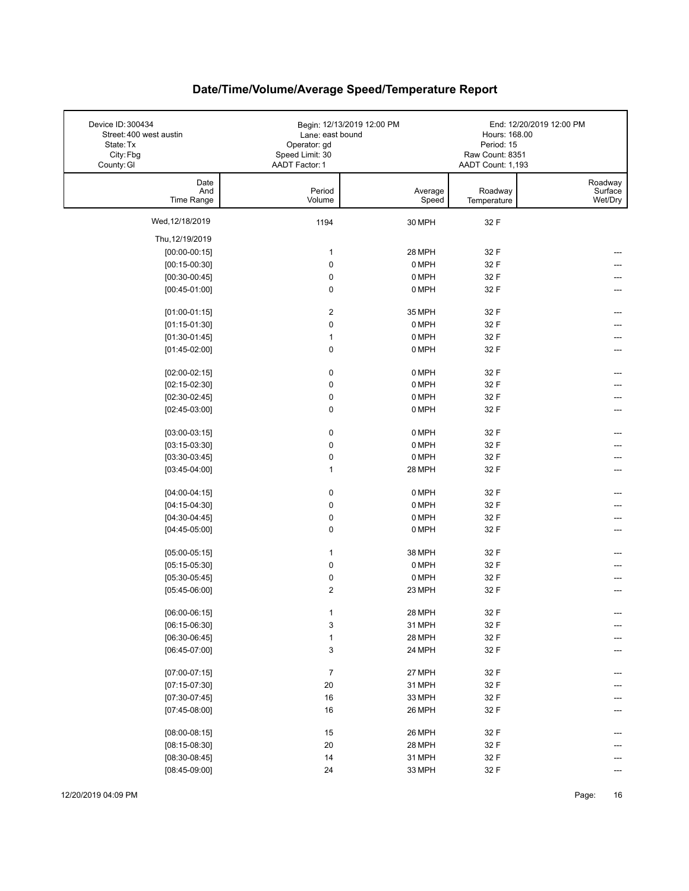# Date/Time/Volume/Average Speed/Temperature Report

| | | |
|---|---|---|
| Device ID: 300434 | Begin: 12/13/2019 12:00 PM | End: 12/20/2019 12:00 PM |
| Street: 400 west austin | Lane: east bound | Hours: 168.00 |
| State: Tx | Operator: gd | Period: 15 |
| City: Fbg | Speed Limit: 30 | Raw Count: 8351 |
| County: Gl | AADT Factor: 1 | AADT Count: 1,193 |

| Date And Time Range | Period Volume | Average Speed | Roadway Temperature | Roadway Surface Wet/Dry |
|---|---|---|---|---|
| Wed,12/18/2019 | 1194 | 30 MPH | 32 F | |
| Thu,12/19/2019 | | | | |
| [00:00-00:15] | 1 | 28 MPH | 32 F | --- |
| [00:15-00:30] | 0 | 0 MPH | 32 F | --- |
| [00:30-00:45] | 0 | 0 MPH | 32 F | --- |
| [00:45-01:00] | 0 | 0 MPH | 32 F | --- |
| [01:00-01:15] | 2 | 35 MPH | 32 F | --- |
| [01:15-01:30] | 0 | 0 MPH | 32 F | --- |
| [01:30-01:45] | 1 | 0 MPH | 32 F | --- |
| [01:45-02:00] | 0 | 0 MPH | 32 F | --- |
| [02:00-02:15] | 0 | 0 MPH | 32 F | --- |
| [02:15-02:30] | 0 | 0 MPH | 32 F | --- |
| [02:30-02:45] | 0 | 0 MPH | 32 F | --- |
| [02:45-03:00] | 0 | 0 MPH | 32 F | --- |
| [03:00-03:15] | 0 | 0 MPH | 32 F | --- |
| [03:15-03:30] | 0 | 0 MPH | 32 F | --- |
| [03:30-03:45] | 0 | 0 MPH | 32 F | --- |
| [03:45-04:00] | 1 | 28 MPH | 32 F | --- |
| [04:00-04:15] | 0 | 0 MPH | 32 F | --- |
| [04:15-04:30] | 0 | 0 MPH | 32 F | --- |
| [04:30-04:45] | 0 | 0 MPH | 32 F | --- |
| [04:45-05:00] | 0 | 0 MPH | 32 F | --- |
| [05:00-05:15] | 1 | 38 MPH | 32 F | --- |
| [05:15-05:30] | 0 | 0 MPH | 32 F | --- |
| [05:30-05:45] | 0 | 0 MPH | 32 F | --- |
| [05:45-06:00] | 2 | 23 MPH | 32 F | --- |
| [06:00-06:15] | 1 | 28 MPH | 32 F | --- |
| [06:15-06:30] | 3 | 31 MPH | 32 F | --- |
| [06:30-06:45] | 1 | 28 MPH | 32 F | --- |
| [06:45-07:00] | 3 | 24 MPH | 32 F | --- |
| [07:00-07:15] | 7 | 27 MPH | 32 F | --- |
| [07:15-07:30] | 20 | 31 MPH | 32 F | --- |
| [07:30-07:45] | 16 | 33 MPH | 32 F | --- |
| [07:45-08:00] | 16 | 26 MPH | 32 F | --- |
| [08:00-08:15] | 15 | 26 MPH | 32 F | --- |
| [08:15-08:30] | 20 | 28 MPH | 32 F | --- |
| [08:30-08:45] | 14 | 31 MPH | 32 F | --- |
| [08:45-09:00] | 24 | 33 MPH | 32 F | --- |

12/20/2019 04:09 PM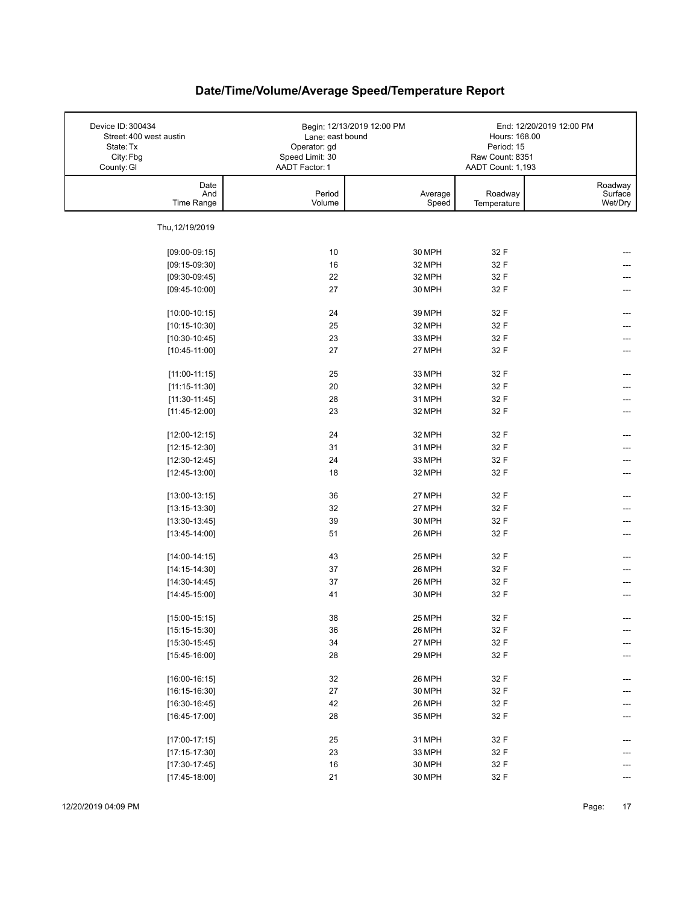# Date/Time/Volume/Average Speed/Temperature Report

| | | |
|---|---|---|
| Device ID: 300434 | Begin: 12/13/2019 12:00 PM | End: 12/20/2019 12:00 PM |
| Street: 400 west austin | Lane: east bound | Hours: 168.00 |
| State: Tx | Operator: gd | Period: 15 |
| City: Fbg | Speed Limit: 30 | Raw Count: 8351 |
| County: Gl | AADT Factor: 1 | AADT Count: 1,193 |

| Date And Time Range | Period Volume | Average Speed | Roadway Temperature | Roadway Surface Wet/Dry |
|---|---|---|---|---|
| Thu, 12/19/2019 | | | | |
| [09:00-09:15] | 10 | 30 MPH | 32 F | --- |
| [09:15-09:30] | 16 | 32 MPH | 32 F | --- |
| [09:30-09:45] | 22 | 32 MPH | 32 F | --- |
| [09:45-10:00] | 27 | 30 MPH | 32 F | --- |
| [10:00-10:15] | 24 | 39 MPH | 32 F | --- |
| [10:15-10:30] | 25 | 32 MPH | 32 F | --- |
| [10:30-10:45] | 23 | 33 MPH | 32 F | --- |
| [10:45-11:00] | 27 | 27 MPH | 32 F | --- |
| [11:00-11:15] | 25 | 33 MPH | 32 F | --- |
| [11:15-11:30] | 20 | 32 MPH | 32 F | --- |
| [11:30-11:45] | 28 | 31 MPH | 32 F | --- |
| [11:45-12:00] | 23 | 32 MPH | 32 F | --- |
| [12:00-12:15] | 24 | 32 MPH | 32 F | --- |
| [12:15-12:30] | 31 | 31 MPH | 32 F | --- |
| [12:30-12:45] | 24 | 33 MPH | 32 F | --- |
| [12:45-13:00] | 18 | 32 MPH | 32 F | --- |
| [13:00-13:15] | 36 | 27 MPH | 32 F | --- |
| [13:15-13:30] | 32 | 27 MPH | 32 F | --- |
| [13:30-13:45] | 39 | 30 MPH | 32 F | --- |
| [13:45-14:00] | 51 | 26 MPH | 32 F | --- |
| [14:00-14:15] | 43 | 25 MPH | 32 F | --- |
| [14:15-14:30] | 37 | 26 MPH | 32 F | --- |
| [14:30-14:45] | 37 | 26 MPH | 32 F | --- |
| [14:45-15:00] | 41 | 30 MPH | 32 F | --- |
| [15:00-15:15] | 38 | 25 MPH | 32 F | --- |
| [15:15-15:30] | 36 | 26 MPH | 32 F | --- |
| [15:30-15:45] | 34 | 27 MPH | 32 F | --- |
| [15:45-16:00] | 28 | 29 MPH | 32 F | --- |
| [16:00-16:15] | 32 | 26 MPH | 32 F | --- |
| [16:15-16:30] | 27 | 30 MPH | 32 F | --- |
| [16:30-16:45] | 42 | 26 MPH | 32 F | --- |
| [16:45-17:00] | 28 | 35 MPH | 32 F | --- |
| [17:00-17:15] | 25 | 31 MPH | 32 F | --- |
| [17:15-17:30] | 23 | 33 MPH | 32 F | --- |
| [17:30-17:45] | 16 | 30 MPH | 32 F | --- |
| [17:45-18:00] | 21 | 30 MPH | 32 F | --- |

12/20/2019 04:09 PM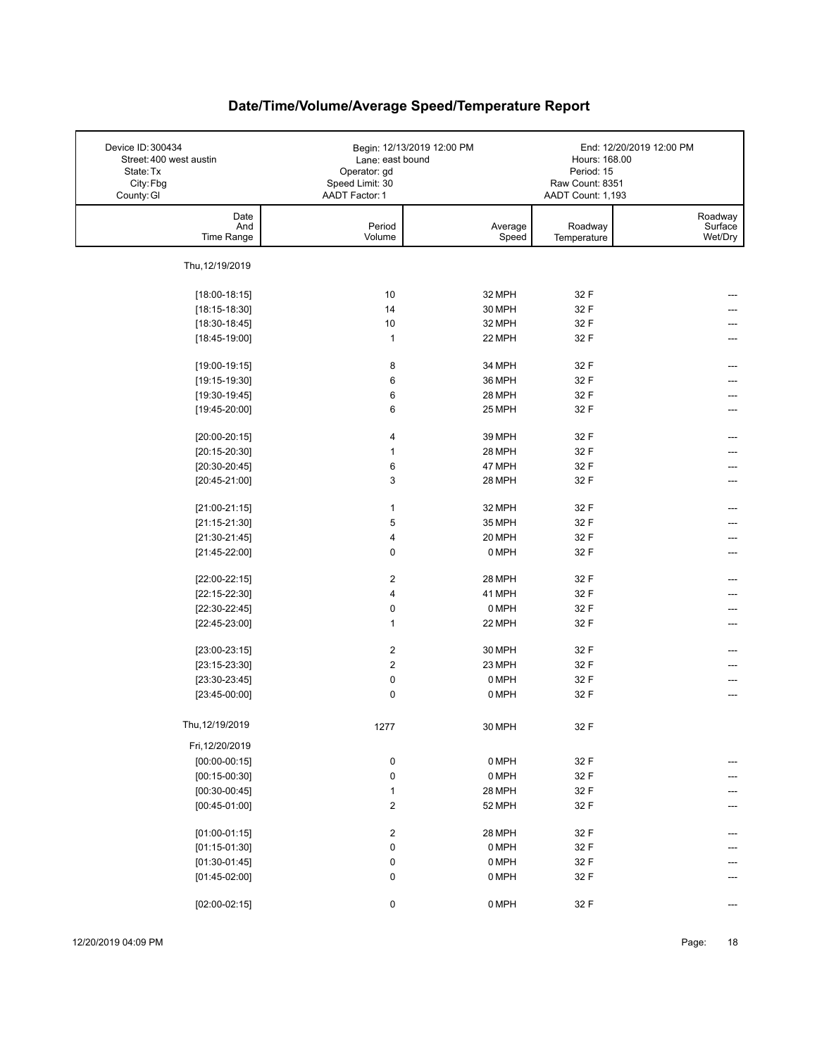# Date/Time/Volume/Average Speed/Temperature Report

| Device ID: 300434 | Begin: 12/13/2019 12:00 PM | End: 12/20/2019 12:00 PM |
|---|---|---|
| Street: 400 west austin | Lane: east bound | Hours: 168.00 |
| State: Tx | Operator: gd | Period: 15 |
| City: Fbg | Speed Limit: 30 | Raw Count: 8351 |
| County: Gl | AADT Factor: 1 | AADT Count: 1,193 |

| Date And Time Range | Period Volume | Average Speed | Roadway Temperature | Roadway Surface Wet/Dry |
|---|---|---|---|---|
| Thu,12/19/2019 | | | | |
| [18:00-18:15] | 10 | 32 MPH | 32 F | --- |
| [18:15-18:30] | 14 | 30 MPH | 32 F | --- |
| [18:30-18:45] | 10 | 32 MPH | 32 F | --- |
| [18:45-19:00] | 1 | 22 MPH | 32 F | --- |
| [19:00-19:15] | 8 | 34 MPH | 32 F | --- |
| [19:15-19:30] | 6 | 36 MPH | 32 F | --- |
| [19:30-19:45] | 6 | 28 MPH | 32 F | --- |
| [19:45-20:00] | 6 | 25 MPH | 32 F | --- |
| [20:00-20:15] | 4 | 39 MPH | 32 F | --- |
| [20:15-20:30] | 1 | 28 MPH | 32 F | --- |
| [20:30-20:45] | 6 | 47 MPH | 32 F | --- |
| [20:45-21:00] | 3 | 28 MPH | 32 F | --- |
| [21:00-21:15] | 1 | 32 MPH | 32 F | --- |
| [21:15-21:30] | 5 | 35 MPH | 32 F | --- |
| [21:30-21:45] | 4 | 20 MPH | 32 F | --- |
| [21:45-22:00] | 0 | 0 MPH | 32 F | --- |
| [22:00-22:15] | 2 | 28 MPH | 32 F | --- |
| [22:15-22:30] | 4 | 41 MPH | 32 F | --- |
| [22:30-22:45] | 0 | 0 MPH | 32 F | --- |
| [22:45-23:00] | 1 | 22 MPH | 32 F | --- |
| [23:00-23:15] | 2 | 30 MPH | 32 F | --- |
| [23:15-23:30] | 2 | 23 MPH | 32 F | --- |
| [23:30-23:45] | 0 | 0 MPH | 32 F | --- |
| [23:45-00:00] | 0 | 0 MPH | 32 F | --- |
| Thu,12/19/2019 | 1277 | 30 MPH | 32 F | |
| Fri,12/20/2019 | | | | |
| [00:00-00:15] | 0 | 0 MPH | 32 F | --- |
| [00:15-00:30] | 0 | 0 MPH | 32 F | --- |
| [00:30-00:45] | 1 | 28 MPH | 32 F | --- |
| [00:45-01:00] | 2 | 52 MPH | 32 F | --- |
| [01:00-01:15] | 2 | 28 MPH | 32 F | --- |
| [01:15-01:30] | 0 | 0 MPH | 32 F | --- |
| [01:30-01:45] | 0 | 0 MPH | 32 F | --- |
| [01:45-02:00] | 0 | 0 MPH | 32 F | --- |
| [02:00-02:15] | 0 | 0 MPH | 32 F | --- |

12/20/2019 04:09 PM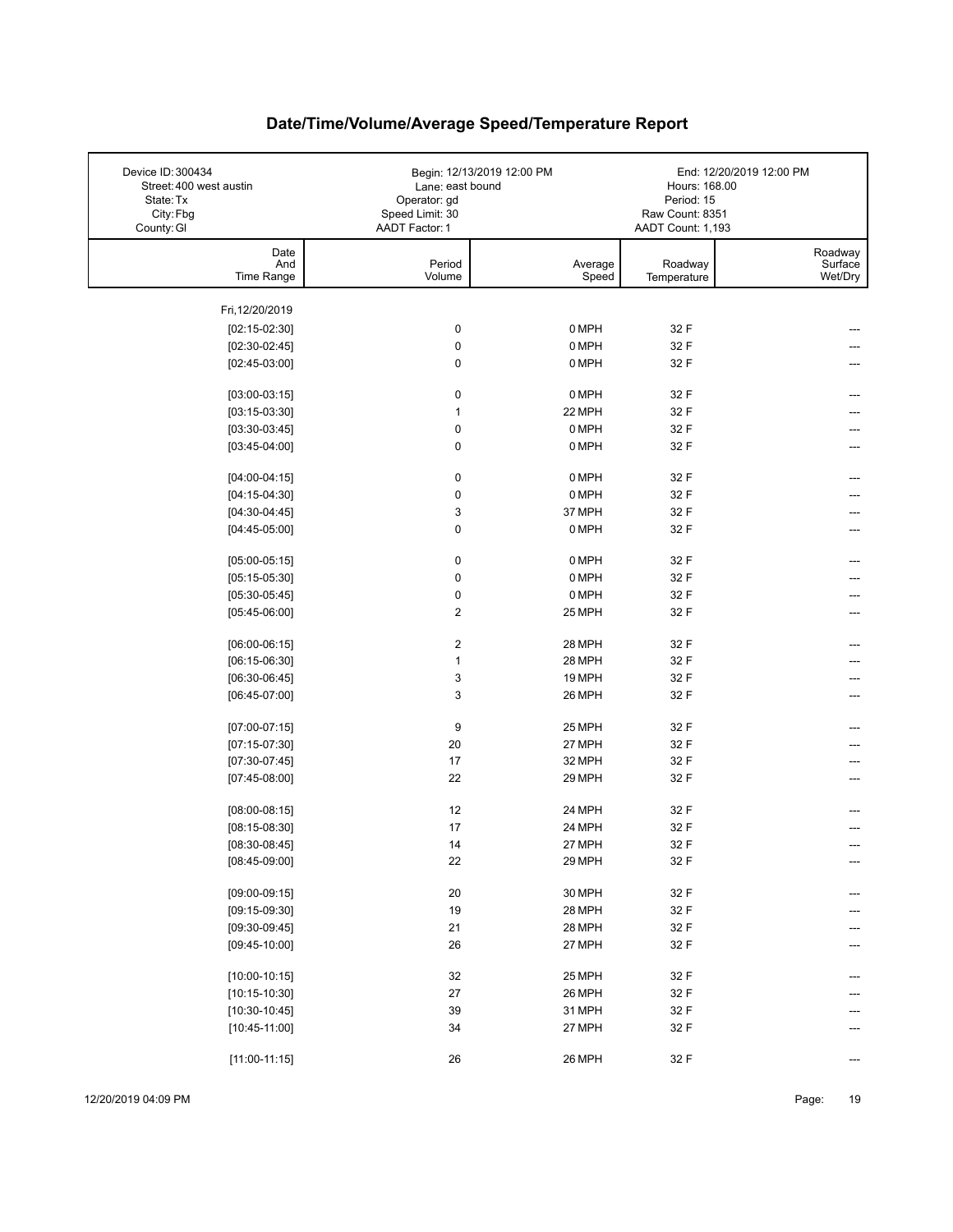# Date/Time/Volume/Average Speed/Temperature Report

| | | |
|---|---|---|
| Device ID: 300434 | Begin: 12/13/2019 12:00 PM | End: 12/20/2019 12:00 PM |
| Street: 400 west austin | Lane: east bound | Hours: 168.00 |
| State: Tx | Operator: gd | Period: 15 |
| City: Fbg | Speed Limit: 30 | Raw Count: 8351 |
| County: Gl | AADT Factor: 1 | AADT Count: 1,193 |

| Date And Time Range | Period Volume | Average Speed | Roadway Temperature | Roadway Surface Wet/Dry |
|---|---|---|---|---|
| Fri, 12/20/2019 | | | | |
| [02:15-02:30] | 0 | 0 MPH | 32 F | --- |
| [02:30-02:45] | 0 | 0 MPH | 32 F | --- |
| [02:45-03:00] | 0 | 0 MPH | 32 F | --- |
| [03:00-03:15] | 0 | 0 MPH | 32 F | --- |
| [03:15-03:30] | 1 | 22 MPH | 32 F | --- |
| [03:30-03:45] | 0 | 0 MPH | 32 F | --- |
| [03:45-04:00] | 0 | 0 MPH | 32 F | --- |
| [04:00-04:15] | 0 | 0 MPH | 32 F | --- |
| [04:15-04:30] | 0 | 0 MPH | 32 F | --- |
| [04:30-04:45] | 3 | 37 MPH | 32 F | --- |
| [04:45-05:00] | 0 | 0 MPH | 32 F | --- |
| [05:00-05:15] | 0 | 0 MPH | 32 F | --- |
| [05:15-05:30] | 0 | 0 MPH | 32 F | --- |
| [05:30-05:45] | 0 | 0 MPH | 32 F | --- |
| [05:45-06:00] | 2 | 25 MPH | 32 F | --- |
| [06:00-06:15] | 2 | 28 MPH | 32 F | --- |
| [06:15-06:30] | 1 | 28 MPH | 32 F | --- |
| [06:30-06:45] | 3 | 19 MPH | 32 F | --- |
| [06:45-07:00] | 3 | 26 MPH | 32 F | --- |
| [07:00-07:15] | 9 | 25 MPH | 32 F | --- |
| [07:15-07:30] | 20 | 27 MPH | 32 F | --- |
| [07:30-07:45] | 17 | 32 MPH | 32 F | --- |
| [07:45-08:00] | 22 | 29 MPH | 32 F | --- |
| [08:00-08:15] | 12 | 24 MPH | 32 F | --- |
| [08:15-08:30] | 17 | 24 MPH | 32 F | --- |
| [08:30-08:45] | 14 | 27 MPH | 32 F | --- |
| [08:45-09:00] | 22 | 29 MPH | 32 F | --- |
| [09:00-09:15] | 20 | 30 MPH | 32 F | --- |
| [09:15-09:30] | 19 | 28 MPH | 32 F | --- |
| [09:30-09:45] | 21 | 28 MPH | 32 F | --- |
| [09:45-10:00] | 26 | 27 MPH | 32 F | --- |
| [10:00-10:15] | 32 | 25 MPH | 32 F | --- |
| [10:15-10:30] | 27 | 26 MPH | 32 F | --- |
| [10:30-10:45] | 39 | 31 MPH | 32 F | --- |
| [10:45-11:00] | 34 | 27 MPH | 32 F | --- |
| [11:00-11:15] | 26 | 26 MPH | 32 F | --- |

12/20/2019 04:09 PM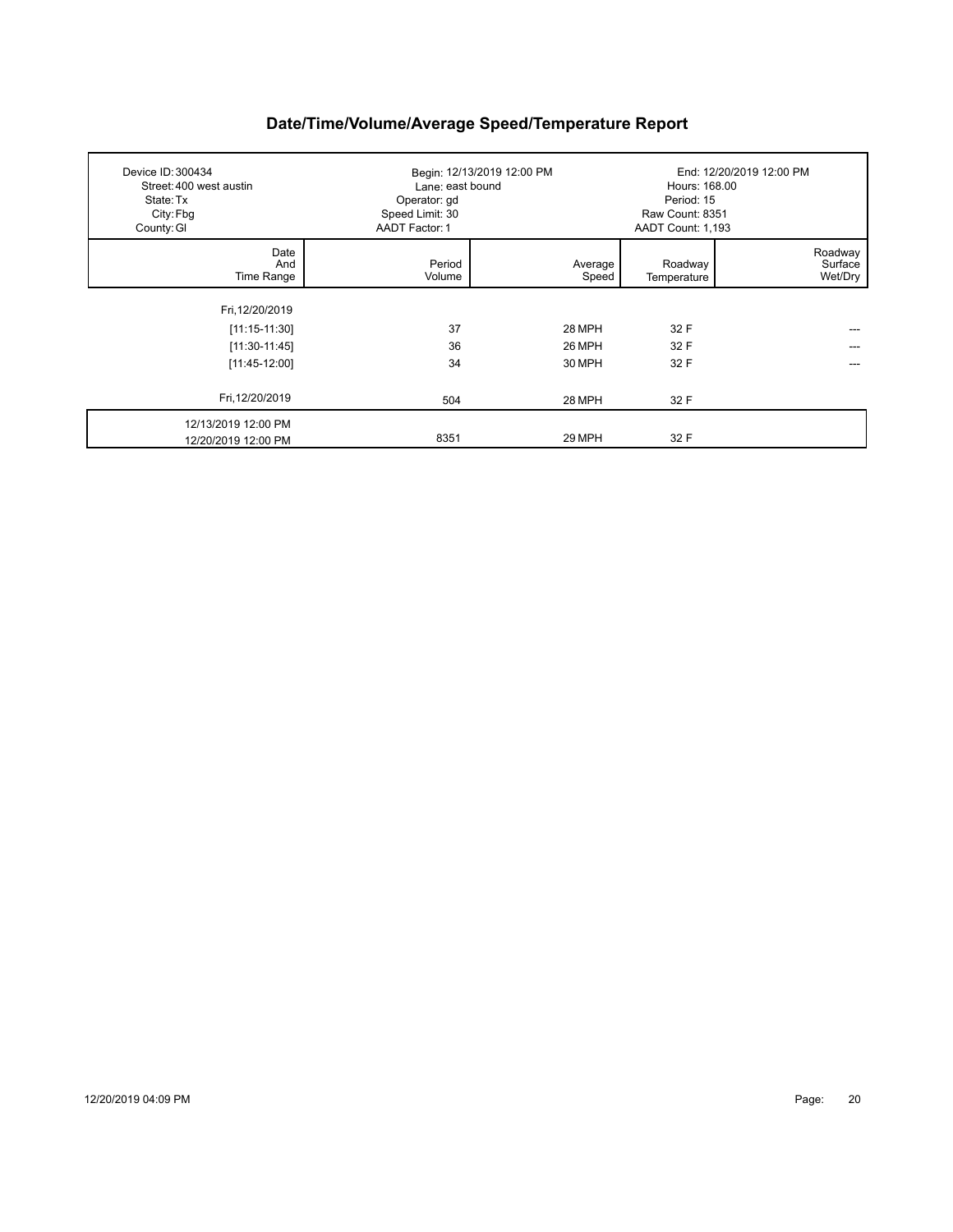# Date/Time/Volume/Average Speed/Temperature Report

| | | |
|---|---|---|
| Device ID: 300434<br>Street: 400 west austin<br>State: Tx<br>City: Fbg<br>County: Gl | Begin: 12/13/2019 12:00 PM<br>Lane: east bound<br>Operator: gd<br>Speed Limit: 30<br>AADT Factor: 1 | End: 12/20/2019 12:00 PM<br>Hours: 168.00<br>Period: 15<br>Raw Count: 8351<br>AADT Count: 1,193 |

| Date And Time Range | Period Volume | Average Speed | Roadway Temperature | Roadway Surface Wet/Dry |
|---|---|---|---|---|
| Fri,12/20/2019 | | | | |
| [11:15-11:30] | 37 | 28 MPH | 32 F | --- |
| [11:30-11:45] | 36 | 26 MPH | 32 F | --- |
| [11:45-12:00] | 34 | 30 MPH | 32 F | --- |
| Fri,12/20/2019 | 504 | 28 MPH | 32 F | |
| 12/13/2019 12:00 PM<br>12/20/2019 12:00 PM | 8351 | 29 MPH | 32 F | |

12/20/2019 04:09 PM